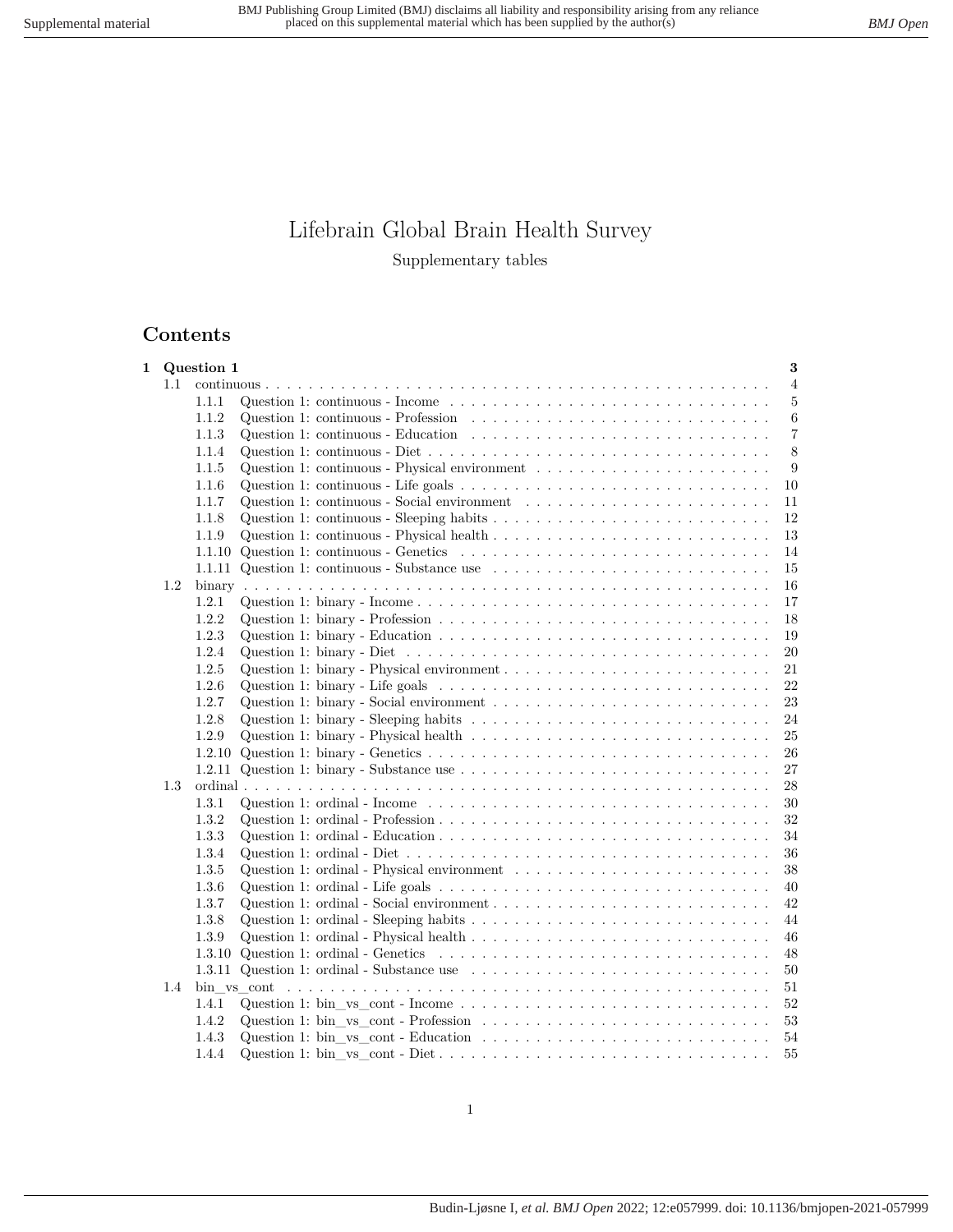# Lifebrain Global Brain Health Survey

Supplementary tables

## Contents

- 1 Question 1 — 3
  - 1.1 continuous — 4
    - 1.1.1 Question 1: continuous - Income — 5
    - 1.1.2 Question 1: continuous - Profession — 6
    - 1.1.3 Question 1: continuous - Education — 7
    - 1.1.4 Question 1: continuous - Diet — 8
    - 1.1.5 Question 1: continuous - Physical environment — 9
    - 1.1.6 Question 1: continuous - Life goals — 10
    - 1.1.7 Question 1: continuous - Social environment — 11
    - 1.1.8 Question 1: continuous - Sleeping habits — 12
    - 1.1.9 Question 1: continuous - Physical health — 13
    - 1.1.10 Question 1: continuous - Genetics — 14
    - 1.1.11 Question 1: continuous - Substance use — 15
  - 1.2 binary — 16
    - 1.2.1 Question 1: binary - Income — 17
    - 1.2.2 Question 1: binary - Profession — 18
    - 1.2.3 Question 1: binary - Education — 19
    - 1.2.4 Question 1: binary - Diet — 20
    - 1.2.5 Question 1: binary - Physical environment — 21
    - 1.2.6 Question 1: binary - Life goals — 22
    - 1.2.7 Question 1: binary - Social environment — 23
    - 1.2.8 Question 1: binary - Sleeping habits — 24
    - 1.2.9 Question 1: binary - Physical health — 25
    - 1.2.10 Question 1: binary - Genetics — 26
    - 1.2.11 Question 1: binary - Substance use — 27
  - 1.3 ordinal — 28
    - 1.3.1 Question 1: ordinal - Income — 30
    - 1.3.2 Question 1: ordinal - Profession — 32
    - 1.3.3 Question 1: ordinal - Education — 34
    - 1.3.4 Question 1: ordinal - Diet — 36
    - 1.3.5 Question 1: ordinal - Physical environment — 38
    - 1.3.6 Question 1: ordinal - Life goals — 40
    - 1.3.7 Question 1: ordinal - Social environment — 42
    - 1.3.8 Question 1: ordinal - Sleeping habits — 44
    - 1.3.9 Question 1: ordinal - Physical health — 46
    - 1.3.10 Question 1: ordinal - Genetics — 48
    - 1.3.11 Question 1: ordinal - Substance use — 50
  - 1.4 bin_vs_cont — 51
    - 1.4.1 Question 1: bin_vs_cont - Income — 52
    - 1.4.2 Question 1: bin_vs_cont - Profession — 53
    - 1.4.3 Question 1: bin_vs_cont - Education — 54
    - 1.4.4 Question 1: bin_vs_cont - Diet — 55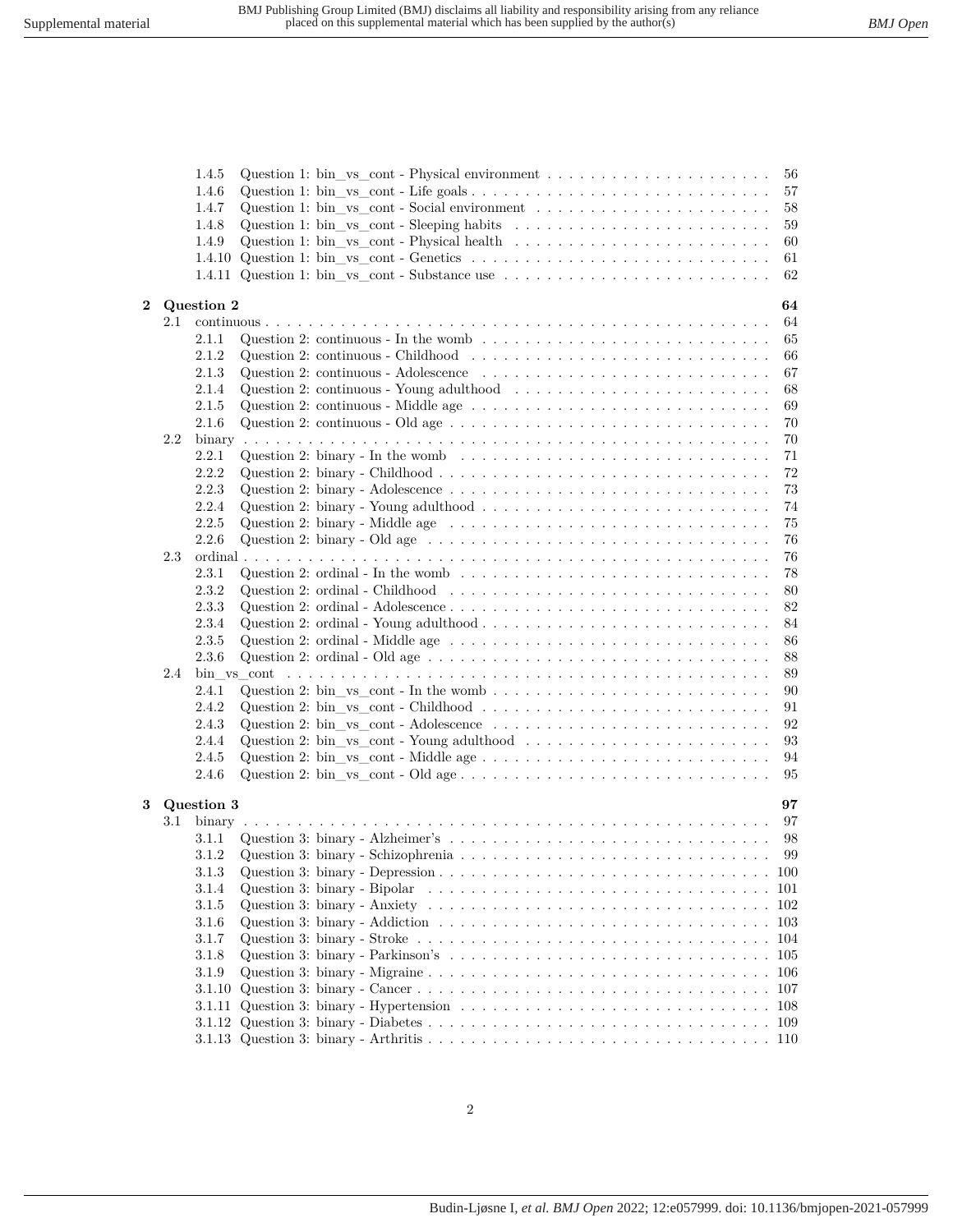1.4.5 Question 1: bin_vs_cont - Physical environment . . . . . . . . . . . . . . . . . . . . . 56
1.4.6 Question 1: bin_vs_cont - Life goals . . . . . . . . . . . . . . . . . . . . . . . . . . . . 57
1.4.7 Question 1: bin_vs_cont - Social environment . . . . . . . . . . . . . . . . . . . . . . 58
1.4.8 Question 1: bin_vs_cont - Sleeping habits . . . . . . . . . . . . . . . . . . . . . . . . 59
1.4.9 Question 1: bin_vs_cont - Physical health . . . . . . . . . . . . . . . . . . . . . . . . 60
1.4.10 Question 1: bin_vs_cont - Genetics . . . . . . . . . . . . . . . . . . . . . . . . . . . . 61
1.4.11 Question 1: bin_vs_cont - Substance use . . . . . . . . . . . . . . . . . . . . . . . . . 62

**2 Question 2** **64**

2.1 continuous . . . . . . . . . . . . . . . . . . . . . . . . . . . . . . . . . . . . . . . . . . . . 64
2.1.1 Question 2: continuous - In the womb . . . . . . . . . . . . . . . . . . . . . . . . . . 65
2.1.2 Question 2: continuous - Childhood . . . . . . . . . . . . . . . . . . . . . . . . . . . 66
2.1.3 Question 2: continuous - Adolescence . . . . . . . . . . . . . . . . . . . . . . . . . . 67
2.1.4 Question 2: continuous - Young adulthood . . . . . . . . . . . . . . . . . . . . . . . 68
2.1.5 Question 2: continuous - Middle age . . . . . . . . . . . . . . . . . . . . . . . . . . . 69
2.1.6 Question 2: continuous - Old age . . . . . . . . . . . . . . . . . . . . . . . . . . . . . 70

2.2 binary . . . . . . . . . . . . . . . . . . . . . . . . . . . . . . . . . . . . . . . . . . . . . . 70
2.2.1 Question 2: binary - In the womb . . . . . . . . . . . . . . . . . . . . . . . . . . . . 71
2.2.2 Question 2: binary - Childhood . . . . . . . . . . . . . . . . . . . . . . . . . . . . . . 72
2.2.3 Question 2: binary - Adolescence . . . . . . . . . . . . . . . . . . . . . . . . . . . . . 73
2.2.4 Question 2: binary - Young adulthood . . . . . . . . . . . . . . . . . . . . . . . . . . 74
2.2.5 Question 2: binary - Middle age . . . . . . . . . . . . . . . . . . . . . . . . . . . . . 75
2.2.6 Question 2: binary - Old age . . . . . . . . . . . . . . . . . . . . . . . . . . . . . . . 76

2.3 ordinal . . . . . . . . . . . . . . . . . . . . . . . . . . . . . . . . . . . . . . . . . . . . . . 76
2.3.1 Question 2: ordinal - In the womb . . . . . . . . . . . . . . . . . . . . . . . . . . . . 78
2.3.2 Question 2: ordinal - Childhood . . . . . . . . . . . . . . . . . . . . . . . . . . . . . . 80
2.3.3 Question 2: ordinal - Adolescence . . . . . . . . . . . . . . . . . . . . . . . . . . . . . 82
2.3.4 Question 2: ordinal - Young adulthood . . . . . . . . . . . . . . . . . . . . . . . . . . 84
2.3.5 Question 2: ordinal - Middle age . . . . . . . . . . . . . . . . . . . . . . . . . . . . . 86
2.3.6 Question 2: ordinal - Old age . . . . . . . . . . . . . . . . . . . . . . . . . . . . . . . 88

2.4 bin_vs_cont . . . . . . . . . . . . . . . . . . . . . . . . . . . . . . . . . . . . . . . . . . . 89
2.4.1 Question 2: bin_vs_cont - In the womb . . . . . . . . . . . . . . . . . . . . . . . . . 90
2.4.2 Question 2: bin_vs_cont - Childhood . . . . . . . . . . . . . . . . . . . . . . . . . . 91
2.4.3 Question 2: bin_vs_cont - Adolescence . . . . . . . . . . . . . . . . . . . . . . . . . 92
2.4.4 Question 2: bin_vs_cont - Young adulthood . . . . . . . . . . . . . . . . . . . . . . . 93
2.4.5 Question 2: bin_vs_cont - Middle age . . . . . . . . . . . . . . . . . . . . . . . . . . . 94
2.4.6 Question 2: bin_vs_cont - Old age . . . . . . . . . . . . . . . . . . . . . . . . . . . . 95

**3 Question 3** **97**

3.1 binary . . . . . . . . . . . . . . . . . . . . . . . . . . . . . . . . . . . . . . . . . . . . . . 97
3.1.1 Question 3: binary - Alzheimer's . . . . . . . . . . . . . . . . . . . . . . . . . . . . . 98
3.1.2 Question 3: binary - Schizophrenia . . . . . . . . . . . . . . . . . . . . . . . . . . . . 99
3.1.3 Question 3: binary - Depression . . . . . . . . . . . . . . . . . . . . . . . . . . . . . . 100
3.1.4 Question 3: binary - Bipolar . . . . . . . . . . . . . . . . . . . . . . . . . . . . . . . 101
3.1.5 Question 3: binary - Anxiety . . . . . . . . . . . . . . . . . . . . . . . . . . . . . . . 102
3.1.6 Question 3: binary - Addiction . . . . . . . . . . . . . . . . . . . . . . . . . . . . . . 103
3.1.7 Question 3: binary - Stroke . . . . . . . . . . . . . . . . . . . . . . . . . . . . . . . . 104
3.1.8 Question 3: binary - Parkinson's . . . . . . . . . . . . . . . . . . . . . . . . . . . . . 105
3.1.9 Question 3: binary - Migraine . . . . . . . . . . . . . . . . . . . . . . . . . . . . . . . 106
3.1.10 Question 3: binary - Cancer . . . . . . . . . . . . . . . . . . . . . . . . . . . . . . . . 107
3.1.11 Question 3: binary - Hypertension . . . . . . . . . . . . . . . . . . . . . . . . . . . . 108
3.1.12 Question 3: binary - Diabetes . . . . . . . . . . . . . . . . . . . . . . . . . . . . . . . 109
3.1.13 Question 3: binary - Arthritis . . . . . . . . . . . . . . . . . . . . . . . . . . . . . . . 110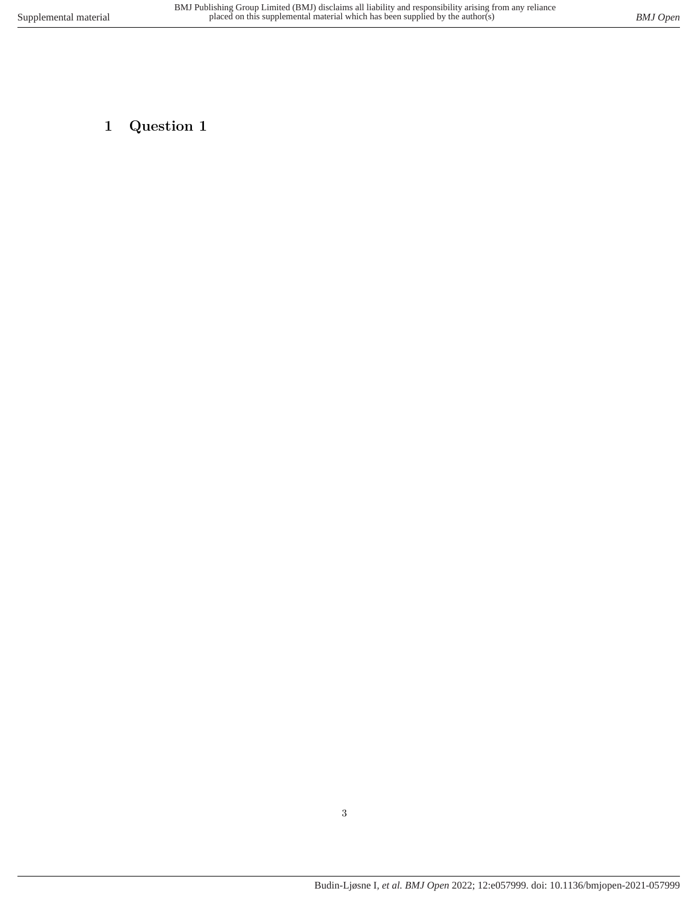# 1 Question 1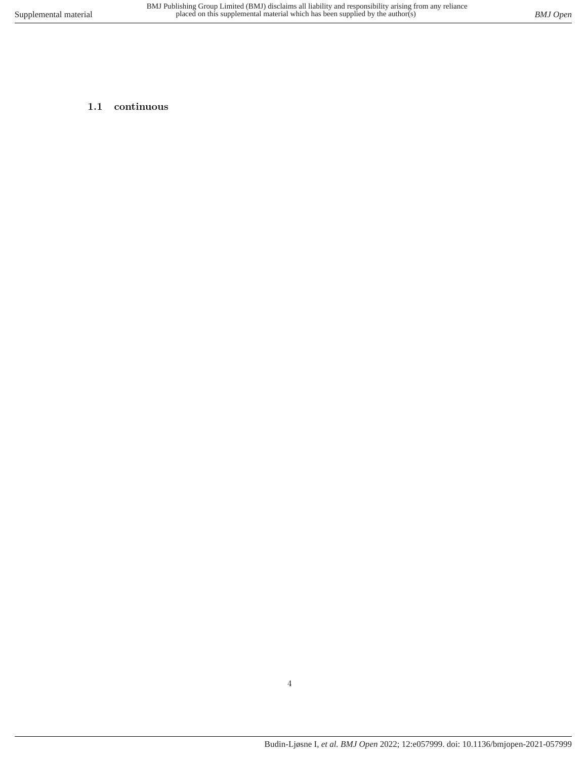### 1.1 continuous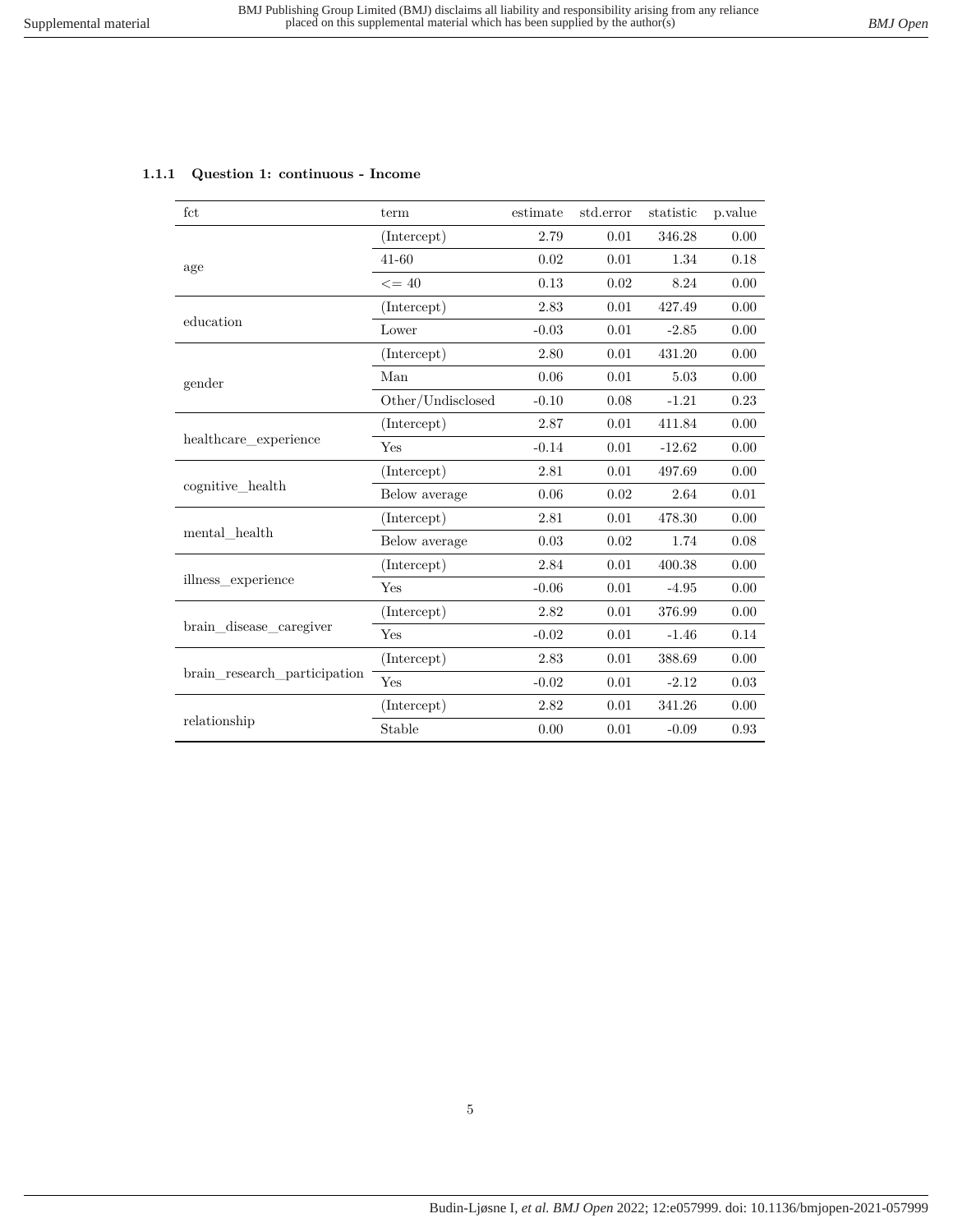### 1.1.1 Question 1: continuous - Income

| fct | term | estimate | std.error | statistic | p.value |
|---|---|---|---|---|---|
| age | (Intercept) | 2.79 | 0.01 | 346.28 | 0.00 |
| | 41-60 | 0.02 | 0.01 | 1.34 | 0.18 |
| | <= 40 | 0.13 | 0.02 | 8.24 | 0.00 |
| education | (Intercept) | 2.83 | 0.01 | 427.49 | 0.00 |
| | Lower | -0.03 | 0.01 | -2.85 | 0.00 |
| gender | (Intercept) | 2.80 | 0.01 | 431.20 | 0.00 |
| | Man | 0.06 | 0.01 | 5.03 | 0.00 |
| | Other/Undisclosed | -0.10 | 0.08 | -1.21 | 0.23 |
| healthcare_experience | (Intercept) | 2.87 | 0.01 | 411.84 | 0.00 |
| | Yes | -0.14 | 0.01 | -12.62 | 0.00 |
| cognitive_health | (Intercept) | 2.81 | 0.01 | 497.69 | 0.00 |
| | Below average | 0.06 | 0.02 | 2.64 | 0.01 |
| mental_health | (Intercept) | 2.81 | 0.01 | 478.30 | 0.00 |
| | Below average | 0.03 | 0.02 | 1.74 | 0.08 |
| illness_experience | (Intercept) | 2.84 | 0.01 | 400.38 | 0.00 |
| | Yes | -0.06 | 0.01 | -4.95 | 0.00 |
| brain_disease_caregiver | (Intercept) | 2.82 | 0.01 | 376.99 | 0.00 |
| | Yes | -0.02 | 0.01 | -1.46 | 0.14 |
| brain_research_participation | (Intercept) | 2.83 | 0.01 | 388.69 | 0.00 |
| | Yes | -0.02 | 0.01 | -2.12 | 0.03 |
| relationship | (Intercept) | 2.82 | 0.01 | 341.26 | 0.00 |
| | Stable | 0.00 | 0.01 | -0.09 | 0.93 |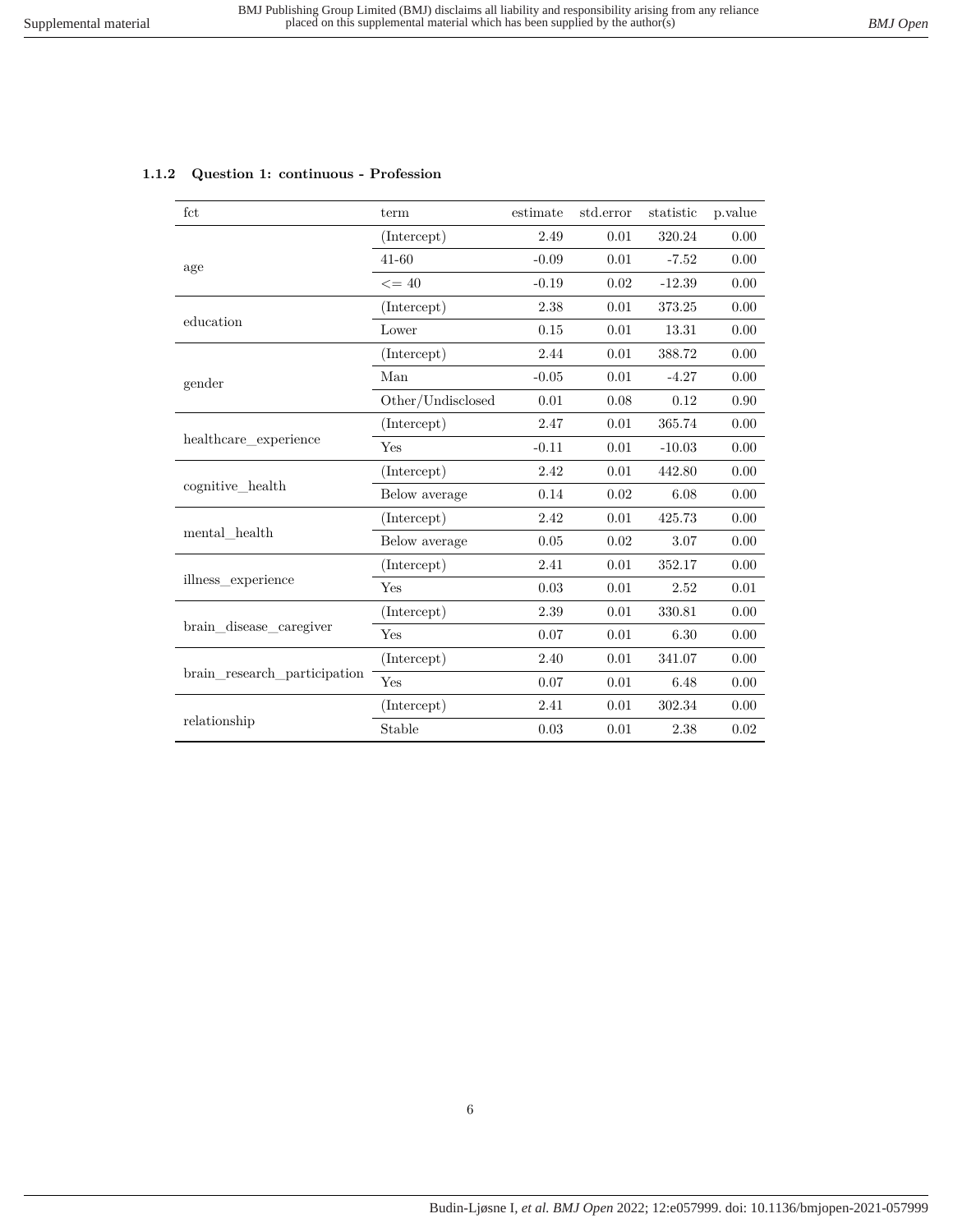### 1.1.2 Question 1: continuous - Profession

| fct | term | estimate | std.error | statistic | p.value |
|---|---|---|---|---|---|
| age | (Intercept) | 2.49 | 0.01 | 320.24 | 0.00 |
| | 41-60 | -0.09 | 0.01 | -7.52 | 0.00 |
| | <= 40 | -0.19 | 0.02 | -12.39 | 0.00 |
| education | (Intercept) | 2.38 | 0.01 | 373.25 | 0.00 |
| | Lower | 0.15 | 0.01 | 13.31 | 0.00 |
| gender | (Intercept) | 2.44 | 0.01 | 388.72 | 0.00 |
| | Man | -0.05 | 0.01 | -4.27 | 0.00 |
| | Other/Undisclosed | 0.01 | 0.08 | 0.12 | 0.90 |
| healthcare_experience | (Intercept) | 2.47 | 0.01 | 365.74 | 0.00 |
| | Yes | -0.11 | 0.01 | -10.03 | 0.00 |
| cognitive_health | (Intercept) | 2.42 | 0.01 | 442.80 | 0.00 |
| | Below average | 0.14 | 0.02 | 6.08 | 0.00 |
| mental_health | (Intercept) | 2.42 | 0.01 | 425.73 | 0.00 |
| | Below average | 0.05 | 0.02 | 3.07 | 0.00 |
| illness_experience | (Intercept) | 2.41 | 0.01 | 352.17 | 0.00 |
| | Yes | 0.03 | 0.01 | 2.52 | 0.01 |
| brain_disease_caregiver | (Intercept) | 2.39 | 0.01 | 330.81 | 0.00 |
| | Yes | 0.07 | 0.01 | 6.30 | 0.00 |
| brain_research_participation | (Intercept) | 2.40 | 0.01 | 341.07 | 0.00 |
| | Yes | 0.07 | 0.01 | 6.48 | 0.00 |
| relationship | (Intercept) | 2.41 | 0.01 | 302.34 | 0.00 |
| | Stable | 0.03 | 0.01 | 2.38 | 0.02 |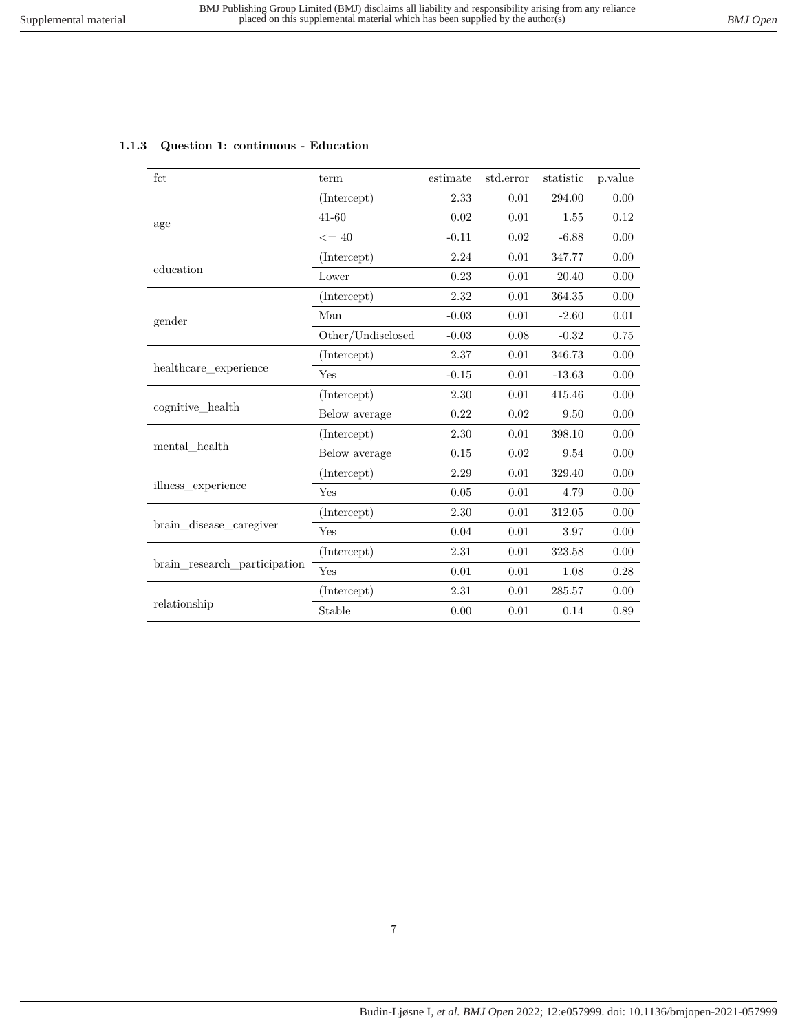### 1.1.3 Question 1: continuous - Education

| fct | term | estimate | std.error | statistic | p.value |
|---|---|---|---|---|---|
| age | (Intercept) | 2.33 | 0.01 | 294.00 | 0.00 |
| | 41-60 | 0.02 | 0.01 | 1.55 | 0.12 |
| | <= 40 | -0.11 | 0.02 | -6.88 | 0.00 |
| education | (Intercept) | 2.24 | 0.01 | 347.77 | 0.00 |
| | Lower | 0.23 | 0.01 | 20.40 | 0.00 |
| gender | (Intercept) | 2.32 | 0.01 | 364.35 | 0.00 |
| | Man | -0.03 | 0.01 | -2.60 | 0.01 |
| | Other/Undisclosed | -0.03 | 0.08 | -0.32 | 0.75 |
| healthcare_experience | (Intercept) | 2.37 | 0.01 | 346.73 | 0.00 |
| | Yes | -0.15 | 0.01 | -13.63 | 0.00 |
| cognitive_health | (Intercept) | 2.30 | 0.01 | 415.46 | 0.00 |
| | Below average | 0.22 | 0.02 | 9.50 | 0.00 |
| mental_health | (Intercept) | 2.30 | 0.01 | 398.10 | 0.00 |
| | Below average | 0.15 | 0.02 | 9.54 | 0.00 |
| illness_experience | (Intercept) | 2.29 | 0.01 | 329.40 | 0.00 |
| | Yes | 0.05 | 0.01 | 4.79 | 0.00 |
| brain_disease_caregiver | (Intercept) | 2.30 | 0.01 | 312.05 | 0.00 |
| | Yes | 0.04 | 0.01 | 3.97 | 0.00 |
| brain_research_participation | (Intercept) | 2.31 | 0.01 | 323.58 | 0.00 |
| | Yes | 0.01 | 0.01 | 1.08 | 0.28 |
| relationship | (Intercept) | 2.31 | 0.01 | 285.57 | 0.00 |
| | Stable | 0.00 | 0.01 | 0.14 | 0.89 |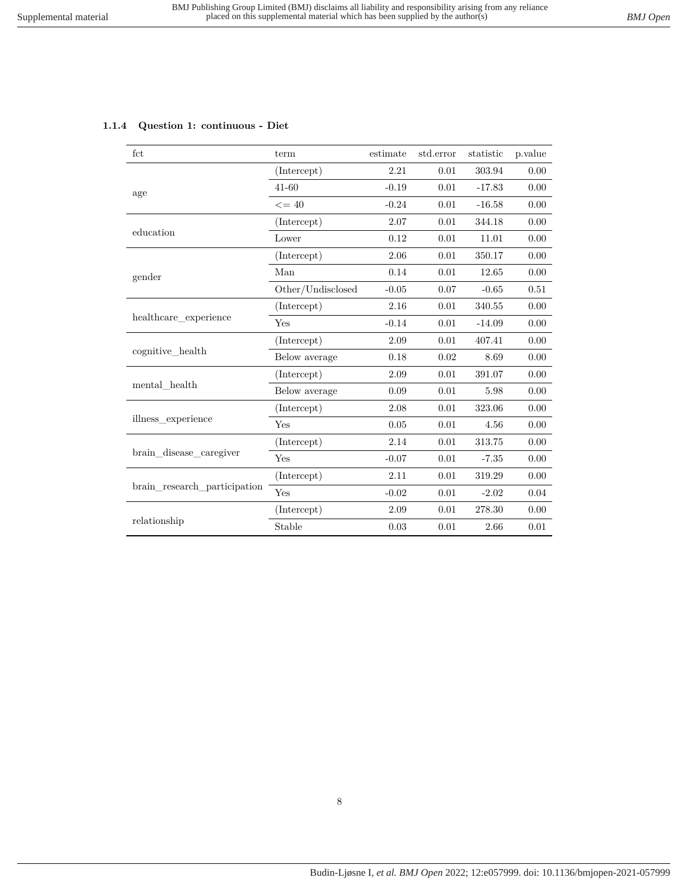#### 1.1.4 Question 1: continuous - Diet

| fct | term | estimate | std.error | statistic | p.value |
|---|---|---|---|---|---|
| age | (Intercept) | 2.21 | 0.01 | 303.94 | 0.00 |
| | 41-60 | -0.19 | 0.01 | -17.83 | 0.00 |
| | <= 40 | -0.24 | 0.01 | -16.58 | 0.00 |
| education | (Intercept) | 2.07 | 0.01 | 344.18 | 0.00 |
| | Lower | 0.12 | 0.01 | 11.01 | 0.00 |
| gender | (Intercept) | 2.06 | 0.01 | 350.17 | 0.00 |
| | Man | 0.14 | 0.01 | 12.65 | 0.00 |
| | Other/Undisclosed | -0.05 | 0.07 | -0.65 | 0.51 |
| healthcare_experience | (Intercept) | 2.16 | 0.01 | 340.55 | 0.00 |
| | Yes | -0.14 | 0.01 | -14.09 | 0.00 |
| cognitive_health | (Intercept) | 2.09 | 0.01 | 407.41 | 0.00 |
| | Below average | 0.18 | 0.02 | 8.69 | 0.00 |
| mental_health | (Intercept) | 2.09 | 0.01 | 391.07 | 0.00 |
| | Below average | 0.09 | 0.01 | 5.98 | 0.00 |
| illness_experience | (Intercept) | 2.08 | 0.01 | 323.06 | 0.00 |
| | Yes | 0.05 | 0.01 | 4.56 | 0.00 |
| brain_disease_caregiver | (Intercept) | 2.14 | 0.01 | 313.75 | 0.00 |
| | Yes | -0.07 | 0.01 | -7.35 | 0.00 |
| brain_research_participation | (Intercept) | 2.11 | 0.01 | 319.29 | 0.00 |
| | Yes | -0.02 | 0.01 | -2.02 | 0.04 |
| relationship | (Intercept) | 2.09 | 0.01 | 278.30 | 0.00 |
| | Stable | 0.03 | 0.01 | 2.66 | 0.01 |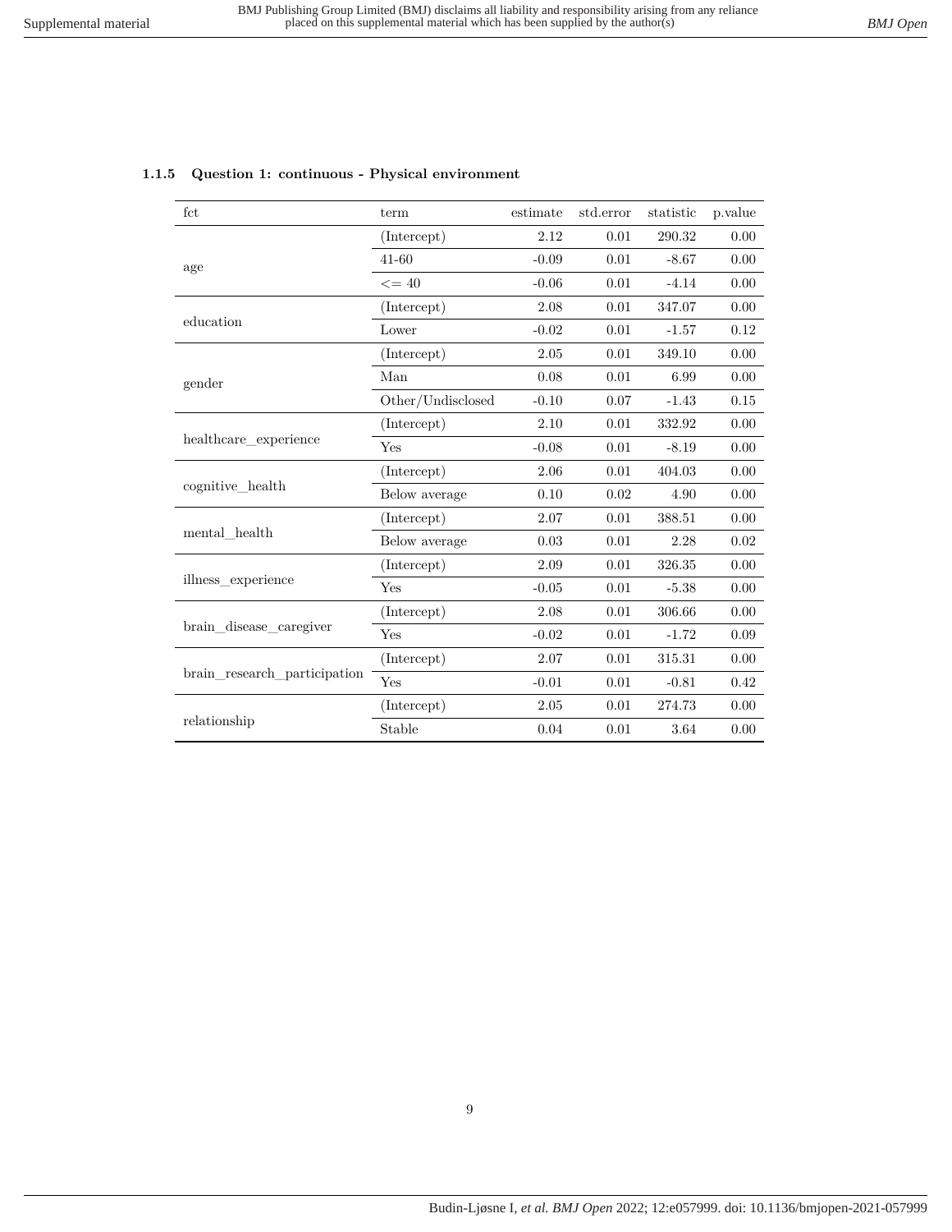### 1.1.5 Question 1: continuous - Physical environment

| fct | term | estimate | std.error | statistic | p.value |
|---|---|---|---|---|---|
| age | (Intercept) | 2.12 | 0.01 | 290.32 | 0.00 |
| | 41-60 | -0.09 | 0.01 | -8.67 | 0.00 |
| | <= 40 | -0.06 | 0.01 | -4.14 | 0.00 |
| education | (Intercept) | 2.08 | 0.01 | 347.07 | 0.00 |
| | Lower | -0.02 | 0.01 | -1.57 | 0.12 |
| gender | (Intercept) | 2.05 | 0.01 | 349.10 | 0.00 |
| | Man | 0.08 | 0.01 | 6.99 | 0.00 |
| | Other/Undisclosed | -0.10 | 0.07 | -1.43 | 0.15 |
| healthcare_experience | (Intercept) | 2.10 | 0.01 | 332.92 | 0.00 |
| | Yes | -0.08 | 0.01 | -8.19 | 0.00 |
| cognitive_health | (Intercept) | 2.06 | 0.01 | 404.03 | 0.00 |
| | Below average | 0.10 | 0.02 | 4.90 | 0.00 |
| mental_health | (Intercept) | 2.07 | 0.01 | 388.51 | 0.00 |
| | Below average | 0.03 | 0.01 | 2.28 | 0.02 |
| illness_experience | (Intercept) | 2.09 | 0.01 | 326.35 | 0.00 |
| | Yes | -0.05 | 0.01 | -5.38 | 0.00 |
| brain_disease_caregiver | (Intercept) | 2.08 | 0.01 | 306.66 | 0.00 |
| | Yes | -0.02 | 0.01 | -1.72 | 0.09 |
| brain_research_participation | (Intercept) | 2.07 | 0.01 | 315.31 | 0.00 |
| | Yes | -0.01 | 0.01 | -0.81 | 0.42 |
| relationship | (Intercept) | 2.05 | 0.01 | 274.73 | 0.00 |
| | Stable | 0.04 | 0.01 | 3.64 | 0.00 |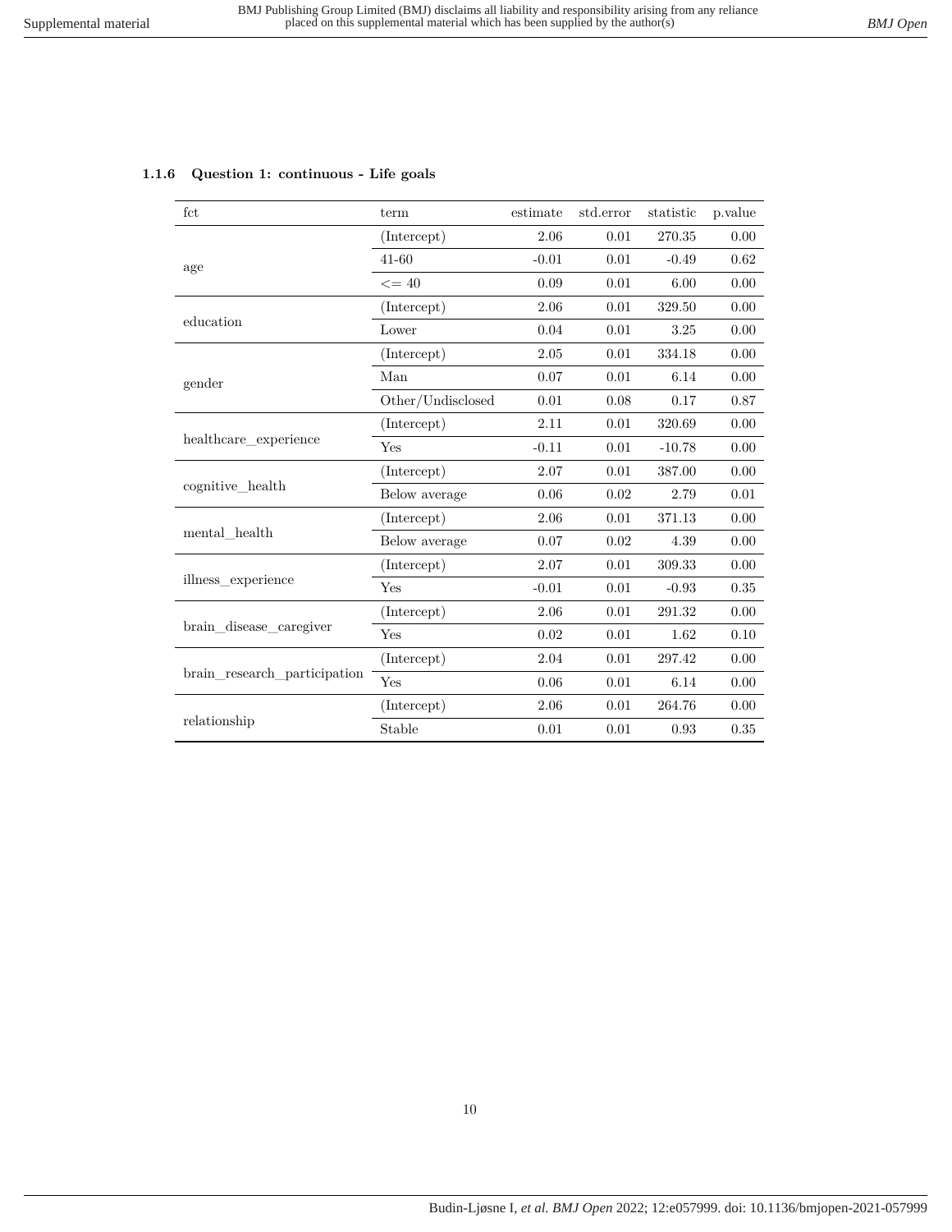### 1.1.6 Question 1: continuous - Life goals

| fct | term | estimate | std.error | statistic | p.value |
|---|---|---|---|---|---|
| age | (Intercept) | 2.06 | 0.01 | 270.35 | 0.00 |
| | 41-60 | -0.01 | 0.01 | -0.49 | 0.62 |
| | <= 40 | 0.09 | 0.01 | 6.00 | 0.00 |
| education | (Intercept) | 2.06 | 0.01 | 329.50 | 0.00 |
| | Lower | 0.04 | 0.01 | 3.25 | 0.00 |
| gender | (Intercept) | 2.05 | 0.01 | 334.18 | 0.00 |
| | Man | 0.07 | 0.01 | 6.14 | 0.00 |
| | Other/Undisclosed | 0.01 | 0.08 | 0.17 | 0.87 |
| healthcare_experience | (Intercept) | 2.11 | 0.01 | 320.69 | 0.00 |
| | Yes | -0.11 | 0.01 | -10.78 | 0.00 |
| cognitive_health | (Intercept) | 2.07 | 0.01 | 387.00 | 0.00 |
| | Below average | 0.06 | 0.02 | 2.79 | 0.01 |
| mental_health | (Intercept) | 2.06 | 0.01 | 371.13 | 0.00 |
| | Below average | 0.07 | 0.02 | 4.39 | 0.00 |
| illness_experience | (Intercept) | 2.07 | 0.01 | 309.33 | 0.00 |
| | Yes | -0.01 | 0.01 | -0.93 | 0.35 |
| brain_disease_caregiver | (Intercept) | 2.06 | 0.01 | 291.32 | 0.00 |
| | Yes | 0.02 | 0.01 | 1.62 | 0.10 |
| brain_research_participation | (Intercept) | 2.04 | 0.01 | 297.42 | 0.00 |
| | Yes | 0.06 | 0.01 | 6.14 | 0.00 |
| relationship | (Intercept) | 2.06 | 0.01 | 264.76 | 0.00 |
| | Stable | 0.01 | 0.01 | 0.93 | 0.35 |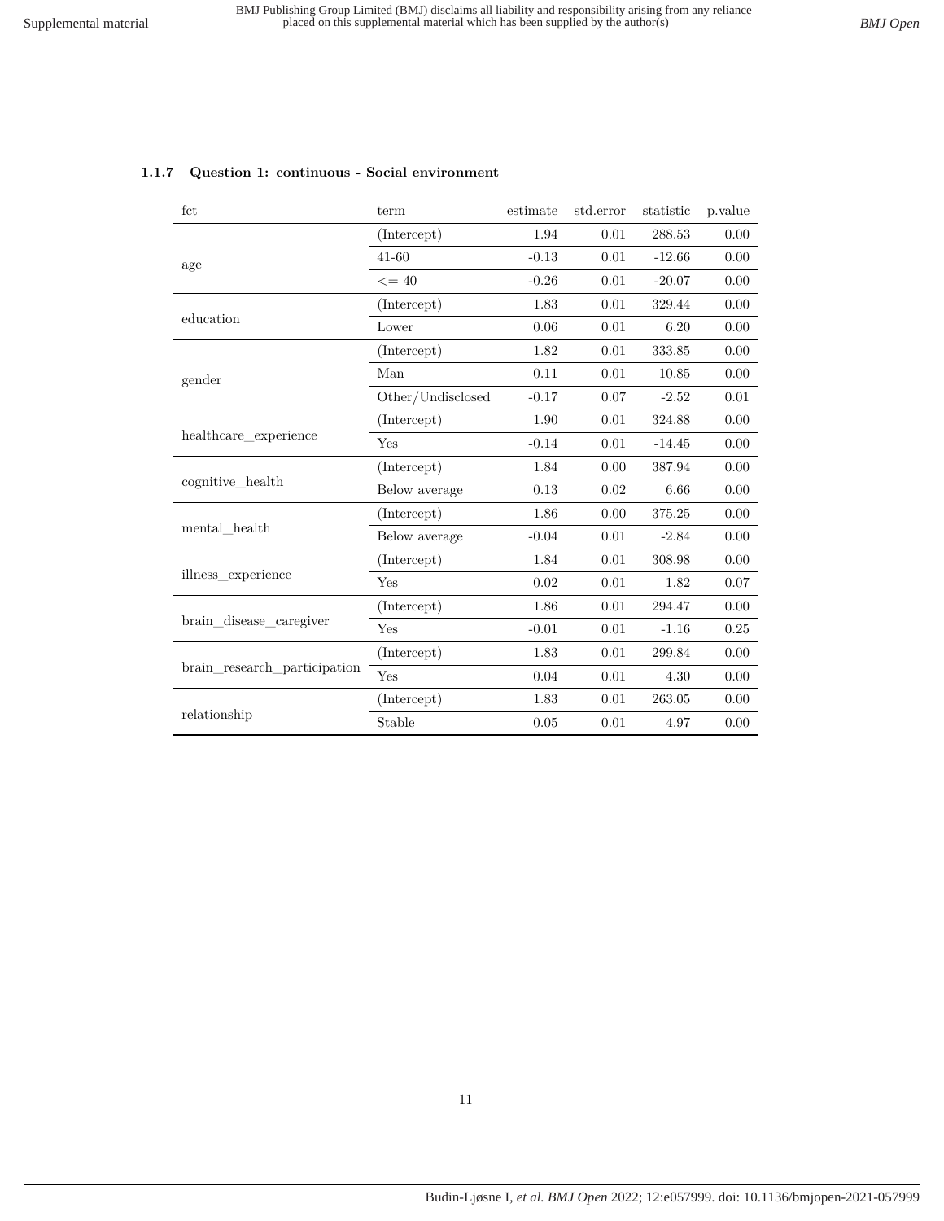### 1.1.7 Question 1: continuous - Social environment

| fct | term | estimate | std.error | statistic | p.value |
|---|---|---|---|---|---|
| age | (Intercept) | 1.94 | 0.01 | 288.53 | 0.00 |
| | 41-60 | -0.13 | 0.01 | -12.66 | 0.00 |
| | <= 40 | -0.26 | 0.01 | -20.07 | 0.00 |
| education | (Intercept) | 1.83 | 0.01 | 329.44 | 0.00 |
| | Lower | 0.06 | 0.01 | 6.20 | 0.00 |
| gender | (Intercept) | 1.82 | 0.01 | 333.85 | 0.00 |
| | Man | 0.11 | 0.01 | 10.85 | 0.00 |
| | Other/Undisclosed | -0.17 | 0.07 | -2.52 | 0.01 |
| healthcare_experience | (Intercept) | 1.90 | 0.01 | 324.88 | 0.00 |
| | Yes | -0.14 | 0.01 | -14.45 | 0.00 |
| cognitive_health | (Intercept) | 1.84 | 0.00 | 387.94 | 0.00 |
| | Below average | 0.13 | 0.02 | 6.66 | 0.00 |
| mental_health | (Intercept) | 1.86 | 0.00 | 375.25 | 0.00 |
| | Below average | -0.04 | 0.01 | -2.84 | 0.00 |
| illness_experience | (Intercept) | 1.84 | 0.01 | 308.98 | 0.00 |
| | Yes | 0.02 | 0.01 | 1.82 | 0.07 |
| brain_disease_caregiver | (Intercept) | 1.86 | 0.01 | 294.47 | 0.00 |
| | Yes | -0.01 | 0.01 | -1.16 | 0.25 |
| brain_research_participation | (Intercept) | 1.83 | 0.01 | 299.84 | 0.00 |
| | Yes | 0.04 | 0.01 | 4.30 | 0.00 |
| relationship | (Intercept) | 1.83 | 0.01 | 263.05 | 0.00 |
| | Stable | 0.05 | 0.01 | 4.97 | 0.00 |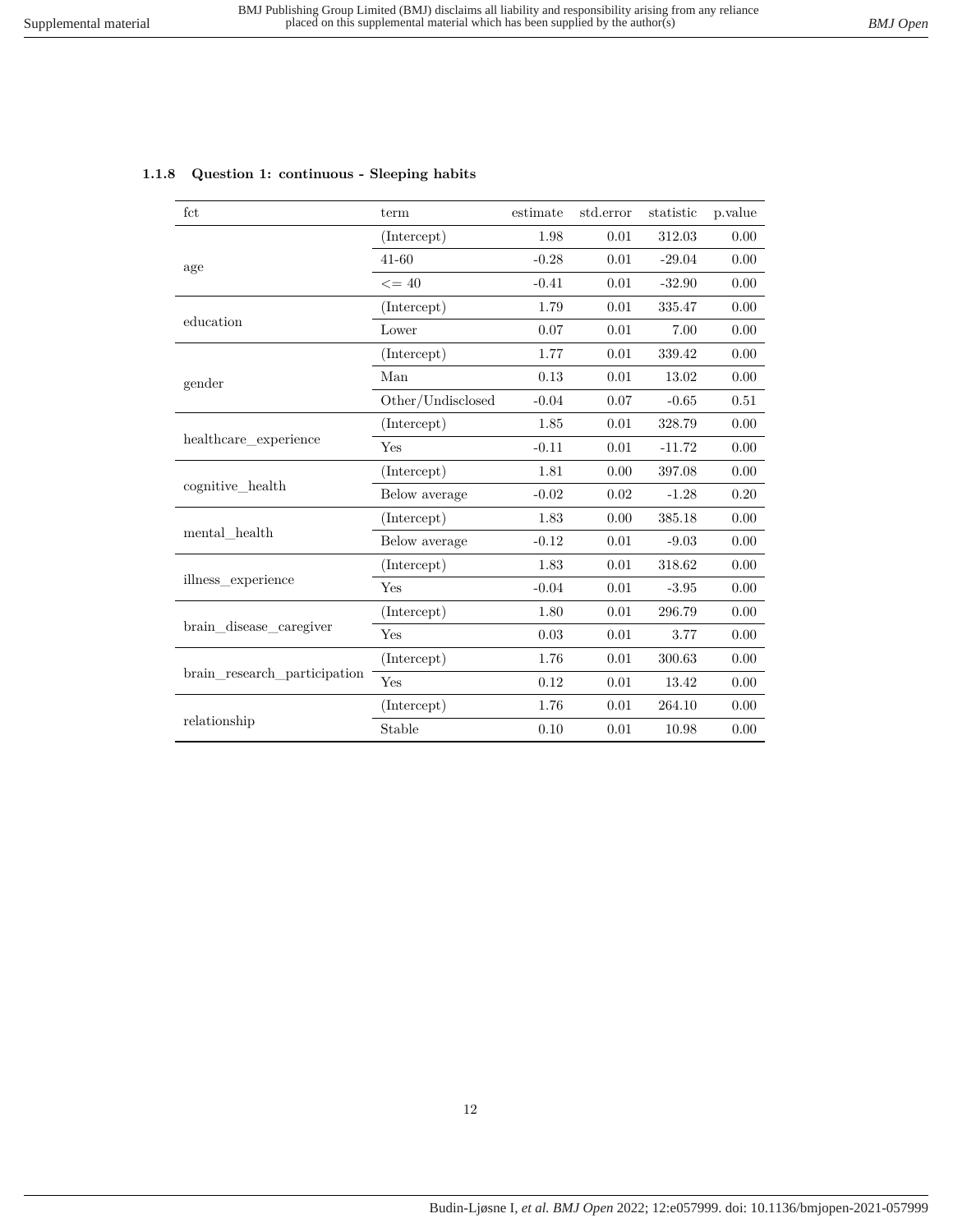### 1.1.8 Question 1: continuous - Sleeping habits

| fct | term | estimate | std.error | statistic | p.value |
|---|---|---|---|---|---|
| age | (Intercept) | 1.98 | 0.01 | 312.03 | 0.00 |
| | 41-60 | -0.28 | 0.01 | -29.04 | 0.00 |
| | <= 40 | -0.41 | 0.01 | -32.90 | 0.00 |
| education | (Intercept) | 1.79 | 0.01 | 335.47 | 0.00 |
| | Lower | 0.07 | 0.01 | 7.00 | 0.00 |
| gender | (Intercept) | 1.77 | 0.01 | 339.42 | 0.00 |
| | Man | 0.13 | 0.01 | 13.02 | 0.00 |
| | Other/Undisclosed | -0.04 | 0.07 | -0.65 | 0.51 |
| healthcare_experience | (Intercept) | 1.85 | 0.01 | 328.79 | 0.00 |
| | Yes | -0.11 | 0.01 | -11.72 | 0.00 |
| cognitive_health | (Intercept) | 1.81 | 0.00 | 397.08 | 0.00 |
| | Below average | -0.02 | 0.02 | -1.28 | 0.20 |
| mental_health | (Intercept) | 1.83 | 0.00 | 385.18 | 0.00 |
| | Below average | -0.12 | 0.01 | -9.03 | 0.00 |
| illness_experience | (Intercept) | 1.83 | 0.01 | 318.62 | 0.00 |
| | Yes | -0.04 | 0.01 | -3.95 | 0.00 |
| brain_disease_caregiver | (Intercept) | 1.80 | 0.01 | 296.79 | 0.00 |
| | Yes | 0.03 | 0.01 | 3.77 | 0.00 |
| brain_research_participation | (Intercept) | 1.76 | 0.01 | 300.63 | 0.00 |
| | Yes | 0.12 | 0.01 | 13.42 | 0.00 |
| relationship | (Intercept) | 1.76 | 0.01 | 264.10 | 0.00 |
| | Stable | 0.10 | 0.01 | 10.98 | 0.00 |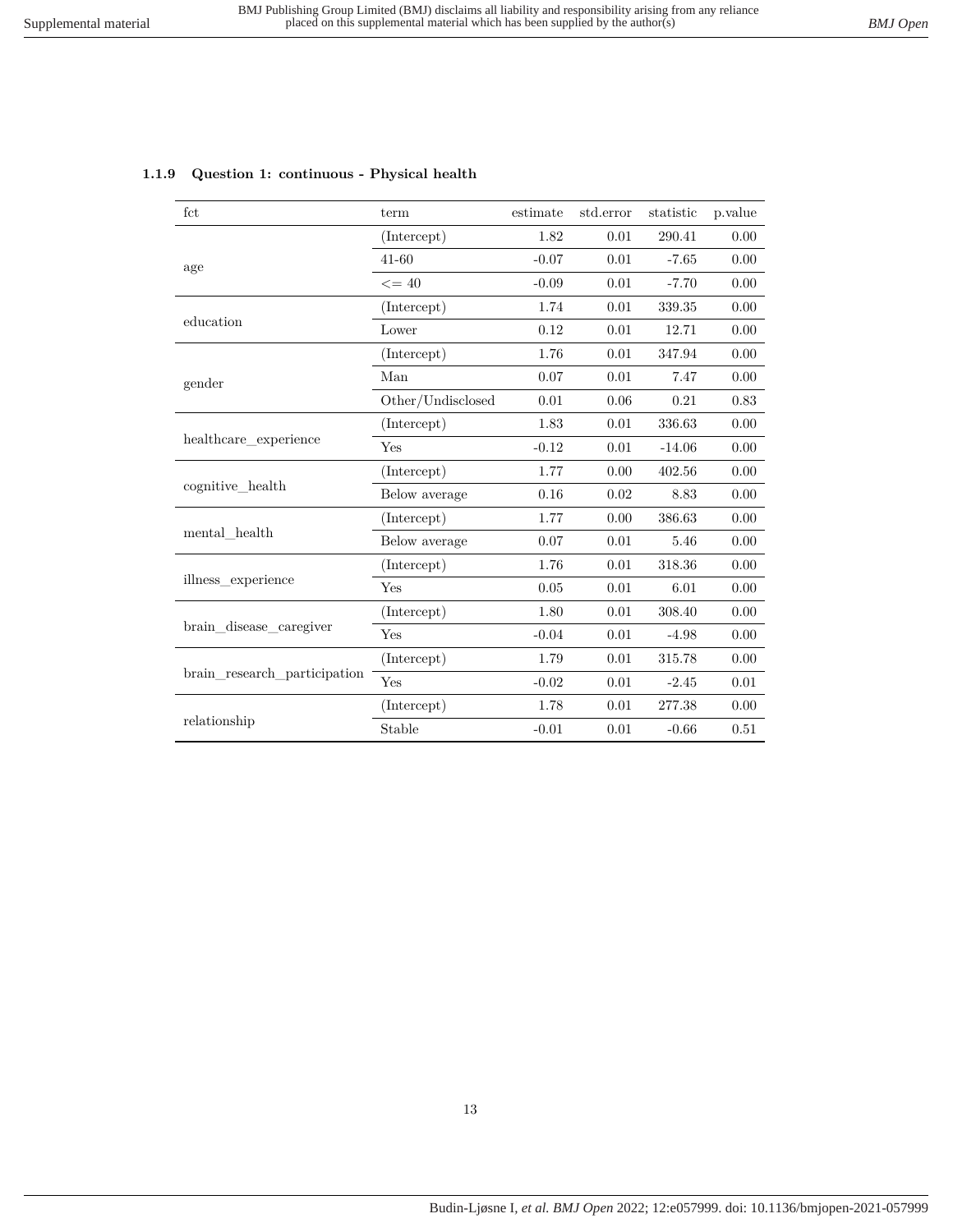### 1.1.9 Question 1: continuous - Physical health

| fct | term | estimate | std.error | statistic | p.value |
|---|---|---|---|---|---|
| age | (Intercept) | 1.82 | 0.01 | 290.41 | 0.00 |
| | 41-60 | -0.07 | 0.01 | -7.65 | 0.00 |
| | <= 40 | -0.09 | 0.01 | -7.70 | 0.00 |
| education | (Intercept) | 1.74 | 0.01 | 339.35 | 0.00 |
| | Lower | 0.12 | 0.01 | 12.71 | 0.00 |
| gender | (Intercept) | 1.76 | 0.01 | 347.94 | 0.00 |
| | Man | 0.07 | 0.01 | 7.47 | 0.00 |
| | Other/Undisclosed | 0.01 | 0.06 | 0.21 | 0.83 |
| healthcare_experience | (Intercept) | 1.83 | 0.01 | 336.63 | 0.00 |
| | Yes | -0.12 | 0.01 | -14.06 | 0.00 |
| cognitive_health | (Intercept) | 1.77 | 0.00 | 402.56 | 0.00 |
| | Below average | 0.16 | 0.02 | 8.83 | 0.00 |
| mental_health | (Intercept) | 1.77 | 0.00 | 386.63 | 0.00 |
| | Below average | 0.07 | 0.01 | 5.46 | 0.00 |
| illness_experience | (Intercept) | 1.76 | 0.01 | 318.36 | 0.00 |
| | Yes | 0.05 | 0.01 | 6.01 | 0.00 |
| brain_disease_caregiver | (Intercept) | 1.80 | 0.01 | 308.40 | 0.00 |
| | Yes | -0.04 | 0.01 | -4.98 | 0.00 |
| brain_research_participation | (Intercept) | 1.79 | 0.01 | 315.78 | 0.00 |
| | Yes | -0.02 | 0.01 | -2.45 | 0.01 |
| relationship | (Intercept) | 1.78 | 0.01 | 277.38 | 0.00 |
| | Stable | -0.01 | 0.01 | -0.66 | 0.51 |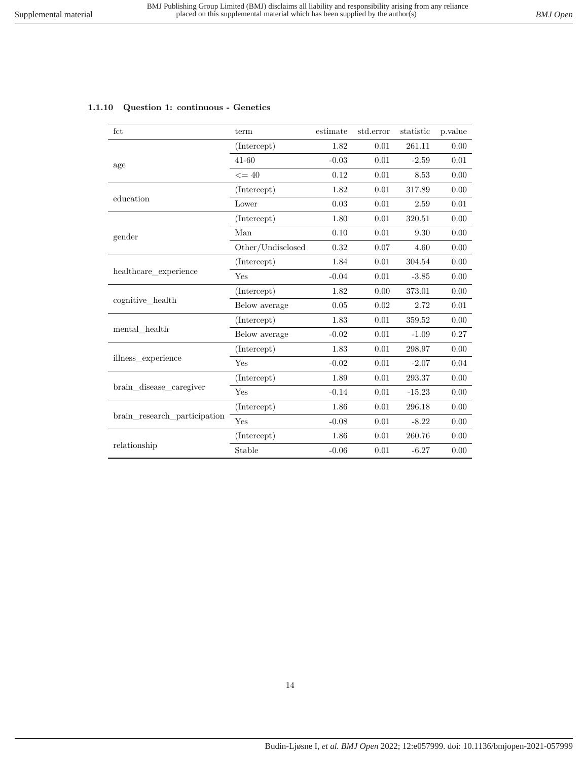### 1.1.10 Question 1: continuous - Genetics

| fct | term | estimate | std.error | statistic | p.value |
|---|---|---|---|---|---|
| age | (Intercept) | 1.82 | 0.01 | 261.11 | 0.00 |
| | 41-60 | -0.03 | 0.01 | -2.59 | 0.01 |
| | <= 40 | 0.12 | 0.01 | 8.53 | 0.00 |
| education | (Intercept) | 1.82 | 0.01 | 317.89 | 0.00 |
| | Lower | 0.03 | 0.01 | 2.59 | 0.01 |
| gender | (Intercept) | 1.80 | 0.01 | 320.51 | 0.00 |
| | Man | 0.10 | 0.01 | 9.30 | 0.00 |
| | Other/Undisclosed | 0.32 | 0.07 | 4.60 | 0.00 |
| healthcare_experience | (Intercept) | 1.84 | 0.01 | 304.54 | 0.00 |
| | Yes | -0.04 | 0.01 | -3.85 | 0.00 |
| cognitive_health | (Intercept) | 1.82 | 0.00 | 373.01 | 0.00 |
| | Below average | 0.05 | 0.02 | 2.72 | 0.01 |
| mental_health | (Intercept) | 1.83 | 0.01 | 359.52 | 0.00 |
| | Below average | -0.02 | 0.01 | -1.09 | 0.27 |
| illness_experience | (Intercept) | 1.83 | 0.01 | 298.97 | 0.00 |
| | Yes | -0.02 | 0.01 | -2.07 | 0.04 |
| brain_disease_caregiver | (Intercept) | 1.89 | 0.01 | 293.37 | 0.00 |
| | Yes | -0.14 | 0.01 | -15.23 | 0.00 |
| brain_research_participation | (Intercept) | 1.86 | 0.01 | 296.18 | 0.00 |
| | Yes | -0.08 | 0.01 | -8.22 | 0.00 |
| relationship | (Intercept) | 1.86 | 0.01 | 260.76 | 0.00 |
| | Stable | -0.06 | 0.01 | -6.27 | 0.00 |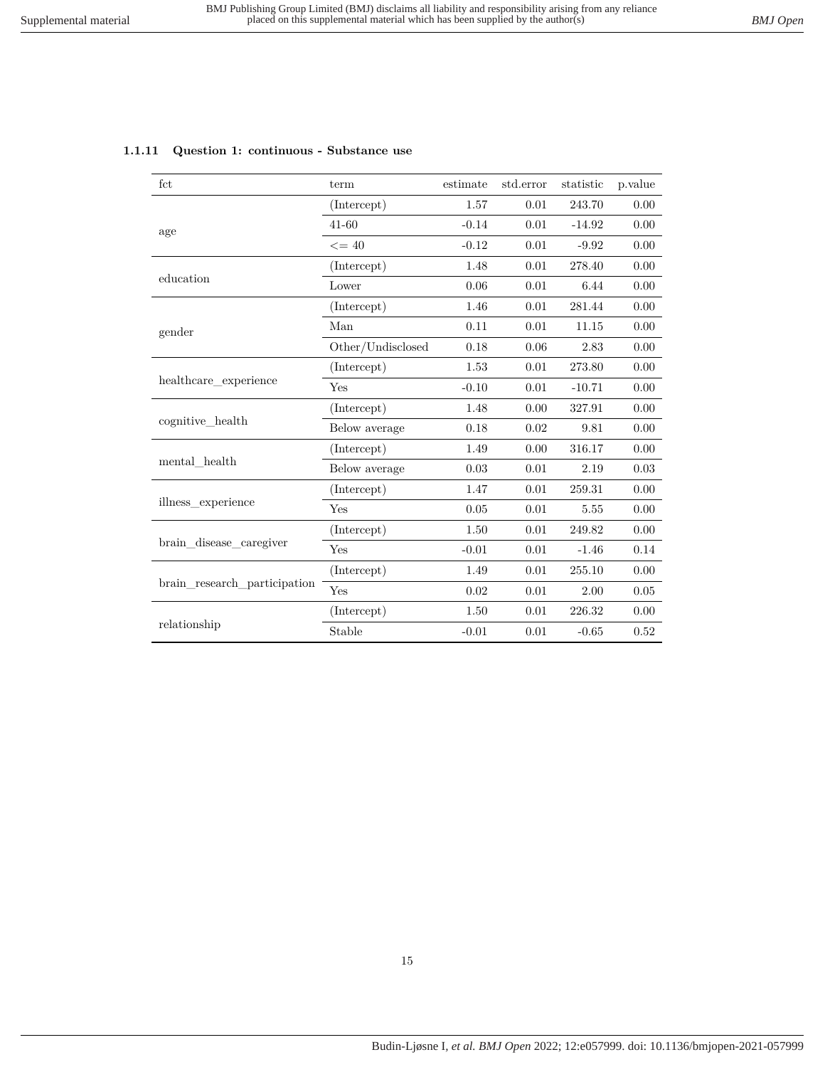#### 1.1.11 Question 1: continuous - Substance use

| fct | term | estimate | std.error | statistic | p.value |
|---|---|---|---|---|---|
| age | (Intercept) | 1.57 | 0.01 | 243.70 | 0.00 |
| | 41-60 | -0.14 | 0.01 | -14.92 | 0.00 |
| | <= 40 | -0.12 | 0.01 | -9.92 | 0.00 |
| education | (Intercept) | 1.48 | 0.01 | 278.40 | 0.00 |
| | Lower | 0.06 | 0.01 | 6.44 | 0.00 |
| gender | (Intercept) | 1.46 | 0.01 | 281.44 | 0.00 |
| | Man | 0.11 | 0.01 | 11.15 | 0.00 |
| | Other/Undisclosed | 0.18 | 0.06 | 2.83 | 0.00 |
| healthcare_experience | (Intercept) | 1.53 | 0.01 | 273.80 | 0.00 |
| | Yes | -0.10 | 0.01 | -10.71 | 0.00 |
| cognitive_health | (Intercept) | 1.48 | 0.00 | 327.91 | 0.00 |
| | Below average | 0.18 | 0.02 | 9.81 | 0.00 |
| mental_health | (Intercept) | 1.49 | 0.00 | 316.17 | 0.00 |
| | Below average | 0.03 | 0.01 | 2.19 | 0.03 |
| illness_experience | (Intercept) | 1.47 | 0.01 | 259.31 | 0.00 |
| | Yes | 0.05 | 0.01 | 5.55 | 0.00 |
| brain_disease_caregiver | (Intercept) | 1.50 | 0.01 | 249.82 | 0.00 |
| | Yes | -0.01 | 0.01 | -1.46 | 0.14 |
| brain_research_participation | (Intercept) | 1.49 | 0.01 | 255.10 | 0.00 |
| | Yes | 0.02 | 0.01 | 2.00 | 0.05 |
| relationship | (Intercept) | 1.50 | 0.01 | 226.32 | 0.00 |
| | Stable | -0.01 | 0.01 | -0.65 | 0.52 |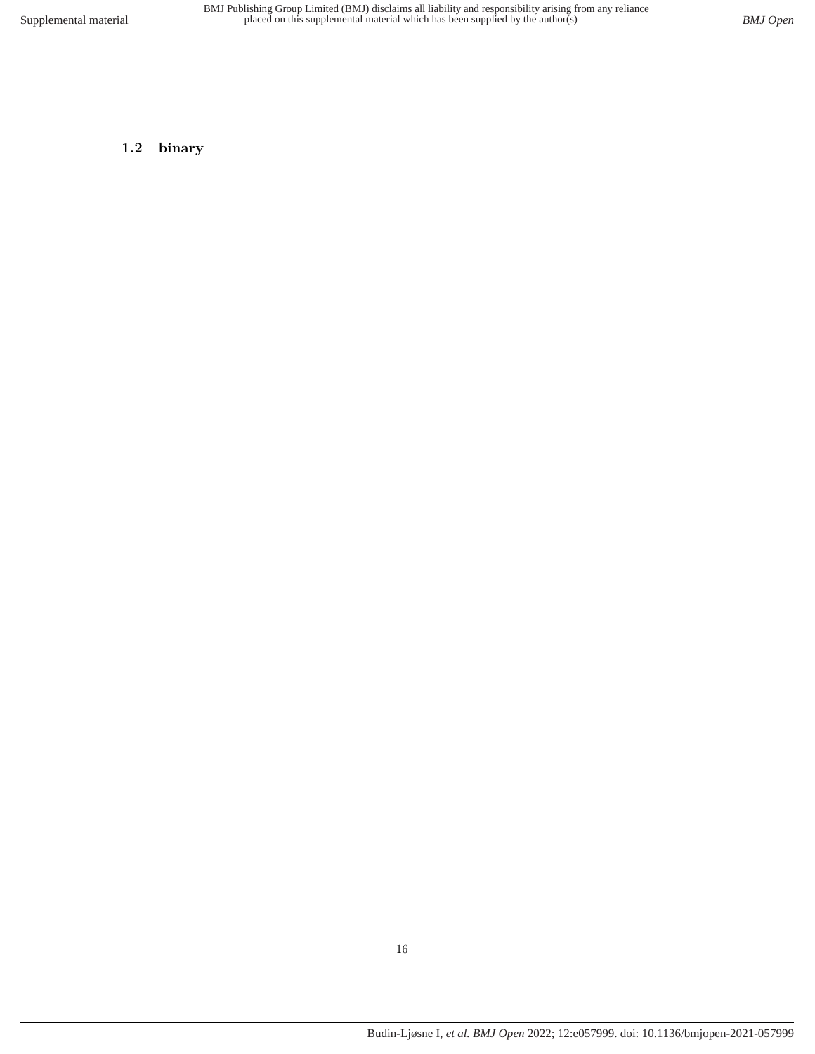### 1.2 binary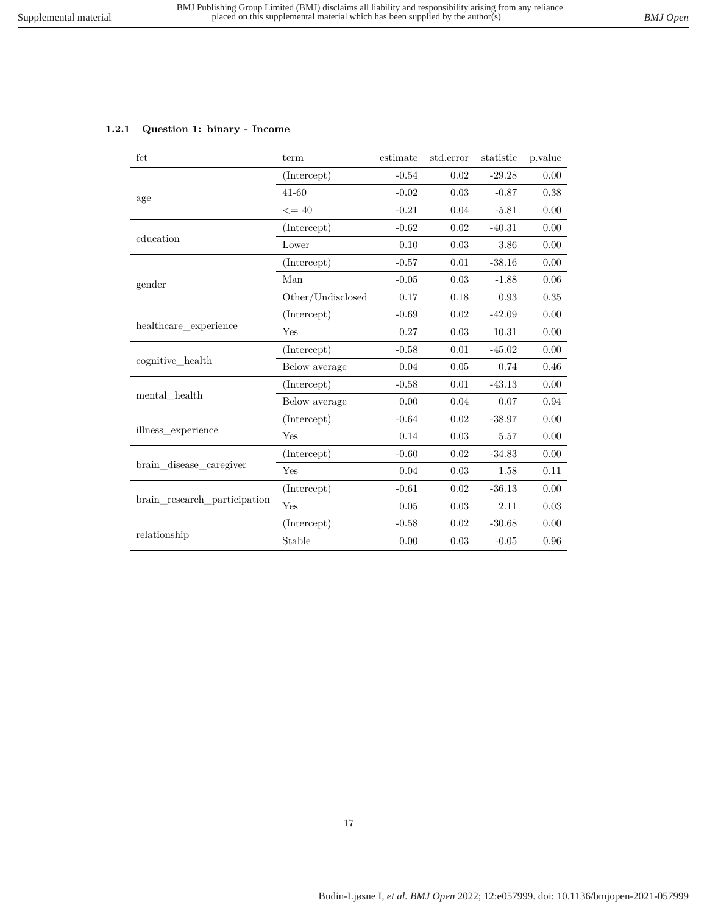### 1.2.1 Question 1: binary - Income

| fct | term | estimate | std.error | statistic | p.value |
|---|---|---|---|---|---|
| age | (Intercept) | -0.54 | 0.02 | -29.28 | 0.00 |
| | 41-60 | -0.02 | 0.03 | -0.87 | 0.38 |
| | <= 40 | -0.21 | 0.04 | -5.81 | 0.00 |
| education | (Intercept) | -0.62 | 0.02 | -40.31 | 0.00 |
| | Lower | 0.10 | 0.03 | 3.86 | 0.00 |
| gender | (Intercept) | -0.57 | 0.01 | -38.16 | 0.00 |
| | Man | -0.05 | 0.03 | -1.88 | 0.06 |
| | Other/Undisclosed | 0.17 | 0.18 | 0.93 | 0.35 |
| healthcare_experience | (Intercept) | -0.69 | 0.02 | -42.09 | 0.00 |
| | Yes | 0.27 | 0.03 | 10.31 | 0.00 |
| cognitive_health | (Intercept) | -0.58 | 0.01 | -45.02 | 0.00 |
| | Below average | 0.04 | 0.05 | 0.74 | 0.46 |
| mental_health | (Intercept) | -0.58 | 0.01 | -43.13 | 0.00 |
| | Below average | 0.00 | 0.04 | 0.07 | 0.94 |
| illness_experience | (Intercept) | -0.64 | 0.02 | -38.97 | 0.00 |
| | Yes | 0.14 | 0.03 | 5.57 | 0.00 |
| brain_disease_caregiver | (Intercept) | -0.60 | 0.02 | -34.83 | 0.00 |
| | Yes | 0.04 | 0.03 | 1.58 | 0.11 |
| brain_research_participation | (Intercept) | -0.61 | 0.02 | -36.13 | 0.00 |
| | Yes | 0.05 | 0.03 | 2.11 | 0.03 |
| relationship | (Intercept) | -0.58 | 0.02 | -30.68 | 0.00 |
| | Stable | 0.00 | 0.03 | -0.05 | 0.96 |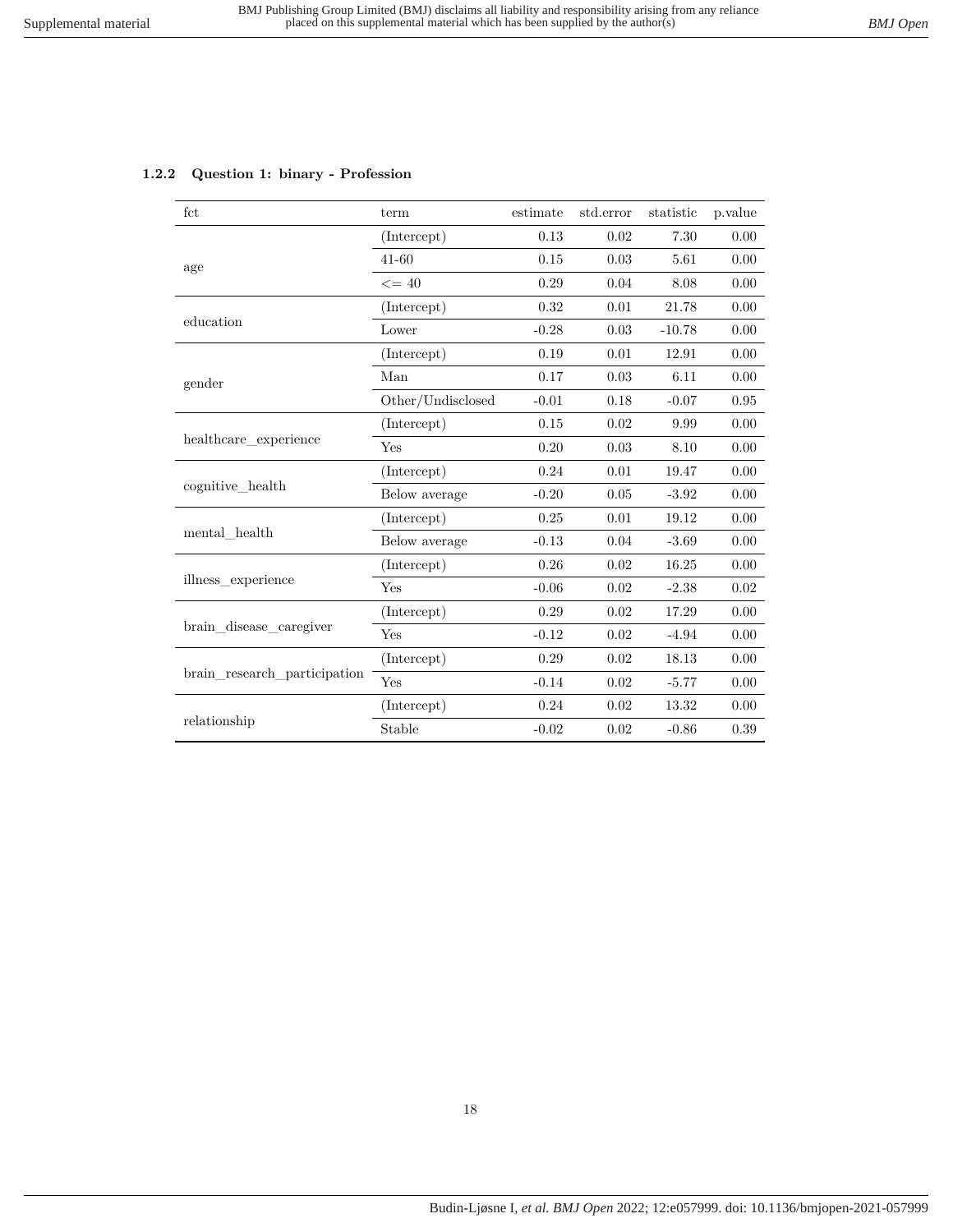### 1.2.2 Question 1: binary - Profession

| fct | term | estimate | std.error | statistic | p.value |
|---|---|---|---|---|---|
| age | (Intercept) | 0.13 | 0.02 | 7.30 | 0.00 |
| | 41-60 | 0.15 | 0.03 | 5.61 | 0.00 |
| | <= 40 | 0.29 | 0.04 | 8.08 | 0.00 |
| education | (Intercept) | 0.32 | 0.01 | 21.78 | 0.00 |
| | Lower | -0.28 | 0.03 | -10.78 | 0.00 |
| gender | (Intercept) | 0.19 | 0.01 | 12.91 | 0.00 |
| | Man | 0.17 | 0.03 | 6.11 | 0.00 |
| | Other/Undisclosed | -0.01 | 0.18 | -0.07 | 0.95 |
| healthcare_experience | (Intercept) | 0.15 | 0.02 | 9.99 | 0.00 |
| | Yes | 0.20 | 0.03 | 8.10 | 0.00 |
| cognitive_health | (Intercept) | 0.24 | 0.01 | 19.47 | 0.00 |
| | Below average | -0.20 | 0.05 | -3.92 | 0.00 |
| mental_health | (Intercept) | 0.25 | 0.01 | 19.12 | 0.00 |
| | Below average | -0.13 | 0.04 | -3.69 | 0.00 |
| illness_experience | (Intercept) | 0.26 | 0.02 | 16.25 | 0.00 |
| | Yes | -0.06 | 0.02 | -2.38 | 0.02 |
| brain_disease_caregiver | (Intercept) | 0.29 | 0.02 | 17.29 | 0.00 |
| | Yes | -0.12 | 0.02 | -4.94 | 0.00 |
| brain_research_participation | (Intercept) | 0.29 | 0.02 | 18.13 | 0.00 |
| | Yes | -0.14 | 0.02 | -5.77 | 0.00 |
| relationship | (Intercept) | 0.24 | 0.02 | 13.32 | 0.00 |
| | Stable | -0.02 | 0.02 | -0.86 | 0.39 |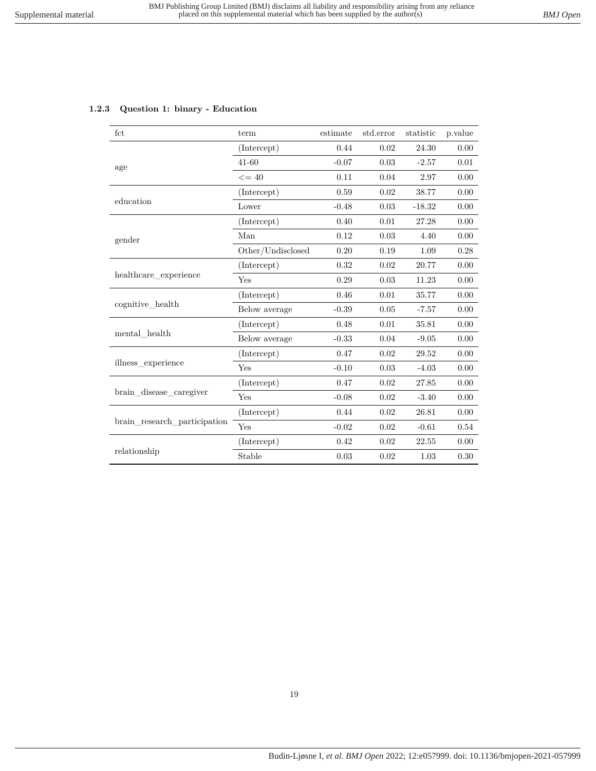### 1.2.3 Question 1: binary - Education

| fct | term | estimate | std.error | statistic | p.value |
|---|---|---|---|---|---|
| age | (Intercept) | 0.44 | 0.02 | 24.30 | 0.00 |
| | 41-60 | -0.07 | 0.03 | -2.57 | 0.01 |
| | <= 40 | 0.11 | 0.04 | 2.97 | 0.00 |
| education | (Intercept) | 0.59 | 0.02 | 38.77 | 0.00 |
| | Lower | -0.48 | 0.03 | -18.32 | 0.00 |
| gender | (Intercept) | 0.40 | 0.01 | 27.28 | 0.00 |
| | Man | 0.12 | 0.03 | 4.40 | 0.00 |
| | Other/Undisclosed | 0.20 | 0.19 | 1.09 | 0.28 |
| healthcare_experience | (Intercept) | 0.32 | 0.02 | 20.77 | 0.00 |
| | Yes | 0.29 | 0.03 | 11.23 | 0.00 |
| cognitive_health | (Intercept) | 0.46 | 0.01 | 35.77 | 0.00 |
| | Below average | -0.39 | 0.05 | -7.57 | 0.00 |
| mental_health | (Intercept) | 0.48 | 0.01 | 35.81 | 0.00 |
| | Below average | -0.33 | 0.04 | -9.05 | 0.00 |
| illness_experience | (Intercept) | 0.47 | 0.02 | 29.52 | 0.00 |
| | Yes | -0.10 | 0.03 | -4.03 | 0.00 |
| brain_disease_caregiver | (Intercept) | 0.47 | 0.02 | 27.85 | 0.00 |
| | Yes | -0.08 | 0.02 | -3.40 | 0.00 |
| brain_research_participation | (Intercept) | 0.44 | 0.02 | 26.81 | 0.00 |
| | Yes | -0.02 | 0.02 | -0.61 | 0.54 |
| relationship | (Intercept) | 0.42 | 0.02 | 22.55 | 0.00 |
| | Stable | 0.03 | 0.02 | 1.03 | 0.30 |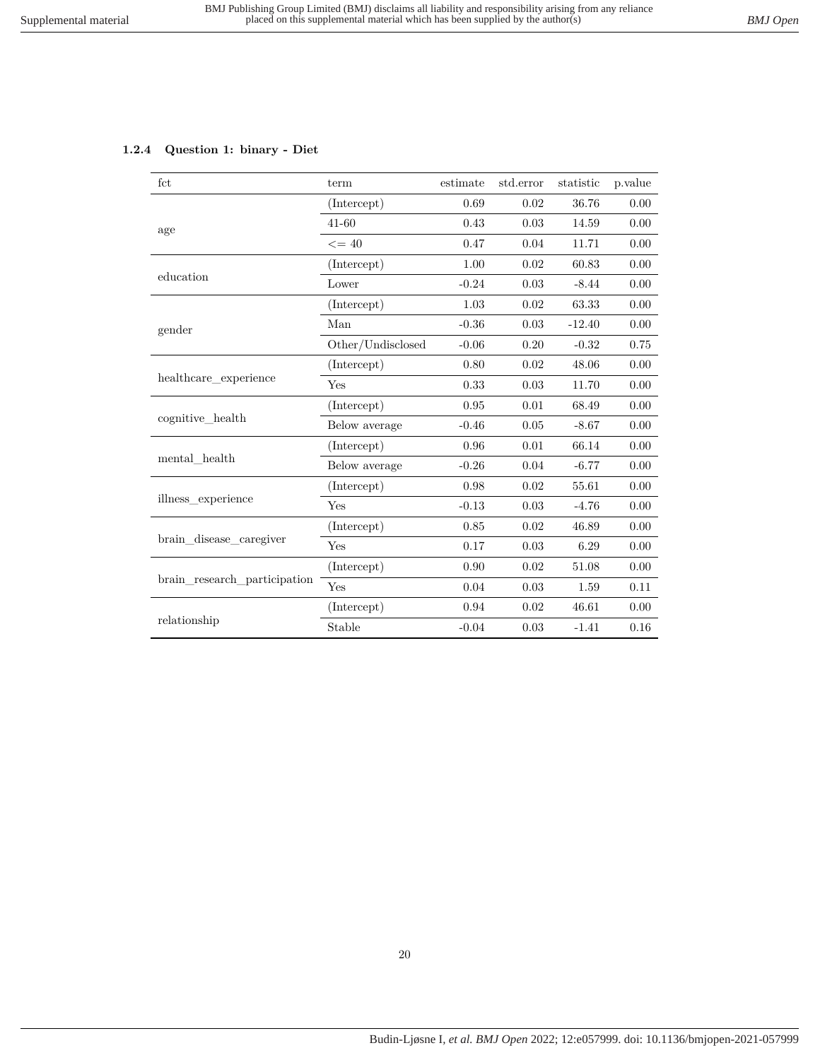### 1.2.4 Question 1: binary - Diet

| fct | term | estimate | std.error | statistic | p.value |
|---|---|---|---|---|---|
| age | (Intercept) | 0.69 | 0.02 | 36.76 | 0.00 |
| | 41-60 | 0.43 | 0.03 | 14.59 | 0.00 |
| | <= 40 | 0.47 | 0.04 | 11.71 | 0.00 |
| education | (Intercept) | 1.00 | 0.02 | 60.83 | 0.00 |
| | Lower | -0.24 | 0.03 | -8.44 | 0.00 |
| gender | (Intercept) | 1.03 | 0.02 | 63.33 | 0.00 |
| | Man | -0.36 | 0.03 | -12.40 | 0.00 |
| | Other/Undisclosed | -0.06 | 0.20 | -0.32 | 0.75 |
| healthcare_experience | (Intercept) | 0.80 | 0.02 | 48.06 | 0.00 |
| | Yes | 0.33 | 0.03 | 11.70 | 0.00 |
| cognitive_health | (Intercept) | 0.95 | 0.01 | 68.49 | 0.00 |
| | Below average | -0.46 | 0.05 | -8.67 | 0.00 |
| mental_health | (Intercept) | 0.96 | 0.01 | 66.14 | 0.00 |
| | Below average | -0.26 | 0.04 | -6.77 | 0.00 |
| illness_experience | (Intercept) | 0.98 | 0.02 | 55.61 | 0.00 |
| | Yes | -0.13 | 0.03 | -4.76 | 0.00 |
| brain_disease_caregiver | (Intercept) | 0.85 | 0.02 | 46.89 | 0.00 |
| | Yes | 0.17 | 0.03 | 6.29 | 0.00 |
| brain_research_participation | (Intercept) | 0.90 | 0.02 | 51.08 | 0.00 |
| | Yes | 0.04 | 0.03 | 1.59 | 0.11 |
| relationship | (Intercept) | 0.94 | 0.02 | 46.61 | 0.00 |
| | Stable | -0.04 | 0.03 | -1.41 | 0.16 |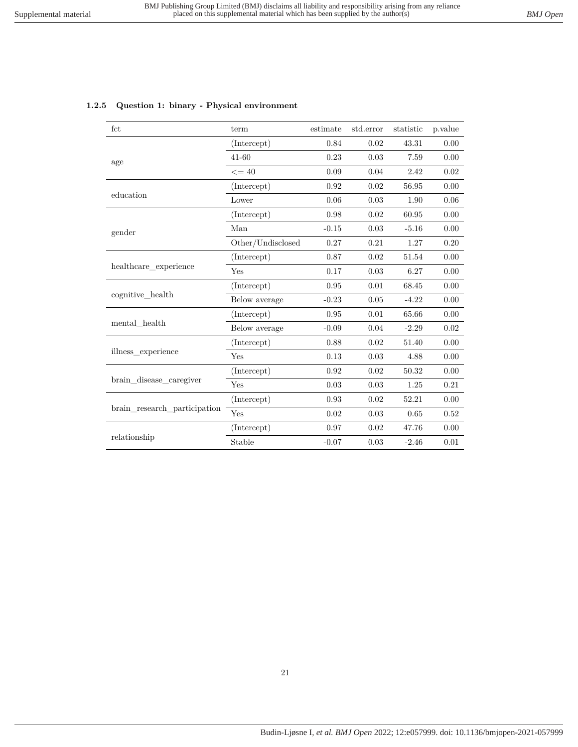### 1.2.5 Question 1: binary - Physical environment

| fct | term | estimate | std.error | statistic | p.value |
|---|---|---|---|---|---|
| age | (Intercept) | 0.84 | 0.02 | 43.31 | 0.00 |
| | 41-60 | 0.23 | 0.03 | 7.59 | 0.00 |
| | <= 40 | 0.09 | 0.04 | 2.42 | 0.02 |
| education | (Intercept) | 0.92 | 0.02 | 56.95 | 0.00 |
| | Lower | 0.06 | 0.03 | 1.90 | 0.06 |
| gender | (Intercept) | 0.98 | 0.02 | 60.95 | 0.00 |
| | Man | -0.15 | 0.03 | -5.16 | 0.00 |
| | Other/Undisclosed | 0.27 | 0.21 | 1.27 | 0.20 |
| healthcare_experience | (Intercept) | 0.87 | 0.02 | 51.54 | 0.00 |
| | Yes | 0.17 | 0.03 | 6.27 | 0.00 |
| cognitive_health | (Intercept) | 0.95 | 0.01 | 68.45 | 0.00 |
| | Below average | -0.23 | 0.05 | -4.22 | 0.00 |
| mental_health | (Intercept) | 0.95 | 0.01 | 65.66 | 0.00 |
| | Below average | -0.09 | 0.04 | -2.29 | 0.02 |
| illness_experience | (Intercept) | 0.88 | 0.02 | 51.40 | 0.00 |
| | Yes | 0.13 | 0.03 | 4.88 | 0.00 |
| brain_disease_caregiver | (Intercept) | 0.92 | 0.02 | 50.32 | 0.00 |
| | Yes | 0.03 | 0.03 | 1.25 | 0.21 |
| brain_research_participation | (Intercept) | 0.93 | 0.02 | 52.21 | 0.00 |
| | Yes | 0.02 | 0.03 | 0.65 | 0.52 |
| relationship | (Intercept) | 0.97 | 0.02 | 47.76 | 0.00 |
| | Stable | -0.07 | 0.03 | -2.46 | 0.01 |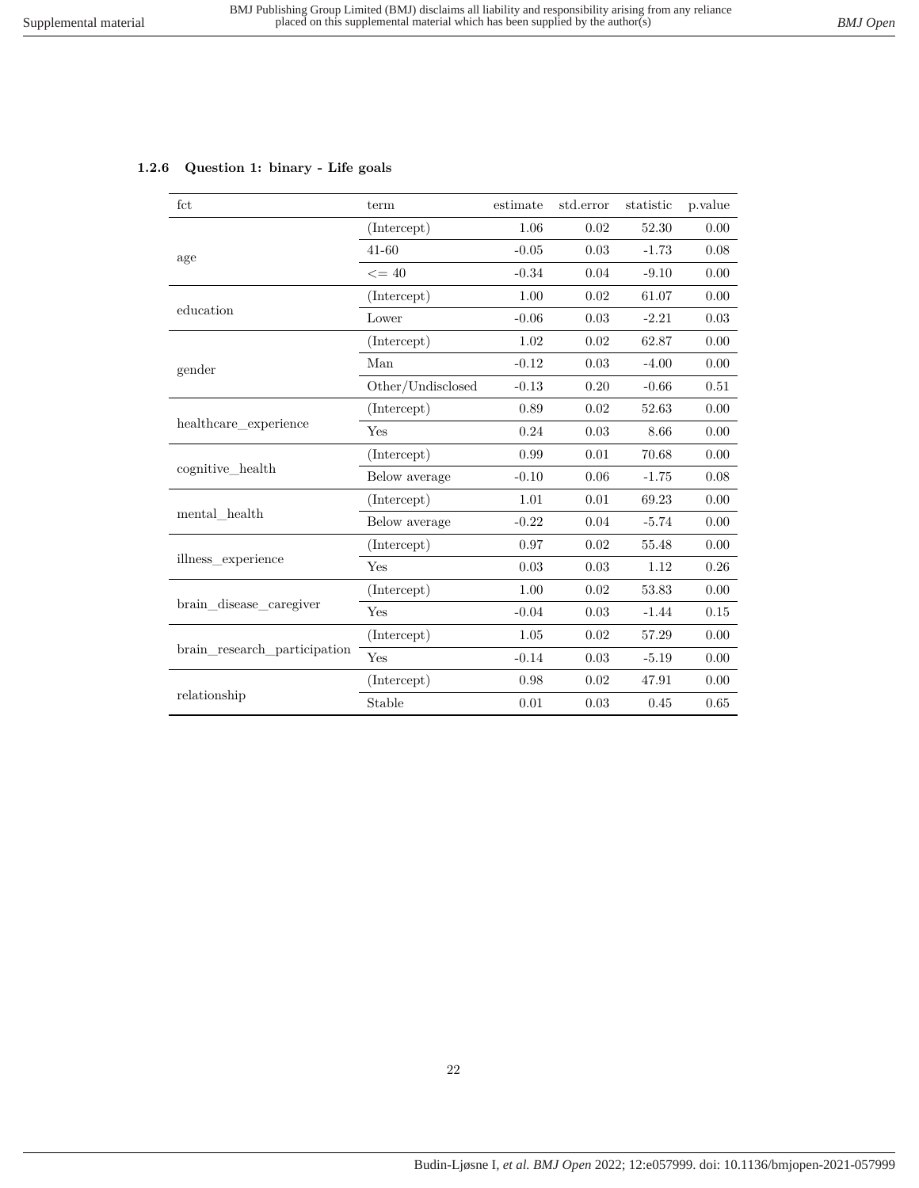#### 1.2.6 Question 1: binary - Life goals

| fct | term | estimate | std.error | statistic | p.value |
|---|---|---|---|---|---|
| age | (Intercept) | 1.06 | 0.02 | 52.30 | 0.00 |
| | 41-60 | -0.05 | 0.03 | -1.73 | 0.08 |
| | <= 40 | -0.34 | 0.04 | -9.10 | 0.00 |
| education | (Intercept) | 1.00 | 0.02 | 61.07 | 0.00 |
| | Lower | -0.06 | 0.03 | -2.21 | 0.03 |
| gender | (Intercept) | 1.02 | 0.02 | 62.87 | 0.00 |
| | Man | -0.12 | 0.03 | -4.00 | 0.00 |
| | Other/Undisclosed | -0.13 | 0.20 | -0.66 | 0.51 |
| healthcare_experience | (Intercept) | 0.89 | 0.02 | 52.63 | 0.00 |
| | Yes | 0.24 | 0.03 | 8.66 | 0.00 |
| cognitive_health | (Intercept) | 0.99 | 0.01 | 70.68 | 0.00 |
| | Below average | -0.10 | 0.06 | -1.75 | 0.08 |
| mental_health | (Intercept) | 1.01 | 0.01 | 69.23 | 0.00 |
| | Below average | -0.22 | 0.04 | -5.74 | 0.00 |
| illness_experience | (Intercept) | 0.97 | 0.02 | 55.48 | 0.00 |
| | Yes | 0.03 | 0.03 | 1.12 | 0.26 |
| brain_disease_caregiver | (Intercept) | 1.00 | 0.02 | 53.83 | 0.00 |
| | Yes | -0.04 | 0.03 | -1.44 | 0.15 |
| brain_research_participation | (Intercept) | 1.05 | 0.02 | 57.29 | 0.00 |
| | Yes | -0.14 | 0.03 | -5.19 | 0.00 |
| relationship | (Intercept) | 0.98 | 0.02 | 47.91 | 0.00 |
| | Stable | 0.01 | 0.03 | 0.45 | 0.65 |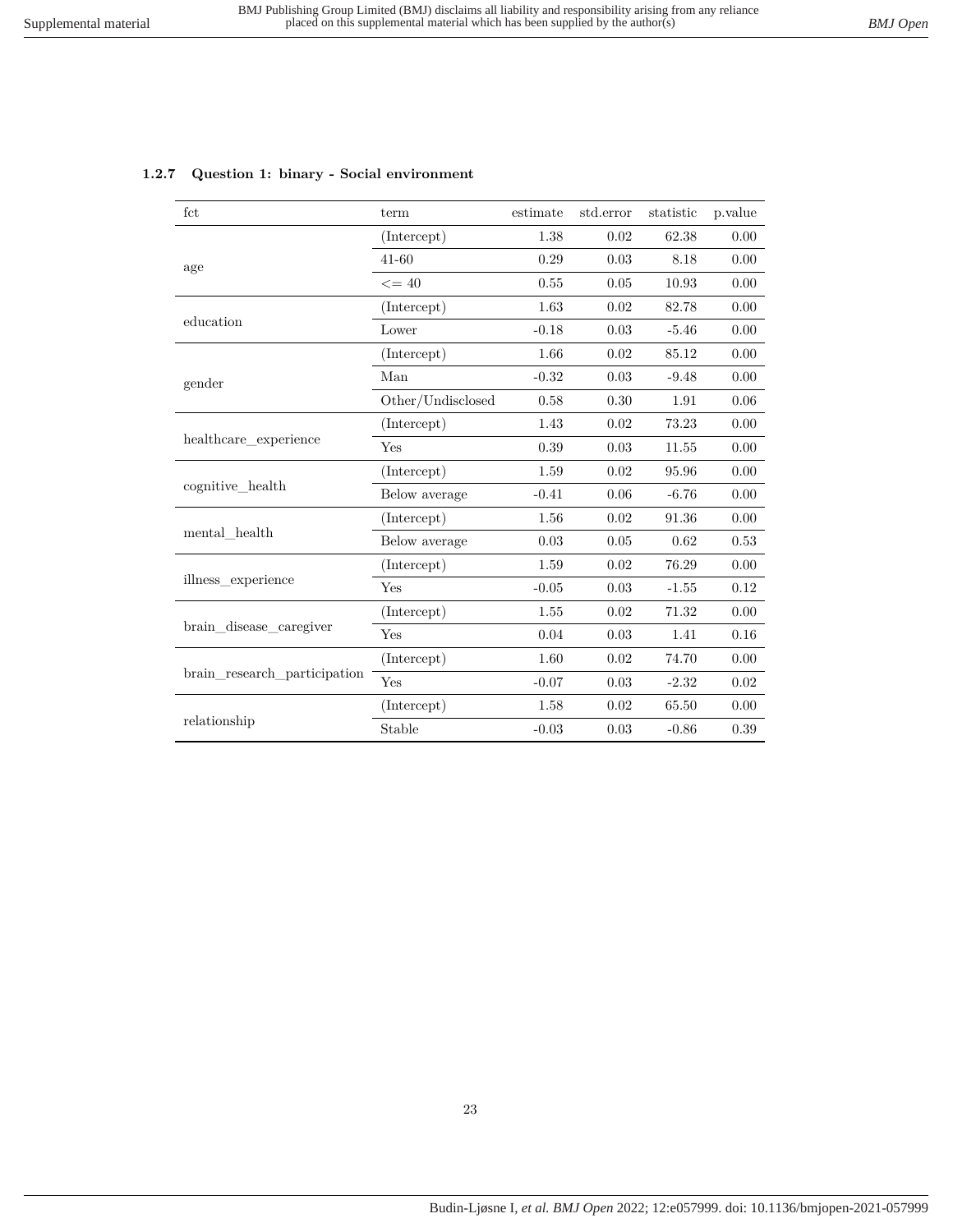### 1.2.7 Question 1: binary - Social environment

| fct | term | estimate | std.error | statistic | p.value |
|---|---|---|---|---|---|
| age | (Intercept) | 1.38 | 0.02 | 62.38 | 0.00 |
| | 41-60 | 0.29 | 0.03 | 8.18 | 0.00 |
| | <= 40 | 0.55 | 0.05 | 10.93 | 0.00 |
| education | (Intercept) | 1.63 | 0.02 | 82.78 | 0.00 |
| | Lower | -0.18 | 0.03 | -5.46 | 0.00 |
| gender | (Intercept) | 1.66 | 0.02 | 85.12 | 0.00 |
| | Man | -0.32 | 0.03 | -9.48 | 0.00 |
| | Other/Undisclosed | 0.58 | 0.30 | 1.91 | 0.06 |
| healthcare_experience | (Intercept) | 1.43 | 0.02 | 73.23 | 0.00 |
| | Yes | 0.39 | 0.03 | 11.55 | 0.00 |
| cognitive_health | (Intercept) | 1.59 | 0.02 | 95.96 | 0.00 |
| | Below average | -0.41 | 0.06 | -6.76 | 0.00 |
| mental_health | (Intercept) | 1.56 | 0.02 | 91.36 | 0.00 |
| | Below average | 0.03 | 0.05 | 0.62 | 0.53 |
| illness_experience | (Intercept) | 1.59 | 0.02 | 76.29 | 0.00 |
| | Yes | -0.05 | 0.03 | -1.55 | 0.12 |
| brain_disease_caregiver | (Intercept) | 1.55 | 0.02 | 71.32 | 0.00 |
| | Yes | 0.04 | 0.03 | 1.41 | 0.16 |
| brain_research_participation | (Intercept) | 1.60 | 0.02 | 74.70 | 0.00 |
| | Yes | -0.07 | 0.03 | -2.32 | 0.02 |
| relationship | (Intercept) | 1.58 | 0.02 | 65.50 | 0.00 |
| | Stable | -0.03 | 0.03 | -0.86 | 0.39 |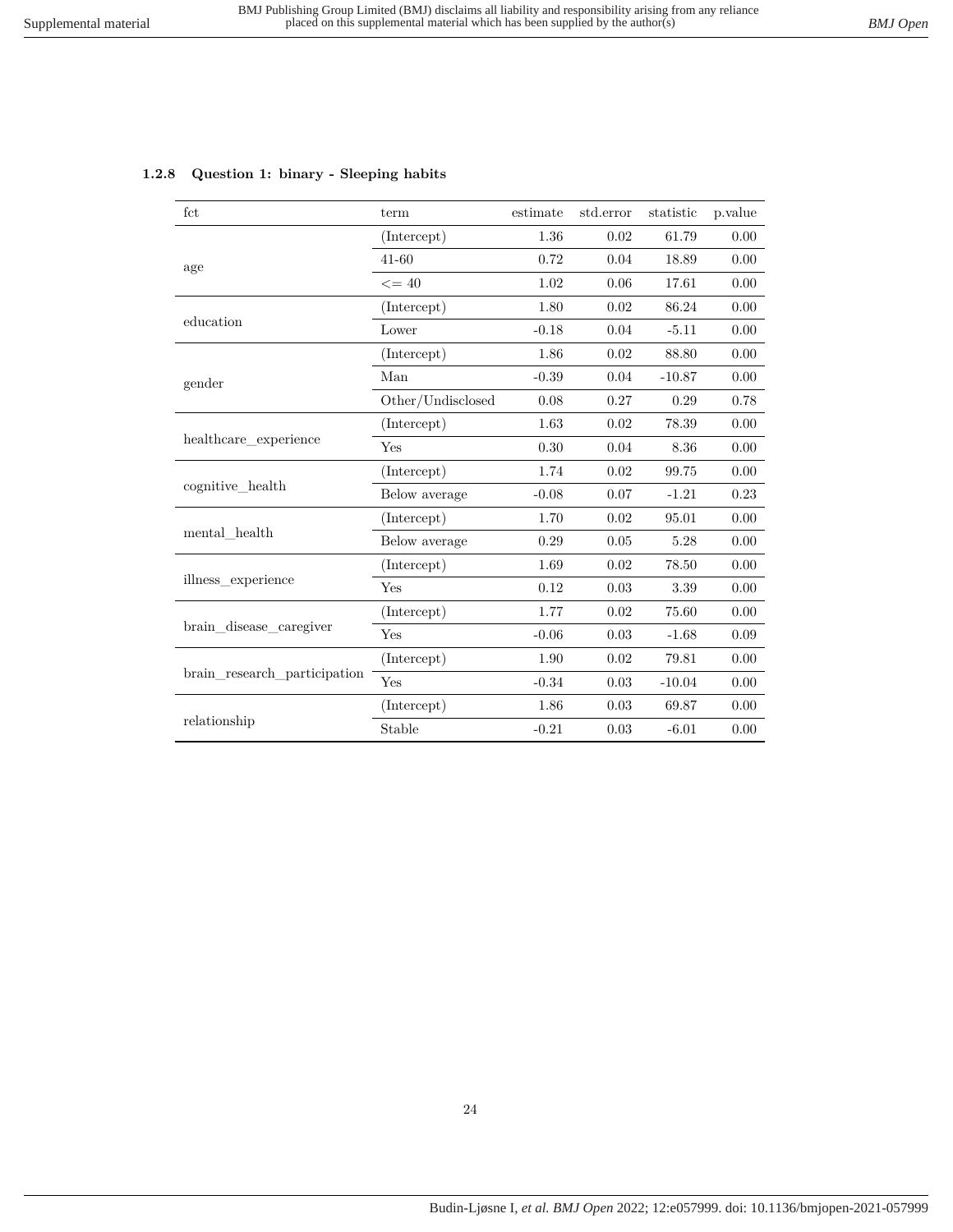### 1.2.8 Question 1: binary - Sleeping habits

| fct | term | estimate | std.error | statistic | p.value |
|---|---|---|---|---|---|
| age | (Intercept) | 1.36 | 0.02 | 61.79 | 0.00 |
| | 41-60 | 0.72 | 0.04 | 18.89 | 0.00 |
| | <= 40 | 1.02 | 0.06 | 17.61 | 0.00 |
| education | (Intercept) | 1.80 | 0.02 | 86.24 | 0.00 |
| | Lower | -0.18 | 0.04 | -5.11 | 0.00 |
| gender | (Intercept) | 1.86 | 0.02 | 88.80 | 0.00 |
| | Man | -0.39 | 0.04 | -10.87 | 0.00 |
| | Other/Undisclosed | 0.08 | 0.27 | 0.29 | 0.78 |
| healthcare_experience | (Intercept) | 1.63 | 0.02 | 78.39 | 0.00 |
| | Yes | 0.30 | 0.04 | 8.36 | 0.00 |
| cognitive_health | (Intercept) | 1.74 | 0.02 | 99.75 | 0.00 |
| | Below average | -0.08 | 0.07 | -1.21 | 0.23 |
| mental_health | (Intercept) | 1.70 | 0.02 | 95.01 | 0.00 |
| | Below average | 0.29 | 0.05 | 5.28 | 0.00 |
| illness_experience | (Intercept) | 1.69 | 0.02 | 78.50 | 0.00 |
| | Yes | 0.12 | 0.03 | 3.39 | 0.00 |
| brain_disease_caregiver | (Intercept) | 1.77 | 0.02 | 75.60 | 0.00 |
| | Yes | -0.06 | 0.03 | -1.68 | 0.09 |
| brain_research_participation | (Intercept) | 1.90 | 0.02 | 79.81 | 0.00 |
| | Yes | -0.34 | 0.03 | -10.04 | 0.00 |
| relationship | (Intercept) | 1.86 | 0.03 | 69.87 | 0.00 |
| | Stable | -0.21 | 0.03 | -6.01 | 0.00 |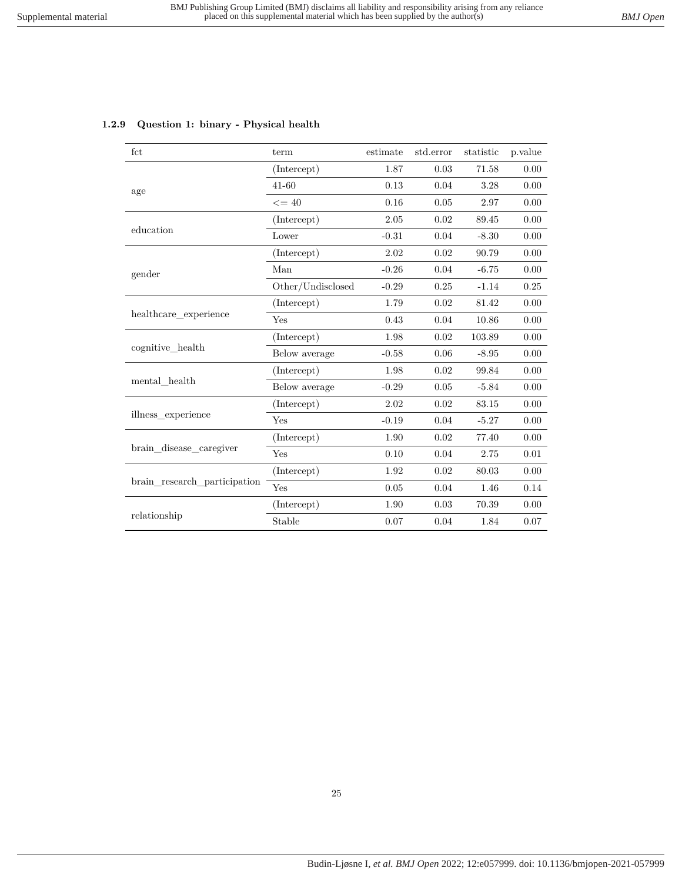### 1.2.9 Question 1: binary - Physical health

| fct | term | estimate | std.error | statistic | p.value |
|---|---|---|---|---|---|
| age | (Intercept) | 1.87 | 0.03 | 71.58 | 0.00 |
| | 41-60 | 0.13 | 0.04 | 3.28 | 0.00 |
| | <= 40 | 0.16 | 0.05 | 2.97 | 0.00 |
| education | (Intercept) | 2.05 | 0.02 | 89.45 | 0.00 |
| | Lower | -0.31 | 0.04 | -8.30 | 0.00 |
| gender | (Intercept) | 2.02 | 0.02 | 90.79 | 0.00 |
| | Man | -0.26 | 0.04 | -6.75 | 0.00 |
| | Other/Undisclosed | -0.29 | 0.25 | -1.14 | 0.25 |
| healthcare_experience | (Intercept) | 1.79 | 0.02 | 81.42 | 0.00 |
| | Yes | 0.43 | 0.04 | 10.86 | 0.00 |
| cognitive_health | (Intercept) | 1.98 | 0.02 | 103.89 | 0.00 |
| | Below average | -0.58 | 0.06 | -8.95 | 0.00 |
| mental_health | (Intercept) | 1.98 | 0.02 | 99.84 | 0.00 |
| | Below average | -0.29 | 0.05 | -5.84 | 0.00 |
| illness_experience | (Intercept) | 2.02 | 0.02 | 83.15 | 0.00 |
| | Yes | -0.19 | 0.04 | -5.27 | 0.00 |
| brain_disease_caregiver | (Intercept) | 1.90 | 0.02 | 77.40 | 0.00 |
| | Yes | 0.10 | 0.04 | 2.75 | 0.01 |
| brain_research_participation | (Intercept) | 1.92 | 0.02 | 80.03 | 0.00 |
| | Yes | 0.05 | 0.04 | 1.46 | 0.14 |
| relationship | (Intercept) | 1.90 | 0.03 | 70.39 | 0.00 |
| | Stable | 0.07 | 0.04 | 1.84 | 0.07 |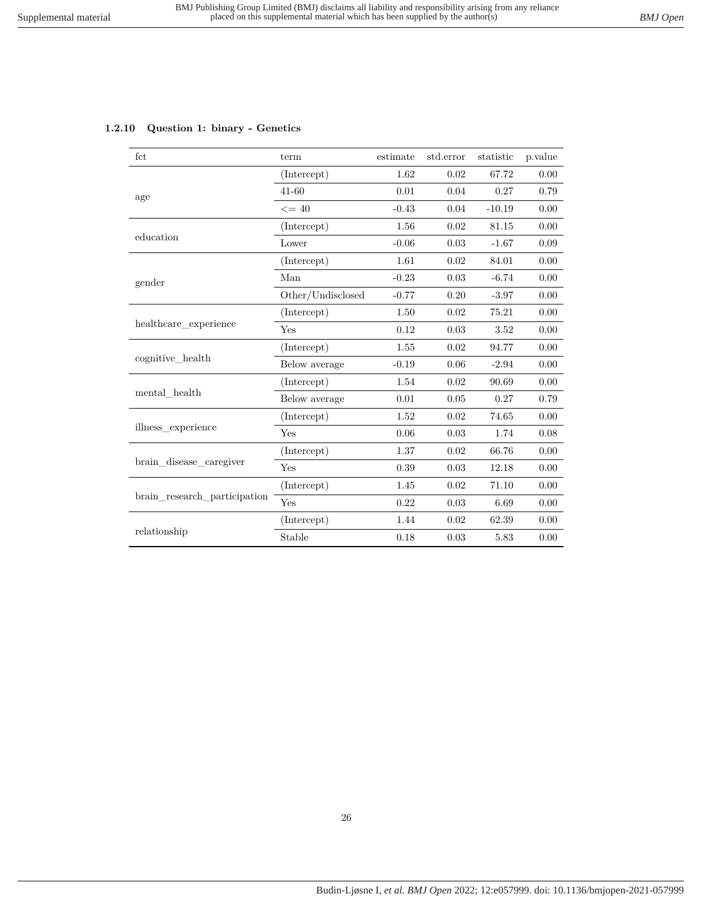### 1.2.10 Question 1: binary - Genetics

| fct | term | estimate | std.error | statistic | p.value |
|---|---|---|---|---|---|
| age | (Intercept) | 1.62 | 0.02 | 67.72 | 0.00 |
| | 41-60 | 0.01 | 0.04 | 0.27 | 0.79 |
| | <= 40 | -0.43 | 0.04 | -10.19 | 0.00 |
| education | (Intercept) | 1.56 | 0.02 | 81.15 | 0.00 |
| | Lower | -0.06 | 0.03 | -1.67 | 0.09 |
| gender | (Intercept) | 1.61 | 0.02 | 84.01 | 0.00 |
| | Man | -0.23 | 0.03 | -6.74 | 0.00 |
| | Other/Undisclosed | -0.77 | 0.20 | -3.97 | 0.00 |
| healthcare_experience | (Intercept) | 1.50 | 0.02 | 75.21 | 0.00 |
| | Yes | 0.12 | 0.03 | 3.52 | 0.00 |
| cognitive_health | (Intercept) | 1.55 | 0.02 | 94.77 | 0.00 |
| | Below average | -0.19 | 0.06 | -2.94 | 0.00 |
| mental_health | (Intercept) | 1.54 | 0.02 | 90.69 | 0.00 |
| | Below average | 0.01 | 0.05 | 0.27 | 0.79 |
| illness_experience | (Intercept) | 1.52 | 0.02 | 74.65 | 0.00 |
| | Yes | 0.06 | 0.03 | 1.74 | 0.08 |
| brain_disease_caregiver | (Intercept) | 1.37 | 0.02 | 66.76 | 0.00 |
| | Yes | 0.39 | 0.03 | 12.18 | 0.00 |
| brain_research_participation | (Intercept) | 1.45 | 0.02 | 71.10 | 0.00 |
| | Yes | 0.22 | 0.03 | 6.69 | 0.00 |
| relationship | (Intercept) | 1.44 | 0.02 | 62.39 | 0.00 |
| | Stable | 0.18 | 0.03 | 5.83 | 0.00 |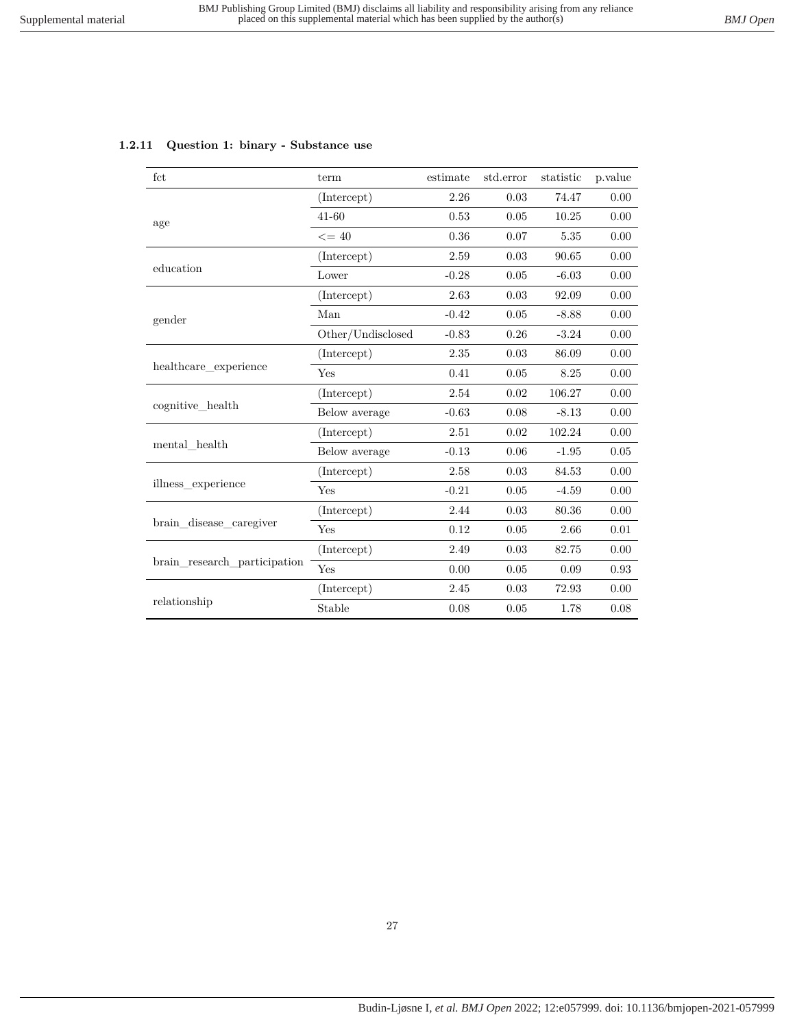### 1.2.11 Question 1: binary - Substance use

| fct | term | estimate | std.error | statistic | p.value |
|---|---|---|---|---|---|
| age | (Intercept) | 2.26 | 0.03 | 74.47 | 0.00 |
| | 41-60 | 0.53 | 0.05 | 10.25 | 0.00 |
| | <= 40 | 0.36 | 0.07 | 5.35 | 0.00 |
| education | (Intercept) | 2.59 | 0.03 | 90.65 | 0.00 |
| | Lower | -0.28 | 0.05 | -6.03 | 0.00 |
| gender | (Intercept) | 2.63 | 0.03 | 92.09 | 0.00 |
| | Man | -0.42 | 0.05 | -8.88 | 0.00 |
| | Other/Undisclosed | -0.83 | 0.26 | -3.24 | 0.00 |
| healthcare_experience | (Intercept) | 2.35 | 0.03 | 86.09 | 0.00 |
| | Yes | 0.41 | 0.05 | 8.25 | 0.00 |
| cognitive_health | (Intercept) | 2.54 | 0.02 | 106.27 | 0.00 |
| | Below average | -0.63 | 0.08 | -8.13 | 0.00 |
| mental_health | (Intercept) | 2.51 | 0.02 | 102.24 | 0.00 |
| | Below average | -0.13 | 0.06 | -1.95 | 0.05 |
| illness_experience | (Intercept) | 2.58 | 0.03 | 84.53 | 0.00 |
| | Yes | -0.21 | 0.05 | -4.59 | 0.00 |
| brain_disease_caregiver | (Intercept) | 2.44 | 0.03 | 80.36 | 0.00 |
| | Yes | 0.12 | 0.05 | 2.66 | 0.01 |
| brain_research_participation | (Intercept) | 2.49 | 0.03 | 82.75 | 0.00 |
| | Yes | 0.00 | 0.05 | 0.09 | 0.93 |
| relationship | (Intercept) | 2.45 | 0.03 | 72.93 | 0.00 |
| | Stable | 0.08 | 0.05 | 1.78 | 0.08 |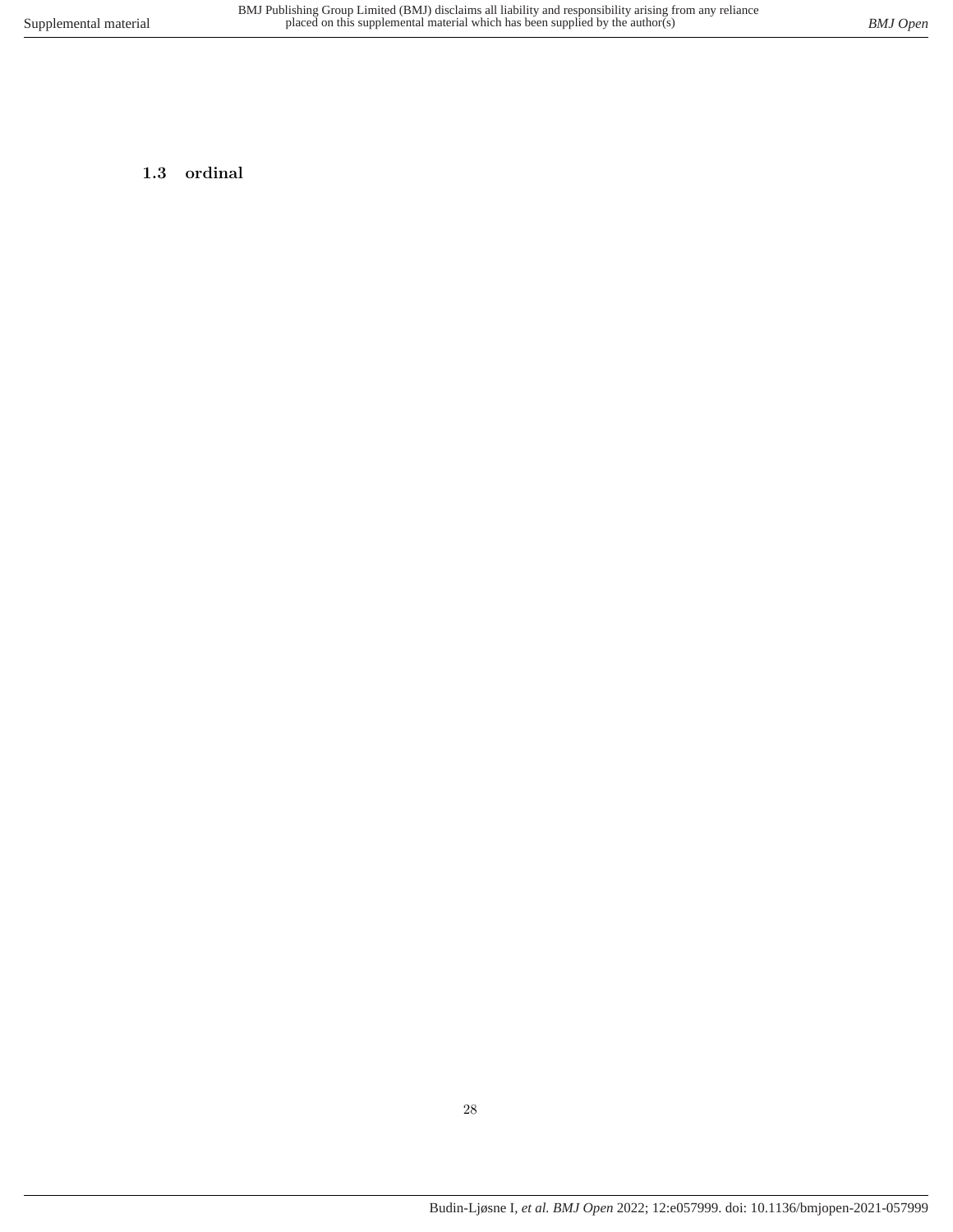### 1.3 ordinal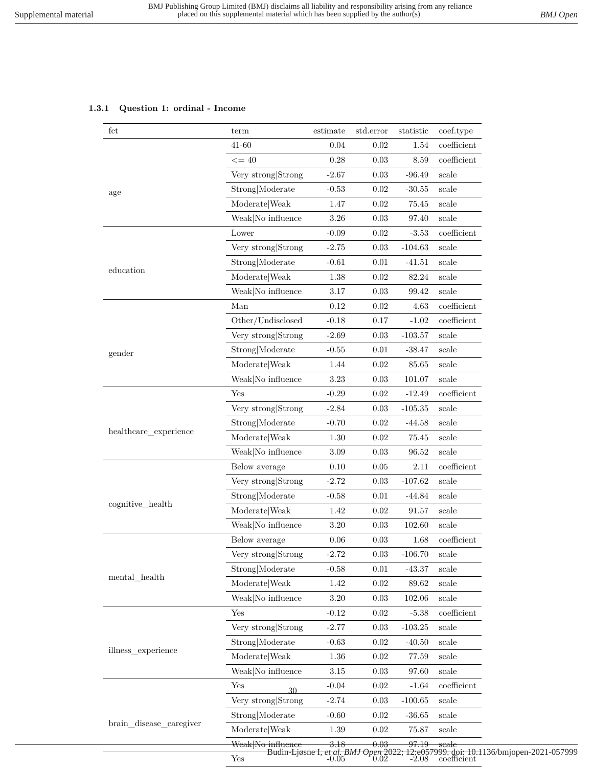### 1.3.1 Question 1: ordinal - Income

| fct | term | estimate | std.error | statistic | coef.type |
|---|---|---|---|---|---|
| age | 41-60 | 0.04 | 0.02 | 1.54 | coefficient |
| | <= 40 | 0.28 | 0.03 | 8.59 | coefficient |
| | Very strong\|Strong | -2.67 | 0.03 | -96.49 | scale |
| | Strong\|Moderate | -0.53 | 0.02 | -30.55 | scale |
| | Moderate\|Weak | 1.47 | 0.02 | 75.45 | scale |
| | Weak\|No influence | 3.26 | 0.03 | 97.40 | scale |
| education | Lower | -0.09 | 0.02 | -3.53 | coefficient |
| | Very strong\|Strong | -2.75 | 0.03 | -104.63 | scale |
| | Strong\|Moderate | -0.61 | 0.01 | -41.51 | scale |
| | Moderate\|Weak | 1.38 | 0.02 | 82.24 | scale |
| | Weak\|No influence | 3.17 | 0.03 | 99.42 | scale |
| gender | Man | 0.12 | 0.02 | 4.63 | coefficient |
| | Other/Undisclosed | -0.18 | 0.17 | -1.02 | coefficient |
| | Very strong\|Strong | -2.69 | 0.03 | -103.57 | scale |
| | Strong\|Moderate | -0.55 | 0.01 | -38.47 | scale |
| | Moderate\|Weak | 1.44 | 0.02 | 85.65 | scale |
| | Weak\|No influence | 3.23 | 0.03 | 101.07 | scale |
| healthcare_experience | Yes | -0.29 | 0.02 | -12.49 | coefficient |
| | Very strong\|Strong | -2.84 | 0.03 | -105.35 | scale |
| | Strong\|Moderate | -0.70 | 0.02 | -44.58 | scale |
| | Moderate\|Weak | 1.30 | 0.02 | 75.45 | scale |
| | Weak\|No influence | 3.09 | 0.03 | 96.52 | scale |
| cognitive_health | Below average | 0.10 | 0.05 | 2.11 | coefficient |
| | Very strong\|Strong | -2.72 | 0.03 | -107.62 | scale |
| | Strong\|Moderate | -0.58 | 0.01 | -44.84 | scale |
| | Moderate\|Weak | 1.42 | 0.02 | 91.57 | scale |
| | Weak\|No influence | 3.20 | 0.03 | 102.60 | scale |
| mental_health | Below average | 0.06 | 0.03 | 1.68 | coefficient |
| | Very strong\|Strong | -2.72 | 0.03 | -106.70 | scale |
| | Strong\|Moderate | -0.58 | 0.01 | -43.37 | scale |
| | Moderate\|Weak | 1.42 | 0.02 | 89.62 | scale |
| | Weak\|No influence | 3.20 | 0.03 | 102.06 | scale |
| illness_experience | Yes | -0.12 | 0.02 | -5.38 | coefficient |
| | Very strong\|Strong | -2.77 | 0.03 | -103.25 | scale |
| | Strong\|Moderate | -0.63 | 0.02 | -40.50 | scale |
| | Moderate\|Weak | 1.36 | 0.02 | 77.59 | scale |
| | Weak\|No influence | 3.15 | 0.03 | 97.60 | scale |
| brain_disease_caregiver | Yes | -0.04 | 0.02 | -1.64 | coefficient |
| | Very strong\|Strong | -2.74 | 0.03 | -100.65 | scale |
| | Strong\|Moderate | -0.60 | 0.02 | -36.65 | scale |
| | Moderate\|Weak | 1.39 | 0.02 | 75.87 | scale |
| | Weak\|No influence | 3.18 | 0.03 | 97.19 | scale |
| | Yes | -0.05 | 0.02 | -2.08 | coefficient |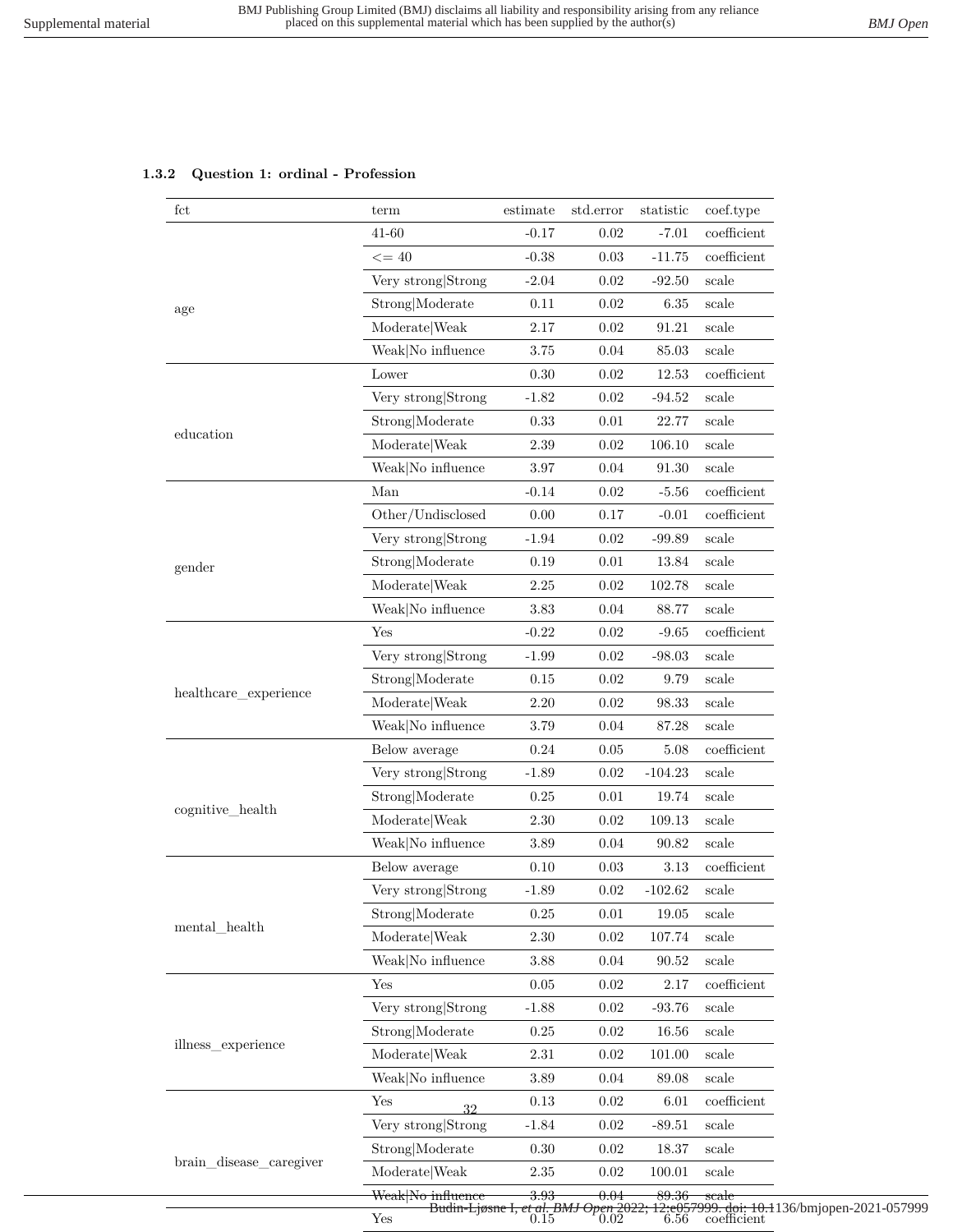### 1.3.2 Question 1: ordinal - Profession

| fct | term | estimate | std.error | statistic | coef.type |
|---|---|---|---|---|---|
| age | 41-60 | -0.17 | 0.02 | -7.01 | coefficient |
| | <= 40 | -0.38 | 0.03 | -11.75 | coefficient |
| | Very strong\|Strong | -2.04 | 0.02 | -92.50 | scale |
| | Strong\|Moderate | 0.11 | 0.02 | 6.35 | scale |
| | Moderate\|Weak | 2.17 | 0.02 | 91.21 | scale |
| | Weak\|No influence | 3.75 | 0.04 | 85.03 | scale |
| education | Lower | 0.30 | 0.02 | 12.53 | coefficient |
| | Very strong\|Strong | -1.82 | 0.02 | -94.52 | scale |
| | Strong\|Moderate | 0.33 | 0.01 | 22.77 | scale |
| | Moderate\|Weak | 2.39 | 0.02 | 106.10 | scale |
| | Weak\|No influence | 3.97 | 0.04 | 91.30 | scale |
| gender | Man | -0.14 | 0.02 | -5.56 | coefficient |
| | Other/Undisclosed | 0.00 | 0.17 | -0.01 | coefficient |
| | Very strong\|Strong | -1.94 | 0.02 | -99.89 | scale |
| | Strong\|Moderate | 0.19 | 0.01 | 13.84 | scale |
| | Moderate\|Weak | 2.25 | 0.02 | 102.78 | scale |
| | Weak\|No influence | 3.83 | 0.04 | 88.77 | scale |
| healthcare_experience | Yes | -0.22 | 0.02 | -9.65 | coefficient |
| | Very strong\|Strong | -1.99 | 0.02 | -98.03 | scale |
| | Strong\|Moderate | 0.15 | 0.02 | 9.79 | scale |
| | Moderate\|Weak | 2.20 | 0.02 | 98.33 | scale |
| | Weak\|No influence | 3.79 | 0.04 | 87.28 | scale |
| cognitive_health | Below average | 0.24 | 0.05 | 5.08 | coefficient |
| | Very strong\|Strong | -1.89 | 0.02 | -104.23 | scale |
| | Strong\|Moderate | 0.25 | 0.01 | 19.74 | scale |
| | Moderate\|Weak | 2.30 | 0.02 | 109.13 | scale |
| | Weak\|No influence | 3.89 | 0.04 | 90.82 | scale |
| mental_health | Below average | 0.10 | 0.03 | 3.13 | coefficient |
| | Very strong\|Strong | -1.89 | 0.02 | -102.62 | scale |
| | Strong\|Moderate | 0.25 | 0.01 | 19.05 | scale |
| | Moderate\|Weak | 2.30 | 0.02 | 107.74 | scale |
| | Weak\|No influence | 3.88 | 0.04 | 90.52 | scale |
| illness_experience | Yes | 0.05 | 0.02 | 2.17 | coefficient |
| | Very strong\|Strong | -1.88 | 0.02 | -93.76 | scale |
| | Strong\|Moderate | 0.25 | 0.02 | 16.56 | scale |
| | Moderate\|Weak | 2.31 | 0.02 | 101.00 | scale |
| | Weak\|No influence | 3.89 | 0.04 | 89.08 | scale |
| brain_disease_caregiver | Yes | 0.13 | 0.02 | 6.01 | coefficient |
| | Very strong\|Strong | -1.84 | 0.02 | -89.51 | scale |
| | Strong\|Moderate | 0.30 | 0.02 | 18.37 | scale |
| | Moderate\|Weak | 2.35 | 0.02 | 100.01 | scale |
| | Weak\|No influence | 3.93 | 0.04 | 89.36 | scale |
| | Yes | 0.15 | 0.02 | 6.56 | coefficient |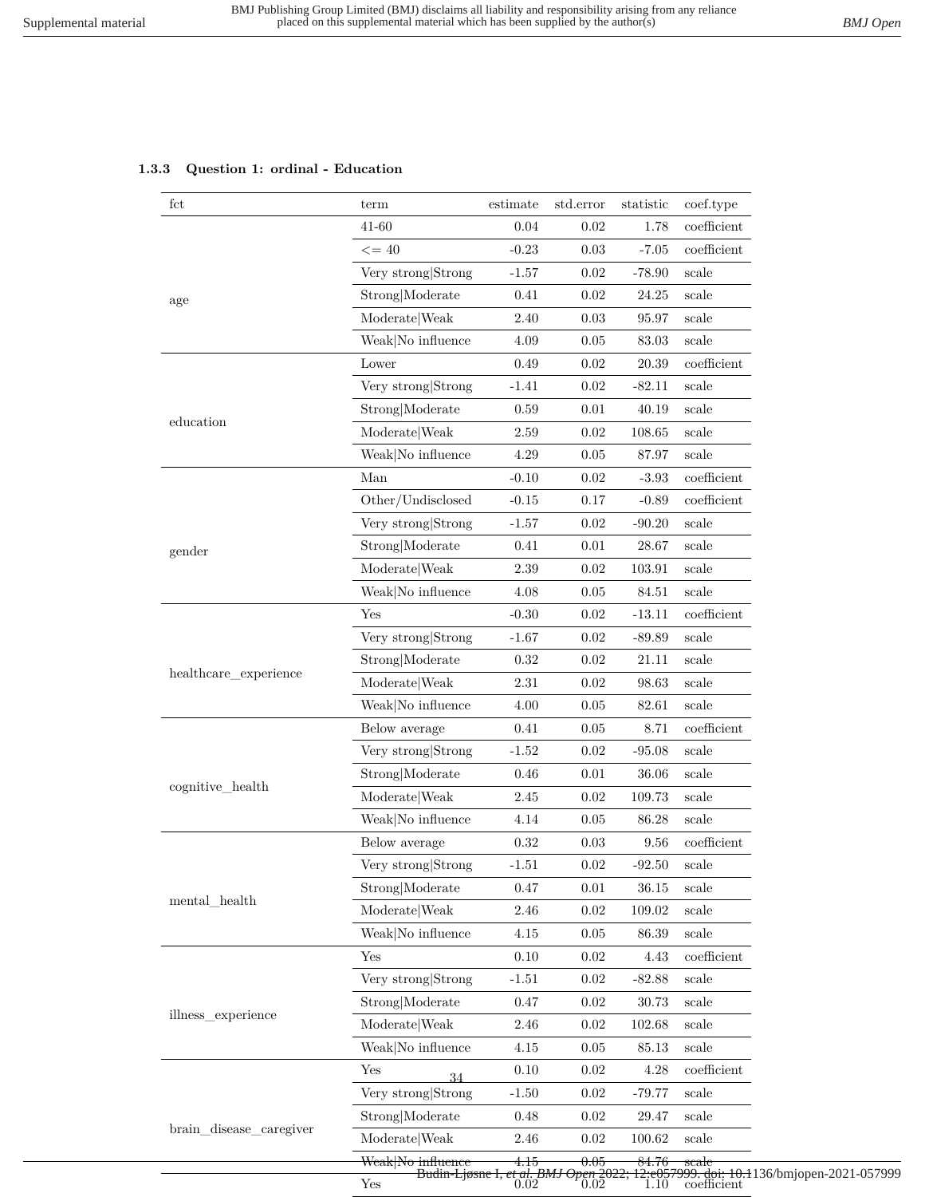### 1.3.3 Question 1: ordinal - Education

| fct | term | estimate | std.error | statistic | coef.type |
|---|---|---|---|---|---|
| age | 41-60 | 0.04 | 0.02 | 1.78 | coefficient |
| | <= 40 | -0.23 | 0.03 | -7.05 | coefficient |
| | Very strong\|Strong | -1.57 | 0.02 | -78.90 | scale |
| | Strong\|Moderate | 0.41 | 0.02 | 24.25 | scale |
| | Moderate\|Weak | 2.40 | 0.03 | 95.97 | scale |
| | Weak\|No influence | 4.09 | 0.05 | 83.03 | scale |
| education | Lower | 0.49 | 0.02 | 20.39 | coefficient |
| | Very strong\|Strong | -1.41 | 0.02 | -82.11 | scale |
| | Strong\|Moderate | 0.59 | 0.01 | 40.19 | scale |
| | Moderate\|Weak | 2.59 | 0.02 | 108.65 | scale |
| | Weak\|No influence | 4.29 | 0.05 | 87.97 | scale |
| gender | Man | -0.10 | 0.02 | -3.93 | coefficient |
| | Other/Undisclosed | -0.15 | 0.17 | -0.89 | coefficient |
| | Very strong\|Strong | -1.57 | 0.02 | -90.20 | scale |
| | Strong\|Moderate | 0.41 | 0.01 | 28.67 | scale |
| | Moderate\|Weak | 2.39 | 0.02 | 103.91 | scale |
| | Weak\|No influence | 4.08 | 0.05 | 84.51 | scale |
| healthcare_experience | Yes | -0.30 | 0.02 | -13.11 | coefficient |
| | Very strong\|Strong | -1.67 | 0.02 | -89.89 | scale |
| | Strong\|Moderate | 0.32 | 0.02 | 21.11 | scale |
| | Moderate\|Weak | 2.31 | 0.02 | 98.63 | scale |
| | Weak\|No influence | 4.00 | 0.05 | 82.61 | scale |
| cognitive_health | Below average | 0.41 | 0.05 | 8.71 | coefficient |
| | Very strong\|Strong | -1.52 | 0.02 | -95.08 | scale |
| | Strong\|Moderate | 0.46 | 0.01 | 36.06 | scale |
| | Moderate\|Weak | 2.45 | 0.02 | 109.73 | scale |
| | Weak\|No influence | 4.14 | 0.05 | 86.28 | scale |
| mental_health | Below average | 0.32 | 0.03 | 9.56 | coefficient |
| | Very strong\|Strong | -1.51 | 0.02 | -92.50 | scale |
| | Strong\|Moderate | 0.47 | 0.01 | 36.15 | scale |
| | Moderate\|Weak | 2.46 | 0.02 | 109.02 | scale |
| | Weak\|No influence | 4.15 | 0.05 | 86.39 | scale |
| illness_experience | Yes | 0.10 | 0.02 | 4.43 | coefficient |
| | Very strong\|Strong | -1.51 | 0.02 | -82.88 | scale |
| | Strong\|Moderate | 0.47 | 0.02 | 30.73 | scale |
| | Moderate\|Weak | 2.46 | 0.02 | 102.68 | scale |
| | Weak\|No influence | 4.15 | 0.05 | 85.13 | scale |
| brain_disease_caregiver | Yes | 0.10 | 0.02 | 4.28 | coefficient |
| | Very strong\|Strong | -1.50 | 0.02 | -79.77 | scale |
| | Strong\|Moderate | 0.48 | 0.02 | 29.47 | scale |
| | Moderate\|Weak | 2.46 | 0.02 | 100.62 | scale |
| | Weak\|No influence | 4.15 | 0.05 | 84.76 | scale |
| | Yes | 0.02 | 0.02 | 1.10 | coefficient |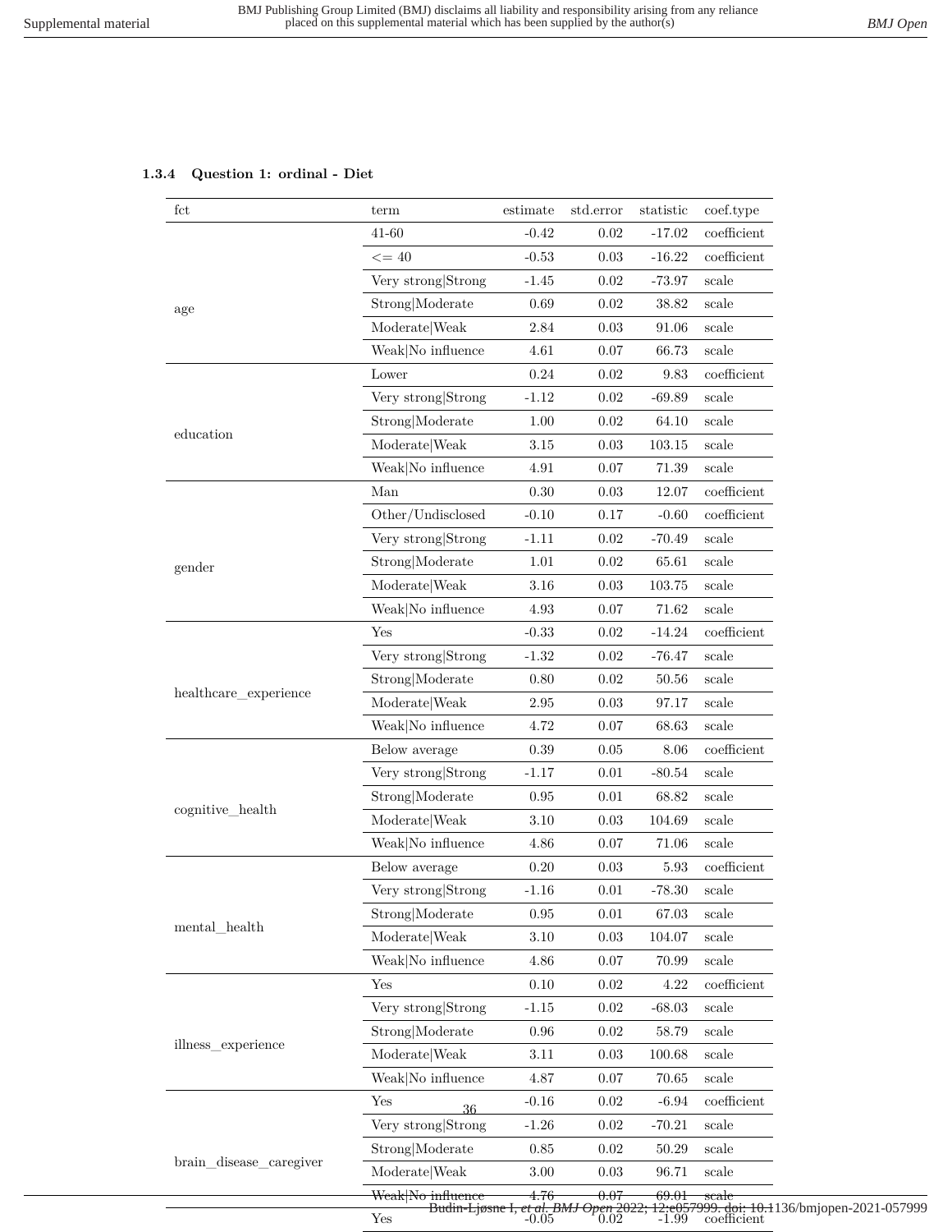### 1.3.4 Question 1: ordinal - Diet

| fct | term | estimate | std.error | statistic | coef.type |
|---|---|---|---|---|---|
| age | 41-60 | -0.42 | 0.02 | -17.02 | coefficient |
| | <= 40 | -0.53 | 0.03 | -16.22 | coefficient |
| | Very strong\|Strong | -1.45 | 0.02 | -73.97 | scale |
| | Strong\|Moderate | 0.69 | 0.02 | 38.82 | scale |
| | Moderate\|Weak | 2.84 | 0.03 | 91.06 | scale |
| | Weak\|No influence | 4.61 | 0.07 | 66.73 | scale |
| education | Lower | 0.24 | 0.02 | 9.83 | coefficient |
| | Very strong\|Strong | -1.12 | 0.02 | -69.89 | scale |
| | Strong\|Moderate | 1.00 | 0.02 | 64.10 | scale |
| | Moderate\|Weak | 3.15 | 0.03 | 103.15 | scale |
| | Weak\|No influence | 4.91 | 0.07 | 71.39 | scale |
| gender | Man | 0.30 | 0.03 | 12.07 | coefficient |
| | Other/Undisclosed | -0.10 | 0.17 | -0.60 | coefficient |
| | Very strong\|Strong | -1.11 | 0.02 | -70.49 | scale |
| | Strong\|Moderate | 1.01 | 0.02 | 65.61 | scale |
| | Moderate\|Weak | 3.16 | 0.03 | 103.75 | scale |
| | Weak\|No influence | 4.93 | 0.07 | 71.62 | scale |
| healthcare_experience | Yes | -0.33 | 0.02 | -14.24 | coefficient |
| | Very strong\|Strong | -1.32 | 0.02 | -76.47 | scale |
| | Strong\|Moderate | 0.80 | 0.02 | 50.56 | scale |
| | Moderate\|Weak | 2.95 | 0.03 | 97.17 | scale |
| | Weak\|No influence | 4.72 | 0.07 | 68.63 | scale |
| cognitive_health | Below average | 0.39 | 0.05 | 8.06 | coefficient |
| | Very strong\|Strong | -1.17 | 0.01 | -80.54 | scale |
| | Strong\|Moderate | 0.95 | 0.01 | 68.82 | scale |
| | Moderate\|Weak | 3.10 | 0.03 | 104.69 | scale |
| | Weak\|No influence | 4.86 | 0.07 | 71.06 | scale |
| mental_health | Below average | 0.20 | 0.03 | 5.93 | coefficient |
| | Very strong\|Strong | -1.16 | 0.01 | -78.30 | scale |
| | Strong\|Moderate | 0.95 | 0.01 | 67.03 | scale |
| | Moderate\|Weak | 3.10 | 0.03 | 104.07 | scale |
| | Weak\|No influence | 4.86 | 0.07 | 70.99 | scale |
| illness_experience | Yes | 0.10 | 0.02 | 4.22 | coefficient |
| | Very strong\|Strong | -1.15 | 0.02 | -68.03 | scale |
| | Strong\|Moderate | 0.96 | 0.02 | 58.79 | scale |
| | Moderate\|Weak | 3.11 | 0.03 | 100.68 | scale |
| | Weak\|No influence | 4.87 | 0.07 | 70.65 | scale |
| brain_disease_caregiver | Yes | -0.16 | 0.02 | -6.94 | coefficient |
| | Very strong\|Strong | -1.26 | 0.02 | -70.21 | scale |
| | Strong\|Moderate | 0.85 | 0.02 | 50.29 | scale |
| | Moderate\|Weak | 3.00 | 0.03 | 96.71 | scale |
| | Weak\|No influence | 4.76 | 0.07 | 69.01 | scale |
| | Yes | -0.05 | 0.02 | -1.99 | coefficient |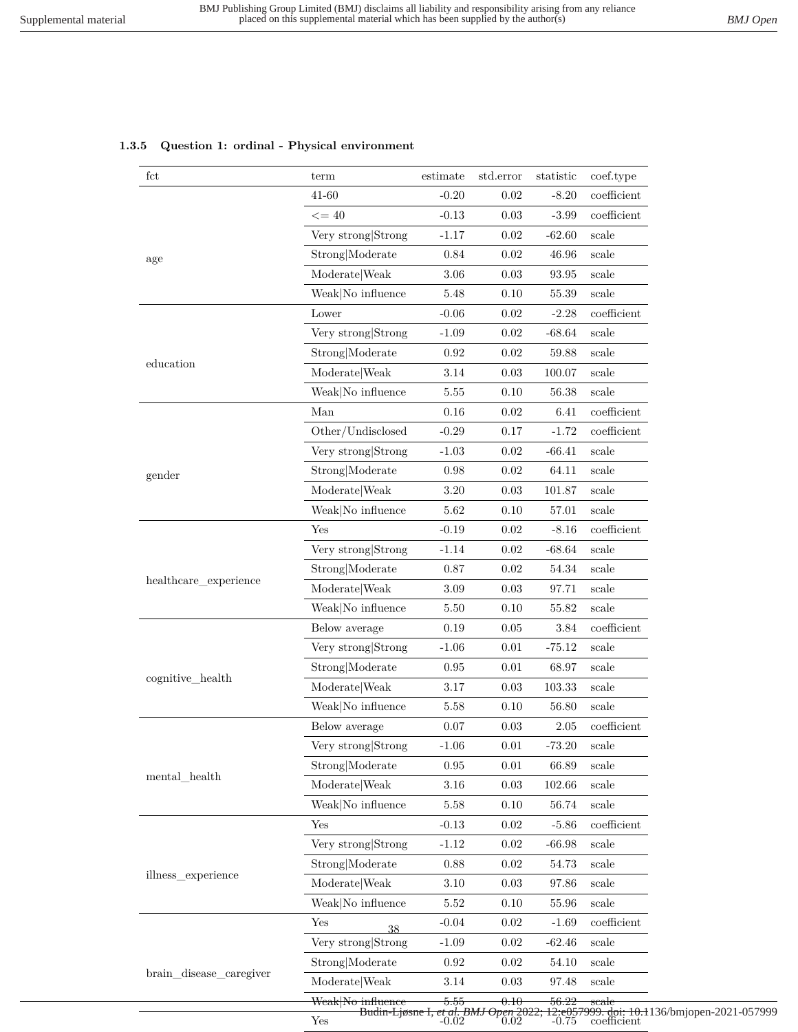### 1.3.5 Question 1: ordinal - Physical environment

| fct | term | estimate | std.error | statistic | coef.type |
|---|---|---|---|---|---|
| age | 41-60 | -0.20 | 0.02 | -8.20 | coefficient |
| | <= 40 | -0.13 | 0.03 | -3.99 | coefficient |
| | Very strong\|Strong | -1.17 | 0.02 | -62.60 | scale |
| | Strong\|Moderate | 0.84 | 0.02 | 46.96 | scale |
| | Moderate\|Weak | 3.06 | 0.03 | 93.95 | scale |
| | Weak\|No influence | 5.48 | 0.10 | 55.39 | scale |
| education | Lower | -0.06 | 0.02 | -2.28 | coefficient |
| | Very strong\|Strong | -1.09 | 0.02 | -68.64 | scale |
| | Strong\|Moderate | 0.92 | 0.02 | 59.88 | scale |
| | Moderate\|Weak | 3.14 | 0.03 | 100.07 | scale |
| | Weak\|No influence | 5.55 | 0.10 | 56.38 | scale |
| gender | Man | 0.16 | 0.02 | 6.41 | coefficient |
| | Other/Undisclosed | -0.29 | 0.17 | -1.72 | coefficient |
| | Very strong\|Strong | -1.03 | 0.02 | -66.41 | scale |
| | Strong\|Moderate | 0.98 | 0.02 | 64.11 | scale |
| | Moderate\|Weak | 3.20 | 0.03 | 101.87 | scale |
| | Weak\|No influence | 5.62 | 0.10 | 57.01 | scale |
| healthcare_experience | Yes | -0.19 | 0.02 | -8.16 | coefficient |
| | Very strong\|Strong | -1.14 | 0.02 | -68.64 | scale |
| | Strong\|Moderate | 0.87 | 0.02 | 54.34 | scale |
| | Moderate\|Weak | 3.09 | 0.03 | 97.71 | scale |
| | Weak\|No influence | 5.50 | 0.10 | 55.82 | scale |
| cognitive_health | Below average | 0.19 | 0.05 | 3.84 | coefficient |
| | Very strong\|Strong | -1.06 | 0.01 | -75.12 | scale |
| | Strong\|Moderate | 0.95 | 0.01 | 68.97 | scale |
| | Moderate\|Weak | 3.17 | 0.03 | 103.33 | scale |
| | Weak\|No influence | 5.58 | 0.10 | 56.80 | scale |
| mental_health | Below average | 0.07 | 0.03 | 2.05 | coefficient |
| | Very strong\|Strong | -1.06 | 0.01 | -73.20 | scale |
| | Strong\|Moderate | 0.95 | 0.01 | 66.89 | scale |
| | Moderate\|Weak | 3.16 | 0.03 | 102.66 | scale |
| | Weak\|No influence | 5.58 | 0.10 | 56.74 | scale |
| illness_experience | Yes | -0.13 | 0.02 | -5.86 | coefficient |
| | Very strong\|Strong | -1.12 | 0.02 | -66.98 | scale |
| | Strong\|Moderate | 0.88 | 0.02 | 54.73 | scale |
| | Moderate\|Weak | 3.10 | 0.03 | 97.86 | scale |
| | Weak\|No influence | 5.52 | 0.10 | 55.96 | scale |
| brain_disease_caregiver | Yes | -0.04 | 0.02 | -1.69 | coefficient |
| | Very strong\|Strong | -1.09 | 0.02 | -62.46 | scale |
| | Strong\|Moderate | 0.92 | 0.02 | 54.10 | scale |
| | Moderate\|Weak | 3.14 | 0.03 | 97.48 | scale |
| | Weak\|No influence | 5.55 | 0.10 | 56.22 | scale |
| | Yes | -0.02 | 0.02 | -0.75 | coefficient |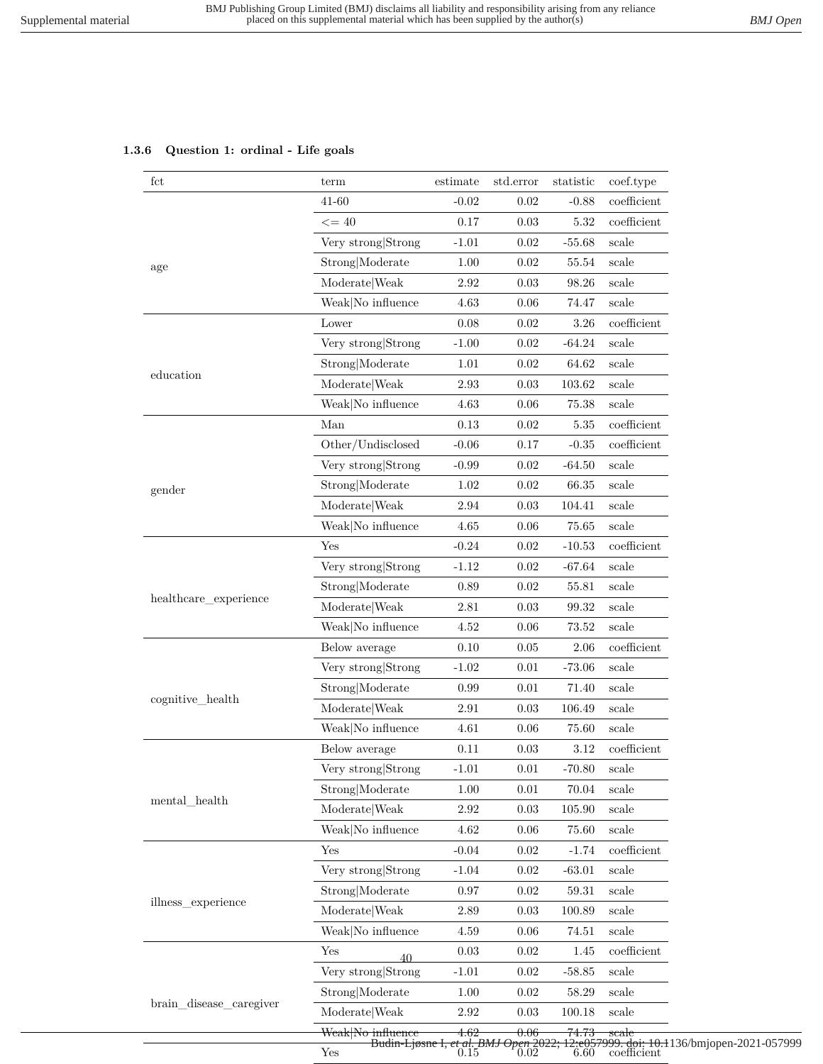### 1.3.6 Question 1: ordinal - Life goals

| fct | term | estimate | std.error | statistic | coef.type |
|---|---|---|---|---|---|
| age | 41-60 | -0.02 | 0.02 | -0.88 | coefficient |
| | <= 40 | 0.17 | 0.03 | 5.32 | coefficient |
| | Very strong\|Strong | -1.01 | 0.02 | -55.68 | scale |
| | Strong\|Moderate | 1.00 | 0.02 | 55.54 | scale |
| | Moderate\|Weak | 2.92 | 0.03 | 98.26 | scale |
| | Weak\|No influence | 4.63 | 0.06 | 74.47 | scale |
| education | Lower | 0.08 | 0.02 | 3.26 | coefficient |
| | Very strong\|Strong | -1.00 | 0.02 | -64.24 | scale |
| | Strong\|Moderate | 1.01 | 0.02 | 64.62 | scale |
| | Moderate\|Weak | 2.93 | 0.03 | 103.62 | scale |
| | Weak\|No influence | 4.63 | 0.06 | 75.38 | scale |
| gender | Man | 0.13 | 0.02 | 5.35 | coefficient |
| | Other/Undisclosed | -0.06 | 0.17 | -0.35 | coefficient |
| | Very strong\|Strong | -0.99 | 0.02 | -64.50 | scale |
| | Strong\|Moderate | 1.02 | 0.02 | 66.35 | scale |
| | Moderate\|Weak | 2.94 | 0.03 | 104.41 | scale |
| | Weak\|No influence | 4.65 | 0.06 | 75.65 | scale |
| healthcare_experience | Yes | -0.24 | 0.02 | -10.53 | coefficient |
| | Very strong\|Strong | -1.12 | 0.02 | -67.64 | scale |
| | Strong\|Moderate | 0.89 | 0.02 | 55.81 | scale |
| | Moderate\|Weak | 2.81 | 0.03 | 99.32 | scale |
| | Weak\|No influence | 4.52 | 0.06 | 73.52 | scale |
| cognitive_health | Below average | 0.10 | 0.05 | 2.06 | coefficient |
| | Very strong\|Strong | -1.02 | 0.01 | -73.06 | scale |
| | Strong\|Moderate | 0.99 | 0.01 | 71.40 | scale |
| | Moderate\|Weak | 2.91 | 0.03 | 106.49 | scale |
| | Weak\|No influence | 4.61 | 0.06 | 75.60 | scale |
| mental_health | Below average | 0.11 | 0.03 | 3.12 | coefficient |
| | Very strong\|Strong | -1.01 | 0.01 | -70.80 | scale |
| | Strong\|Moderate | 1.00 | 0.01 | 70.04 | scale |
| | Moderate\|Weak | 2.92 | 0.03 | 105.90 | scale |
| | Weak\|No influence | 4.62 | 0.06 | 75.60 | scale |
| illness_experience | Yes | -0.04 | 0.02 | -1.74 | coefficient |
| | Very strong\|Strong | -1.04 | 0.02 | -63.01 | scale |
| | Strong\|Moderate | 0.97 | 0.02 | 59.31 | scale |
| | Moderate\|Weak | 2.89 | 0.03 | 100.89 | scale |
| | Weak\|No influence | 4.59 | 0.06 | 74.51 | scale |
| brain_disease_caregiver | Yes | 0.03 | 0.02 | 1.45 | coefficient |
| | Very strong\|Strong | -1.01 | 0.02 | -58.85 | scale |
| | Strong\|Moderate | 1.00 | 0.02 | 58.29 | scale |
| | Moderate\|Weak | 2.92 | 0.03 | 100.18 | scale |
| | Weak\|No influence | 4.62 | 0.06 | 74.73 | scale |
| | Yes | 0.15 | 0.02 | 6.60 | coefficient |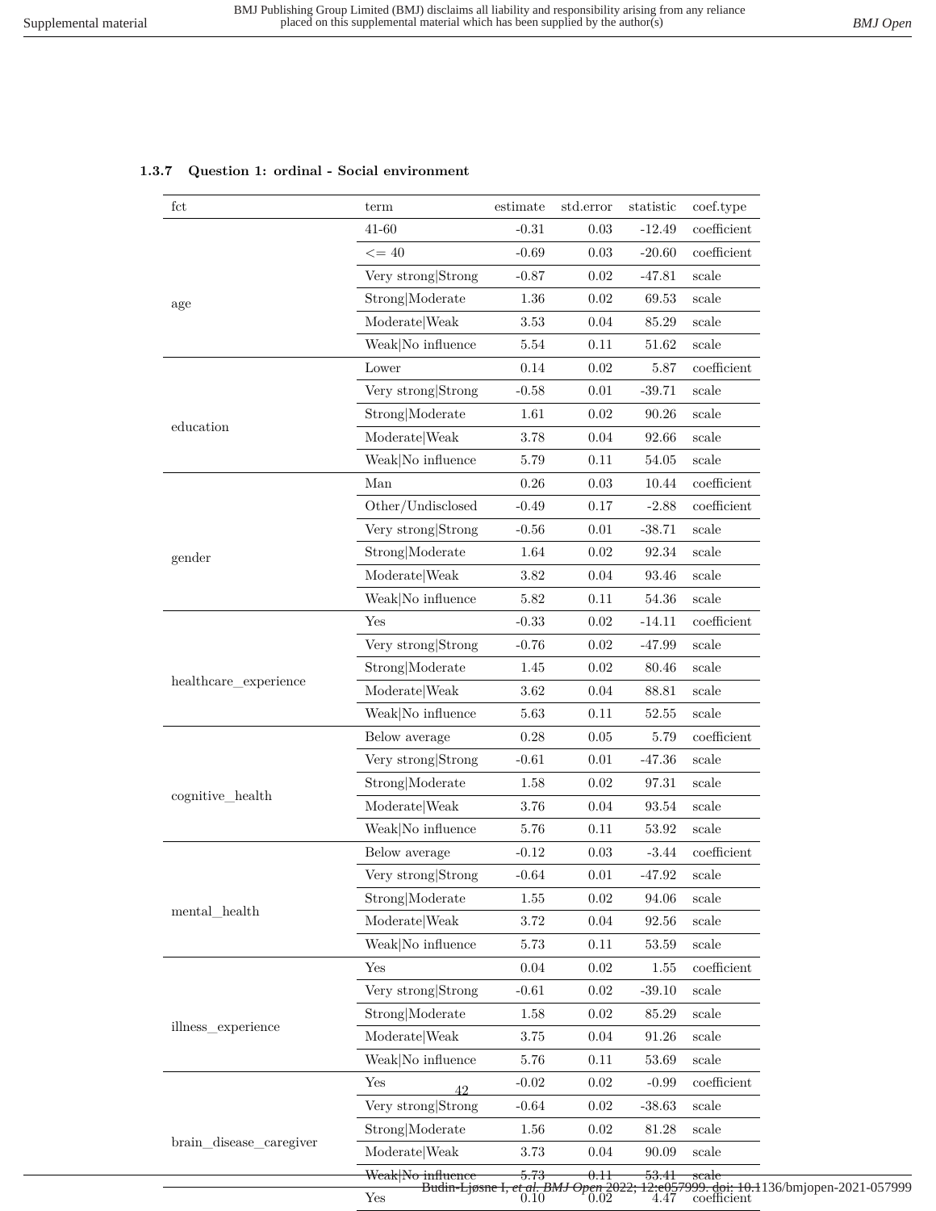### 1.3.7 Question 1: ordinal - Social environment

| fct | term | estimate | std.error | statistic | coef.type |
|---|---|---|---|---|---|
| age | 41-60 | -0.31 | 0.03 | -12.49 | coefficient |
| | <= 40 | -0.69 | 0.03 | -20.60 | coefficient |
| | Very strong\|Strong | -0.87 | 0.02 | -47.81 | scale |
| | Strong\|Moderate | 1.36 | 0.02 | 69.53 | scale |
| | Moderate\|Weak | 3.53 | 0.04 | 85.29 | scale |
| | Weak\|No influence | 5.54 | 0.11 | 51.62 | scale |
| education | Lower | 0.14 | 0.02 | 5.87 | coefficient |
| | Very strong\|Strong | -0.58 | 0.01 | -39.71 | scale |
| | Strong\|Moderate | 1.61 | 0.02 | 90.26 | scale |
| | Moderate\|Weak | 3.78 | 0.04 | 92.66 | scale |
| | Weak\|No influence | 5.79 | 0.11 | 54.05 | scale |
| gender | Man | 0.26 | 0.03 | 10.44 | coefficient |
| | Other/Undisclosed | -0.49 | 0.17 | -2.88 | coefficient |
| | Very strong\|Strong | -0.56 | 0.01 | -38.71 | scale |
| | Strong\|Moderate | 1.64 | 0.02 | 92.34 | scale |
| | Moderate\|Weak | 3.82 | 0.04 | 93.46 | scale |
| | Weak\|No influence | 5.82 | 0.11 | 54.36 | scale |
| healthcare_experience | Yes | -0.33 | 0.02 | -14.11 | coefficient |
| | Very strong\|Strong | -0.76 | 0.02 | -47.99 | scale |
| | Strong\|Moderate | 1.45 | 0.02 | 80.46 | scale |
| | Moderate\|Weak | 3.62 | 0.04 | 88.81 | scale |
| | Weak\|No influence | 5.63 | 0.11 | 52.55 | scale |
| cognitive_health | Below average | 0.28 | 0.05 | 5.79 | coefficient |
| | Very strong\|Strong | -0.61 | 0.01 | -47.36 | scale |
| | Strong\|Moderate | 1.58 | 0.02 | 97.31 | scale |
| | Moderate\|Weak | 3.76 | 0.04 | 93.54 | scale |
| | Weak\|No influence | 5.76 | 0.11 | 53.92 | scale |
| mental_health | Below average | -0.12 | 0.03 | -3.44 | coefficient |
| | Very strong\|Strong | -0.64 | 0.01 | -47.92 | scale |
| | Strong\|Moderate | 1.55 | 0.02 | 94.06 | scale |
| | Moderate\|Weak | 3.72 | 0.04 | 92.56 | scale |
| | Weak\|No influence | 5.73 | 0.11 | 53.59 | scale |
| illness_experience | Yes | 0.04 | 0.02 | 1.55 | coefficient |
| | Very strong\|Strong | -0.61 | 0.02 | -39.10 | scale |
| | Strong\|Moderate | 1.58 | 0.02 | 85.29 | scale |
| | Moderate\|Weak | 3.75 | 0.04 | 91.26 | scale |
| | Weak\|No influence | 5.76 | 0.11 | 53.69 | scale |
| brain_disease_caregiver | Yes | -0.02 | 0.02 | -0.99 | coefficient |
| | Very strong\|Strong | -0.64 | 0.02 | -38.63 | scale |
| | Strong\|Moderate | 1.56 | 0.02 | 81.28 | scale |
| | Moderate\|Weak | 3.73 | 0.04 | 90.09 | scale |
| | Weak\|No influence | 5.73 | 0.11 | 53.41 | scale |
| | Yes | 0.10 | 0.02 | 4.47 | coefficient |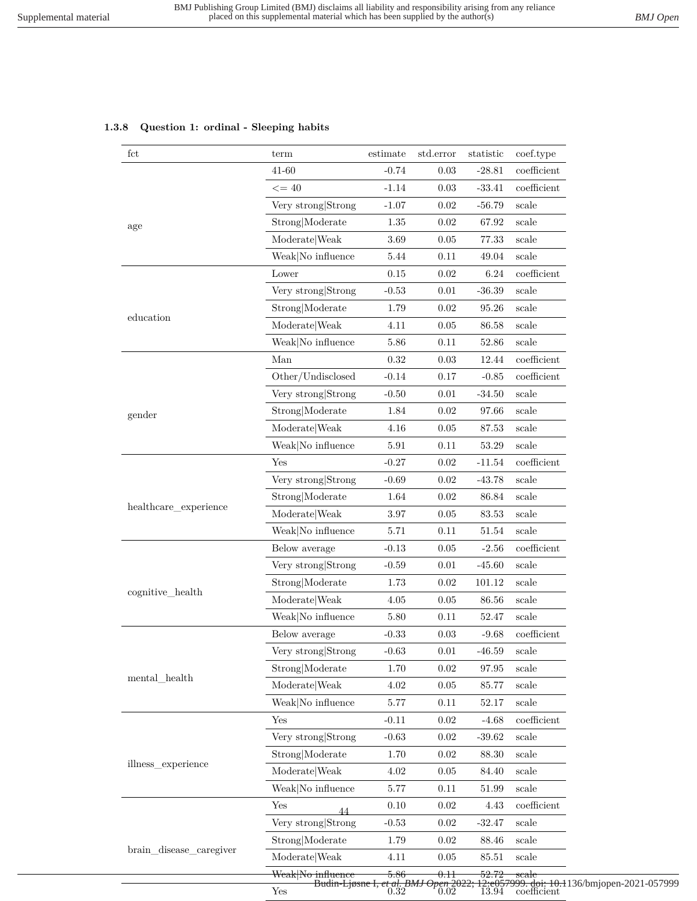### 1.3.8 Question 1: ordinal - Sleeping habits

| fct | term | estimate | std.error | statistic | coef.type |
|---|---|---|---|---|---|
| age | 41-60 | -0.74 | 0.03 | -28.81 | coefficient |
| | <= 40 | -1.14 | 0.03 | -33.41 | coefficient |
| | Very strong\|Strong | -1.07 | 0.02 | -56.79 | scale |
| | Strong\|Moderate | 1.35 | 0.02 | 67.92 | scale |
| | Moderate\|Weak | 3.69 | 0.05 | 77.33 | scale |
| | Weak\|No influence | 5.44 | 0.11 | 49.04 | scale |
| education | Lower | 0.15 | 0.02 | 6.24 | coefficient |
| | Very strong\|Strong | -0.53 | 0.01 | -36.39 | scale |
| | Strong\|Moderate | 1.79 | 0.02 | 95.26 | scale |
| | Moderate\|Weak | 4.11 | 0.05 | 86.58 | scale |
| | Weak\|No influence | 5.86 | 0.11 | 52.86 | scale |
| gender | Man | 0.32 | 0.03 | 12.44 | coefficient |
| | Other/Undisclosed | -0.14 | 0.17 | -0.85 | coefficient |
| | Very strong\|Strong | -0.50 | 0.01 | -34.50 | scale |
| | Strong\|Moderate | 1.84 | 0.02 | 97.66 | scale |
| | Moderate\|Weak | 4.16 | 0.05 | 87.53 | scale |
| | Weak\|No influence | 5.91 | 0.11 | 53.29 | scale |
| healthcare_experience | Yes | -0.27 | 0.02 | -11.54 | coefficient |
| | Very strong\|Strong | -0.69 | 0.02 | -43.78 | scale |
| | Strong\|Moderate | 1.64 | 0.02 | 86.84 | scale |
| | Moderate\|Weak | 3.97 | 0.05 | 83.53 | scale |
| | Weak\|No influence | 5.71 | 0.11 | 51.54 | scale |
| cognitive_health | Below average | -0.13 | 0.05 | -2.56 | coefficient |
| | Very strong\|Strong | -0.59 | 0.01 | -45.60 | scale |
| | Strong\|Moderate | 1.73 | 0.02 | 101.12 | scale |
| | Moderate\|Weak | 4.05 | 0.05 | 86.56 | scale |
| | Weak\|No influence | 5.80 | 0.11 | 52.47 | scale |
| mental_health | Below average | -0.33 | 0.03 | -9.68 | coefficient |
| | Very strong\|Strong | -0.63 | 0.01 | -46.59 | scale |
| | Strong\|Moderate | 1.70 | 0.02 | 97.95 | scale |
| | Moderate\|Weak | 4.02 | 0.05 | 85.77 | scale |
| | Weak\|No influence | 5.77 | 0.11 | 52.17 | scale |
| illness_experience | Yes | -0.11 | 0.02 | -4.68 | coefficient |
| | Very strong\|Strong | -0.63 | 0.02 | -39.62 | scale |
| | Strong\|Moderate | 1.70 | 0.02 | 88.30 | scale |
| | Moderate\|Weak | 4.02 | 0.05 | 84.40 | scale |
| | Weak\|No influence | 5.77 | 0.11 | 51.99 | scale |
| brain_disease_caregiver | Yes | 0.10 | 0.02 | 4.43 | coefficient |
| | Very strong\|Strong | -0.53 | 0.02 | -32.47 | scale |
| | Strong\|Moderate | 1.79 | 0.02 | 88.46 | scale |
| | Moderate\|Weak | 4.11 | 0.05 | 85.51 | scale |
| | Weak\|No influence | 5.86 | 0.11 | 52.72 | scale |
| | Yes | 0.32 | 0.02 | 13.94 | coefficient |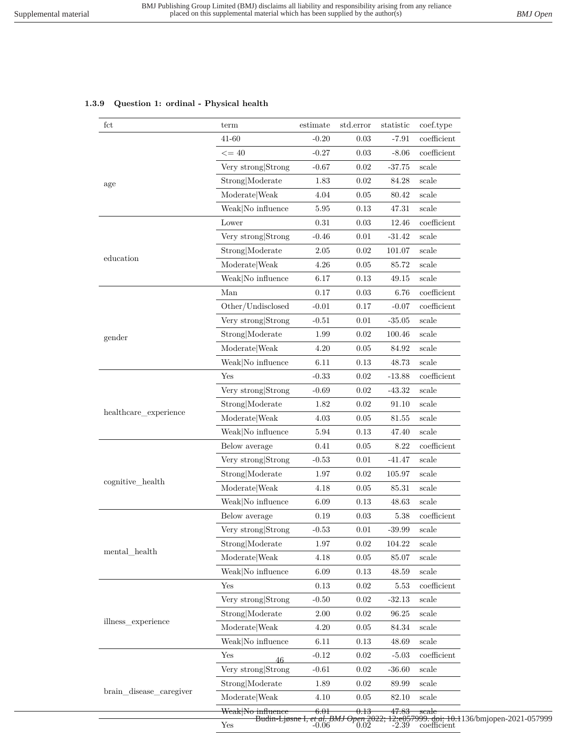### 1.3.9 Question 1: ordinal - Physical health

| fct | term | estimate | std.error | statistic | coef.type |
|---|---|---|---|---|---|
| age | 41-60 | -0.20 | 0.03 | -7.91 | coefficient |
| | <= 40 | -0.27 | 0.03 | -8.06 | coefficient |
| | Very strong\|Strong | -0.67 | 0.02 | -37.75 | scale |
| | Strong\|Moderate | 1.83 | 0.02 | 84.28 | scale |
| | Moderate\|Weak | 4.04 | 0.05 | 80.42 | scale |
| | Weak\|No influence | 5.95 | 0.13 | 47.31 | scale |
| education | Lower | 0.31 | 0.03 | 12.46 | coefficient |
| | Very strong\|Strong | -0.46 | 0.01 | -31.42 | scale |
| | Strong\|Moderate | 2.05 | 0.02 | 101.07 | scale |
| | Moderate\|Weak | 4.26 | 0.05 | 85.72 | scale |
| | Weak\|No influence | 6.17 | 0.13 | 49.15 | scale |
| gender | Man | 0.17 | 0.03 | 6.76 | coefficient |
| | Other/Undisclosed | -0.01 | 0.17 | -0.07 | coefficient |
| | Very strong\|Strong | -0.51 | 0.01 | -35.05 | scale |
| | Strong\|Moderate | 1.99 | 0.02 | 100.46 | scale |
| | Moderate\|Weak | 4.20 | 0.05 | 84.92 | scale |
| | Weak\|No influence | 6.11 | 0.13 | 48.73 | scale |
| healthcare_experience | Yes | -0.33 | 0.02 | -13.88 | coefficient |
| | Very strong\|Strong | -0.69 | 0.02 | -43.32 | scale |
| | Strong\|Moderate | 1.82 | 0.02 | 91.10 | scale |
| | Moderate\|Weak | 4.03 | 0.05 | 81.55 | scale |
| | Weak\|No influence | 5.94 | 0.13 | 47.40 | scale |
| cognitive_health | Below average | 0.41 | 0.05 | 8.22 | coefficient |
| | Very strong\|Strong | -0.53 | 0.01 | -41.47 | scale |
| | Strong\|Moderate | 1.97 | 0.02 | 105.97 | scale |
| | Moderate\|Weak | 4.18 | 0.05 | 85.31 | scale |
| | Weak\|No influence | 6.09 | 0.13 | 48.63 | scale |
| mental_health | Below average | 0.19 | 0.03 | 5.38 | coefficient |
| | Very strong\|Strong | -0.53 | 0.01 | -39.99 | scale |
| | Strong\|Moderate | 1.97 | 0.02 | 104.22 | scale |
| | Moderate\|Weak | 4.18 | 0.05 | 85.07 | scale |
| | Weak\|No influence | 6.09 | 0.13 | 48.59 | scale |
| illness_experience | Yes | 0.13 | 0.02 | 5.53 | coefficient |
| | Very strong\|Strong | -0.50 | 0.02 | -32.13 | scale |
| | Strong\|Moderate | 2.00 | 0.02 | 96.25 | scale |
| | Moderate\|Weak | 4.20 | 0.05 | 84.34 | scale |
| | Weak\|No influence | 6.11 | 0.13 | 48.69 | scale |
| brain_disease_caregiver | Yes | -0.12 | 0.02 | -5.03 | coefficient |
| | Very strong\|Strong | -0.61 | 0.02 | -36.60 | scale |
| | Strong\|Moderate | 1.89 | 0.02 | 89.99 | scale |
| | Moderate\|Weak | 4.10 | 0.05 | 82.10 | scale |
| | Weak\|No influence | 6.01 | 0.13 | 47.83 | scale |
| | Yes | -0.06 | 0.02 | -2.39 | coefficient |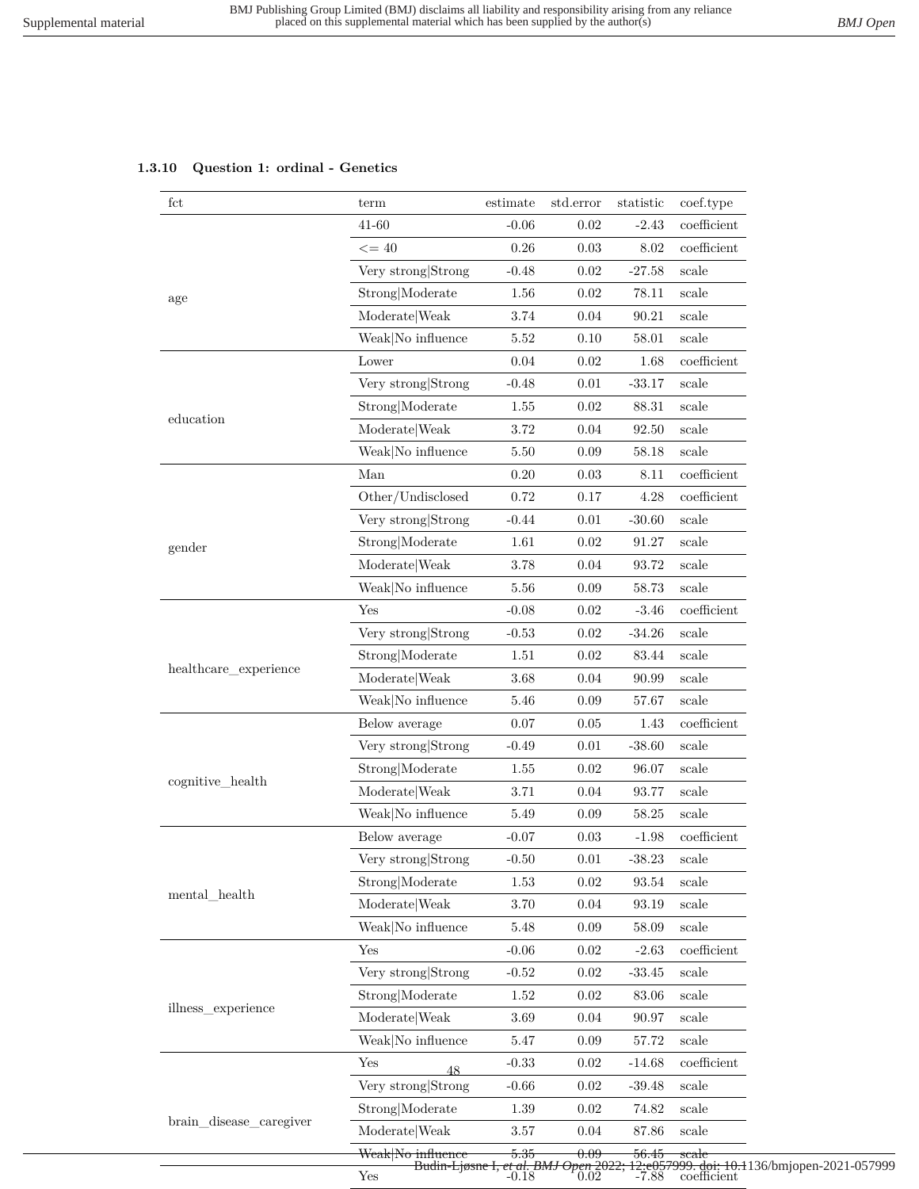#### 1.3.10 Question 1: ordinal - Genetics

| fct | term | estimate | std.error | statistic | coef.type |
|---|---|---|---|---|---|
| age | 41-60 | -0.06 | 0.02 | -2.43 | coefficient |
| | <= 40 | 0.26 | 0.03 | 8.02 | coefficient |
| | Very strong\|Strong | -0.48 | 0.02 | -27.58 | scale |
| | Strong\|Moderate | 1.56 | 0.02 | 78.11 | scale |
| | Moderate\|Weak | 3.74 | 0.04 | 90.21 | scale |
| | Weak\|No influence | 5.52 | 0.10 | 58.01 | scale |
| education | Lower | 0.04 | 0.02 | 1.68 | coefficient |
| | Very strong\|Strong | -0.48 | 0.01 | -33.17 | scale |
| | Strong\|Moderate | 1.55 | 0.02 | 88.31 | scale |
| | Moderate\|Weak | 3.72 | 0.04 | 92.50 | scale |
| | Weak\|No influence | 5.50 | 0.09 | 58.18 | scale |
| gender | Man | 0.20 | 0.03 | 8.11 | coefficient |
| | Other/Undisclosed | 0.72 | 0.17 | 4.28 | coefficient |
| | Very strong\|Strong | -0.44 | 0.01 | -30.60 | scale |
| | Strong\|Moderate | 1.61 | 0.02 | 91.27 | scale |
| | Moderate\|Weak | 3.78 | 0.04 | 93.72 | scale |
| | Weak\|No influence | 5.56 | 0.09 | 58.73 | scale |
| healthcare_experience | Yes | -0.08 | 0.02 | -3.46 | coefficient |
| | Very strong\|Strong | -0.53 | 0.02 | -34.26 | scale |
| | Strong\|Moderate | 1.51 | 0.02 | 83.44 | scale |
| | Moderate\|Weak | 3.68 | 0.04 | 90.99 | scale |
| | Weak\|No influence | 5.46 | 0.09 | 57.67 | scale |
| cognitive_health | Below average | 0.07 | 0.05 | 1.43 | coefficient |
| | Very strong\|Strong | -0.49 | 0.01 | -38.60 | scale |
| | Strong\|Moderate | 1.55 | 0.02 | 96.07 | scale |
| | Moderate\|Weak | 3.71 | 0.04 | 93.77 | scale |
| | Weak\|No influence | 5.49 | 0.09 | 58.25 | scale |
| mental_health | Below average | -0.07 | 0.03 | -1.98 | coefficient |
| | Very strong\|Strong | -0.50 | 0.01 | -38.23 | scale |
| | Strong\|Moderate | 1.53 | 0.02 | 93.54 | scale |
| | Moderate\|Weak | 3.70 | 0.04 | 93.19 | scale |
| | Weak\|No influence | 5.48 | 0.09 | 58.09 | scale |
| illness_experience | Yes | -0.06 | 0.02 | -2.63 | coefficient |
| | Very strong\|Strong | -0.52 | 0.02 | -33.45 | scale |
| | Strong\|Moderate | 1.52 | 0.02 | 83.06 | scale |
| | Moderate\|Weak | 3.69 | 0.04 | 90.97 | scale |
| | Weak\|No influence | 5.47 | 0.09 | 57.72 | scale |
| brain_disease_caregiver | Yes | -0.33 | 0.02 | -14.68 | coefficient |
| | Very strong\|Strong | -0.66 | 0.02 | -39.48 | scale |
| | Strong\|Moderate | 1.39 | 0.02 | 74.82 | scale |
| | Moderate\|Weak | 3.57 | 0.04 | 87.86 | scale |
| | Weak\|No influence | 5.35 | 0.09 | 56.45 | scale |
| | Yes | -0.18 | 0.02 | -7.88 | coefficient |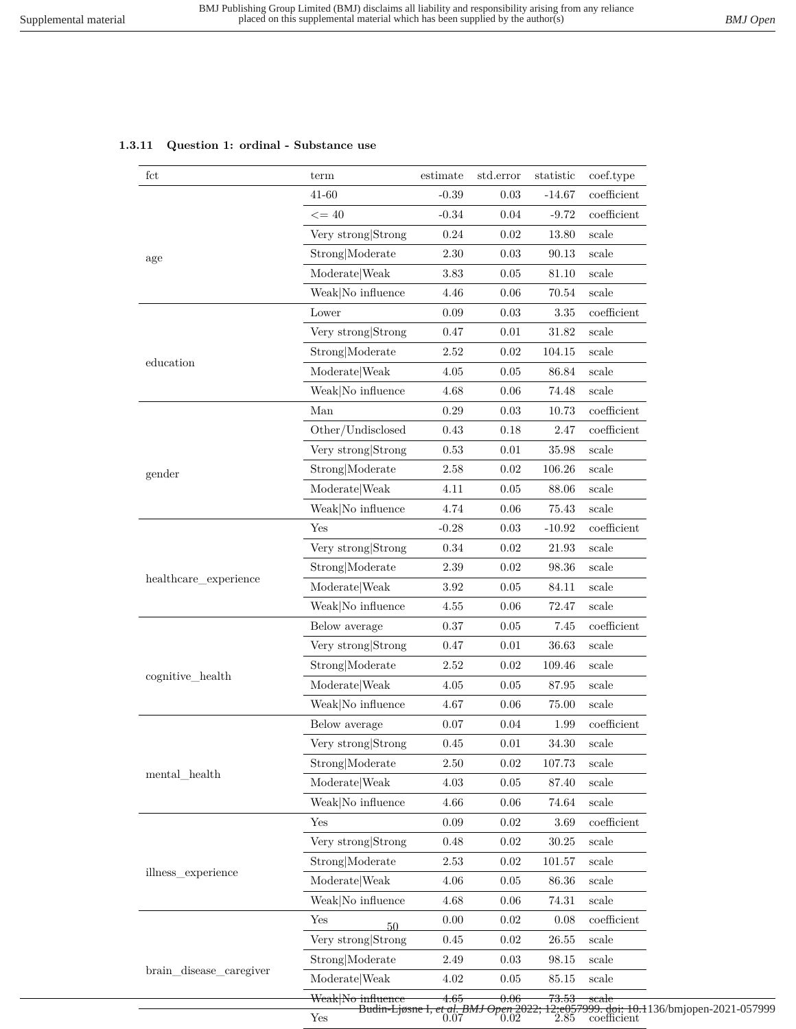### 1.3.11 Question 1: ordinal - Substance use

| fct | term | estimate | std.error | statistic | coef.type |
|---|---|---|---|---|---|
| age | 41-60 | -0.39 | 0.03 | -14.67 | coefficient |
| | <= 40 | -0.34 | 0.04 | -9.72 | coefficient |
| | Very strong\|Strong | 0.24 | 0.02 | 13.80 | scale |
| | Strong\|Moderate | 2.30 | 0.03 | 90.13 | scale |
| | Moderate\|Weak | 3.83 | 0.05 | 81.10 | scale |
| | Weak\|No influence | 4.46 | 0.06 | 70.54 | scale |
| education | Lower | 0.09 | 0.03 | 3.35 | coefficient |
| | Very strong\|Strong | 0.47 | 0.01 | 31.82 | scale |
| | Strong\|Moderate | 2.52 | 0.02 | 104.15 | scale |
| | Moderate\|Weak | 4.05 | 0.05 | 86.84 | scale |
| | Weak\|No influence | 4.68 | 0.06 | 74.48 | scale |
| gender | Man | 0.29 | 0.03 | 10.73 | coefficient |
| | Other/Undisclosed | 0.43 | 0.18 | 2.47 | coefficient |
| | Very strong\|Strong | 0.53 | 0.01 | 35.98 | scale |
| | Strong\|Moderate | 2.58 | 0.02 | 106.26 | scale |
| | Moderate\|Weak | 4.11 | 0.05 | 88.06 | scale |
| | Weak\|No influence | 4.74 | 0.06 | 75.43 | scale |
| healthcare_experience | Yes | -0.28 | 0.03 | -10.92 | coefficient |
| | Very strong\|Strong | 0.34 | 0.02 | 21.93 | scale |
| | Strong\|Moderate | 2.39 | 0.02 | 98.36 | scale |
| | Moderate\|Weak | 3.92 | 0.05 | 84.11 | scale |
| | Weak\|No influence | 4.55 | 0.06 | 72.47 | scale |
| cognitive_health | Below average | 0.37 | 0.05 | 7.45 | coefficient |
| | Very strong\|Strong | 0.47 | 0.01 | 36.63 | scale |
| | Strong\|Moderate | 2.52 | 0.02 | 109.46 | scale |
| | Moderate\|Weak | 4.05 | 0.05 | 87.95 | scale |
| | Weak\|No influence | 4.67 | 0.06 | 75.00 | scale |
| mental_health | Below average | 0.07 | 0.04 | 1.99 | coefficient |
| | Very strong\|Strong | 0.45 | 0.01 | 34.30 | scale |
| | Strong\|Moderate | 2.50 | 0.02 | 107.73 | scale |
| | Moderate\|Weak | 4.03 | 0.05 | 87.40 | scale |
| | Weak\|No influence | 4.66 | 0.06 | 74.64 | scale |
| illness_experience | Yes | 0.09 | 0.02 | 3.69 | coefficient |
| | Very strong\|Strong | 0.48 | 0.02 | 30.25 | scale |
| | Strong\|Moderate | 2.53 | 0.02 | 101.57 | scale |
| | Moderate\|Weak | 4.06 | 0.05 | 86.36 | scale |
| | Weak\|No influence | 4.68 | 0.06 | 74.31 | scale |
| brain_disease_caregiver | Yes | 0.00 | 0.02 | 0.08 | coefficient |
| | Very strong\|Strong | 0.45 | 0.02 | 26.55 | scale |
| | Strong\|Moderate | 2.49 | 0.03 | 98.15 | scale |
| | Moderate\|Weak | 4.02 | 0.05 | 85.15 | scale |
| | Weak\|No influence | 4.65 | 0.06 | 73.53 | scale |
| | Yes | 0.07 | 0.02 | 2.85 | coefficient |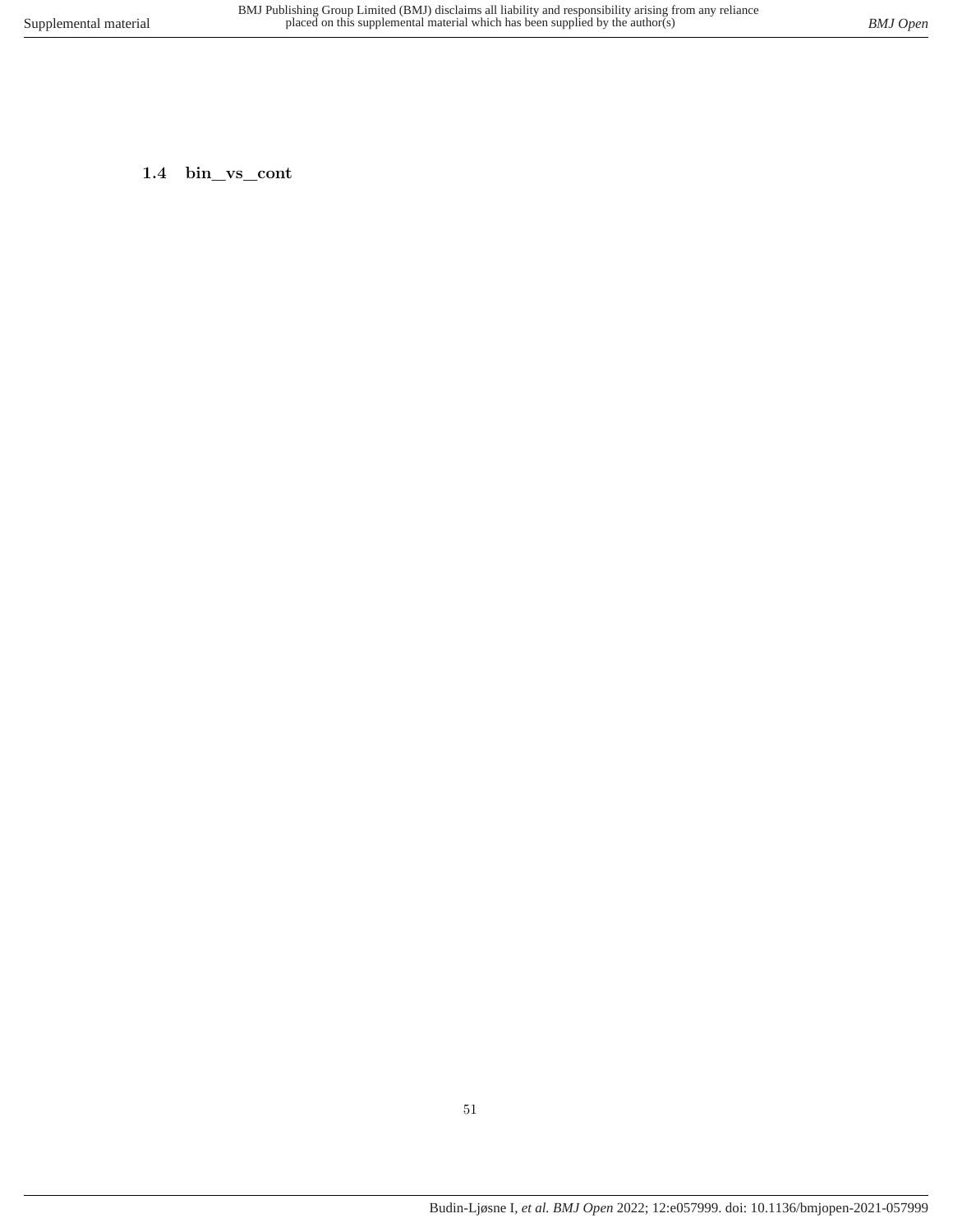### 1.4 bin_vs_cont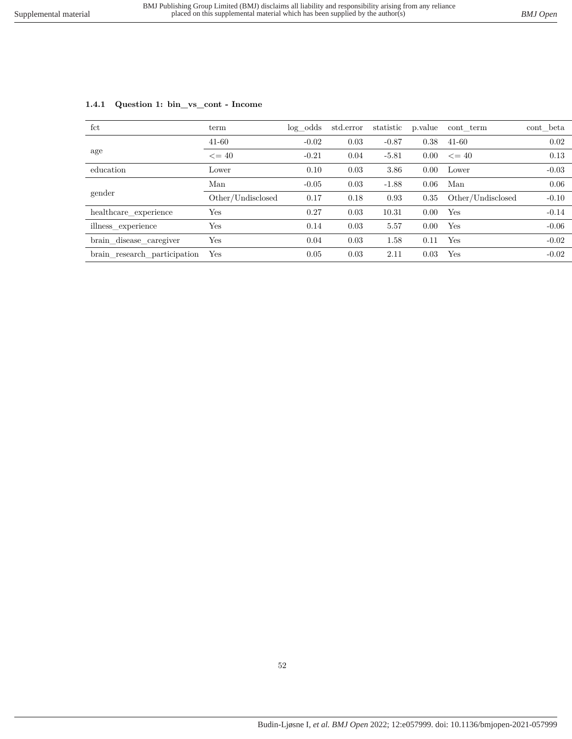### 1.4.1 Question 1: bin_vs_cont - Income

| fct | term | log_odds | std.error | statistic | p.value | cont_term | cont_beta |
|---|---|---|---|---|---|---|---|
| age | 41-60 | -0.02 | 0.03 | -0.87 | 0.38 | 41-60 | 0.02 |
| | <= 40 | -0.21 | 0.04 | -5.81 | 0.00 | <= 40 | 0.13 |
| education | Lower | 0.10 | 0.03 | 3.86 | 0.00 | Lower | -0.03 |
| gender | Man | -0.05 | 0.03 | -1.88 | 0.06 | Man | 0.06 |
| | Other/Undisclosed | 0.17 | 0.18 | 0.93 | 0.35 | Other/Undisclosed | -0.10 |
| healthcare_experience | Yes | 0.27 | 0.03 | 10.31 | 0.00 | Yes | -0.14 |
| illness_experience | Yes | 0.14 | 0.03 | 5.57 | 0.00 | Yes | -0.06 |
| brain_disease_caregiver | Yes | 0.04 | 0.03 | 1.58 | 0.11 | Yes | -0.02 |
| brain_research_participation | Yes | 0.05 | 0.03 | 2.11 | 0.03 | Yes | -0.02 |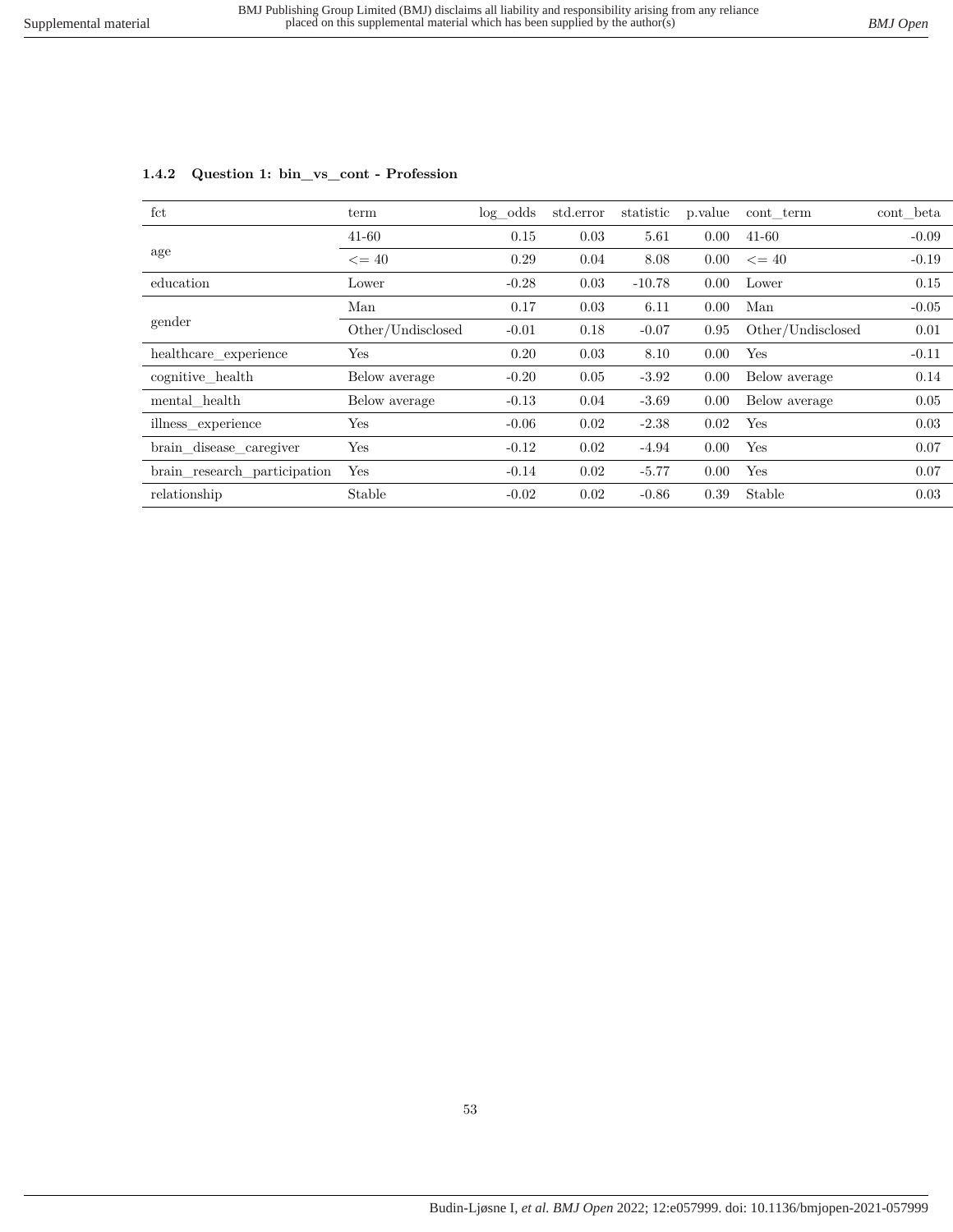### 1.4.2 Question 1: bin_vs_cont - Profession

| fct | term | log_odds | std.error | statistic | p.value | cont_term | cont_beta |
|---|---|---|---|---|---|---|---|
| age | 41-60 | 0.15 | 0.03 | 5.61 | 0.00 | 41-60 | -0.09 |
| | <= 40 | 0.29 | 0.04 | 8.08 | 0.00 | <= 40 | -0.19 |
| education | Lower | -0.28 | 0.03 | -10.78 | 0.00 | Lower | 0.15 |
| gender | Man | 0.17 | 0.03 | 6.11 | 0.00 | Man | -0.05 |
| | Other/Undisclosed | -0.01 | 0.18 | -0.07 | 0.95 | Other/Undisclosed | 0.01 |
| healthcare_experience | Yes | 0.20 | 0.03 | 8.10 | 0.00 | Yes | -0.11 |
| cognitive_health | Below average | -0.20 | 0.05 | -3.92 | 0.00 | Below average | 0.14 |
| mental_health | Below average | -0.13 | 0.04 | -3.69 | 0.00 | Below average | 0.05 |
| illness_experience | Yes | -0.06 | 0.02 | -2.38 | 0.02 | Yes | 0.03 |
| brain_disease_caregiver | Yes | -0.12 | 0.02 | -4.94 | 0.00 | Yes | 0.07 |
| brain_research_participation | Yes | -0.14 | 0.02 | -5.77 | 0.00 | Yes | 0.07 |
| relationship | Stable | -0.02 | 0.02 | -0.86 | 0.39 | Stable | 0.03 |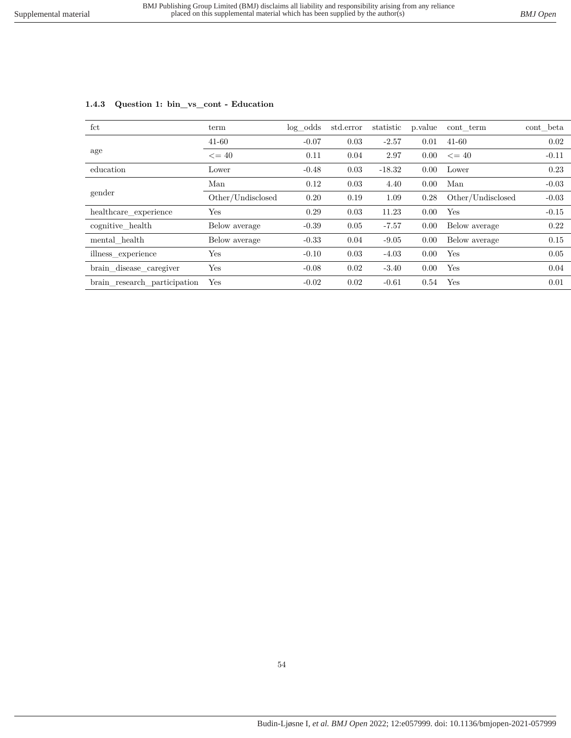### 1.4.3 Question 1: bin_vs_cont - Education

| fct | term | log_odds | std.error | statistic | p.value | cont_term | cont_beta |
|---|---|---|---|---|---|---|---|
| age | 41-60 | -0.07 | 0.03 | -2.57 | 0.01 | 41-60 | 0.02 |
| | <= 40 | 0.11 | 0.04 | 2.97 | 0.00 | <= 40 | -0.11 |
| education | Lower | -0.48 | 0.03 | -18.32 | 0.00 | Lower | 0.23 |
| gender | Man | 0.12 | 0.03 | 4.40 | 0.00 | Man | -0.03 |
| | Other/Undisclosed | 0.20 | 0.19 | 1.09 | 0.28 | Other/Undisclosed | -0.03 |
| healthcare_experience | Yes | 0.29 | 0.03 | 11.23 | 0.00 | Yes | -0.15 |
| cognitive_health | Below average | -0.39 | 0.05 | -7.57 | 0.00 | Below average | 0.22 |
| mental_health | Below average | -0.33 | 0.04 | -9.05 | 0.00 | Below average | 0.15 |
| illness_experience | Yes | -0.10 | 0.03 | -4.03 | 0.00 | Yes | 0.05 |
| brain_disease_caregiver | Yes | -0.08 | 0.02 | -3.40 | 0.00 | Yes | 0.04 |
| brain_research_participation | Yes | -0.02 | 0.02 | -0.61 | 0.54 | Yes | 0.01 |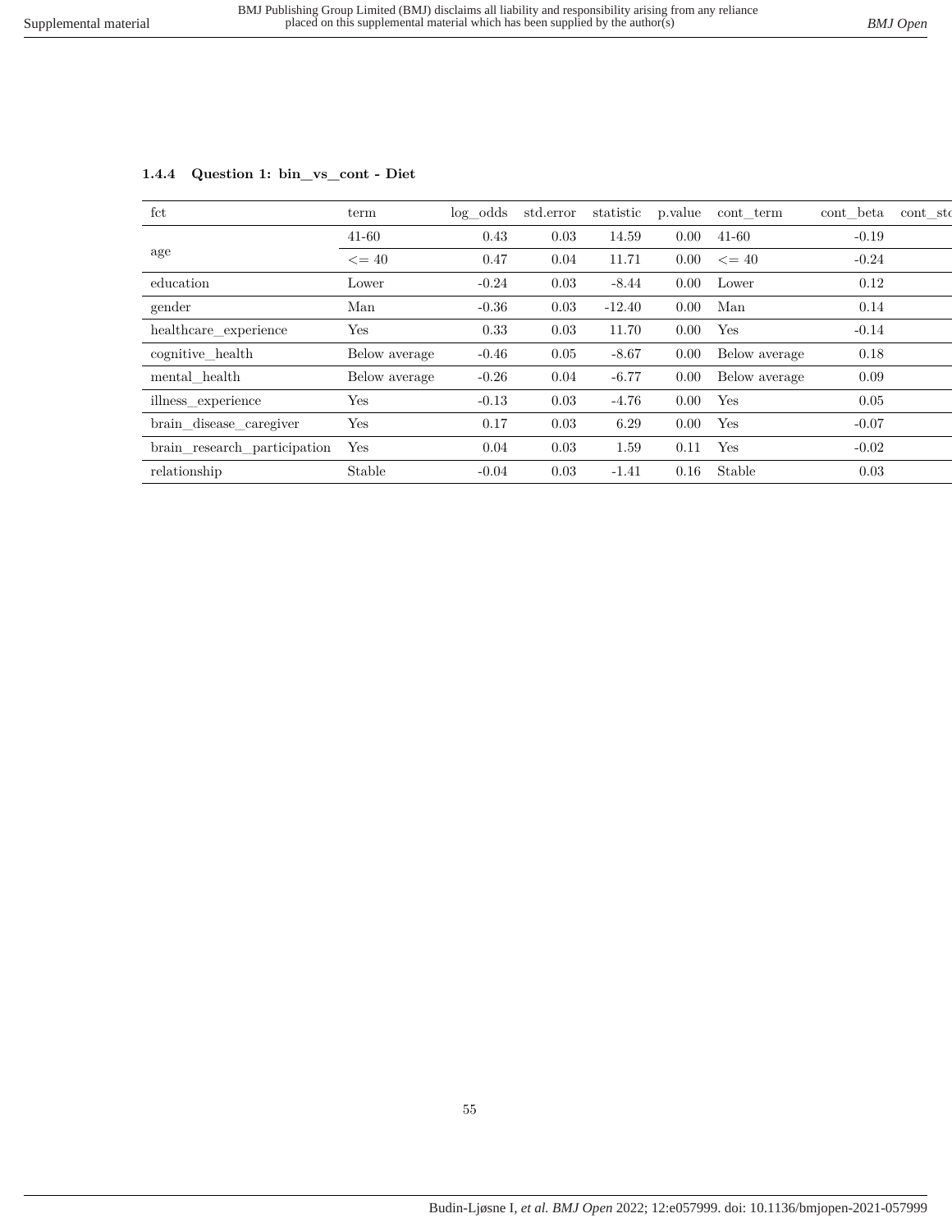### 1.4.4 Question 1: bin_vs_cont - Diet

| fct | term | log_odds | std.error | statistic | p.value | cont_term | cont_beta | cont_st |
|---|---|---|---|---|---|---|---|---|
| age | 41-60 | 0.43 | 0.03 | 14.59 | 0.00 | 41-60 | -0.19 | |
| | <= 40 | 0.47 | 0.04 | 11.71 | 0.00 | <= 40 | -0.24 | |
| education | Lower | -0.24 | 0.03 | -8.44 | 0.00 | Lower | 0.12 | |
| gender | Man | -0.36 | 0.03 | -12.40 | 0.00 | Man | 0.14 | |
| healthcare_experience | Yes | 0.33 | 0.03 | 11.70 | 0.00 | Yes | -0.14 | |
| cognitive_health | Below average | -0.46 | 0.05 | -8.67 | 0.00 | Below average | 0.18 | |
| mental_health | Below average | -0.26 | 0.04 | -6.77 | 0.00 | Below average | 0.09 | |
| illness_experience | Yes | -0.13 | 0.03 | -4.76 | 0.00 | Yes | 0.05 | |
| brain_disease_caregiver | Yes | 0.17 | 0.03 | 6.29 | 0.00 | Yes | -0.07 | |
| brain_research_participation | Yes | 0.04 | 0.03 | 1.59 | 0.11 | Yes | -0.02 | |
| relationship | Stable | -0.04 | 0.03 | -1.41 | 0.16 | Stable | 0.03 | |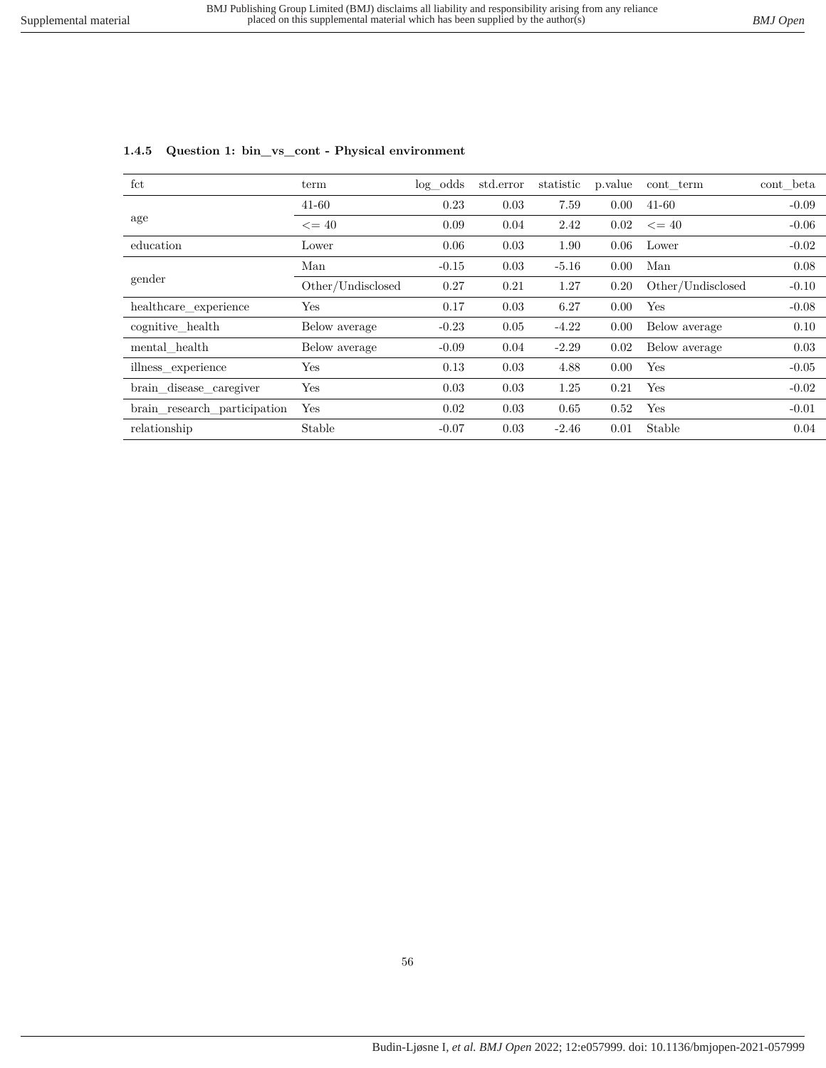#### 1.4.5 Question 1: bin_vs_cont - Physical environment

| fct | term | log_odds | std.error | statistic | p.value | cont_term | cont_beta |
|---|---|---|---|---|---|---|---|
| age | 41-60 | 0.23 | 0.03 | 7.59 | 0.00 | 41-60 | -0.09 |
| | <= 40 | 0.09 | 0.04 | 2.42 | 0.02 | <= 40 | -0.06 |
| education | Lower | 0.06 | 0.03 | 1.90 | 0.06 | Lower | -0.02 |
| gender | Man | -0.15 | 0.03 | -5.16 | 0.00 | Man | 0.08 |
| | Other/Undisclosed | 0.27 | 0.21 | 1.27 | 0.20 | Other/Undisclosed | -0.10 |
| healthcare_experience | Yes | 0.17 | 0.03 | 6.27 | 0.00 | Yes | -0.08 |
| cognitive_health | Below average | -0.23 | 0.05 | -4.22 | 0.00 | Below average | 0.10 |
| mental_health | Below average | -0.09 | 0.04 | -2.29 | 0.02 | Below average | 0.03 |
| illness_experience | Yes | 0.13 | 0.03 | 4.88 | 0.00 | Yes | -0.05 |
| brain_disease_caregiver | Yes | 0.03 | 0.03 | 1.25 | 0.21 | Yes | -0.02 |
| brain_research_participation | Yes | 0.02 | 0.03 | 0.65 | 0.52 | Yes | -0.01 |
| relationship | Stable | -0.07 | 0.03 | -2.46 | 0.01 | Stable | 0.04 |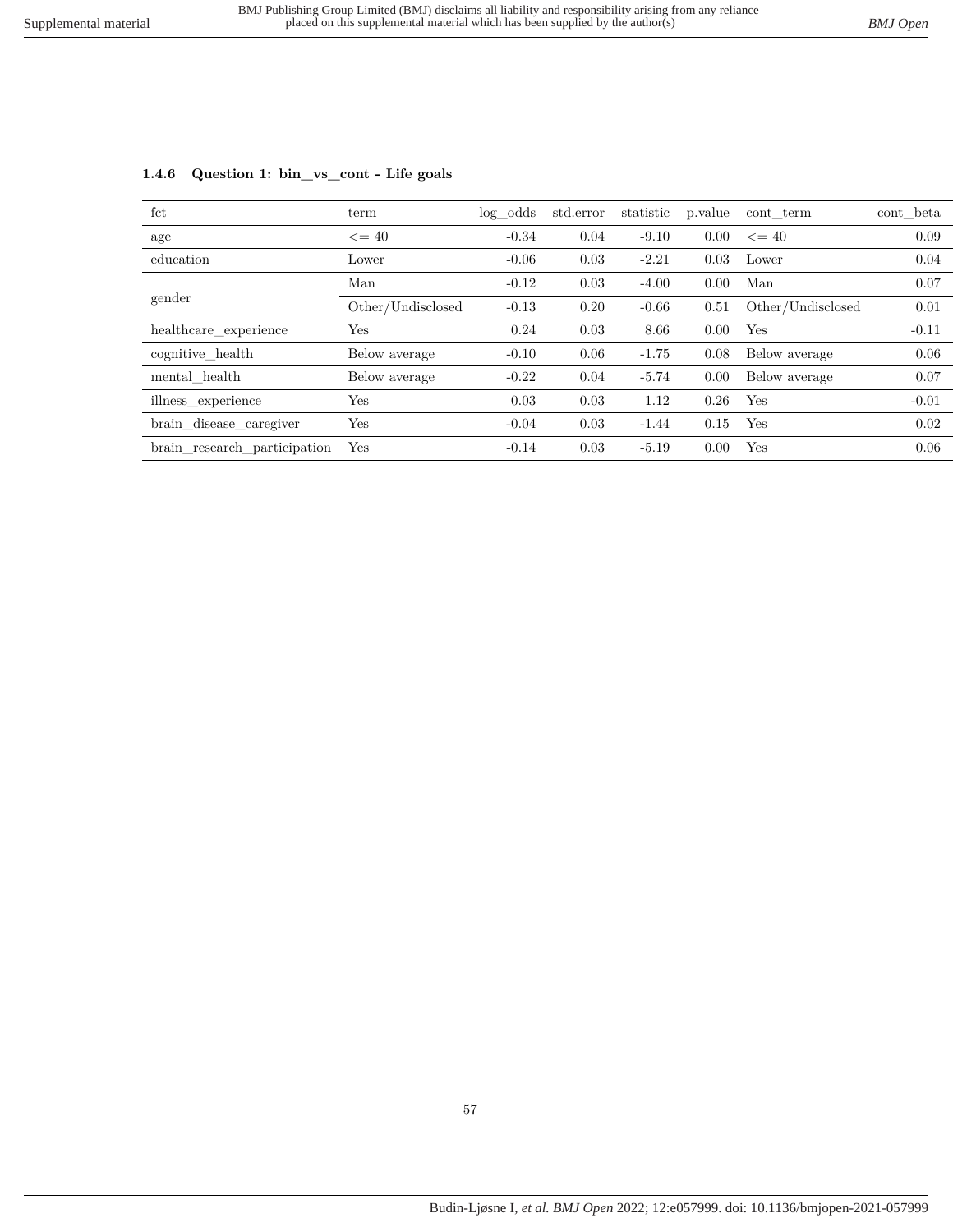### 1.4.6 Question 1: bin_vs_cont - Life goals

| fct | term | log_odds | std.error | statistic | p.value | cont_term | cont_beta |
|---|---|---|---|---|---|---|---|
| age | <= 40 | -0.34 | 0.04 | -9.10 | 0.00 | <= 40 | 0.09 |
| education | Lower | -0.06 | 0.03 | -2.21 | 0.03 | Lower | 0.04 |
| gender | Man | -0.12 | 0.03 | -4.00 | 0.00 | Man | 0.07 |
| | Other/Undisclosed | -0.13 | 0.20 | -0.66 | 0.51 | Other/Undisclosed | 0.01 |
| healthcare_experience | Yes | 0.24 | 0.03 | 8.66 | 0.00 | Yes | -0.11 |
| cognitive_health | Below average | -0.10 | 0.06 | -1.75 | 0.08 | Below average | 0.06 |
| mental_health | Below average | -0.22 | 0.04 | -5.74 | 0.00 | Below average | 0.07 |
| illness_experience | Yes | 0.03 | 0.03 | 1.12 | 0.26 | Yes | -0.01 |
| brain_disease_caregiver | Yes | -0.04 | 0.03 | -1.44 | 0.15 | Yes | 0.02 |
| brain_research_participation | Yes | -0.14 | 0.03 | -5.19 | 0.00 | Yes | 0.06 |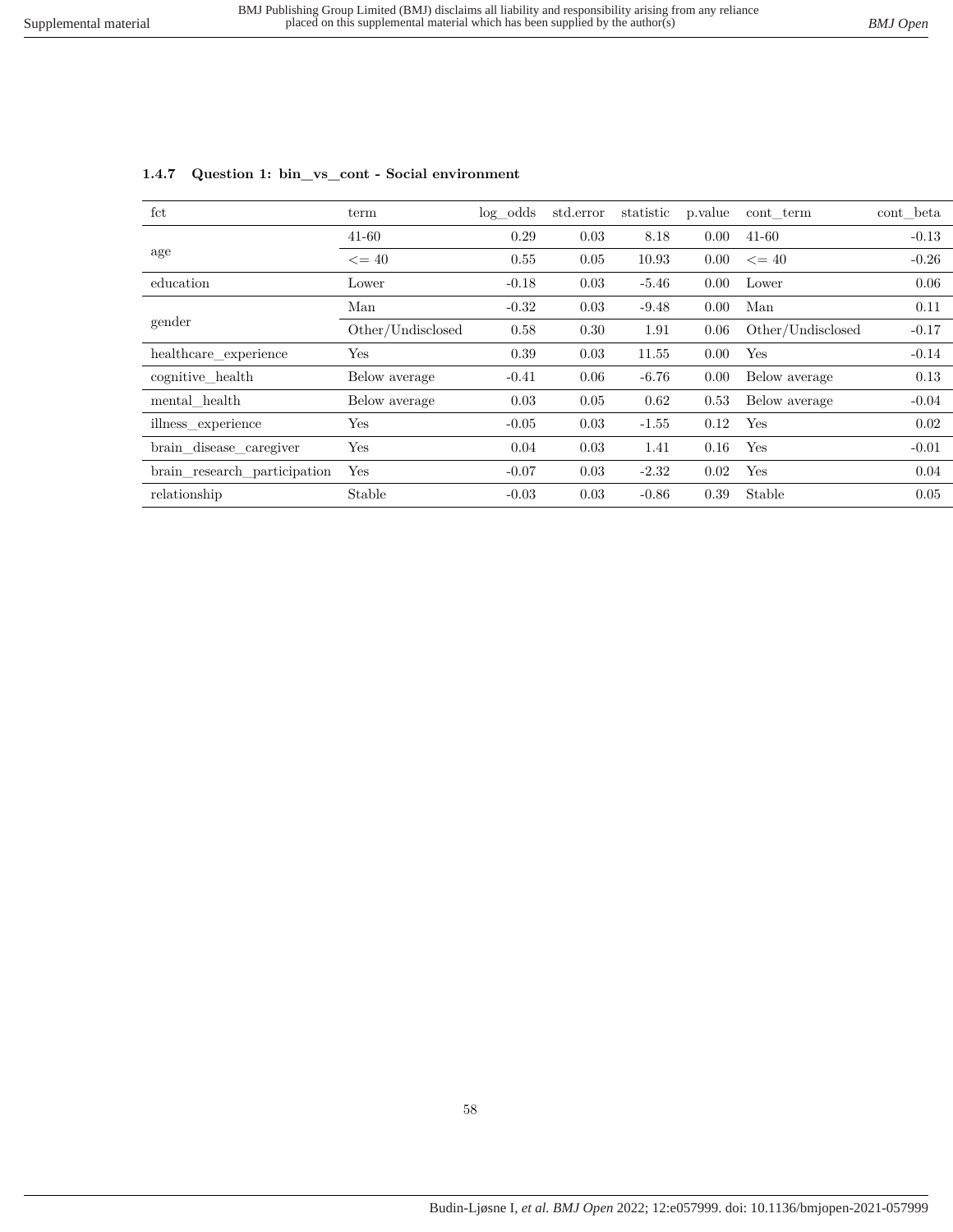### 1.4.7 Question 1: bin_vs_cont - Social environment

| fct | term | log_odds | std.error | statistic | p.value | cont_term | cont_beta |
|---|---|---|---|---|---|---|---|
| age | 41-60 | 0.29 | 0.03 | 8.18 | 0.00 | 41-60 | -0.13 |
| | <= 40 | 0.55 | 0.05 | 10.93 | 0.00 | <= 40 | -0.26 |
| education | Lower | -0.18 | 0.03 | -5.46 | 0.00 | Lower | 0.06 |
| gender | Man | -0.32 | 0.03 | -9.48 | 0.00 | Man | 0.11 |
| | Other/Undisclosed | 0.58 | 0.30 | 1.91 | 0.06 | Other/Undisclosed | -0.17 |
| healthcare_experience | Yes | 0.39 | 0.03 | 11.55 | 0.00 | Yes | -0.14 |
| cognitive_health | Below average | -0.41 | 0.06 | -6.76 | 0.00 | Below average | 0.13 |
| mental_health | Below average | 0.03 | 0.05 | 0.62 | 0.53 | Below average | -0.04 |
| illness_experience | Yes | -0.05 | 0.03 | -1.55 | 0.12 | Yes | 0.02 |
| brain_disease_caregiver | Yes | 0.04 | 0.03 | 1.41 | 0.16 | Yes | -0.01 |
| brain_research_participation | Yes | -0.07 | 0.03 | -2.32 | 0.02 | Yes | 0.04 |
| relationship | Stable | -0.03 | 0.03 | -0.86 | 0.39 | Stable | 0.05 |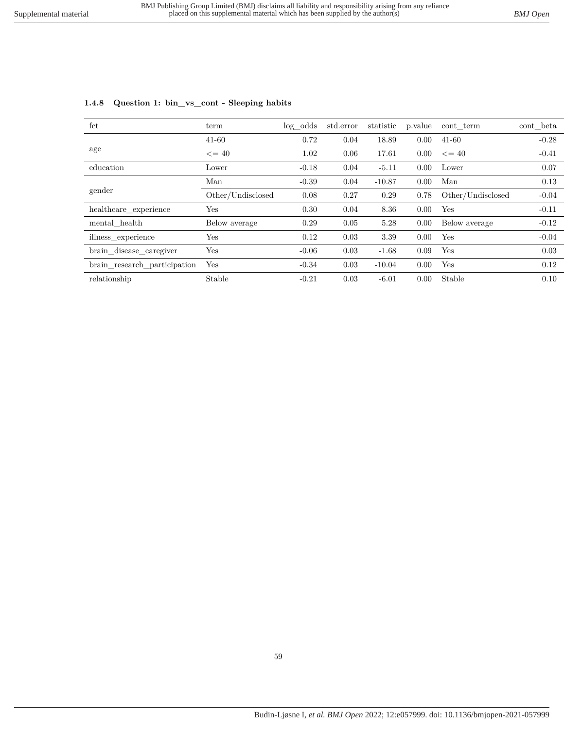### 1.4.8 Question 1: bin_vs_cont - Sleeping habits

| fct | term | log_odds | std.error | statistic | p.value | cont_term | cont_beta |
|---|---|---|---|---|---|---|---|
| age | 41-60 | 0.72 | 0.04 | 18.89 | 0.00 | 41-60 | -0.28 |
| | <= 40 | 1.02 | 0.06 | 17.61 | 0.00 | <= 40 | -0.41 |
| education | Lower | -0.18 | 0.04 | -5.11 | 0.00 | Lower | 0.07 |
| gender | Man | -0.39 | 0.04 | -10.87 | 0.00 | Man | 0.13 |
| | Other/Undisclosed | 0.08 | 0.27 | 0.29 | 0.78 | Other/Undisclosed | -0.04 |
| healthcare_experience | Yes | 0.30 | 0.04 | 8.36 | 0.00 | Yes | -0.11 |
| mental_health | Below average | 0.29 | 0.05 | 5.28 | 0.00 | Below average | -0.12 |
| illness_experience | Yes | 0.12 | 0.03 | 3.39 | 0.00 | Yes | -0.04 |
| brain_disease_caregiver | Yes | -0.06 | 0.03 | -1.68 | 0.09 | Yes | 0.03 |
| brain_research_participation | Yes | -0.34 | 0.03 | -10.04 | 0.00 | Yes | 0.12 |
| relationship | Stable | -0.21 | 0.03 | -6.01 | 0.00 | Stable | 0.10 |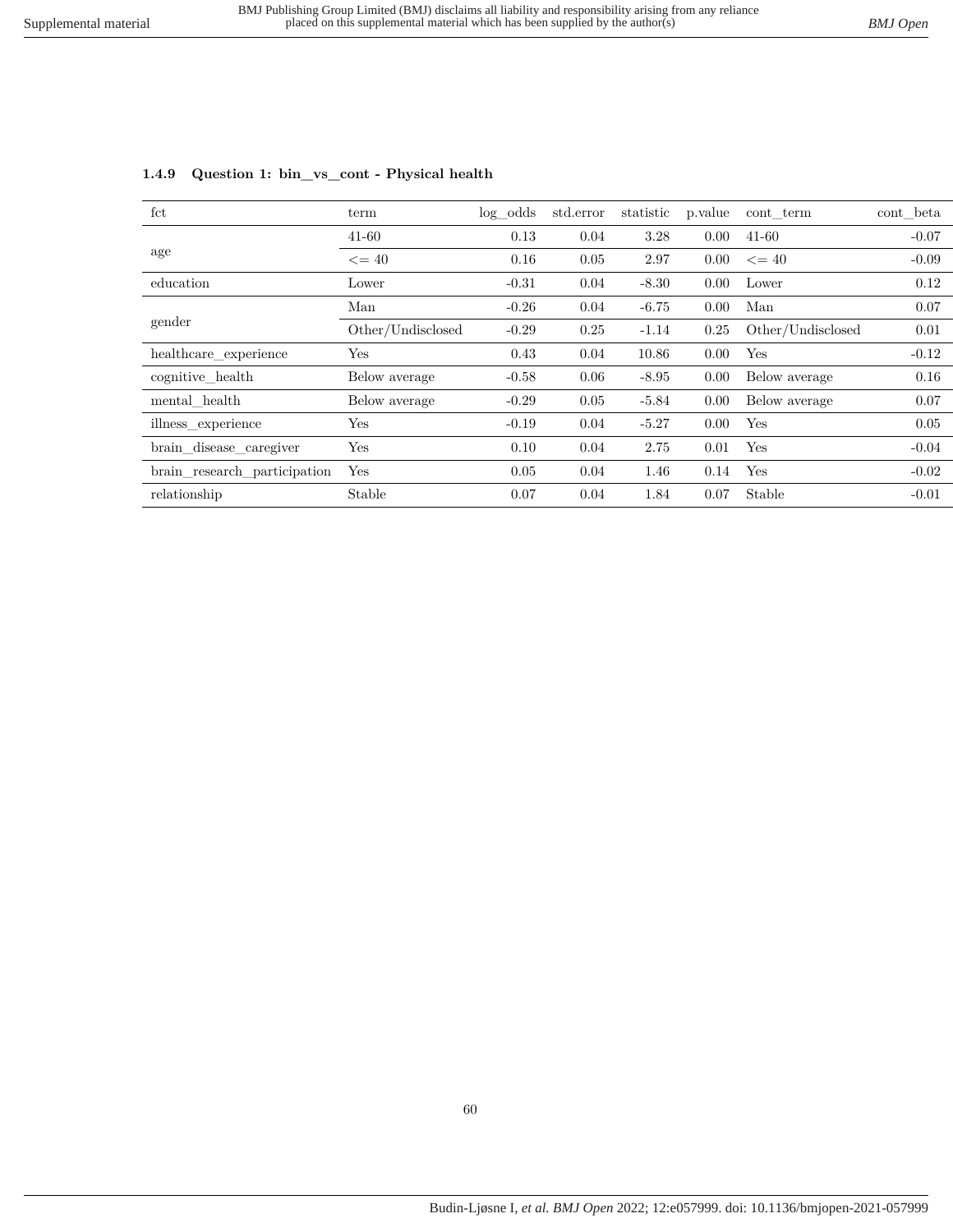### 1.4.9 Question 1: bin_vs_cont - Physical health

| fct | term | log_odds | std.error | statistic | p.value | cont_term | cont_beta |
|---|---|---|---|---|---|---|---|
| age | 41-60 | 0.13 | 0.04 | 3.28 | 0.00 | 41-60 | -0.07 |
| | <= 40 | 0.16 | 0.05 | 2.97 | 0.00 | <= 40 | -0.09 |
| education | Lower | -0.31 | 0.04 | -8.30 | 0.00 | Lower | 0.12 |
| gender | Man | -0.26 | 0.04 | -6.75 | 0.00 | Man | 0.07 |
| | Other/Undisclosed | -0.29 | 0.25 | -1.14 | 0.25 | Other/Undisclosed | 0.01 |
| healthcare_experience | Yes | 0.43 | 0.04 | 10.86 | 0.00 | Yes | -0.12 |
| cognitive_health | Below average | -0.58 | 0.06 | -8.95 | 0.00 | Below average | 0.16 |
| mental_health | Below average | -0.29 | 0.05 | -5.84 | 0.00 | Below average | 0.07 |
| illness_experience | Yes | -0.19 | 0.04 | -5.27 | 0.00 | Yes | 0.05 |
| brain_disease_caregiver | Yes | 0.10 | 0.04 | 2.75 | 0.01 | Yes | -0.04 |
| brain_research_participation | Yes | 0.05 | 0.04 | 1.46 | 0.14 | Yes | -0.02 |
| relationship | Stable | 0.07 | 0.04 | 1.84 | 0.07 | Stable | -0.01 |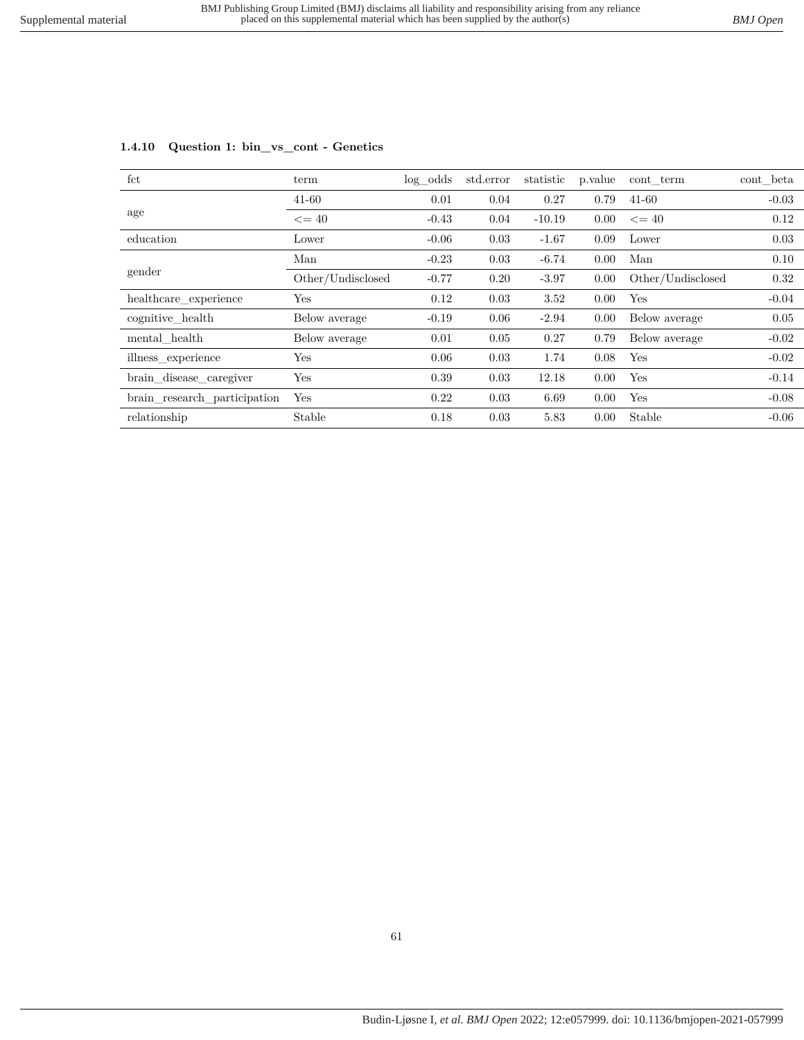### 1.4.10 Question 1: bin_vs_cont - Genetics

| fct | term | log_odds | std.error | statistic | p.value | cont_term | cont_beta |
|---|---|---|---|---|---|---|---|
| age | 41-60 | 0.01 | 0.04 | 0.27 | 0.79 | 41-60 | -0.03 |
| | <= 40 | -0.43 | 0.04 | -10.19 | 0.00 | <= 40 | 0.12 |
| education | Lower | -0.06 | 0.03 | -1.67 | 0.09 | Lower | 0.03 |
| gender | Man | -0.23 | 0.03 | -6.74 | 0.00 | Man | 0.10 |
| | Other/Undisclosed | -0.77 | 0.20 | -3.97 | 0.00 | Other/Undisclosed | 0.32 |
| healthcare_experience | Yes | 0.12 | 0.03 | 3.52 | 0.00 | Yes | -0.04 |
| cognitive_health | Below average | -0.19 | 0.06 | -2.94 | 0.00 | Below average | 0.05 |
| mental_health | Below average | 0.01 | 0.05 | 0.27 | 0.79 | Below average | -0.02 |
| illness_experience | Yes | 0.06 | 0.03 | 1.74 | 0.08 | Yes | -0.02 |
| brain_disease_caregiver | Yes | 0.39 | 0.03 | 12.18 | 0.00 | Yes | -0.14 |
| brain_research_participation | Yes | 0.22 | 0.03 | 6.69 | 0.00 | Yes | -0.08 |
| relationship | Stable | 0.18 | 0.03 | 5.83 | 0.00 | Stable | -0.06 |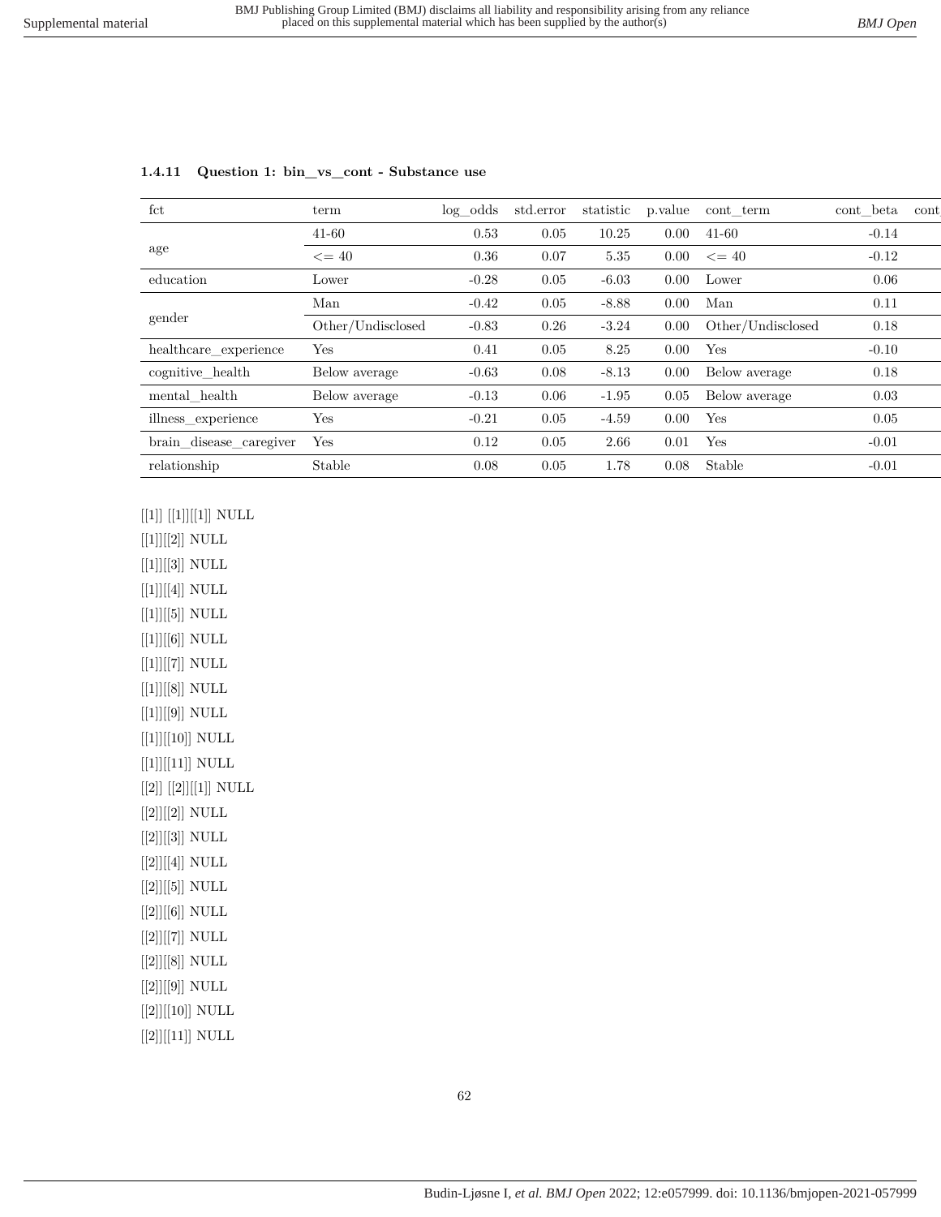### 1.4.11 Question 1: bin_vs_cont - Substance use

| fct | term | log_odds | std.error | statistic | p.value | cont_term | cont_beta | cont |
|---|---|---|---|---|---|---|---|---|
| age | 41-60 | 0.53 | 0.05 | 10.25 | 0.00 | 41-60 | -0.14 | |
| | <= 40 | 0.36 | 0.07 | 5.35 | 0.00 | <= 40 | -0.12 | |
| education | Lower | -0.28 | 0.05 | -6.03 | 0.00 | Lower | 0.06 | |
| gender | Man | -0.42 | 0.05 | -8.88 | 0.00 | Man | 0.11 | |
| | Other/Undisclosed | -0.83 | 0.26 | -3.24 | 0.00 | Other/Undisclosed | 0.18 | |
| healthcare_experience | Yes | 0.41 | 0.05 | 8.25 | 0.00 | Yes | -0.10 | |
| cognitive_health | Below average | -0.63 | 0.08 | -8.13 | 0.00 | Below average | 0.18 | |
| mental_health | Below average | -0.13 | 0.06 | -1.95 | 0.05 | Below average | 0.03 | |
| illness_experience | Yes | -0.21 | 0.05 | -4.59 | 0.00 | Yes | 0.05 | |
| brain_disease_caregiver | Yes | 0.12 | 0.05 | 2.66 | 0.01 | Yes | -0.01 | |
| relationship | Stable | 0.08 | 0.05 | 1.78 | 0.08 | Stable | -0.01 | |

[[1]] [[1]][[1]] NULL

[[1]][[2]] NULL

[[1]][[3]] NULL

[[1]][[4]] NULL

[[1]][[5]] NULL

[[1]][[6]] NULL

[[1]][[7]] NULL

[[1]][[8]] NULL

[[1]][[9]] NULL

[[1]][[10]] NULL

[[1]][[11]] NULL

[[2]] [[2]][[1]] NULL

[[2]][[2]] NULL

[[2]][[3]] NULL

[[2]][[4]] NULL

[[2]][[5]] NULL

[[2]][[6]] NULL

[[2]][[7]] NULL

[[2]][[8]] NULL

[[2]][[9]] NULL

[[2]][[10]] NULL

[[2]][[11]] NULL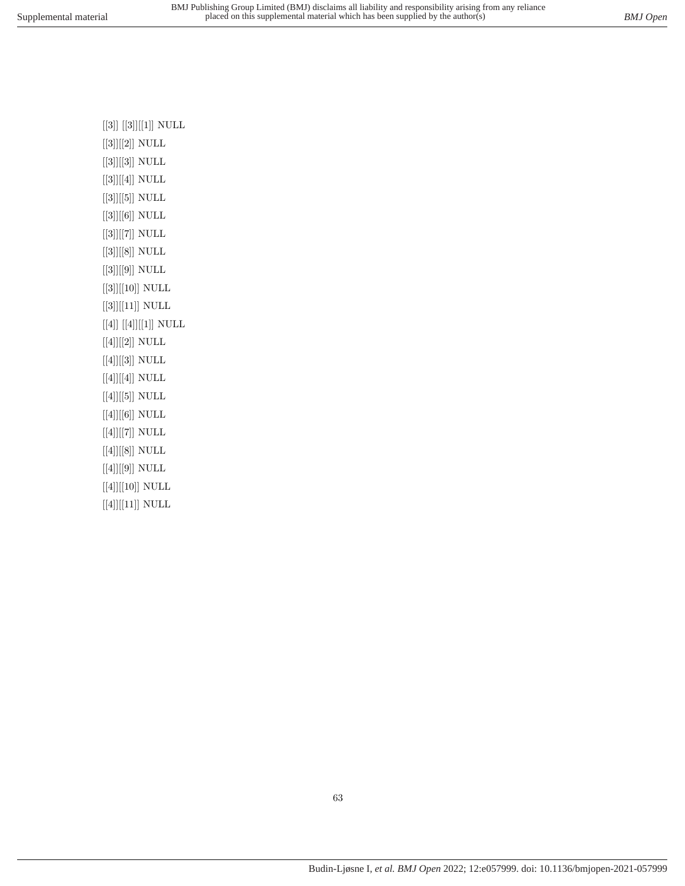[[3]] [[3]][[1]] NULL

[[3]][[2]] NULL

[[3]][[3]] NULL

[[3]][[4]] NULL

[[3]][[5]] NULL

[[3]][[6]] NULL

[[3]][[7]] NULL

[[3]][[8]] NULL

[[3]][[9]] NULL

[[3]][[10]] NULL

[[3]][[11]] NULL

[[4]] [[4]][[1]] NULL

[[4]][[2]] NULL

[[4]][[3]] NULL

[[4]][[4]] NULL

[[4]][[5]] NULL

[[4]][[6]] NULL

[[4]][[7]] NULL

[[4]][[8]] NULL

[[4]][[9]] NULL

[[4]][[10]] NULL

[[4]][[11]] NULL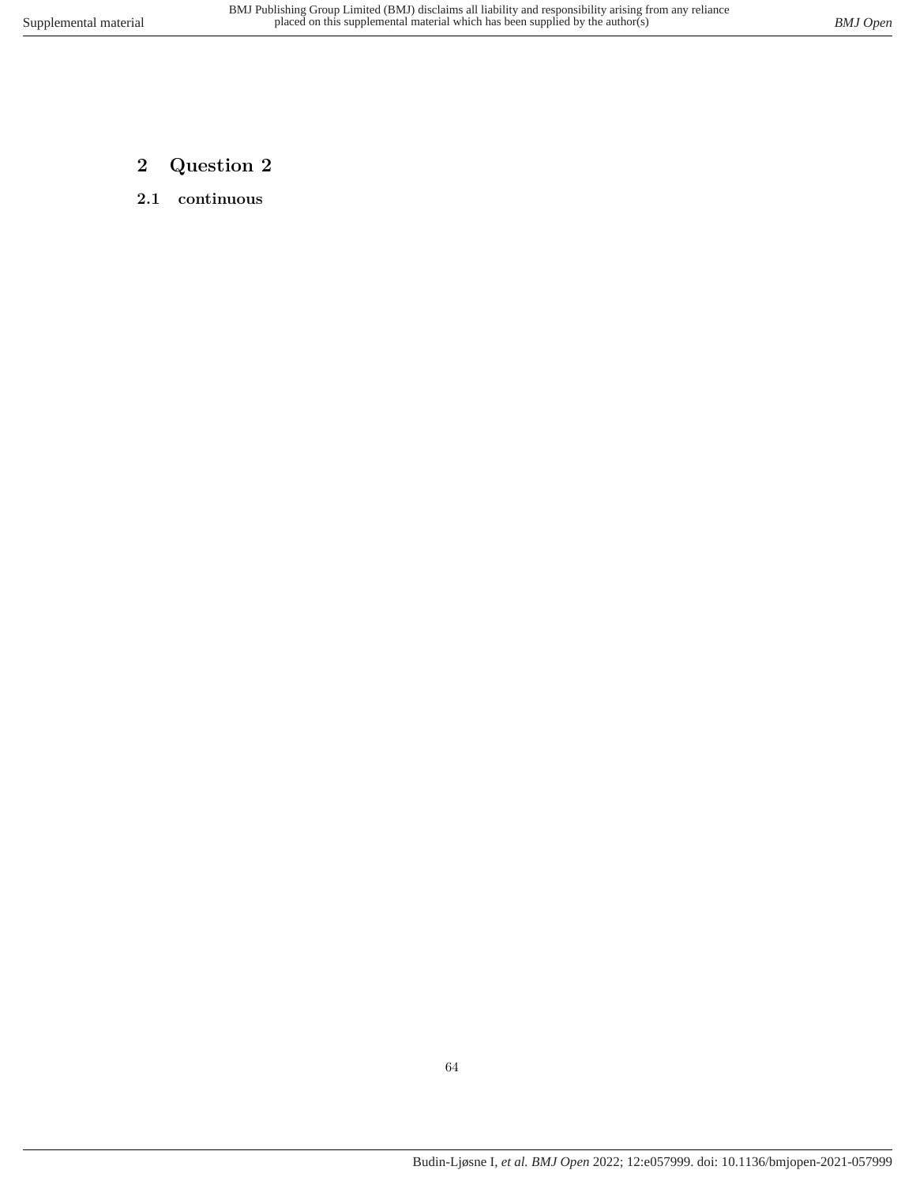# 2 Question 2

## 2.1 continuous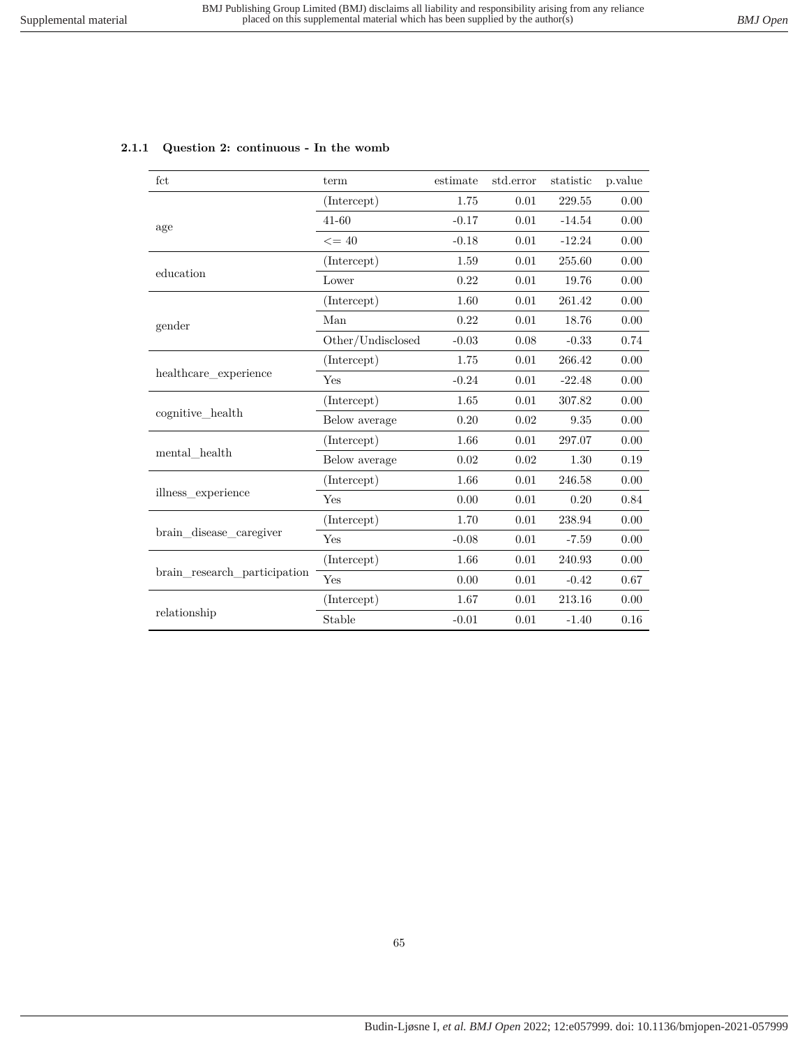### 2.1.1 Question 2: continuous - In the womb

| fct | term | estimate | std.error | statistic | p.value |
|---|---|---|---|---|---|
| age | (Intercept) | 1.75 | 0.01 | 229.55 | 0.00 |
| | 41-60 | -0.17 | 0.01 | -14.54 | 0.00 |
| | <= 40 | -0.18 | 0.01 | -12.24 | 0.00 |
| education | (Intercept) | 1.59 | 0.01 | 255.60 | 0.00 |
| | Lower | 0.22 | 0.01 | 19.76 | 0.00 |
| gender | (Intercept) | 1.60 | 0.01 | 261.42 | 0.00 |
| | Man | 0.22 | 0.01 | 18.76 | 0.00 |
| | Other/Undisclosed | -0.03 | 0.08 | -0.33 | 0.74 |
| healthcare_experience | (Intercept) | 1.75 | 0.01 | 266.42 | 0.00 |
| | Yes | -0.24 | 0.01 | -22.48 | 0.00 |
| cognitive_health | (Intercept) | 1.65 | 0.01 | 307.82 | 0.00 |
| | Below average | 0.20 | 0.02 | 9.35 | 0.00 |
| mental_health | (Intercept) | 1.66 | 0.01 | 297.07 | 0.00 |
| | Below average | 0.02 | 0.02 | 1.30 | 0.19 |
| illness_experience | (Intercept) | 1.66 | 0.01 | 246.58 | 0.00 |
| | Yes | 0.00 | 0.01 | 0.20 | 0.84 |
| brain_disease_caregiver | (Intercept) | 1.70 | 0.01 | 238.94 | 0.00 |
| | Yes | -0.08 | 0.01 | -7.59 | 0.00 |
| brain_research_participation | (Intercept) | 1.66 | 0.01 | 240.93 | 0.00 |
| | Yes | 0.00 | 0.01 | -0.42 | 0.67 |
| relationship | (Intercept) | 1.67 | 0.01 | 213.16 | 0.00 |
| | Stable | -0.01 | 0.01 | -1.40 | 0.16 |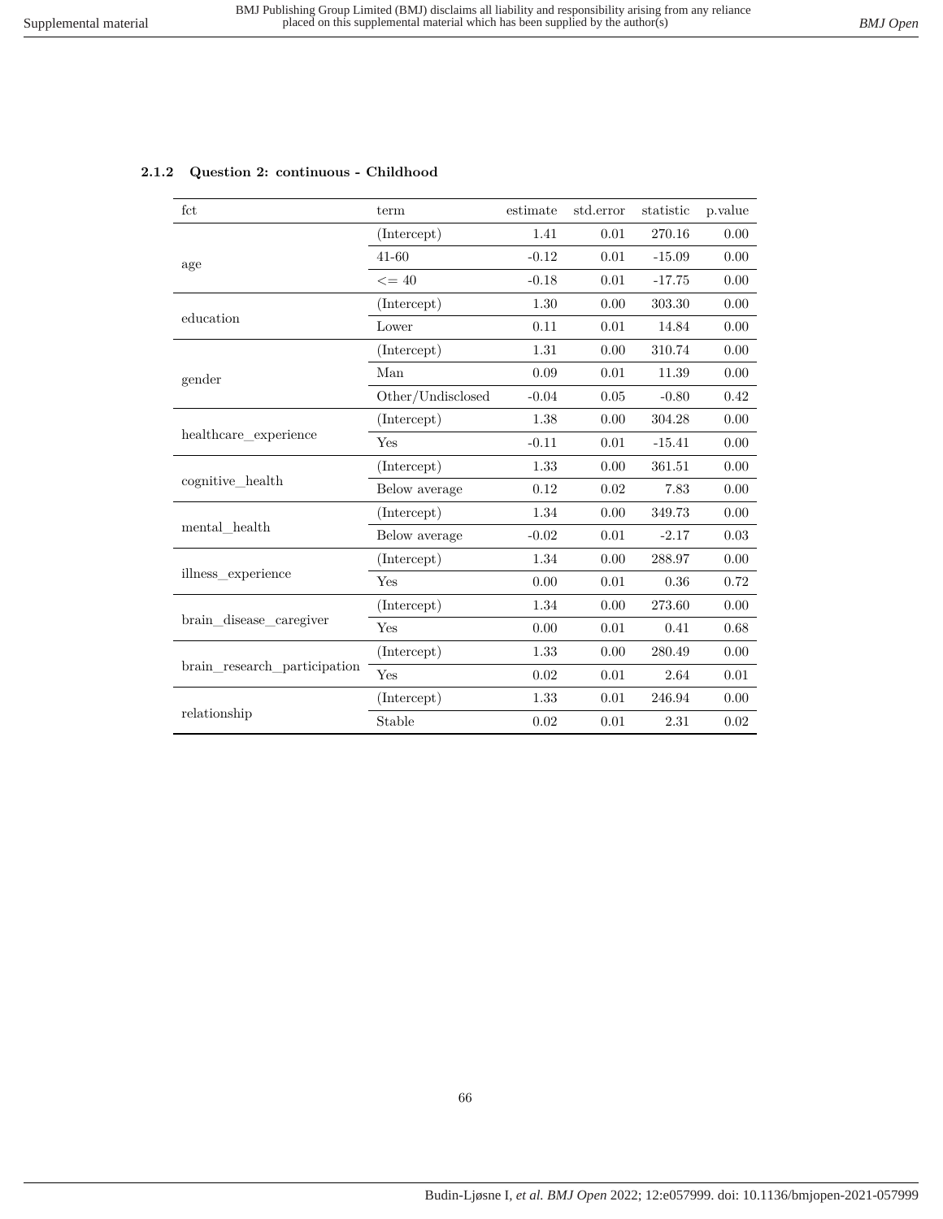### 2.1.2 Question 2: continuous - Childhood

| fct | term | estimate | std.error | statistic | p.value |
|---|---|---|---|---|---|
| age | (Intercept) | 1.41 | 0.01 | 270.16 | 0.00 |
| | 41-60 | -0.12 | 0.01 | -15.09 | 0.00 |
| | <= 40 | -0.18 | 0.01 | -17.75 | 0.00 |
| education | (Intercept) | 1.30 | 0.00 | 303.30 | 0.00 |
| | Lower | 0.11 | 0.01 | 14.84 | 0.00 |
| gender | (Intercept) | 1.31 | 0.00 | 310.74 | 0.00 |
| | Man | 0.09 | 0.01 | 11.39 | 0.00 |
| | Other/Undisclosed | -0.04 | 0.05 | -0.80 | 0.42 |
| healthcare_experience | (Intercept) | 1.38 | 0.00 | 304.28 | 0.00 |
| | Yes | -0.11 | 0.01 | -15.41 | 0.00 |
| cognitive_health | (Intercept) | 1.33 | 0.00 | 361.51 | 0.00 |
| | Below average | 0.12 | 0.02 | 7.83 | 0.00 |
| mental_health | (Intercept) | 1.34 | 0.00 | 349.73 | 0.00 |
| | Below average | -0.02 | 0.01 | -2.17 | 0.03 |
| illness_experience | (Intercept) | 1.34 | 0.00 | 288.97 | 0.00 |
| | Yes | 0.00 | 0.01 | 0.36 | 0.72 |
| brain_disease_caregiver | (Intercept) | 1.34 | 0.00 | 273.60 | 0.00 |
| | Yes | 0.00 | 0.01 | 0.41 | 0.68 |
| brain_research_participation | (Intercept) | 1.33 | 0.00 | 280.49 | 0.00 |
| | Yes | 0.02 | 0.01 | 2.64 | 0.01 |
| relationship | (Intercept) | 1.33 | 0.01 | 246.94 | 0.00 |
| | Stable | 0.02 | 0.01 | 2.31 | 0.02 |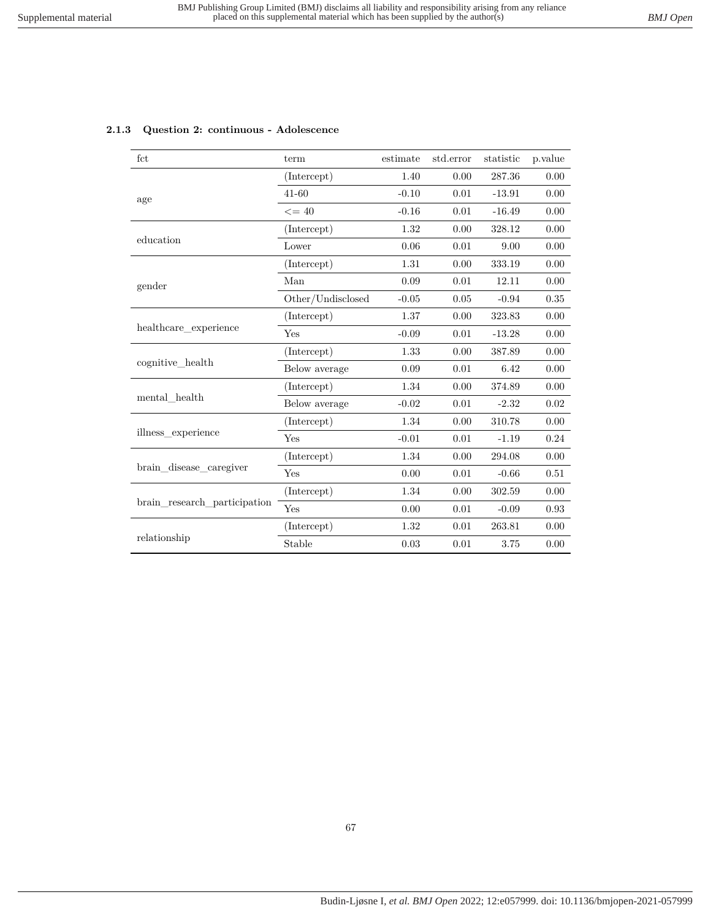### 2.1.3 Question 2: continuous - Adolescence

| fct | term | estimate | std.error | statistic | p.value |
|---|---|---|---|---|---|
| age | (Intercept) | 1.40 | 0.00 | 287.36 | 0.00 |
| | 41-60 | -0.10 | 0.01 | -13.91 | 0.00 |
| | <= 40 | -0.16 | 0.01 | -16.49 | 0.00 |
| education | (Intercept) | 1.32 | 0.00 | 328.12 | 0.00 |
| | Lower | 0.06 | 0.01 | 9.00 | 0.00 |
| gender | (Intercept) | 1.31 | 0.00 | 333.19 | 0.00 |
| | Man | 0.09 | 0.01 | 12.11 | 0.00 |
| | Other/Undisclosed | -0.05 | 0.05 | -0.94 | 0.35 |
| healthcare_experience | (Intercept) | 1.37 | 0.00 | 323.83 | 0.00 |
| | Yes | -0.09 | 0.01 | -13.28 | 0.00 |
| cognitive_health | (Intercept) | 1.33 | 0.00 | 387.89 | 0.00 |
| | Below average | 0.09 | 0.01 | 6.42 | 0.00 |
| mental_health | (Intercept) | 1.34 | 0.00 | 374.89 | 0.00 |
| | Below average | -0.02 | 0.01 | -2.32 | 0.02 |
| illness_experience | (Intercept) | 1.34 | 0.00 | 310.78 | 0.00 |
| | Yes | -0.01 | 0.01 | -1.19 | 0.24 |
| brain_disease_caregiver | (Intercept) | 1.34 | 0.00 | 294.08 | 0.00 |
| | Yes | 0.00 | 0.01 | -0.66 | 0.51 |
| brain_research_participation | (Intercept) | 1.34 | 0.00 | 302.59 | 0.00 |
| | Yes | 0.00 | 0.01 | -0.09 | 0.93 |
| relationship | (Intercept) | 1.32 | 0.01 | 263.81 | 0.00 |
| | Stable | 0.03 | 0.01 | 3.75 | 0.00 |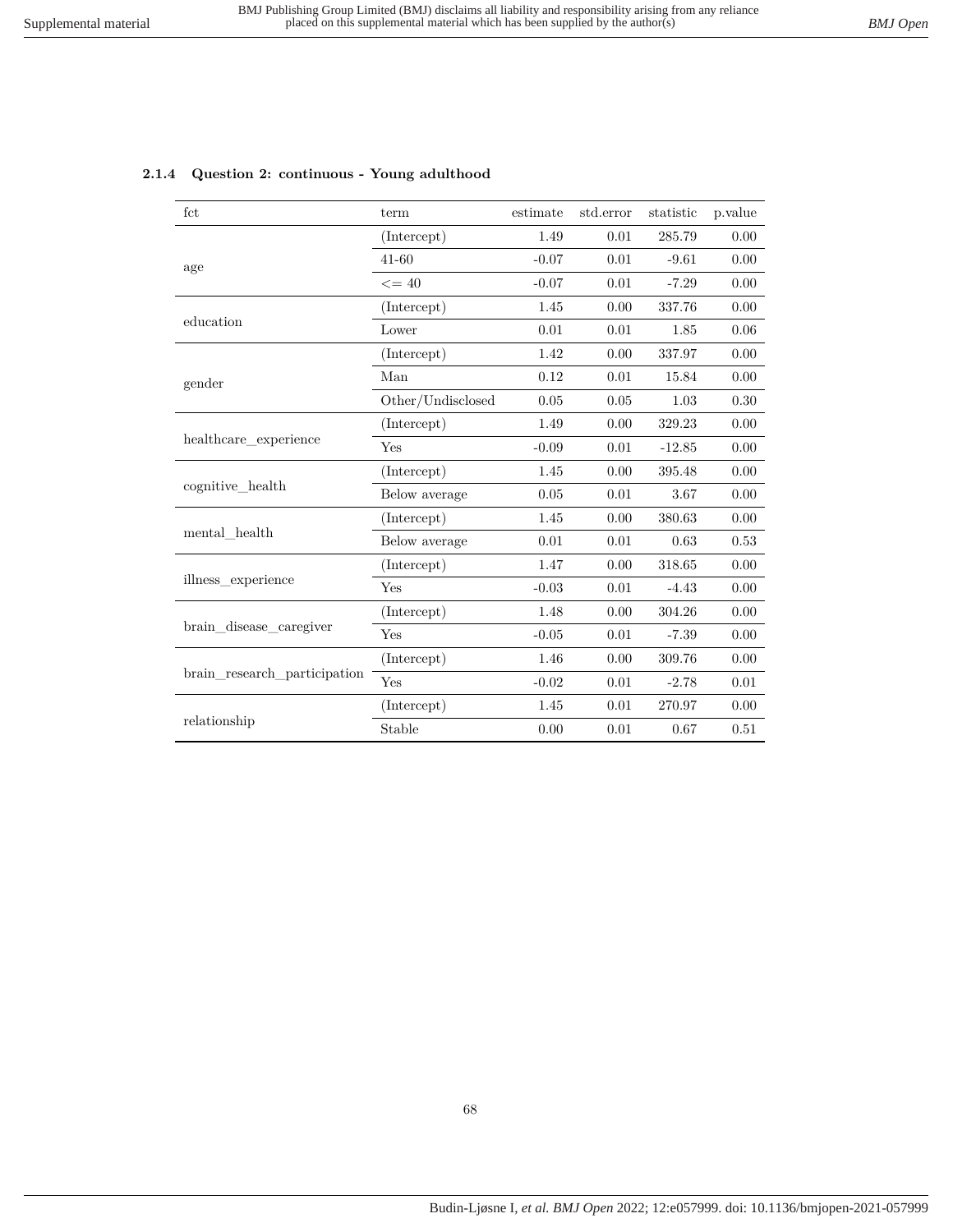### 2.1.4 Question 2: continuous - Young adulthood

| fct | term | estimate | std.error | statistic | p.value |
|---|---|---|---|---|---|
| age | (Intercept) | 1.49 | 0.01 | 285.79 | 0.00 |
| | 41-60 | -0.07 | 0.01 | -9.61 | 0.00 |
| | <= 40 | -0.07 | 0.01 | -7.29 | 0.00 |
| education | (Intercept) | 1.45 | 0.00 | 337.76 | 0.00 |
| | Lower | 0.01 | 0.01 | 1.85 | 0.06 |
| gender | (Intercept) | 1.42 | 0.00 | 337.97 | 0.00 |
| | Man | 0.12 | 0.01 | 15.84 | 0.00 |
| | Other/Undisclosed | 0.05 | 0.05 | 1.03 | 0.30 |
| healthcare_experience | (Intercept) | 1.49 | 0.00 | 329.23 | 0.00 |
| | Yes | -0.09 | 0.01 | -12.85 | 0.00 |
| cognitive_health | (Intercept) | 1.45 | 0.00 | 395.48 | 0.00 |
| | Below average | 0.05 | 0.01 | 3.67 | 0.00 |
| mental_health | (Intercept) | 1.45 | 0.00 | 380.63 | 0.00 |
| | Below average | 0.01 | 0.01 | 0.63 | 0.53 |
| illness_experience | (Intercept) | 1.47 | 0.00 | 318.65 | 0.00 |
| | Yes | -0.03 | 0.01 | -4.43 | 0.00 |
| brain_disease_caregiver | (Intercept) | 1.48 | 0.00 | 304.26 | 0.00 |
| | Yes | -0.05 | 0.01 | -7.39 | 0.00 |
| brain_research_participation | (Intercept) | 1.46 | 0.00 | 309.76 | 0.00 |
| | Yes | -0.02 | 0.01 | -2.78 | 0.01 |
| relationship | (Intercept) | 1.45 | 0.01 | 270.97 | 0.00 |
| | Stable | 0.00 | 0.01 | 0.67 | 0.51 |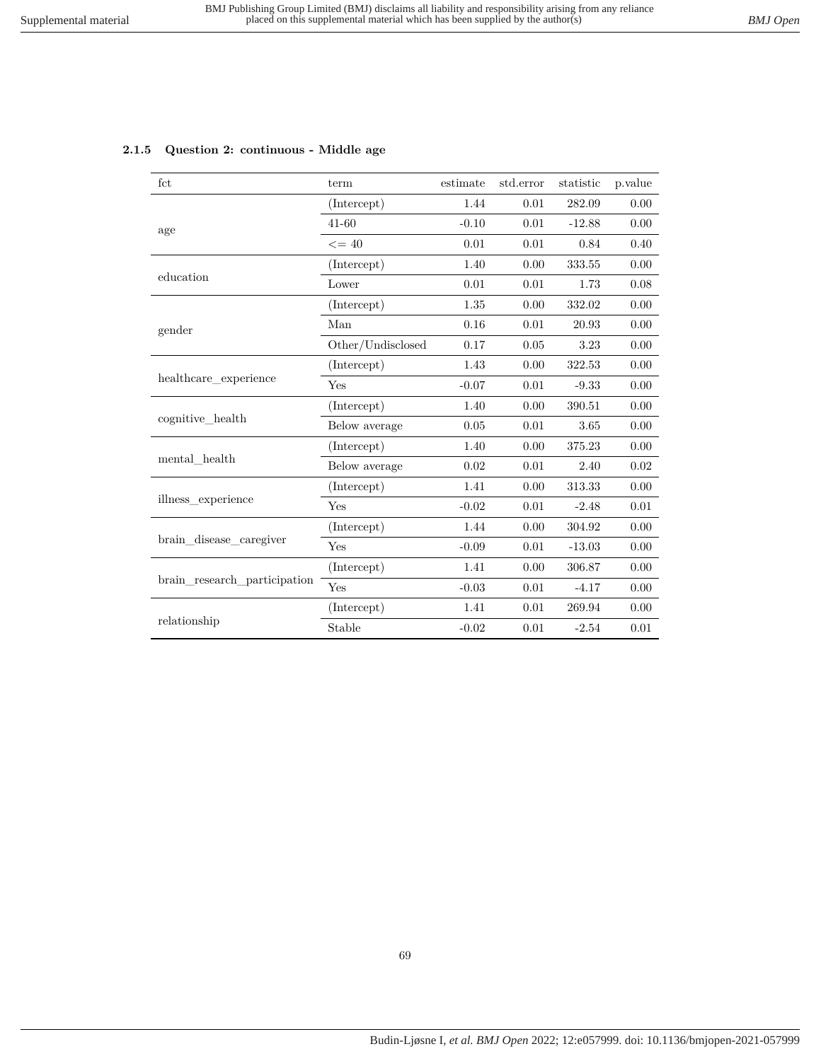### 2.1.5 Question 2: continuous - Middle age

| fct | term | estimate | std.error | statistic | p.value |
|---|---|---|---|---|---|
| age | (Intercept) | 1.44 | 0.01 | 282.09 | 0.00 |
| | 41-60 | -0.10 | 0.01 | -12.88 | 0.00 |
| | <= 40 | 0.01 | 0.01 | 0.84 | 0.40 |
| education | (Intercept) | 1.40 | 0.00 | 333.55 | 0.00 |
| | Lower | 0.01 | 0.01 | 1.73 | 0.08 |
| gender | (Intercept) | 1.35 | 0.00 | 332.02 | 0.00 |
| | Man | 0.16 | 0.01 | 20.93 | 0.00 |
| | Other/Undisclosed | 0.17 | 0.05 | 3.23 | 0.00 |
| healthcare_experience | (Intercept) | 1.43 | 0.00 | 322.53 | 0.00 |
| | Yes | -0.07 | 0.01 | -9.33 | 0.00 |
| cognitive_health | (Intercept) | 1.40 | 0.00 | 390.51 | 0.00 |
| | Below average | 0.05 | 0.01 | 3.65 | 0.00 |
| mental_health | (Intercept) | 1.40 | 0.00 | 375.23 | 0.00 |
| | Below average | 0.02 | 0.01 | 2.40 | 0.02 |
| illness_experience | (Intercept) | 1.41 | 0.00 | 313.33 | 0.00 |
| | Yes | -0.02 | 0.01 | -2.48 | 0.01 |
| brain_disease_caregiver | (Intercept) | 1.44 | 0.00 | 304.92 | 0.00 |
| | Yes | -0.09 | 0.01 | -13.03 | 0.00 |
| brain_research_participation | (Intercept) | 1.41 | 0.00 | 306.87 | 0.00 |
| | Yes | -0.03 | 0.01 | -4.17 | 0.00 |
| relationship | (Intercept) | 1.41 | 0.01 | 269.94 | 0.00 |
| | Stable | -0.02 | 0.01 | -2.54 | 0.01 |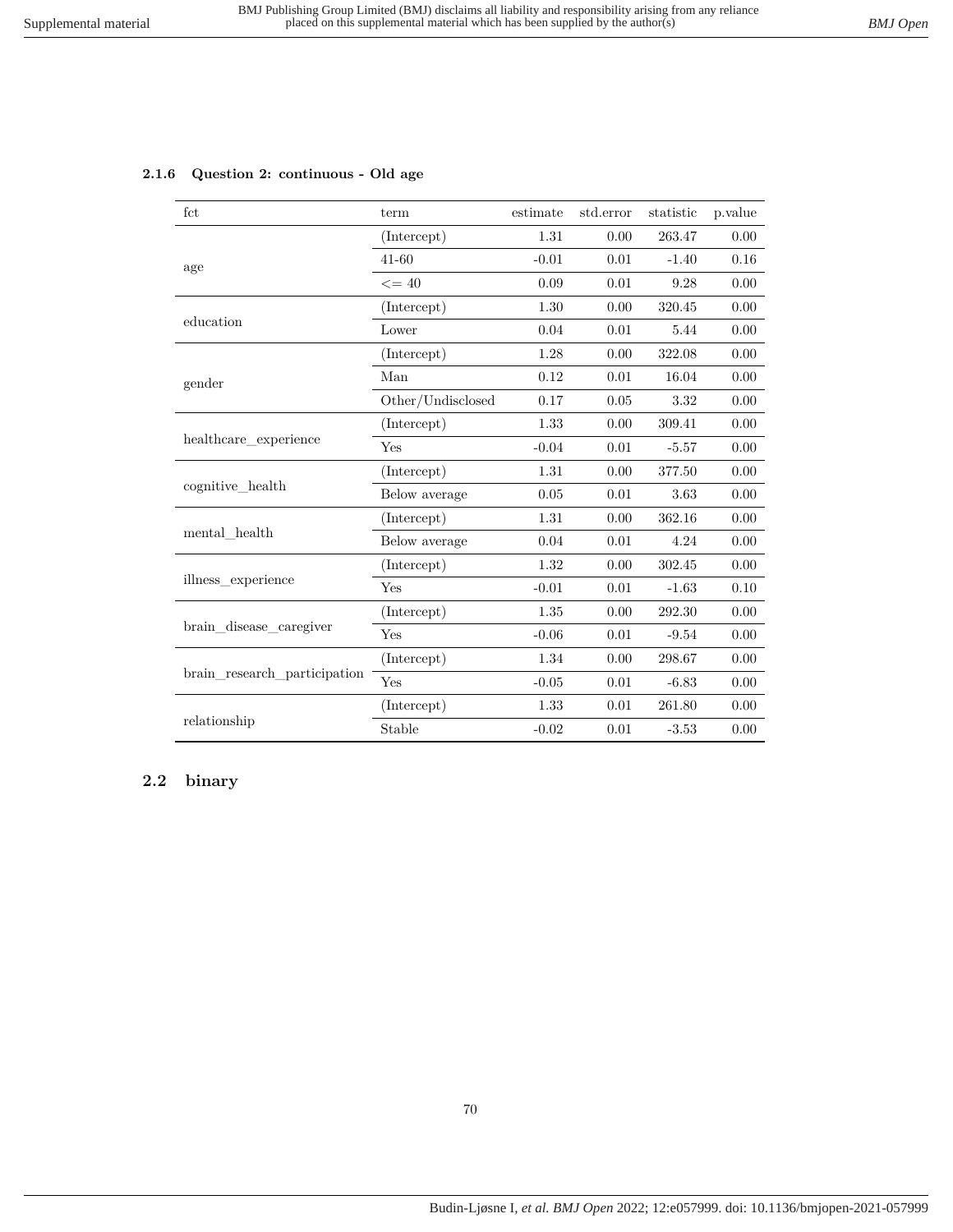### 2.1.6 Question 2: continuous - Old age

| fct | term | estimate | std.error | statistic | p.value |
|---|---|---|---|---|---|
| age | (Intercept) | 1.31 | 0.00 | 263.47 | 0.00 |
| | 41-60 | -0.01 | 0.01 | -1.40 | 0.16 |
| | <= 40 | 0.09 | 0.01 | 9.28 | 0.00 |
| education | (Intercept) | 1.30 | 0.00 | 320.45 | 0.00 |
| | Lower | 0.04 | 0.01 | 5.44 | 0.00 |
| gender | (Intercept) | 1.28 | 0.00 | 322.08 | 0.00 |
| | Man | 0.12 | 0.01 | 16.04 | 0.00 |
| | Other/Undisclosed | 0.17 | 0.05 | 3.32 | 0.00 |
| healthcare_experience | (Intercept) | 1.33 | 0.00 | 309.41 | 0.00 |
| | Yes | -0.04 | 0.01 | -5.57 | 0.00 |
| cognitive_health | (Intercept) | 1.31 | 0.00 | 377.50 | 0.00 |
| | Below average | 0.05 | 0.01 | 3.63 | 0.00 |
| mental_health | (Intercept) | 1.31 | 0.00 | 362.16 | 0.00 |
| | Below average | 0.04 | 0.01 | 4.24 | 0.00 |
| illness_experience | (Intercept) | 1.32 | 0.00 | 302.45 | 0.00 |
| | Yes | -0.01 | 0.01 | -1.63 | 0.10 |
| brain_disease_caregiver | (Intercept) | 1.35 | 0.00 | 292.30 | 0.00 |
| | Yes | -0.06 | 0.01 | -9.54 | 0.00 |
| brain_research_participation | (Intercept) | 1.34 | 0.00 | 298.67 | 0.00 |
| | Yes | -0.05 | 0.01 | -6.83 | 0.00 |
| relationship | (Intercept) | 1.33 | 0.01 | 261.80 | 0.00 |
| | Stable | -0.02 | 0.01 | -3.53 | 0.00 |

## 2.2 binary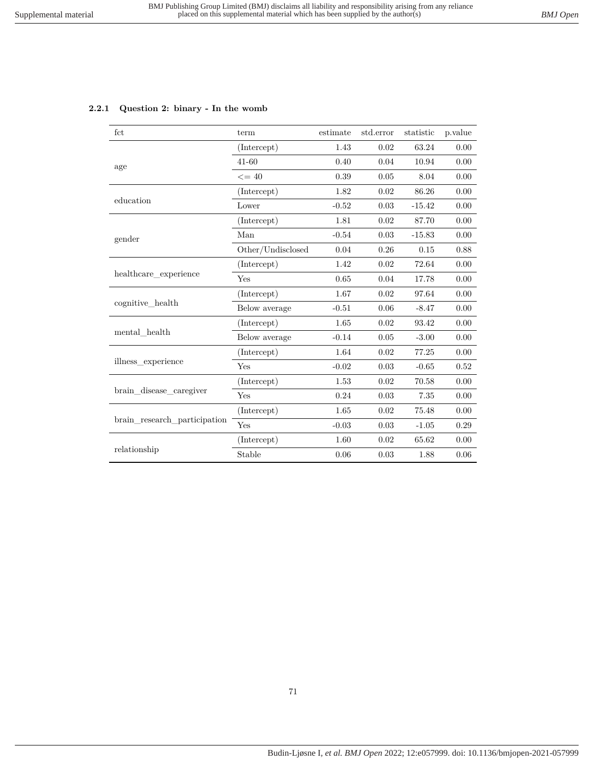### 2.2.1 Question 2: binary - In the womb

| fct | term | estimate | std.error | statistic | p.value |
|---|---|---|---|---|---|
| age | (Intercept) | 1.43 | 0.02 | 63.24 | 0.00 |
| | 41-60 | 0.40 | 0.04 | 10.94 | 0.00 |
| | <= 40 | 0.39 | 0.05 | 8.04 | 0.00 |
| education | (Intercept) | 1.82 | 0.02 | 86.26 | 0.00 |
| | Lower | -0.52 | 0.03 | -15.42 | 0.00 |
| gender | (Intercept) | 1.81 | 0.02 | 87.70 | 0.00 |
| | Man | -0.54 | 0.03 | -15.83 | 0.00 |
| | Other/Undisclosed | 0.04 | 0.26 | 0.15 | 0.88 |
| healthcare_experience | (Intercept) | 1.42 | 0.02 | 72.64 | 0.00 |
| | Yes | 0.65 | 0.04 | 17.78 | 0.00 |
| cognitive_health | (Intercept) | 1.67 | 0.02 | 97.64 | 0.00 |
| | Below average | -0.51 | 0.06 | -8.47 | 0.00 |
| mental_health | (Intercept) | 1.65 | 0.02 | 93.42 | 0.00 |
| | Below average | -0.14 | 0.05 | -3.00 | 0.00 |
| illness_experience | (Intercept) | 1.64 | 0.02 | 77.25 | 0.00 |
| | Yes | -0.02 | 0.03 | -0.65 | 0.52 |
| brain_disease_caregiver | (Intercept) | 1.53 | 0.02 | 70.58 | 0.00 |
| | Yes | 0.24 | 0.03 | 7.35 | 0.00 |
| brain_research_participation | (Intercept) | 1.65 | 0.02 | 75.48 | 0.00 |
| | Yes | -0.03 | 0.03 | -1.05 | 0.29 |
| relationship | (Intercept) | 1.60 | 0.02 | 65.62 | 0.00 |
| | Stable | 0.06 | 0.03 | 1.88 | 0.06 |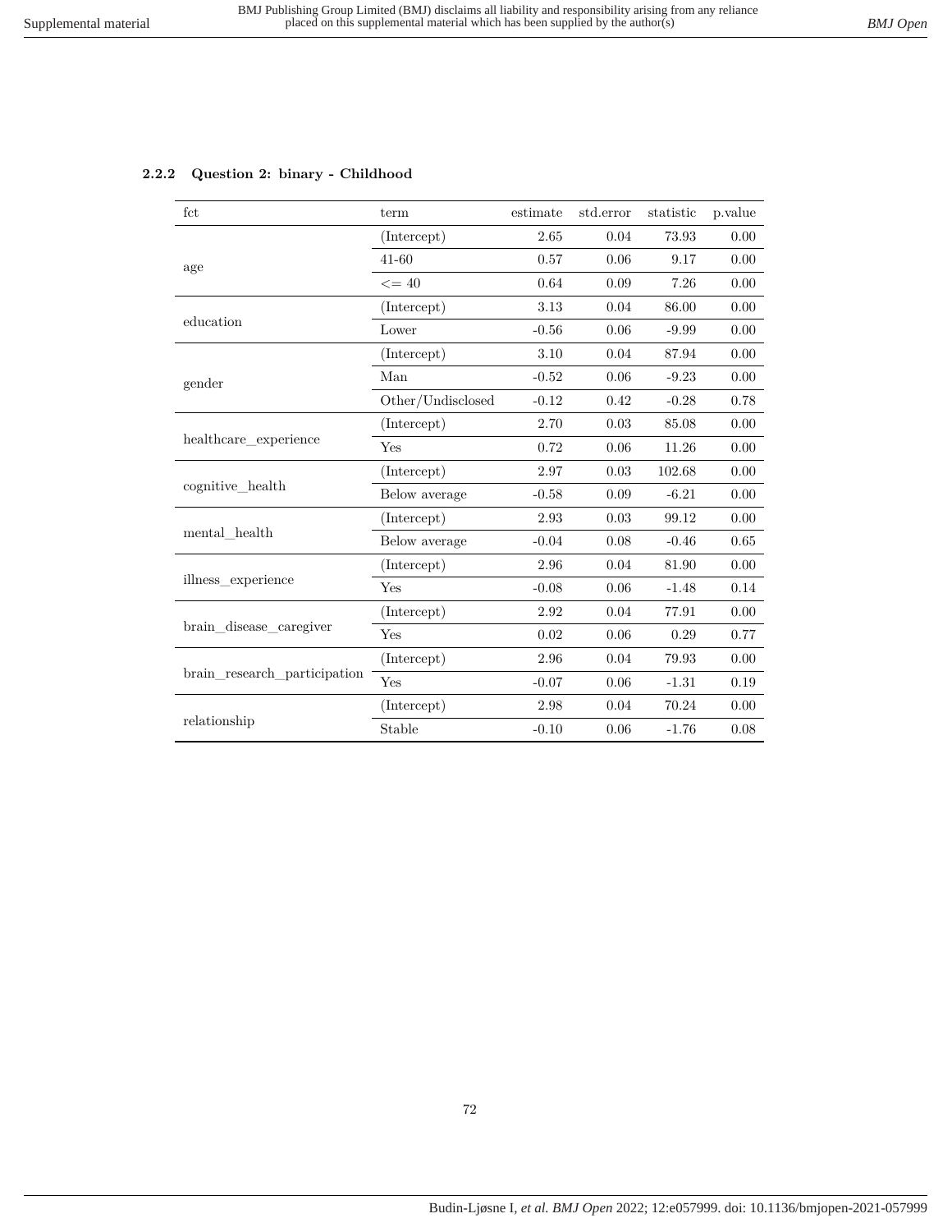### 2.2.2 Question 2: binary - Childhood

| fct | term | estimate | std.error | statistic | p.value |
|---|---|---|---|---|---|
| age | (Intercept) | 2.65 | 0.04 | 73.93 | 0.00 |
| | 41-60 | 0.57 | 0.06 | 9.17 | 0.00 |
| | <= 40 | 0.64 | 0.09 | 7.26 | 0.00 |
| education | (Intercept) | 3.13 | 0.04 | 86.00 | 0.00 |
| | Lower | -0.56 | 0.06 | -9.99 | 0.00 |
| gender | (Intercept) | 3.10 | 0.04 | 87.94 | 0.00 |
| | Man | -0.52 | 0.06 | -9.23 | 0.00 |
| | Other/Undisclosed | -0.12 | 0.42 | -0.28 | 0.78 |
| healthcare_experience | (Intercept) | 2.70 | 0.03 | 85.08 | 0.00 |
| | Yes | 0.72 | 0.06 | 11.26 | 0.00 |
| cognitive_health | (Intercept) | 2.97 | 0.03 | 102.68 | 0.00 |
| | Below average | -0.58 | 0.09 | -6.21 | 0.00 |
| mental_health | (Intercept) | 2.93 | 0.03 | 99.12 | 0.00 |
| | Below average | -0.04 | 0.08 | -0.46 | 0.65 |
| illness_experience | (Intercept) | 2.96 | 0.04 | 81.90 | 0.00 |
| | Yes | -0.08 | 0.06 | -1.48 | 0.14 |
| brain_disease_caregiver | (Intercept) | 2.92 | 0.04 | 77.91 | 0.00 |
| | Yes | 0.02 | 0.06 | 0.29 | 0.77 |
| brain_research_participation | (Intercept) | 2.96 | 0.04 | 79.93 | 0.00 |
| | Yes | -0.07 | 0.06 | -1.31 | 0.19 |
| relationship | (Intercept) | 2.98 | 0.04 | 70.24 | 0.00 |
| | Stable | -0.10 | 0.06 | -1.76 | 0.08 |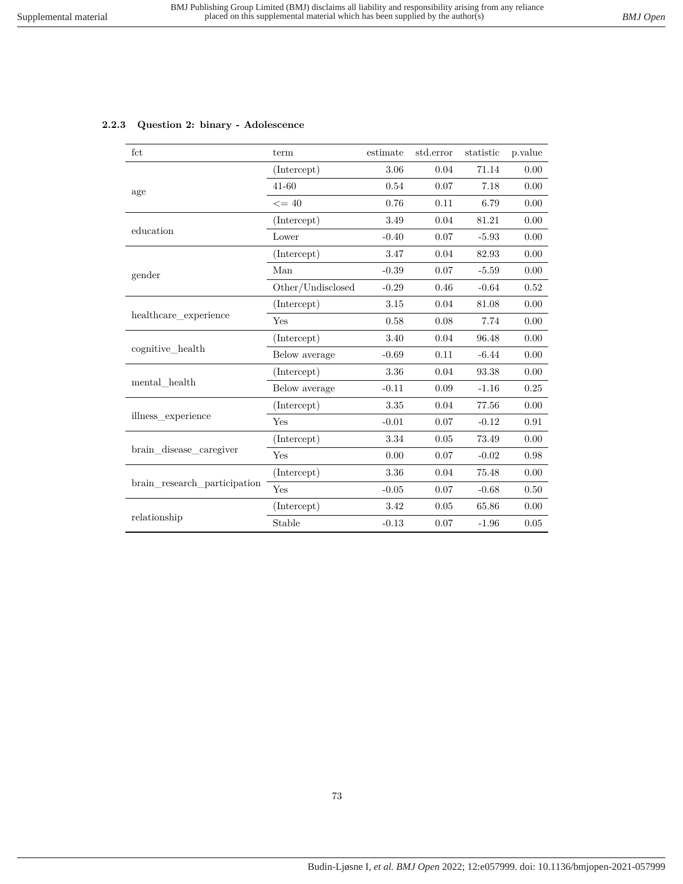### 2.2.3 Question 2: binary - Adolescence

| fct | term | estimate | std.error | statistic | p.value |
|---|---|---|---|---|---|
| age | (Intercept) | 3.06 | 0.04 | 71.14 | 0.00 |
| | 41-60 | 0.54 | 0.07 | 7.18 | 0.00 |
| | <= 40 | 0.76 | 0.11 | 6.79 | 0.00 |
| education | (Intercept) | 3.49 | 0.04 | 81.21 | 0.00 |
| | Lower | -0.40 | 0.07 | -5.93 | 0.00 |
| gender | (Intercept) | 3.47 | 0.04 | 82.93 | 0.00 |
| | Man | -0.39 | 0.07 | -5.59 | 0.00 |
| | Other/Undisclosed | -0.29 | 0.46 | -0.64 | 0.52 |
| healthcare_experience | (Intercept) | 3.15 | 0.04 | 81.08 | 0.00 |
| | Yes | 0.58 | 0.08 | 7.74 | 0.00 |
| cognitive_health | (Intercept) | 3.40 | 0.04 | 96.48 | 0.00 |
| | Below average | -0.69 | 0.11 | -6.44 | 0.00 |
| mental_health | (Intercept) | 3.36 | 0.04 | 93.38 | 0.00 |
| | Below average | -0.11 | 0.09 | -1.16 | 0.25 |
| illness_experience | (Intercept) | 3.35 | 0.04 | 77.56 | 0.00 |
| | Yes | -0.01 | 0.07 | -0.12 | 0.91 |
| brain_disease_caregiver | (Intercept) | 3.34 | 0.05 | 73.49 | 0.00 |
| | Yes | 0.00 | 0.07 | -0.02 | 0.98 |
| brain_research_participation | (Intercept) | 3.36 | 0.04 | 75.48 | 0.00 |
| | Yes | -0.05 | 0.07 | -0.68 | 0.50 |
| relationship | (Intercept) | 3.42 | 0.05 | 65.86 | 0.00 |
| | Stable | -0.13 | 0.07 | -1.96 | 0.05 |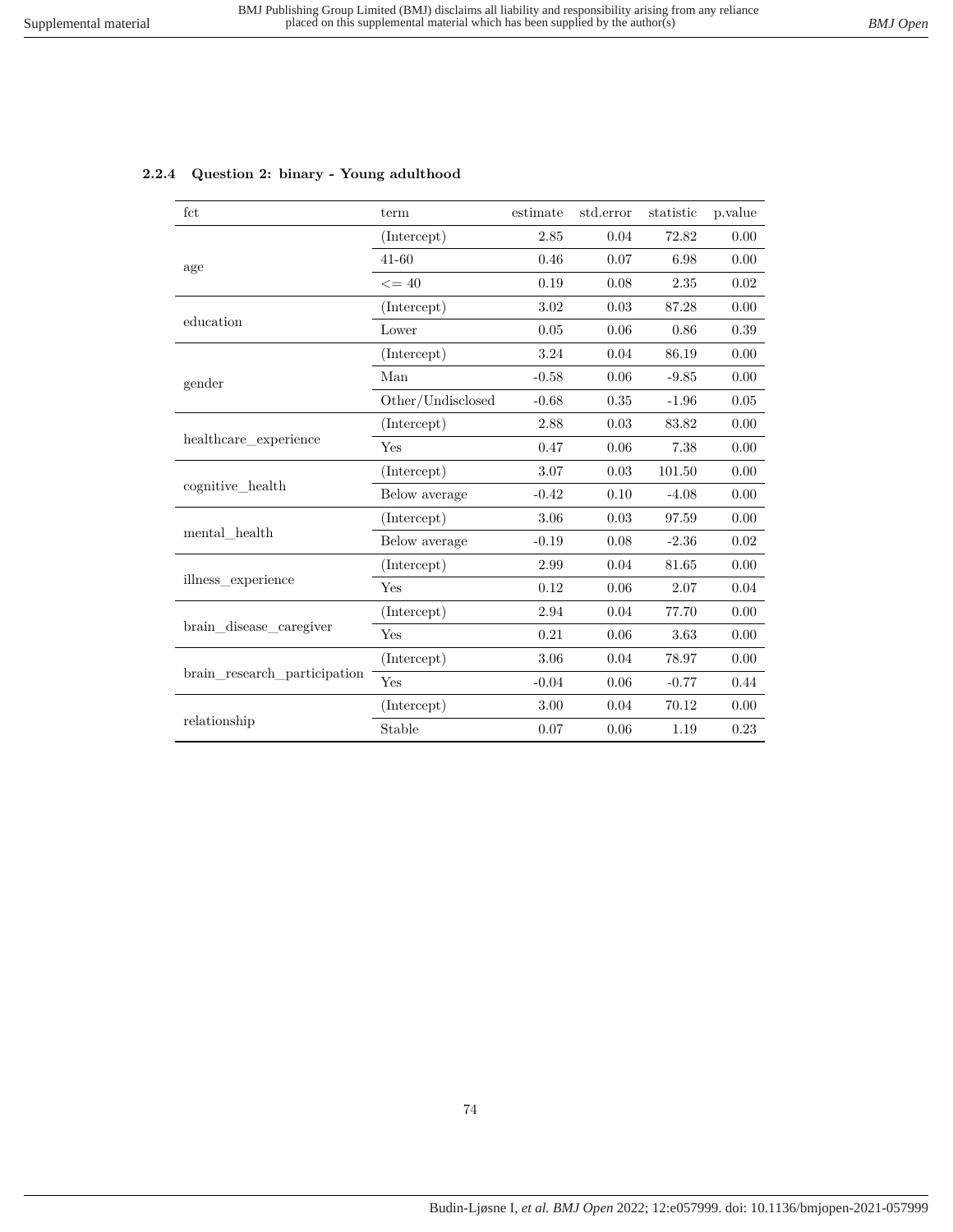#### 2.2.4 Question 2: binary - Young adulthood

| fct | term | estimate | std.error | statistic | p.value |
|---|---|---|---|---|---|
| age | (Intercept) | 2.85 | 0.04 | 72.82 | 0.00 |
| | 41-60 | 0.46 | 0.07 | 6.98 | 0.00 |
| | <= 40 | 0.19 | 0.08 | 2.35 | 0.02 |
| education | (Intercept) | 3.02 | 0.03 | 87.28 | 0.00 |
| | Lower | 0.05 | 0.06 | 0.86 | 0.39 |
| gender | (Intercept) | 3.24 | 0.04 | 86.19 | 0.00 |
| | Man | -0.58 | 0.06 | -9.85 | 0.00 |
| | Other/Undisclosed | -0.68 | 0.35 | -1.96 | 0.05 |
| healthcare_experience | (Intercept) | 2.88 | 0.03 | 83.82 | 0.00 |
| | Yes | 0.47 | 0.06 | 7.38 | 0.00 |
| cognitive_health | (Intercept) | 3.07 | 0.03 | 101.50 | 0.00 |
| | Below average | -0.42 | 0.10 | -4.08 | 0.00 |
| mental_health | (Intercept) | 3.06 | 0.03 | 97.59 | 0.00 |
| | Below average | -0.19 | 0.08 | -2.36 | 0.02 |
| illness_experience | (Intercept) | 2.99 | 0.04 | 81.65 | 0.00 |
| | Yes | 0.12 | 0.06 | 2.07 | 0.04 |
| brain_disease_caregiver | (Intercept) | 2.94 | 0.04 | 77.70 | 0.00 |
| | Yes | 0.21 | 0.06 | 3.63 | 0.00 |
| brain_research_participation | (Intercept) | 3.06 | 0.04 | 78.97 | 0.00 |
| | Yes | -0.04 | 0.06 | -0.77 | 0.44 |
| relationship | (Intercept) | 3.00 | 0.04 | 70.12 | 0.00 |
| | Stable | 0.07 | 0.06 | 1.19 | 0.23 |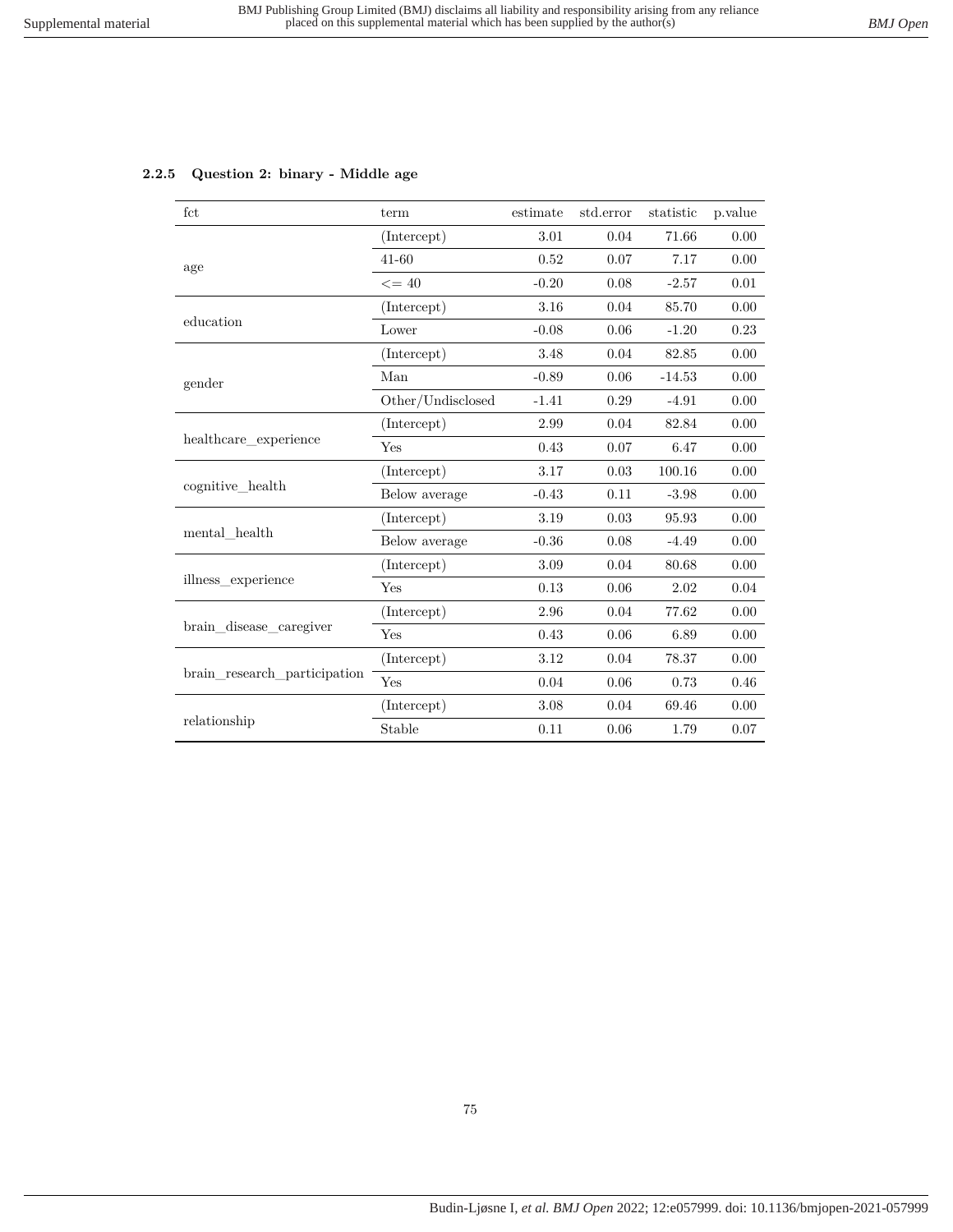### 2.2.5 Question 2: binary - Middle age

| fct | term | estimate | std.error | statistic | p.value |
|---|---|---|---|---|---|
| age | (Intercept) | 3.01 | 0.04 | 71.66 | 0.00 |
| | 41-60 | 0.52 | 0.07 | 7.17 | 0.00 |
| | <= 40 | -0.20 | 0.08 | -2.57 | 0.01 |
| education | (Intercept) | 3.16 | 0.04 | 85.70 | 0.00 |
| | Lower | -0.08 | 0.06 | -1.20 | 0.23 |
| gender | (Intercept) | 3.48 | 0.04 | 82.85 | 0.00 |
| | Man | -0.89 | 0.06 | -14.53 | 0.00 |
| | Other/Undisclosed | -1.41 | 0.29 | -4.91 | 0.00 |
| healthcare_experience | (Intercept) | 2.99 | 0.04 | 82.84 | 0.00 |
| | Yes | 0.43 | 0.07 | 6.47 | 0.00 |
| cognitive_health | (Intercept) | 3.17 | 0.03 | 100.16 | 0.00 |
| | Below average | -0.43 | 0.11 | -3.98 | 0.00 |
| mental_health | (Intercept) | 3.19 | 0.03 | 95.93 | 0.00 |
| | Below average | -0.36 | 0.08 | -4.49 | 0.00 |
| illness_experience | (Intercept) | 3.09 | 0.04 | 80.68 | 0.00 |
| | Yes | 0.13 | 0.06 | 2.02 | 0.04 |
| brain_disease_caregiver | (Intercept) | 2.96 | 0.04 | 77.62 | 0.00 |
| | Yes | 0.43 | 0.06 | 6.89 | 0.00 |
| brain_research_participation | (Intercept) | 3.12 | 0.04 | 78.37 | 0.00 |
| | Yes | 0.04 | 0.06 | 0.73 | 0.46 |
| relationship | (Intercept) | 3.08 | 0.04 | 69.46 | 0.00 |
| | Stable | 0.11 | 0.06 | 1.79 | 0.07 |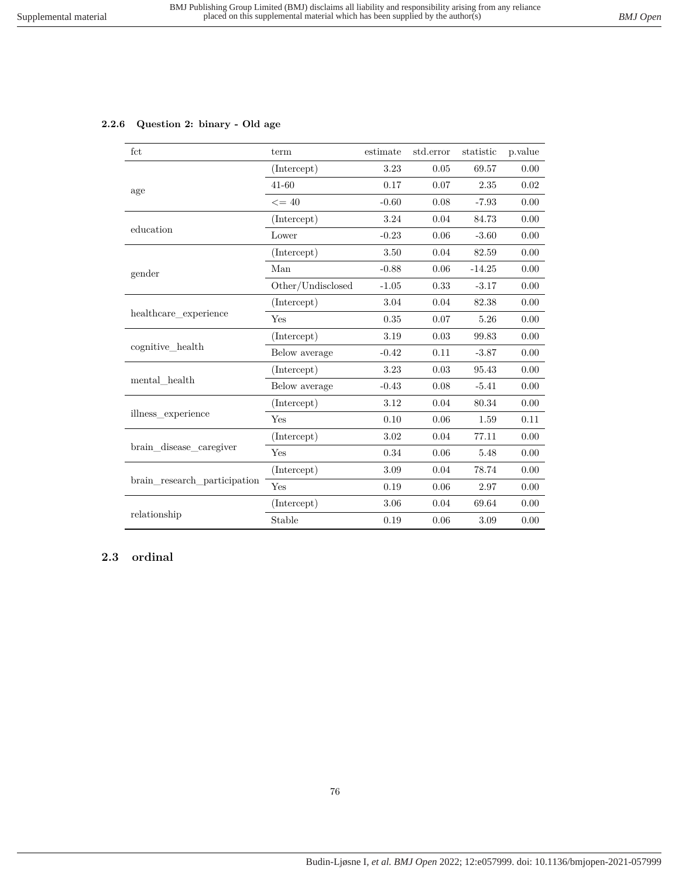### 2.2.6 Question 2: binary - Old age

| fct | term | estimate | std.error | statistic | p.value |
|---|---|---|---|---|---|
| age | (Intercept) | 3.23 | 0.05 | 69.57 | 0.00 |
| | 41-60 | 0.17 | 0.07 | 2.35 | 0.02 |
| | <= 40 | -0.60 | 0.08 | -7.93 | 0.00 |
| education | (Intercept) | 3.24 | 0.04 | 84.73 | 0.00 |
| | Lower | -0.23 | 0.06 | -3.60 | 0.00 |
| gender | (Intercept) | 3.50 | 0.04 | 82.59 | 0.00 |
| | Man | -0.88 | 0.06 | -14.25 | 0.00 |
| | Other/Undisclosed | -1.05 | 0.33 | -3.17 | 0.00 |
| healthcare_experience | (Intercept) | 3.04 | 0.04 | 82.38 | 0.00 |
| | Yes | 0.35 | 0.07 | 5.26 | 0.00 |
| cognitive_health | (Intercept) | 3.19 | 0.03 | 99.83 | 0.00 |
| | Below average | -0.42 | 0.11 | -3.87 | 0.00 |
| mental_health | (Intercept) | 3.23 | 0.03 | 95.43 | 0.00 |
| | Below average | -0.43 | 0.08 | -5.41 | 0.00 |
| illness_experience | (Intercept) | 3.12 | 0.04 | 80.34 | 0.00 |
| | Yes | 0.10 | 0.06 | 1.59 | 0.11 |
| brain_disease_caregiver | (Intercept) | 3.02 | 0.04 | 77.11 | 0.00 |
| | Yes | 0.34 | 0.06 | 5.48 | 0.00 |
| brain_research_participation | (Intercept) | 3.09 | 0.04 | 78.74 | 0.00 |
| | Yes | 0.19 | 0.06 | 2.97 | 0.00 |
| relationship | (Intercept) | 3.06 | 0.04 | 69.64 | 0.00 |
| | Stable | 0.19 | 0.06 | 3.09 | 0.00 |

## 2.3 ordinal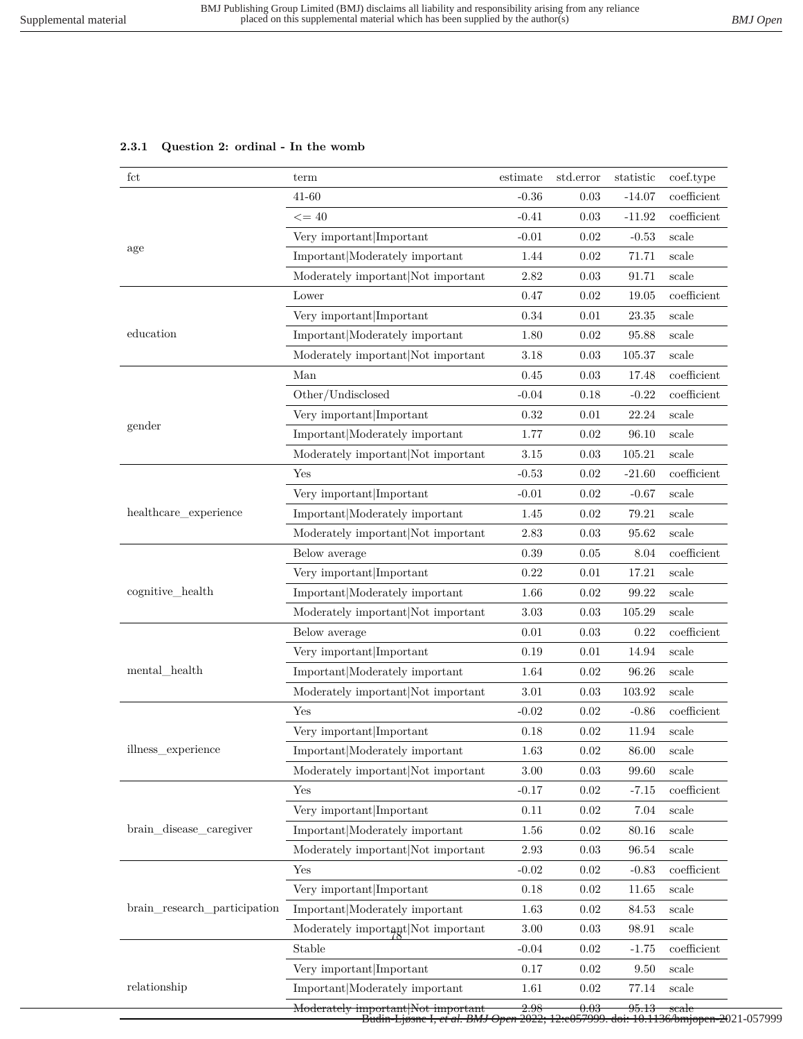#### 2.3.1 Question 2: ordinal - In the womb

| fct | term | estimate | std.error | statistic | coef.type |
|---|---|---|---|---|---|
| age | 41-60 | -0.36 | 0.03 | -14.07 | coefficient |
| | <= 40 | -0.41 | 0.03 | -11.92 | coefficient |
| | Very important\|Important | -0.01 | 0.02 | -0.53 | scale |
| | Important\|Moderately important | 1.44 | 0.02 | 71.71 | scale |
| | Moderately important\|Not important | 2.82 | 0.03 | 91.71 | scale |
| education | Lower | 0.47 | 0.02 | 19.05 | coefficient |
| | Very important\|Important | 0.34 | 0.01 | 23.35 | scale |
| | Important\|Moderately important | 1.80 | 0.02 | 95.88 | scale |
| | Moderately important\|Not important | 3.18 | 0.03 | 105.37 | scale |
| gender | Man | 0.45 | 0.03 | 17.48 | coefficient |
| | Other/Undisclosed | -0.04 | 0.18 | -0.22 | coefficient |
| | Very important\|Important | 0.32 | 0.01 | 22.24 | scale |
| | Important\|Moderately important | 1.77 | 0.02 | 96.10 | scale |
| | Moderately important\|Not important | 3.15 | 0.03 | 105.21 | scale |
| healthcare_experience | Yes | -0.53 | 0.02 | -21.60 | coefficient |
| | Very important\|Important | -0.01 | 0.02 | -0.67 | scale |
| | Important\|Moderately important | 1.45 | 0.02 | 79.21 | scale |
| | Moderately important\|Not important | 2.83 | 0.03 | 95.62 | scale |
| cognitive_health | Below average | 0.39 | 0.05 | 8.04 | coefficient |
| | Very important\|Important | 0.22 | 0.01 | 17.21 | scale |
| | Important\|Moderately important | 1.66 | 0.02 | 99.22 | scale |
| | Moderately important\|Not important | 3.03 | 0.03 | 105.29 | scale |
| mental_health | Below average | 0.01 | 0.03 | 0.22 | coefficient |
| | Very important\|Important | 0.19 | 0.01 | 14.94 | scale |
| | Important\|Moderately important | 1.64 | 0.02 | 96.26 | scale |
| | Moderately important\|Not important | 3.01 | 0.03 | 103.92 | scale |
| illness_experience | Yes | -0.02 | 0.02 | -0.86 | coefficient |
| | Very important\|Important | 0.18 | 0.02 | 11.94 | scale |
| | Important\|Moderately important | 1.63 | 0.02 | 86.00 | scale |
| | Moderately important\|Not important | 3.00 | 0.03 | 99.60 | scale |
| brain_disease_caregiver | Yes | -0.17 | 0.02 | -7.15 | coefficient |
| | Very important\|Important | 0.11 | 0.02 | 7.04 | scale |
| | Important\|Moderately important | 1.56 | 0.02 | 80.16 | scale |
| | Moderately important\|Not important | 2.93 | 0.03 | 96.54 | scale |
| brain_research_participation | Yes | -0.02 | 0.02 | -0.83 | coefficient |
| | Very important\|Important | 0.18 | 0.02 | 11.65 | scale |
| | Important\|Moderately important | 1.63 | 0.02 | 84.53 | scale |
| | Moderately important\|Not important | 3.00 | 0.03 | 98.91 | scale |
| relationship | Stable | -0.04 | 0.02 | -1.75 | coefficient |
| | Very important\|Important | 0.17 | 0.02 | 9.50 | scale |
| | Important\|Moderately important | 1.61 | 0.02 | 77.14 | scale |
| | Moderately important\|Not important | 2.98 | 0.03 | 95.13 | scale |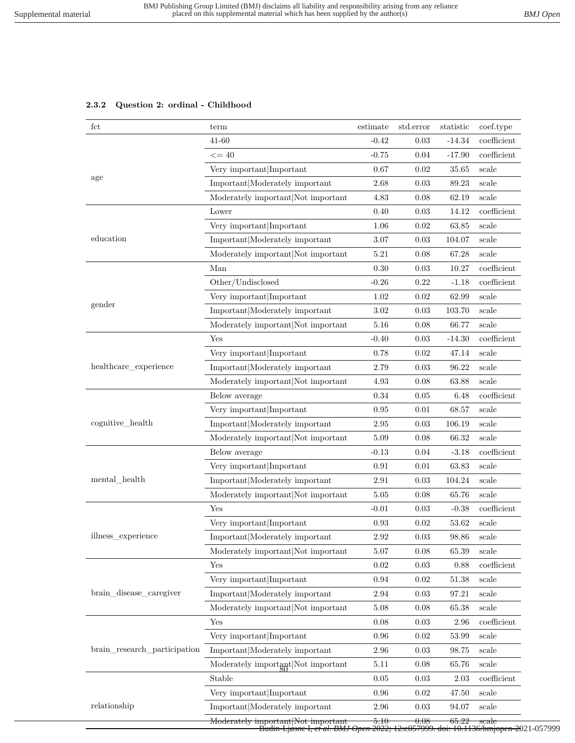### 2.3.2 Question 2: ordinal - Childhood

| fct | term | estimate | std.error | statistic | coef.type |
|---|---|---|---|---|---|
| age | 41-60 | -0.42 | 0.03 | -14.34 | coefficient |
| | <= 40 | -0.75 | 0.04 | -17.90 | coefficient |
| | Very important\|Important | 0.67 | 0.02 | 35.65 | scale |
| | Important\|Moderately important | 2.68 | 0.03 | 89.23 | scale |
| | Moderately important\|Not important | 4.83 | 0.08 | 62.19 | scale |
| education | Lower | 0.40 | 0.03 | 14.12 | coefficient |
| | Very important\|Important | 1.06 | 0.02 | 63.85 | scale |
| | Important\|Moderately important | 3.07 | 0.03 | 104.07 | scale |
| | Moderately important\|Not important | 5.21 | 0.08 | 67.28 | scale |
| gender | Man | 0.30 | 0.03 | 10.27 | coefficient |
| | Other/Undisclosed | -0.26 | 0.22 | -1.18 | coefficient |
| | Very important\|Important | 1.02 | 0.02 | 62.99 | scale |
| | Important\|Moderately important | 3.02 | 0.03 | 103.70 | scale |
| | Moderately important\|Not important | 5.16 | 0.08 | 66.77 | scale |
| healthcare_experience | Yes | -0.40 | 0.03 | -14.30 | coefficient |
| | Very important\|Important | 0.78 | 0.02 | 47.14 | scale |
| | Important\|Moderately important | 2.79 | 0.03 | 96.22 | scale |
| | Moderately important\|Not important | 4.93 | 0.08 | 63.88 | scale |
| cognitive_health | Below average | 0.34 | 0.05 | 6.48 | coefficient |
| | Very important\|Important | 0.95 | 0.01 | 68.57 | scale |
| | Important\|Moderately important | 2.95 | 0.03 | 106.19 | scale |
| | Moderately important\|Not important | 5.09 | 0.08 | 66.32 | scale |
| mental_health | Below average | -0.13 | 0.04 | -3.18 | coefficient |
| | Very important\|Important | 0.91 | 0.01 | 63.83 | scale |
| | Important\|Moderately important | 2.91 | 0.03 | 104.24 | scale |
| | Moderately important\|Not important | 5.05 | 0.08 | 65.76 | scale |
| illness_experience | Yes | -0.01 | 0.03 | -0.38 | coefficient |
| | Very important\|Important | 0.93 | 0.02 | 53.62 | scale |
| | Important\|Moderately important | 2.92 | 0.03 | 98.86 | scale |
| | Moderately important\|Not important | 5.07 | 0.08 | 65.39 | scale |
| brain_disease_caregiver | Yes | 0.02 | 0.03 | 0.88 | coefficient |
| | Very important\|Important | 0.94 | 0.02 | 51.38 | scale |
| | Important\|Moderately important | 2.94 | 0.03 | 97.21 | scale |
| | Moderately important\|Not important | 5.08 | 0.08 | 65.38 | scale |
| brain_research_participation | Yes | 0.08 | 0.03 | 2.96 | coefficient |
| | Very important\|Important | 0.96 | 0.02 | 53.99 | scale |
| | Important\|Moderately important | 2.96 | 0.03 | 98.75 | scale |
| | Moderately important\|Not important | 5.11 | 0.08 | 65.76 | scale |
| relationship | Stable | 0.05 | 0.03 | 2.03 | coefficient |
| | Very important\|Important | 0.96 | 0.02 | 47.50 | scale |
| | Important\|Moderately important | 2.96 | 0.03 | 94.07 | scale |
| | Moderately important\|Not important | 5.10 | 0.08 | 65.22 | scale |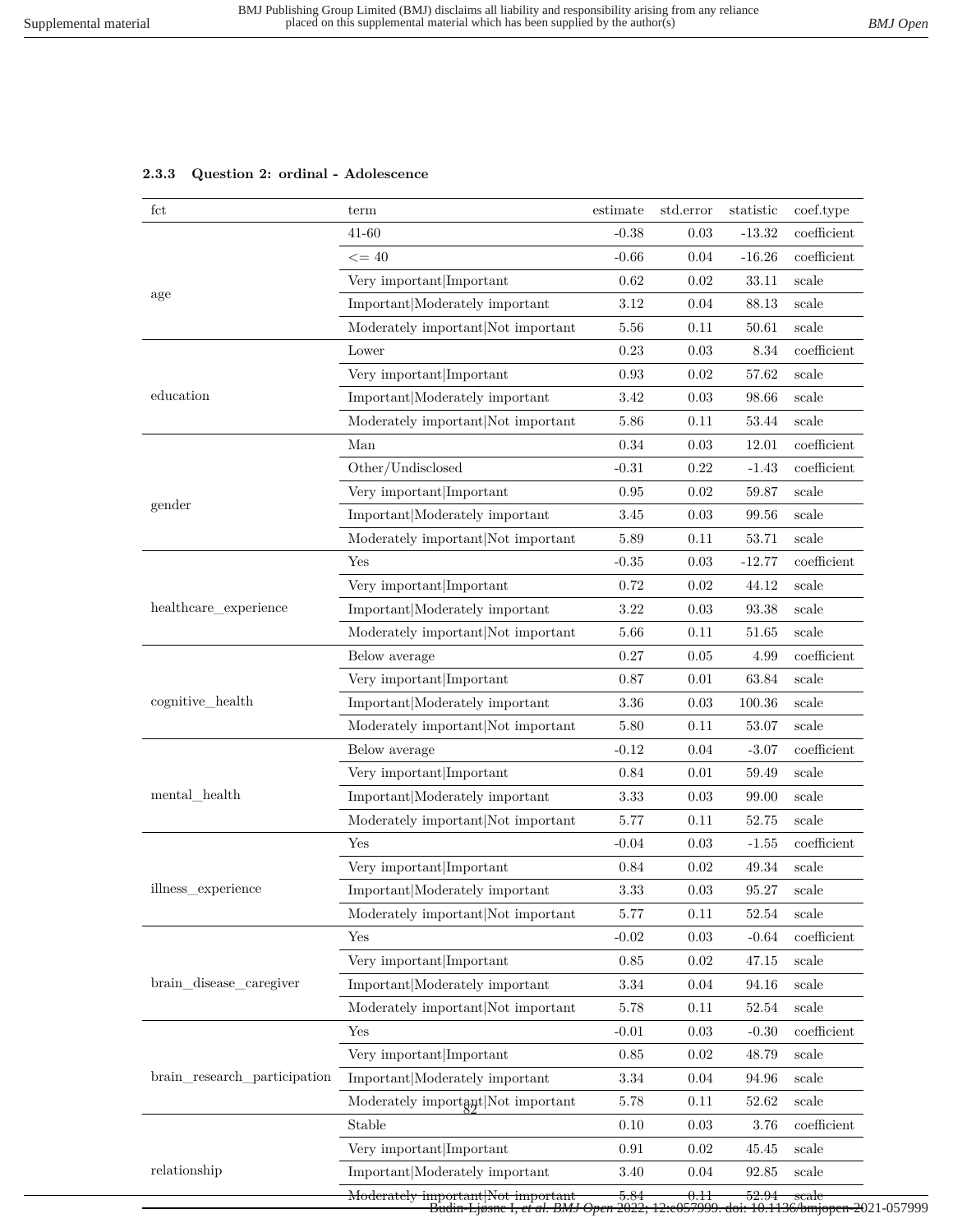### 2.3.3 Question 2: ordinal - Adolescence

| fct | term | estimate | std.error | statistic | coef.type |
|---|---|---|---|---|---|
| age | 41-60 | -0.38 | 0.03 | -13.32 | coefficient |
| | <= 40 | -0.66 | 0.04 | -16.26 | coefficient |
| | Very important\|Important | 0.62 | 0.02 | 33.11 | scale |
| | Important\|Moderately important | 3.12 | 0.04 | 88.13 | scale |
| | Moderately important\|Not important | 5.56 | 0.11 | 50.61 | scale |
| education | Lower | 0.23 | 0.03 | 8.34 | coefficient |
| | Very important\|Important | 0.93 | 0.02 | 57.62 | scale |
| | Important\|Moderately important | 3.42 | 0.03 | 98.66 | scale |
| | Moderately important\|Not important | 5.86 | 0.11 | 53.44 | scale |
| gender | Man | 0.34 | 0.03 | 12.01 | coefficient |
| | Other/Undisclosed | -0.31 | 0.22 | -1.43 | coefficient |
| | Very important\|Important | 0.95 | 0.02 | 59.87 | scale |
| | Important\|Moderately important | 3.45 | 0.03 | 99.56 | scale |
| | Moderately important\|Not important | 5.89 | 0.11 | 53.71 | scale |
| healthcare_experience | Yes | -0.35 | 0.03 | -12.77 | coefficient |
| | Very important\|Important | 0.72 | 0.02 | 44.12 | scale |
| | Important\|Moderately important | 3.22 | 0.03 | 93.38 | scale |
| | Moderately important\|Not important | 5.66 | 0.11 | 51.65 | scale |
| cognitive_health | Below average | 0.27 | 0.05 | 4.99 | coefficient |
| | Very important\|Important | 0.87 | 0.01 | 63.84 | scale |
| | Important\|Moderately important | 3.36 | 0.03 | 100.36 | scale |
| | Moderately important\|Not important | 5.80 | 0.11 | 53.07 | scale |
| mental_health | Below average | -0.12 | 0.04 | -3.07 | coefficient |
| | Very important\|Important | 0.84 | 0.01 | 59.49 | scale |
| | Important\|Moderately important | 3.33 | 0.03 | 99.00 | scale |
| | Moderately important\|Not important | 5.77 | 0.11 | 52.75 | scale |
| illness_experience | Yes | -0.04 | 0.03 | -1.55 | coefficient |
| | Very important\|Important | 0.84 | 0.02 | 49.34 | scale |
| | Important\|Moderately important | 3.33 | 0.03 | 95.27 | scale |
| | Moderately important\|Not important | 5.77 | 0.11 | 52.54 | scale |
| brain_disease_caregiver | Yes | -0.02 | 0.03 | -0.64 | coefficient |
| | Very important\|Important | 0.85 | 0.02 | 47.15 | scale |
| | Important\|Moderately important | 3.34 | 0.04 | 94.16 | scale |
| | Moderately important\|Not important | 5.78 | 0.11 | 52.54 | scale |
| brain_research_participation | Yes | -0.01 | 0.03 | -0.30 | coefficient |
| | Very important\|Important | 0.85 | 0.02 | 48.79 | scale |
| | Important\|Moderately important | 3.34 | 0.04 | 94.96 | scale |
| | Moderately important\|Not important | 5.78 | 0.11 | 52.62 | scale |
| relationship | Stable | 0.10 | 0.03 | 3.76 | coefficient |
| | Very important\|Important | 0.91 | 0.02 | 45.45 | scale |
| | Important\|Moderately important | 3.40 | 0.04 | 92.85 | scale |
| | Moderately important\|Not important | 5.84 | 0.11 | 52.94 | scale |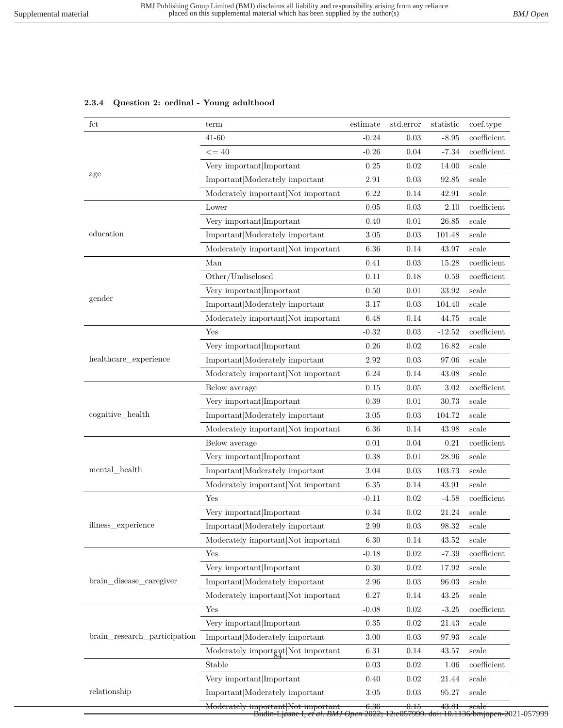### 2.3.4 Question 2: ordinal - Young adulthood

| fct | term | estimate | std.error | statistic | coef.type |
|---|---|---|---|---|---|
| age | 41-60 | -0.24 | 0.03 | -8.95 | coefficient |
| | <= 40 | -0.26 | 0.04 | -7.34 | coefficient |
| | Very important\|Important | 0.25 | 0.02 | 14.00 | scale |
| | Important\|Moderately important | 2.91 | 0.03 | 92.85 | scale |
| | Moderately important\|Not important | 6.22 | 0.14 | 42.91 | scale |
| education | Lower | 0.05 | 0.03 | 2.10 | coefficient |
| | Very important\|Important | 0.40 | 0.01 | 26.85 | scale |
| | Important\|Moderately important | 3.05 | 0.03 | 101.48 | scale |
| | Moderately important\|Not important | 6.36 | 0.14 | 43.97 | scale |
| gender | Man | 0.41 | 0.03 | 15.28 | coefficient |
| | Other/Undisclosed | 0.11 | 0.18 | 0.59 | coefficient |
| | Very important\|Important | 0.50 | 0.01 | 33.92 | scale |
| | Important\|Moderately important | 3.17 | 0.03 | 104.40 | scale |
| | Moderately important\|Not important | 6.48 | 0.14 | 44.75 | scale |
| healthcare_experience | Yes | -0.32 | 0.03 | -12.52 | coefficient |
| | Very important\|Important | 0.26 | 0.02 | 16.82 | scale |
| | Important\|Moderately important | 2.92 | 0.03 | 97.06 | scale |
| | Moderately important\|Not important | 6.24 | 0.14 | 43.08 | scale |
| cognitive_health | Below average | 0.15 | 0.05 | 3.02 | coefficient |
| | Very important\|Important | 0.39 | 0.01 | 30.73 | scale |
| | Important\|Moderately important | 3.05 | 0.03 | 104.72 | scale |
| | Moderately important\|Not important | 6.36 | 0.14 | 43.98 | scale |
| mental_health | Below average | 0.01 | 0.04 | 0.21 | coefficient |
| | Very important\|Important | 0.38 | 0.01 | 28.96 | scale |
| | Important\|Moderately important | 3.04 | 0.03 | 103.73 | scale |
| | Moderately important\|Not important | 6.35 | 0.14 | 43.91 | scale |
| illness_experience | Yes | -0.11 | 0.02 | -4.58 | coefficient |
| | Very important\|Important | 0.34 | 0.02 | 21.24 | scale |
| | Important\|Moderately important | 2.99 | 0.03 | 98.32 | scale |
| | Moderately important\|Not important | 6.30 | 0.14 | 43.52 | scale |
| brain_disease_caregiver | Yes | -0.18 | 0.02 | -7.39 | coefficient |
| | Very important\|Important | 0.30 | 0.02 | 17.92 | scale |
| | Important\|Moderately important | 2.96 | 0.03 | 96.03 | scale |
| | Moderately important\|Not important | 6.27 | 0.14 | 43.25 | scale |
| brain_research_participation | Yes | -0.08 | 0.02 | -3.25 | coefficient |
| | Very important\|Important | 0.35 | 0.02 | 21.43 | scale |
| | Important\|Moderately important | 3.00 | 0.03 | 97.93 | scale |
| | Moderately important\|Not important | 6.31 | 0.14 | 43.57 | scale |
| relationship | Stable | 0.03 | 0.02 | 1.06 | coefficient |
| | Very important\|Important | 0.40 | 0.02 | 21.44 | scale |
| | Important\|Moderately important | 3.05 | 0.03 | 95.27 | scale |
| | Moderately important\|Not important | 6.36 | 0.15 | 43.81 | scale |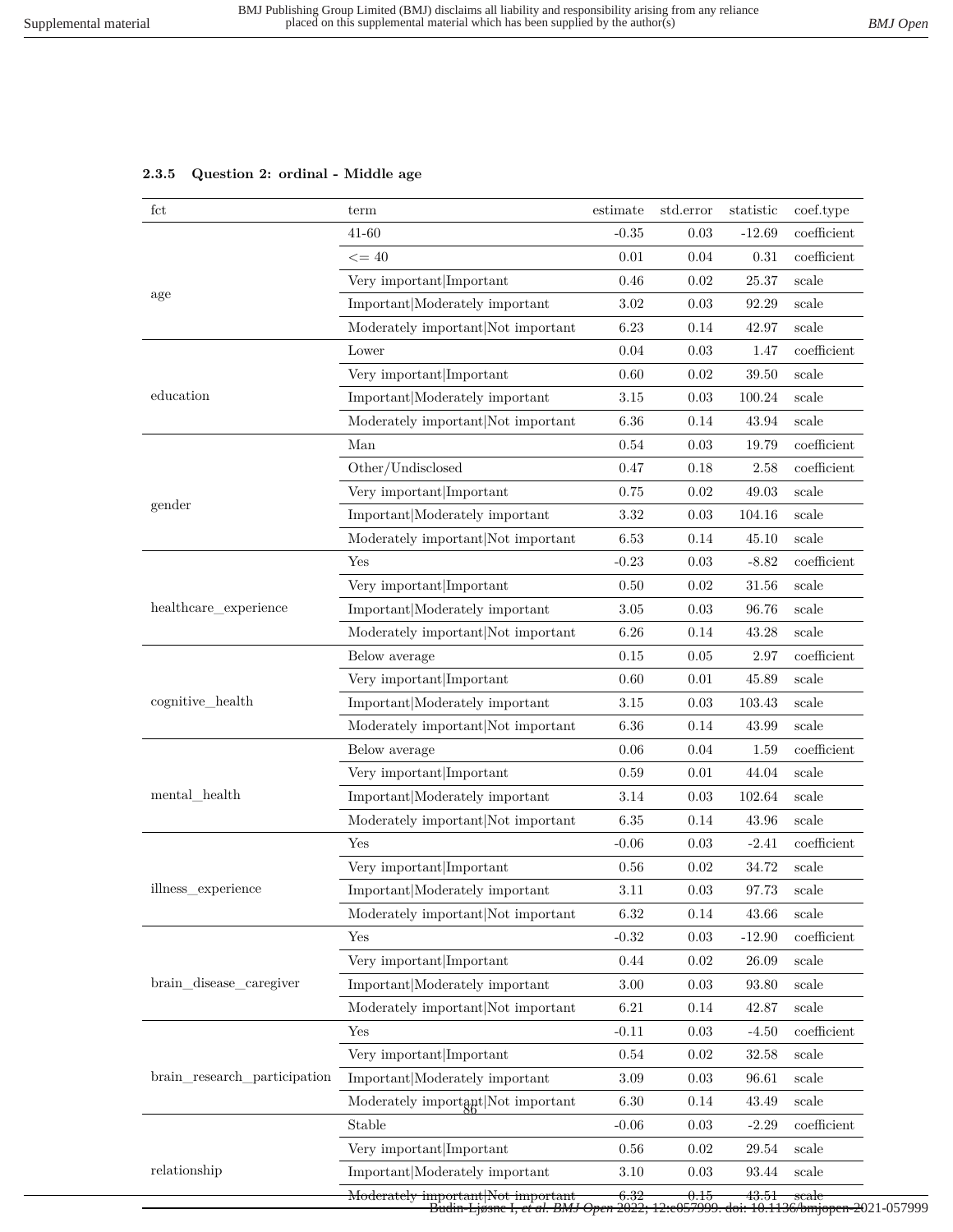### 2.3.5 Question 2: ordinal - Middle age

| fct | term | estimate | std.error | statistic | coef.type |
|---|---|---|---|---|---|
| age | 41-60 | -0.35 | 0.03 | -12.69 | coefficient |
| | <= 40 | 0.01 | 0.04 | 0.31 | coefficient |
| | Very important\|Important | 0.46 | 0.02 | 25.37 | scale |
| | Important\|Moderately important | 3.02 | 0.03 | 92.29 | scale |
| | Moderately important\|Not important | 6.23 | 0.14 | 42.97 | scale |
| education | Lower | 0.04 | 0.03 | 1.47 | coefficient |
| | Very important\|Important | 0.60 | 0.02 | 39.50 | scale |
| | Important\|Moderately important | 3.15 | 0.03 | 100.24 | scale |
| | Moderately important\|Not important | 6.36 | 0.14 | 43.94 | scale |
| gender | Man | 0.54 | 0.03 | 19.79 | coefficient |
| | Other/Undisclosed | 0.47 | 0.18 | 2.58 | coefficient |
| | Very important\|Important | 0.75 | 0.02 | 49.03 | scale |
| | Important\|Moderately important | 3.32 | 0.03 | 104.16 | scale |
| | Moderately important\|Not important | 6.53 | 0.14 | 45.10 | scale |
| healthcare_experience | Yes | -0.23 | 0.03 | -8.82 | coefficient |
| | Very important\|Important | 0.50 | 0.02 | 31.56 | scale |
| | Important\|Moderately important | 3.05 | 0.03 | 96.76 | scale |
| | Moderately important\|Not important | 6.26 | 0.14 | 43.28 | scale |
| cognitive_health | Below average | 0.15 | 0.05 | 2.97 | coefficient |
| | Very important\|Important | 0.60 | 0.01 | 45.89 | scale |
| | Important\|Moderately important | 3.15 | 0.03 | 103.43 | scale |
| | Moderately important\|Not important | 6.36 | 0.14 | 43.99 | scale |
| mental_health | Below average | 0.06 | 0.04 | 1.59 | coefficient |
| | Very important\|Important | 0.59 | 0.01 | 44.04 | scale |
| | Important\|Moderately important | 3.14 | 0.03 | 102.64 | scale |
| | Moderately important\|Not important | 6.35 | 0.14 | 43.96 | scale |
| illness_experience | Yes | -0.06 | 0.03 | -2.41 | coefficient |
| | Very important\|Important | 0.56 | 0.02 | 34.72 | scale |
| | Important\|Moderately important | 3.11 | 0.03 | 97.73 | scale |
| | Moderately important\|Not important | 6.32 | 0.14 | 43.66 | scale |
| brain_disease_caregiver | Yes | -0.32 | 0.03 | -12.90 | coefficient |
| | Very important\|Important | 0.44 | 0.02 | 26.09 | scale |
| | Important\|Moderately important | 3.00 | 0.03 | 93.80 | scale |
| | Moderately important\|Not important | 6.21 | 0.14 | 42.87 | scale |
| brain_research_participation | Yes | -0.11 | 0.03 | -4.50 | coefficient |
| | Very important\|Important | 0.54 | 0.02 | 32.58 | scale |
| | Important\|Moderately important | 3.09 | 0.03 | 96.61 | scale |
| | Moderately important\|Not important | 6.30 | 0.14 | 43.49 | scale |
| relationship | Stable | -0.06 | 0.03 | -2.29 | coefficient |
| | Very important\|Important | 0.56 | 0.02 | 29.54 | scale |
| | Important\|Moderately important | 3.10 | 0.03 | 93.44 | scale |
| | Moderately important\|Not important | 6.32 | 0.15 | 43.51 | scale |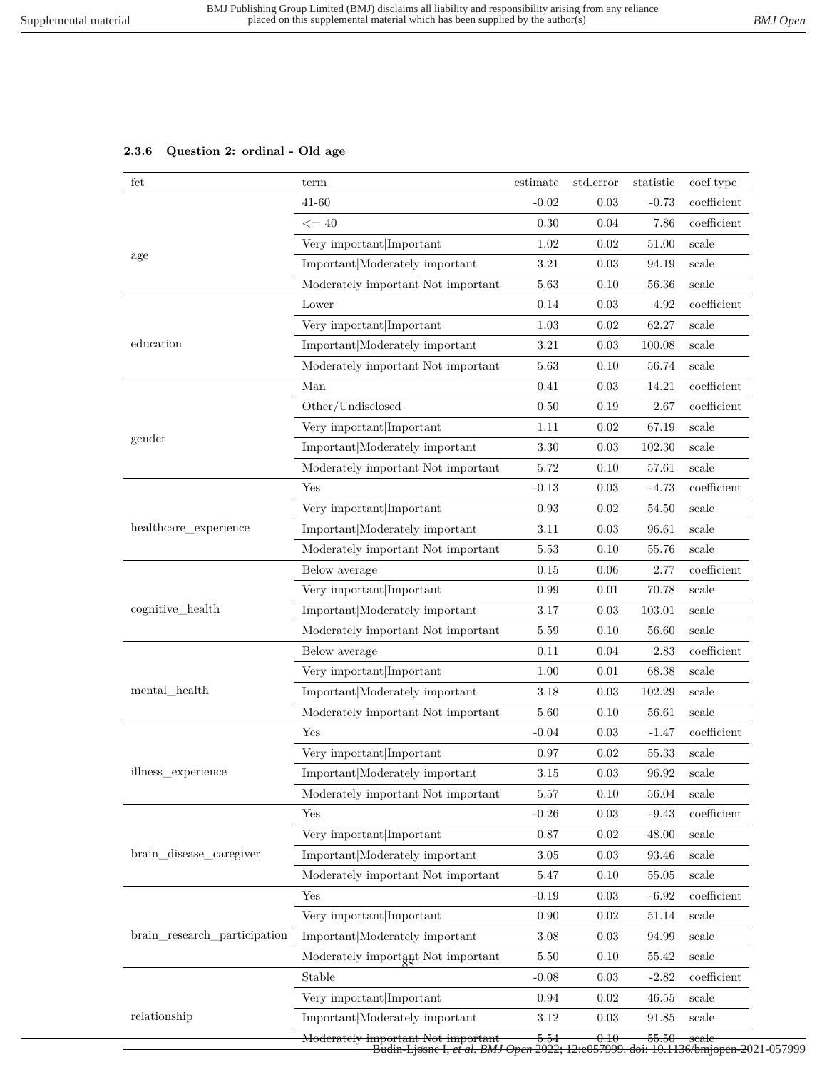### 2.3.6 Question 2: ordinal - Old age

| fct | term | estimate | std.error | statistic | coef.type |
|---|---|---|---|---|---|
| age | 41-60 | -0.02 | 0.03 | -0.73 | coefficient |
| | <= 40 | 0.30 | 0.04 | 7.86 | coefficient |
| | Very important\|Important | 1.02 | 0.02 | 51.00 | scale |
| | Important\|Moderately important | 3.21 | 0.03 | 94.19 | scale |
| | Moderately important\|Not important | 5.63 | 0.10 | 56.36 | scale |
| education | Lower | 0.14 | 0.03 | 4.92 | coefficient |
| | Very important\|Important | 1.03 | 0.02 | 62.27 | scale |
| | Important\|Moderately important | 3.21 | 0.03 | 100.08 | scale |
| | Moderately important\|Not important | 5.63 | 0.10 | 56.74 | scale |
| gender | Man | 0.41 | 0.03 | 14.21 | coefficient |
| | Other/Undisclosed | 0.50 | 0.19 | 2.67 | coefficient |
| | Very important\|Important | 1.11 | 0.02 | 67.19 | scale |
| | Important\|Moderately important | 3.30 | 0.03 | 102.30 | scale |
| | Moderately important\|Not important | 5.72 | 0.10 | 57.61 | scale |
| healthcare_experience | Yes | -0.13 | 0.03 | -4.73 | coefficient |
| | Very important\|Important | 0.93 | 0.02 | 54.50 | scale |
| | Important\|Moderately important | 3.11 | 0.03 | 96.61 | scale |
| | Moderately important\|Not important | 5.53 | 0.10 | 55.76 | scale |
| cognitive_health | Below average | 0.15 | 0.06 | 2.77 | coefficient |
| | Very important\|Important | 0.99 | 0.01 | 70.78 | scale |
| | Important\|Moderately important | 3.17 | 0.03 | 103.01 | scale |
| | Moderately important\|Not important | 5.59 | 0.10 | 56.60 | scale |
| mental_health | Below average | 0.11 | 0.04 | 2.83 | coefficient |
| | Very important\|Important | 1.00 | 0.01 | 68.38 | scale |
| | Important\|Moderately important | 3.18 | 0.03 | 102.29 | scale |
| | Moderately important\|Not important | 5.60 | 0.10 | 56.61 | scale |
| illness_experience | Yes | -0.04 | 0.03 | -1.47 | coefficient |
| | Very important\|Important | 0.97 | 0.02 | 55.33 | scale |
| | Important\|Moderately important | 3.15 | 0.03 | 96.92 | scale |
| | Moderately important\|Not important | 5.57 | 0.10 | 56.04 | scale |
| brain_disease_caregiver | Yes | -0.26 | 0.03 | -9.43 | coefficient |
| | Very important\|Important | 0.87 | 0.02 | 48.00 | scale |
| | Important\|Moderately important | 3.05 | 0.03 | 93.46 | scale |
| | Moderately important\|Not important | 5.47 | 0.10 | 55.05 | scale |
| brain_research_participation | Yes | -0.19 | 0.03 | -6.92 | coefficient |
| | Very important\|Important | 0.90 | 0.02 | 51.14 | scale |
| | Important\|Moderately important | 3.08 | 0.03 | 94.99 | scale |
| | Moderately important\|Not important | 5.50 | 0.10 | 55.42 | scale |
| relationship | Stable | -0.08 | 0.03 | -2.82 | coefficient |
| | Very important\|Important | 0.94 | 0.02 | 46.55 | scale |
| | Important\|Moderately important | 3.12 | 0.03 | 91.85 | scale |
| | Moderately important\|Not important | 5.54 | 0.10 | 55.50 | scale |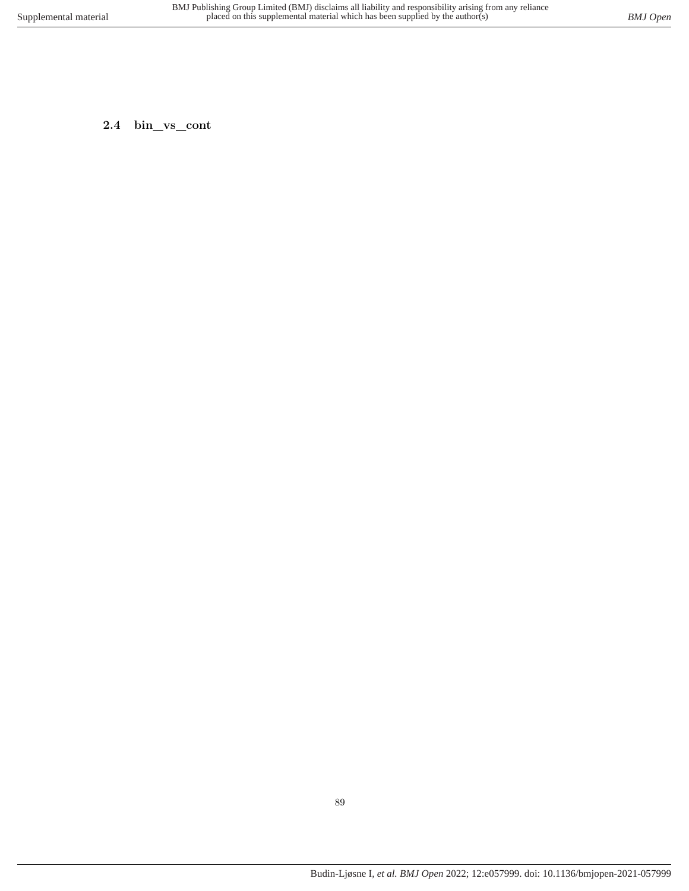### 2.4 bin_vs_cont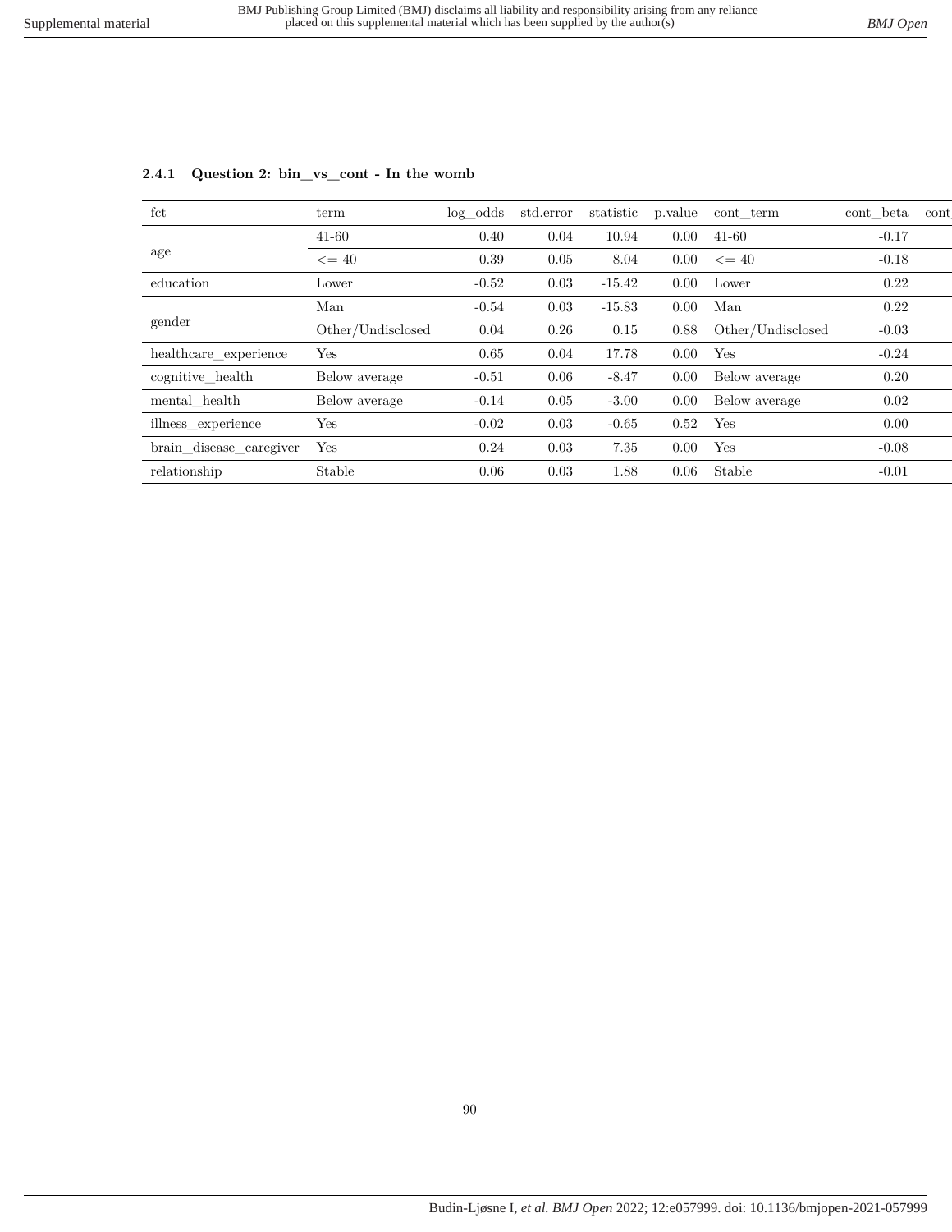### 2.4.1 Question 2: bin_vs_cont - In the womb

| fct | term | log_odds | std.error | statistic | p.value | cont_term | cont_beta | cont |
|---|---|---|---|---|---|---|---|---|
| age | 41-60 | 0.40 | 0.04 | 10.94 | 0.00 | 41-60 | -0.17 | |
| | <= 40 | 0.39 | 0.05 | 8.04 | 0.00 | <= 40 | -0.18 | |
| education | Lower | -0.52 | 0.03 | -15.42 | 0.00 | Lower | 0.22 | |
| gender | Man | -0.54 | 0.03 | -15.83 | 0.00 | Man | 0.22 | |
| | Other/Undisclosed | 0.04 | 0.26 | 0.15 | 0.88 | Other/Undisclosed | -0.03 | |
| healthcare_experience | Yes | 0.65 | 0.04 | 17.78 | 0.00 | Yes | -0.24 | |
| cognitive_health | Below average | -0.51 | 0.06 | -8.47 | 0.00 | Below average | 0.20 | |
| mental_health | Below average | -0.14 | 0.05 | -3.00 | 0.00 | Below average | 0.02 | |
| illness_experience | Yes | -0.02 | 0.03 | -0.65 | 0.52 | Yes | 0.00 | |
| brain_disease_caregiver | Yes | 0.24 | 0.03 | 7.35 | 0.00 | Yes | -0.08 | |
| relationship | Stable | 0.06 | 0.03 | 1.88 | 0.06 | Stable | -0.01 | |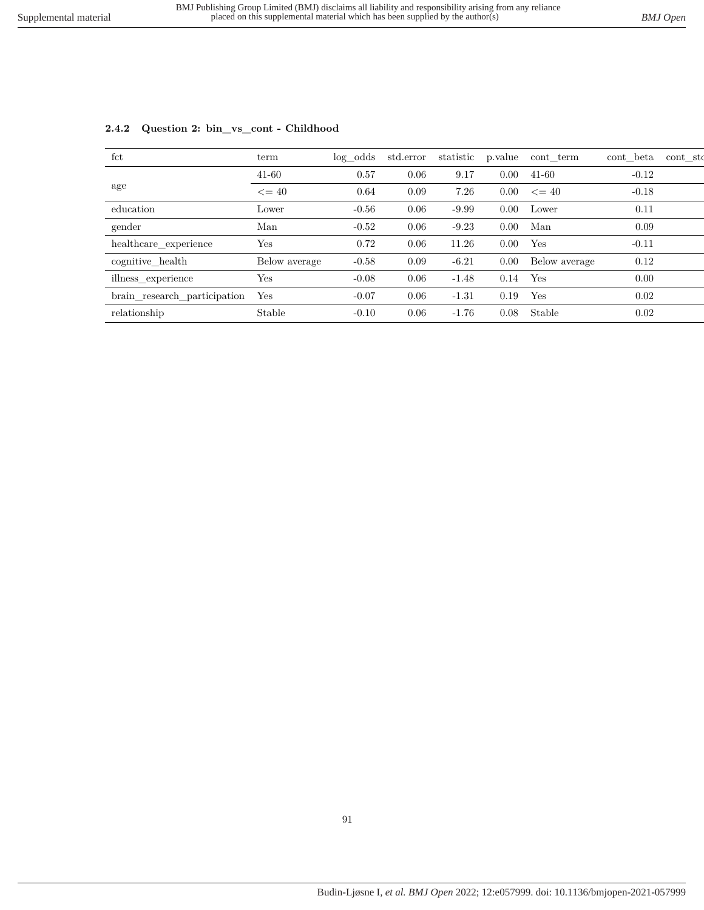### 2.4.2 Question 2: bin_vs_cont - Childhood

| fct | term | log_odds | std.error | statistic | p.value | cont_term | cont_beta | cont_std |
|---|---|---|---|---|---|---|---|---|
| age | 41-60 | 0.57 | 0.06 | 9.17 | 0.00 | 41-60 | -0.12 | |
| | <= 40 | 0.64 | 0.09 | 7.26 | 0.00 | <= 40 | -0.18 | |
| education | Lower | -0.56 | 0.06 | -9.99 | 0.00 | Lower | 0.11 | |
| gender | Man | -0.52 | 0.06 | -9.23 | 0.00 | Man | 0.09 | |
| healthcare_experience | Yes | 0.72 | 0.06 | 11.26 | 0.00 | Yes | -0.11 | |
| cognitive_health | Below average | -0.58 | 0.09 | -6.21 | 0.00 | Below average | 0.12 | |
| illness_experience | Yes | -0.08 | 0.06 | -1.48 | 0.14 | Yes | 0.00 | |
| brain_research_participation | Yes | -0.07 | 0.06 | -1.31 | 0.19 | Yes | 0.02 | |
| relationship | Stable | -0.10 | 0.06 | -1.76 | 0.08 | Stable | 0.02 | |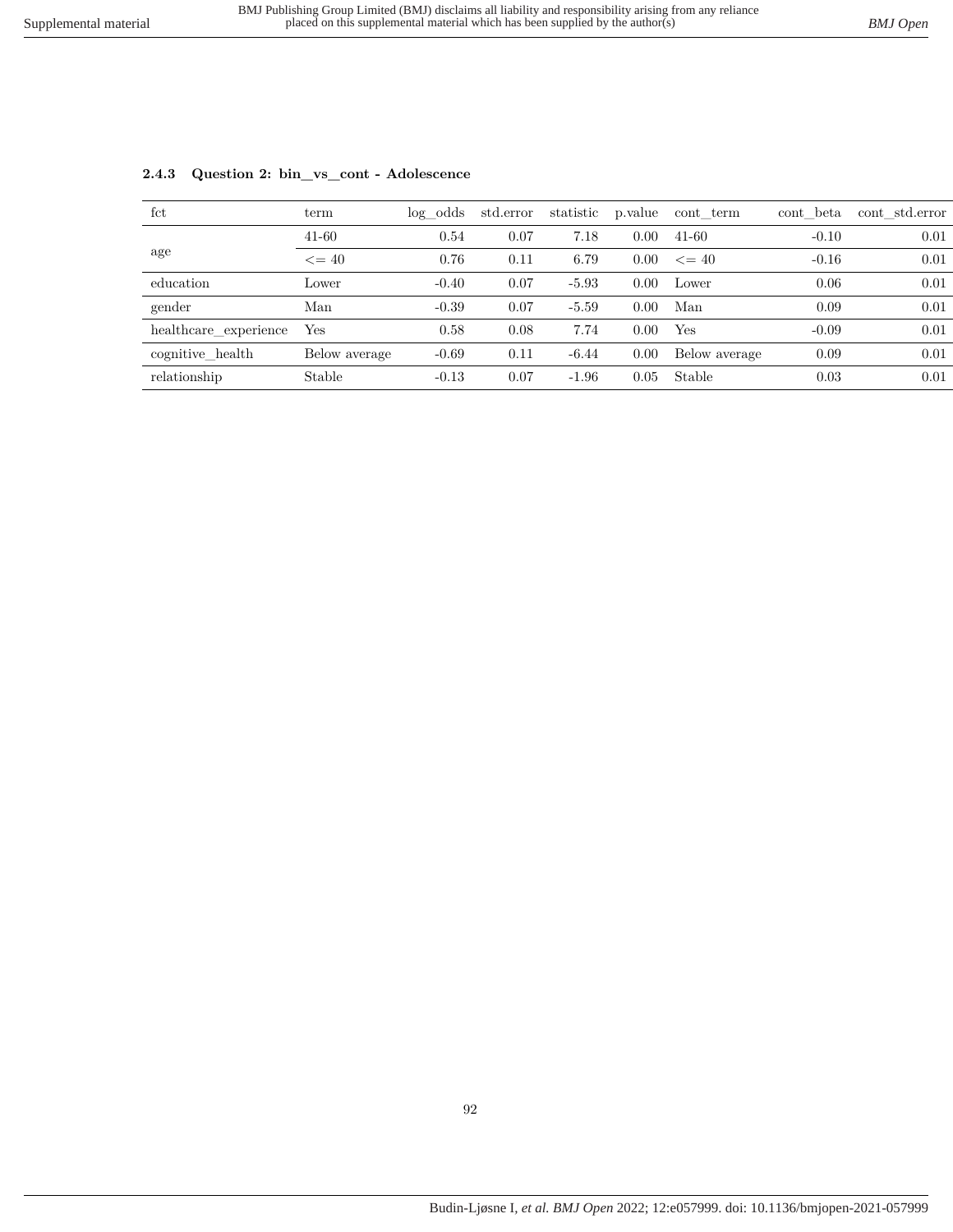### 2.4.3 Question 2: bin_vs_cont - Adolescence

| fct | term | log_odds | std.error | statistic | p.value | cont_term | cont_beta | cont_std.error |
|---|---|---|---|---|---|---|---|---|
| age | 41-60 | 0.54 | 0.07 | 7.18 | 0.00 | 41-60 | -0.10 | 0.01 |
| | <= 40 | 0.76 | 0.11 | 6.79 | 0.00 | <= 40 | -0.16 | 0.01 |
| education | Lower | -0.40 | 0.07 | -5.93 | 0.00 | Lower | 0.06 | 0.01 |
| gender | Man | -0.39 | 0.07 | -5.59 | 0.00 | Man | 0.09 | 0.01 |
| healthcare_experience | Yes | 0.58 | 0.08 | 7.74 | 0.00 | Yes | -0.09 | 0.01 |
| cognitive_health | Below average | -0.69 | 0.11 | -6.44 | 0.00 | Below average | 0.09 | 0.01 |
| relationship | Stable | -0.13 | 0.07 | -1.96 | 0.05 | Stable | 0.03 | 0.01 |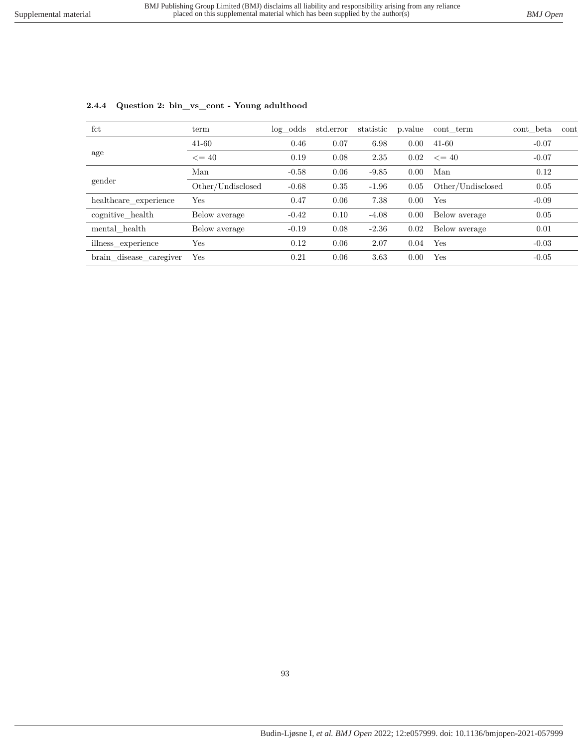#### 2.4.4 Question 2: bin_vs_cont - Young adulthood

| fct | term | log_odds | std.error | statistic | p.value | cont_term | cont_beta | cont |
|---|---|---|---|---|---|---|---|---|
| age | 41-60 | 0.46 | 0.07 | 6.98 | 0.00 | 41-60 | -0.07 | |
| | <= 40 | 0.19 | 0.08 | 2.35 | 0.02 | <= 40 | -0.07 | |
| gender | Man | -0.58 | 0.06 | -9.85 | 0.00 | Man | 0.12 | |
| | Other/Undisclosed | -0.68 | 0.35 | -1.96 | 0.05 | Other/Undisclosed | 0.05 | |
| healthcare_experience | Yes | 0.47 | 0.06 | 7.38 | 0.00 | Yes | -0.09 | |
| cognitive_health | Below average | -0.42 | 0.10 | -4.08 | 0.00 | Below average | 0.05 | |
| mental_health | Below average | -0.19 | 0.08 | -2.36 | 0.02 | Below average | 0.01 | |
| illness_experience | Yes | 0.12 | 0.06 | 2.07 | 0.04 | Yes | -0.03 | |
| brain_disease_caregiver | Yes | 0.21 | 0.06 | 3.63 | 0.00 | Yes | -0.05 | |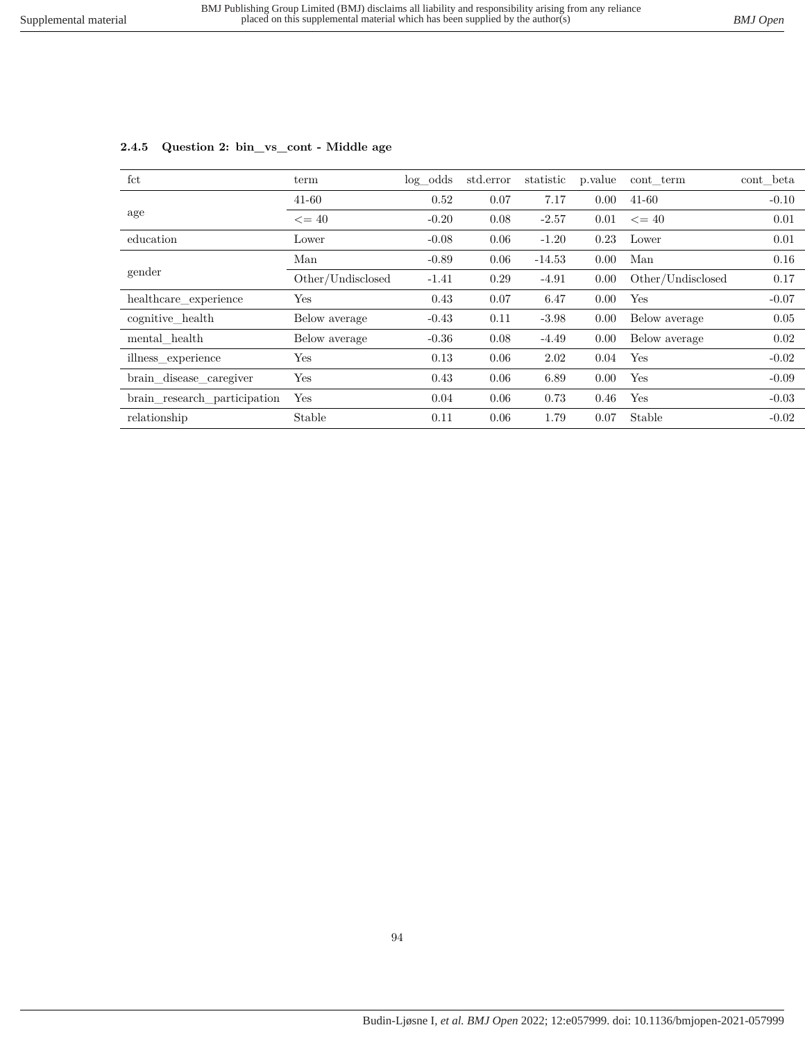#### 2.4.5 Question 2: bin_vs_cont - Middle age

| fct | term | log_odds | std.error | statistic | p.value | cont_term | cont_beta |
|---|---|---|---|---|---|---|---|
| age | 41-60 | 0.52 | 0.07 | 7.17 | 0.00 | 41-60 | -0.10 |
| | <= 40 | -0.20 | 0.08 | -2.57 | 0.01 | <= 40 | 0.01 |
| education | Lower | -0.08 | 0.06 | -1.20 | 0.23 | Lower | 0.01 |
| gender | Man | -0.89 | 0.06 | -14.53 | 0.00 | Man | 0.16 |
| | Other/Undisclosed | -1.41 | 0.29 | -4.91 | 0.00 | Other/Undisclosed | 0.17 |
| healthcare_experience | Yes | 0.43 | 0.07 | 6.47 | 0.00 | Yes | -0.07 |
| cognitive_health | Below average | -0.43 | 0.11 | -3.98 | 0.00 | Below average | 0.05 |
| mental_health | Below average | -0.36 | 0.08 | -4.49 | 0.00 | Below average | 0.02 |
| illness_experience | Yes | 0.13 | 0.06 | 2.02 | 0.04 | Yes | -0.02 |
| brain_disease_caregiver | Yes | 0.43 | 0.06 | 6.89 | 0.00 | Yes | -0.09 |
| brain_research_participation | Yes | 0.04 | 0.06 | 0.73 | 0.46 | Yes | -0.03 |
| relationship | Stable | 0.11 | 0.06 | 1.79 | 0.07 | Stable | -0.02 |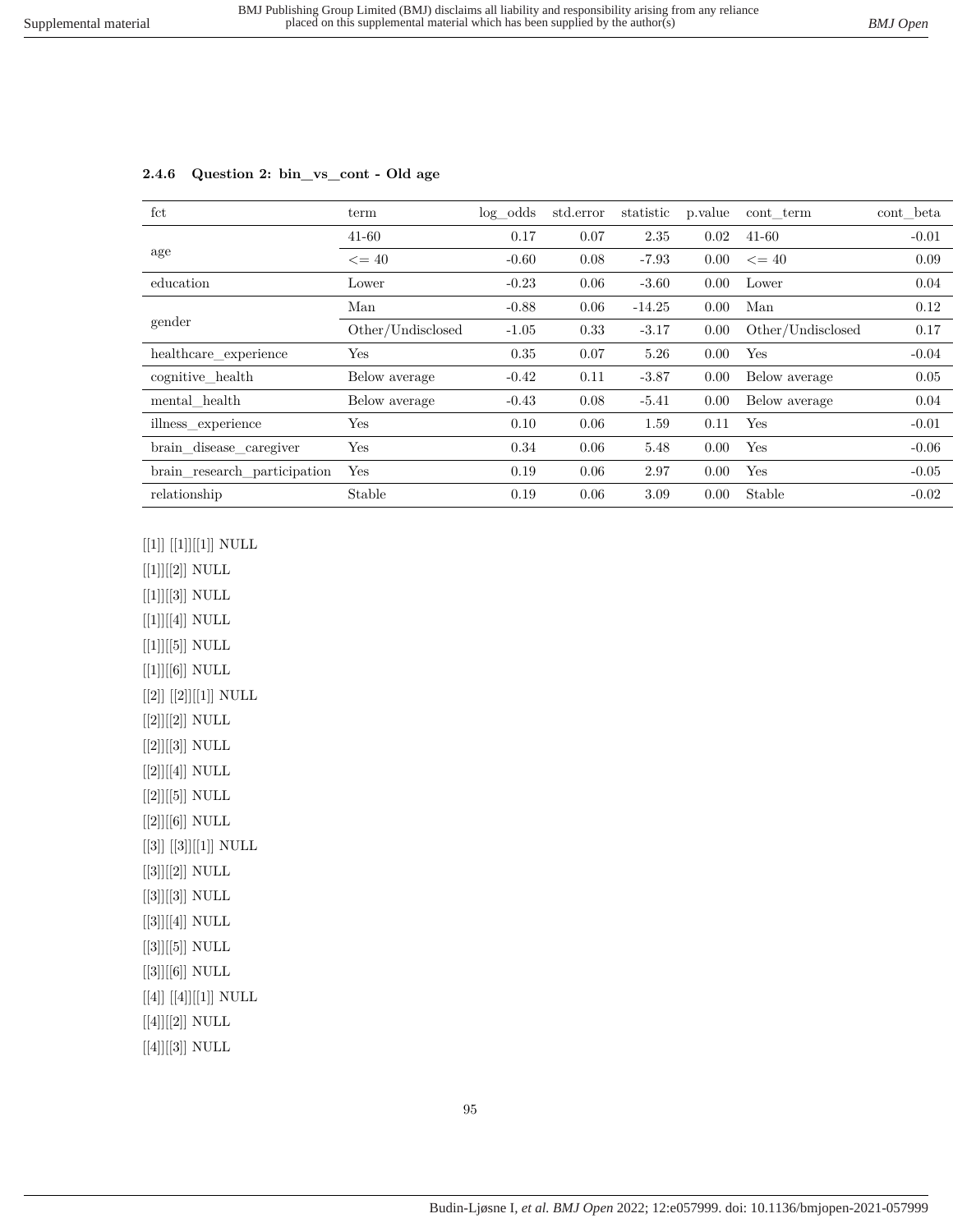### 2.4.6 Question 2: bin_vs_cont - Old age

| fct | term | log_odds | std.error | statistic | p.value | cont_term | cont_beta |
|---|---|---|---|---|---|---|---|
| age | 41-60 | 0.17 | 0.07 | 2.35 | 0.02 | 41-60 | -0.01 |
| | <= 40 | -0.60 | 0.08 | -7.93 | 0.00 | <= 40 | 0.09 |
| education | Lower | -0.23 | 0.06 | -3.60 | 0.00 | Lower | 0.04 |
| gender | Man | -0.88 | 0.06 | -14.25 | 0.00 | Man | 0.12 |
| | Other/Undisclosed | -1.05 | 0.33 | -3.17 | 0.00 | Other/Undisclosed | 0.17 |
| healthcare_experience | Yes | 0.35 | 0.07 | 5.26 | 0.00 | Yes | -0.04 |
| cognitive_health | Below average | -0.42 | 0.11 | -3.87 | 0.00 | Below average | 0.05 |
| mental_health | Below average | -0.43 | 0.08 | -5.41 | 0.00 | Below average | 0.04 |
| illness_experience | Yes | 0.10 | 0.06 | 1.59 | 0.11 | Yes | -0.01 |
| brain_disease_caregiver | Yes | 0.34 | 0.06 | 5.48 | 0.00 | Yes | -0.06 |
| brain_research_participation | Yes | 0.19 | 0.06 | 2.97 | 0.00 | Yes | -0.05 |
| relationship | Stable | 0.19 | 0.06 | 3.09 | 0.00 | Stable | -0.02 |

[[1]] [[1]][[1]] NULL

[[1]][[2]] NULL

[[1]][[3]] NULL

[[1]][[4]] NULL

[[1]][[5]] NULL

[[1]][[6]] NULL

[[2]] [[2]][[1]] NULL

[[2]][[2]] NULL

[[2]][[3]] NULL

[[2]][[4]] NULL

[[2]][[5]] NULL

[[2]][[6]] NULL

[[3]] [[3]][[1]] NULL

[[3]][[2]] NULL

[[3]][[3]] NULL

[[3]][[4]] NULL

[[3]][[5]] NULL

[[3]][[6]] NULL

[[4]] [[4]][[1]] NULL

[[4]][[2]] NULL

[[4]][[3]] NULL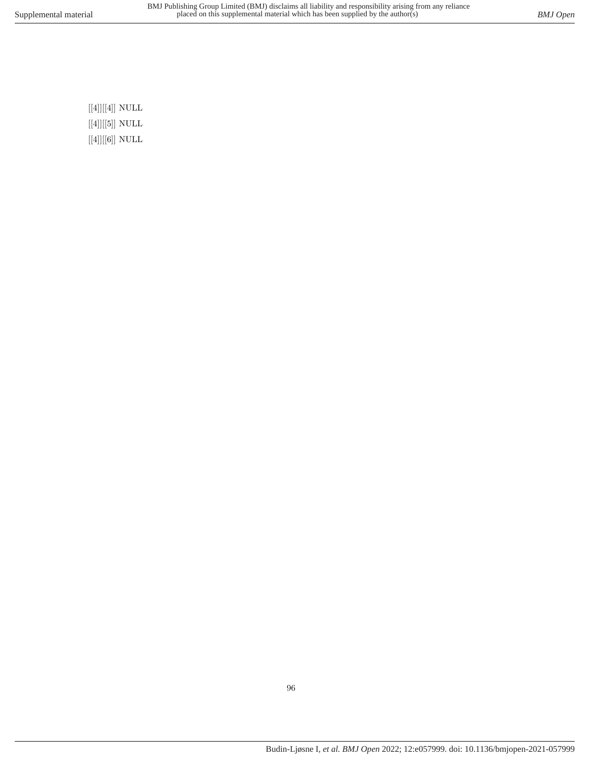[[4]][[4]] NULL

[[4]][[5]] NULL

[[4]][[6]] NULL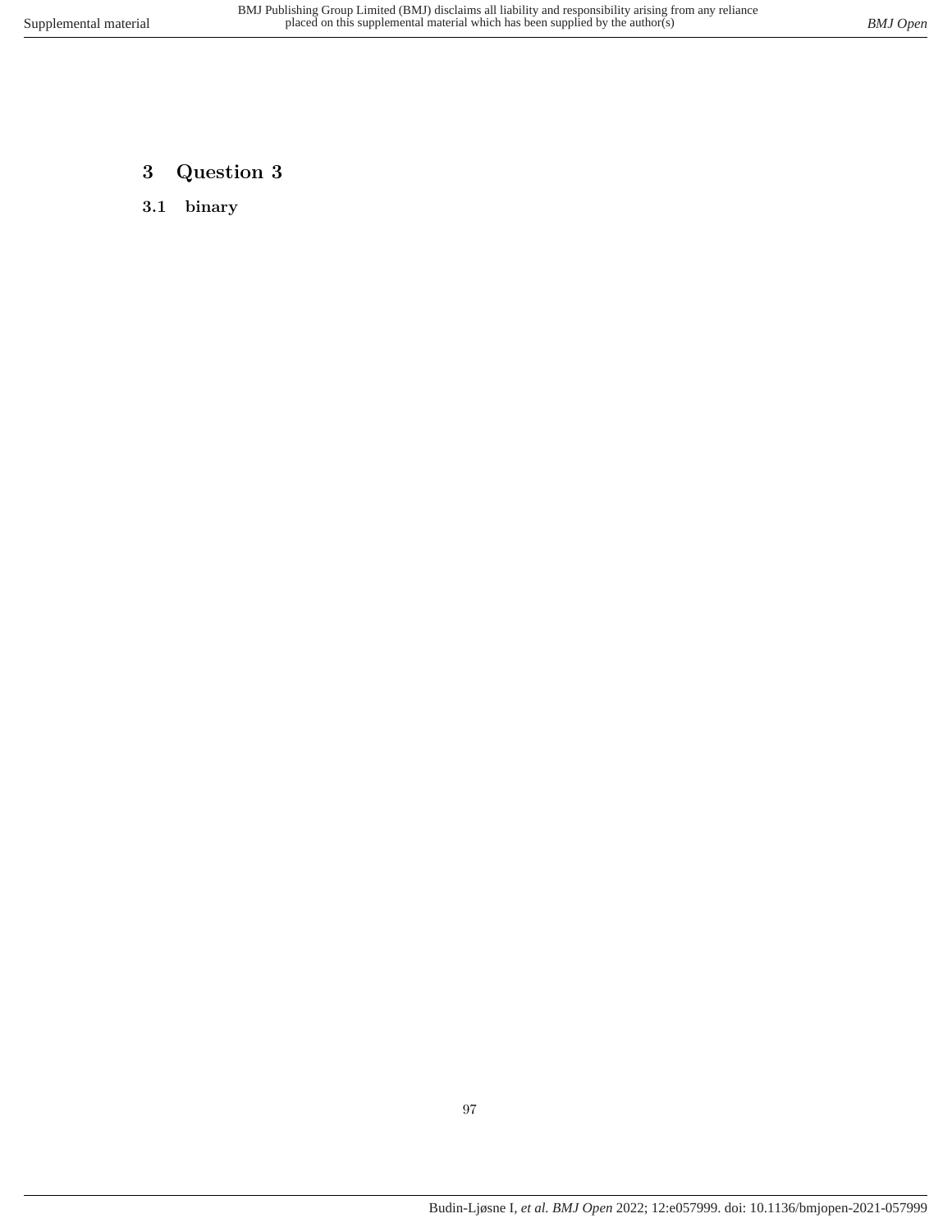# 3 Question 3

## 3.1 binary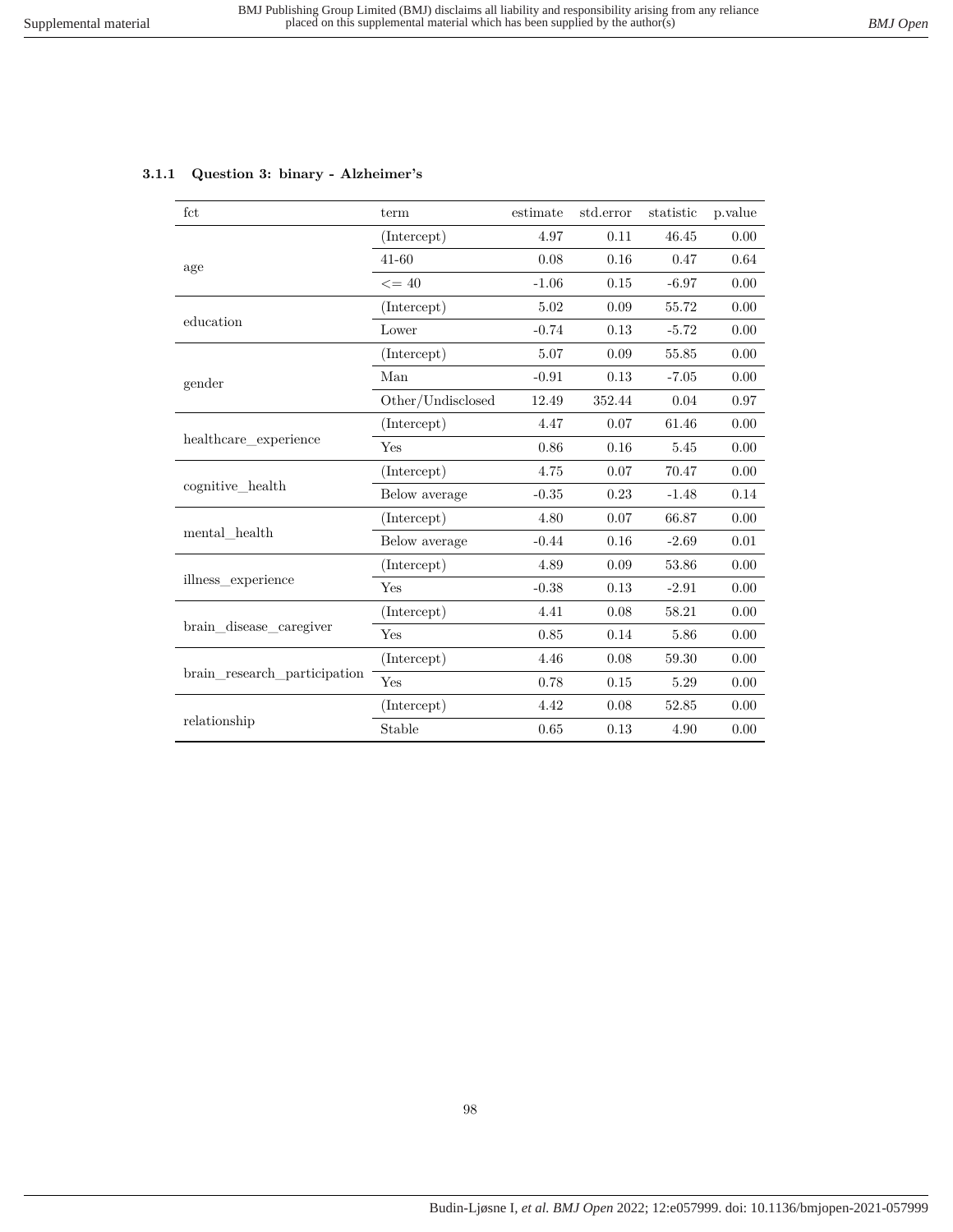### 3.1.1 Question 3: binary - Alzheimer's

| fct | term | estimate | std.error | statistic | p.value |
|---|---|---|---|---|---|
| age | (Intercept) | 4.97 | 0.11 | 46.45 | 0.00 |
| | 41-60 | 0.08 | 0.16 | 0.47 | 0.64 |
| | <= 40 | -1.06 | 0.15 | -6.97 | 0.00 |
| education | (Intercept) | 5.02 | 0.09 | 55.72 | 0.00 |
| | Lower | -0.74 | 0.13 | -5.72 | 0.00 |
| gender | (Intercept) | 5.07 | 0.09 | 55.85 | 0.00 |
| | Man | -0.91 | 0.13 | -7.05 | 0.00 |
| | Other/Undisclosed | 12.49 | 352.44 | 0.04 | 0.97 |
| healthcare_experience | (Intercept) | 4.47 | 0.07 | 61.46 | 0.00 |
| | Yes | 0.86 | 0.16 | 5.45 | 0.00 |
| cognitive_health | (Intercept) | 4.75 | 0.07 | 70.47 | 0.00 |
| | Below average | -0.35 | 0.23 | -1.48 | 0.14 |
| mental_health | (Intercept) | 4.80 | 0.07 | 66.87 | 0.00 |
| | Below average | -0.44 | 0.16 | -2.69 | 0.01 |
| illness_experience | (Intercept) | 4.89 | 0.09 | 53.86 | 0.00 |
| | Yes | -0.38 | 0.13 | -2.91 | 0.00 |
| brain_disease_caregiver | (Intercept) | 4.41 | 0.08 | 58.21 | 0.00 |
| | Yes | 0.85 | 0.14 | 5.86 | 0.00 |
| brain_research_participation | (Intercept) | 4.46 | 0.08 | 59.30 | 0.00 |
| | Yes | 0.78 | 0.15 | 5.29 | 0.00 |
| relationship | (Intercept) | 4.42 | 0.08 | 52.85 | 0.00 |
| | Stable | 0.65 | 0.13 | 4.90 | 0.00 |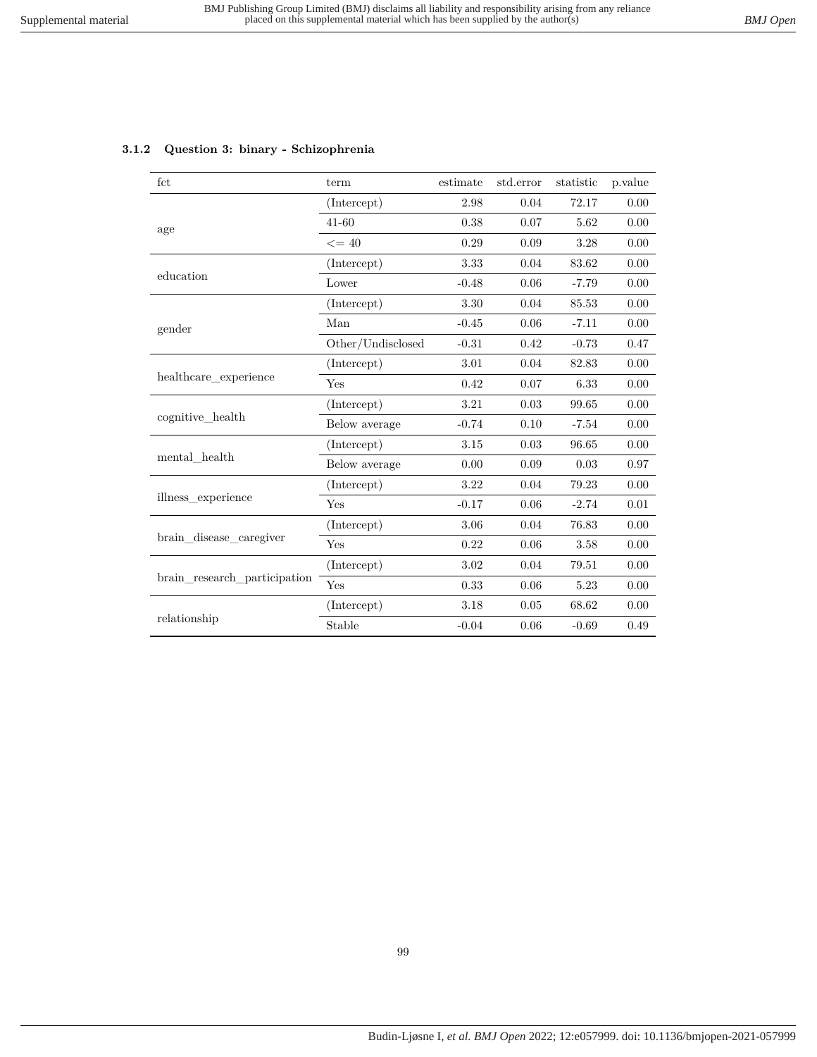### 3.1.2 Question 3: binary - Schizophrenia

| fct | term | estimate | std.error | statistic | p.value |
|---|---|---|---|---|---|
| age | (Intercept) | 2.98 | 0.04 | 72.17 | 0.00 |
| | 41-60 | 0.38 | 0.07 | 5.62 | 0.00 |
| | <= 40 | 0.29 | 0.09 | 3.28 | 0.00 |
| education | (Intercept) | 3.33 | 0.04 | 83.62 | 0.00 |
| | Lower | -0.48 | 0.06 | -7.79 | 0.00 |
| gender | (Intercept) | 3.30 | 0.04 | 85.53 | 0.00 |
| | Man | -0.45 | 0.06 | -7.11 | 0.00 |
| | Other/Undisclosed | -0.31 | 0.42 | -0.73 | 0.47 |
| healthcare_experience | (Intercept) | 3.01 | 0.04 | 82.83 | 0.00 |
| | Yes | 0.42 | 0.07 | 6.33 | 0.00 |
| cognitive_health | (Intercept) | 3.21 | 0.03 | 99.65 | 0.00 |
| | Below average | -0.74 | 0.10 | -7.54 | 0.00 |
| mental_health | (Intercept) | 3.15 | 0.03 | 96.65 | 0.00 |
| | Below average | 0.00 | 0.09 | 0.03 | 0.97 |
| illness_experience | (Intercept) | 3.22 | 0.04 | 79.23 | 0.00 |
| | Yes | -0.17 | 0.06 | -2.74 | 0.01 |
| brain_disease_caregiver | (Intercept) | 3.06 | 0.04 | 76.83 | 0.00 |
| | Yes | 0.22 | 0.06 | 3.58 | 0.00 |
| brain_research_participation | (Intercept) | 3.02 | 0.04 | 79.51 | 0.00 |
| | Yes | 0.33 | 0.06 | 5.23 | 0.00 |
| relationship | (Intercept) | 3.18 | 0.05 | 68.62 | 0.00 |
| | Stable | -0.04 | 0.06 | -0.69 | 0.49 |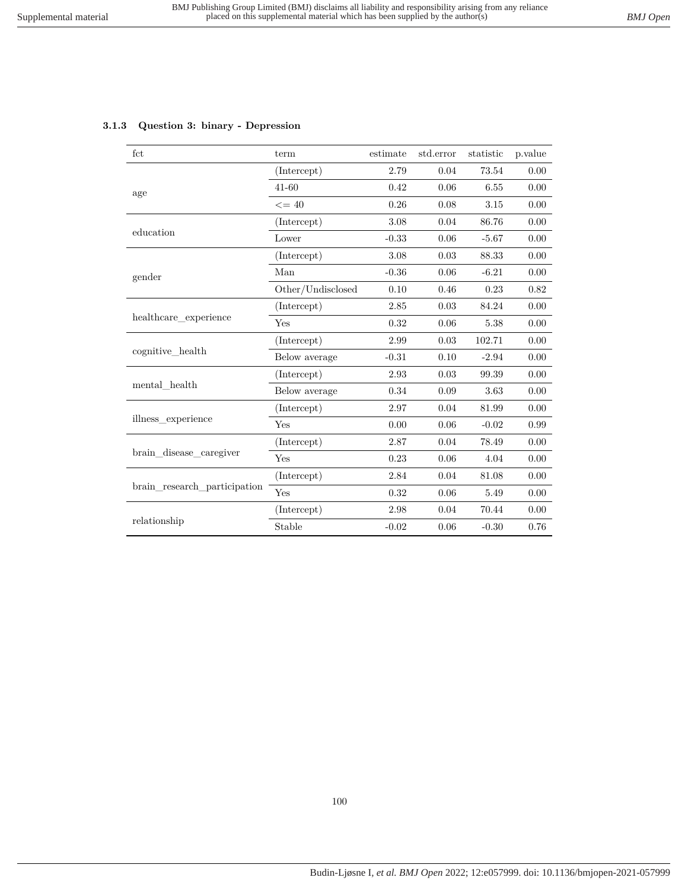### 3.1.3 Question 3: binary - Depression

| fct | term | estimate | std.error | statistic | p.value |
|---|---|---|---|---|---|
| age | (Intercept) | 2.79 | 0.04 | 73.54 | 0.00 |
| | 41-60 | 0.42 | 0.06 | 6.55 | 0.00 |
| | <= 40 | 0.26 | 0.08 | 3.15 | 0.00 |
| education | (Intercept) | 3.08 | 0.04 | 86.76 | 0.00 |
| | Lower | -0.33 | 0.06 | -5.67 | 0.00 |
| gender | (Intercept) | 3.08 | 0.03 | 88.33 | 0.00 |
| | Man | -0.36 | 0.06 | -6.21 | 0.00 |
| | Other/Undisclosed | 0.10 | 0.46 | 0.23 | 0.82 |
| healthcare_experience | (Intercept) | 2.85 | 0.03 | 84.24 | 0.00 |
| | Yes | 0.32 | 0.06 | 5.38 | 0.00 |
| cognitive_health | (Intercept) | 2.99 | 0.03 | 102.71 | 0.00 |
| | Below average | -0.31 | 0.10 | -2.94 | 0.00 |
| mental_health | (Intercept) | 2.93 | 0.03 | 99.39 | 0.00 |
| | Below average | 0.34 | 0.09 | 3.63 | 0.00 |
| illness_experience | (Intercept) | 2.97 | 0.04 | 81.99 | 0.00 |
| | Yes | 0.00 | 0.06 | -0.02 | 0.99 |
| brain_disease_caregiver | (Intercept) | 2.87 | 0.04 | 78.49 | 0.00 |
| | Yes | 0.23 | 0.06 | 4.04 | 0.00 |
| brain_research_participation | (Intercept) | 2.84 | 0.04 | 81.08 | 0.00 |
| | Yes | 0.32 | 0.06 | 5.49 | 0.00 |
| relationship | (Intercept) | 2.98 | 0.04 | 70.44 | 0.00 |
| | Stable | -0.02 | 0.06 | -0.30 | 0.76 |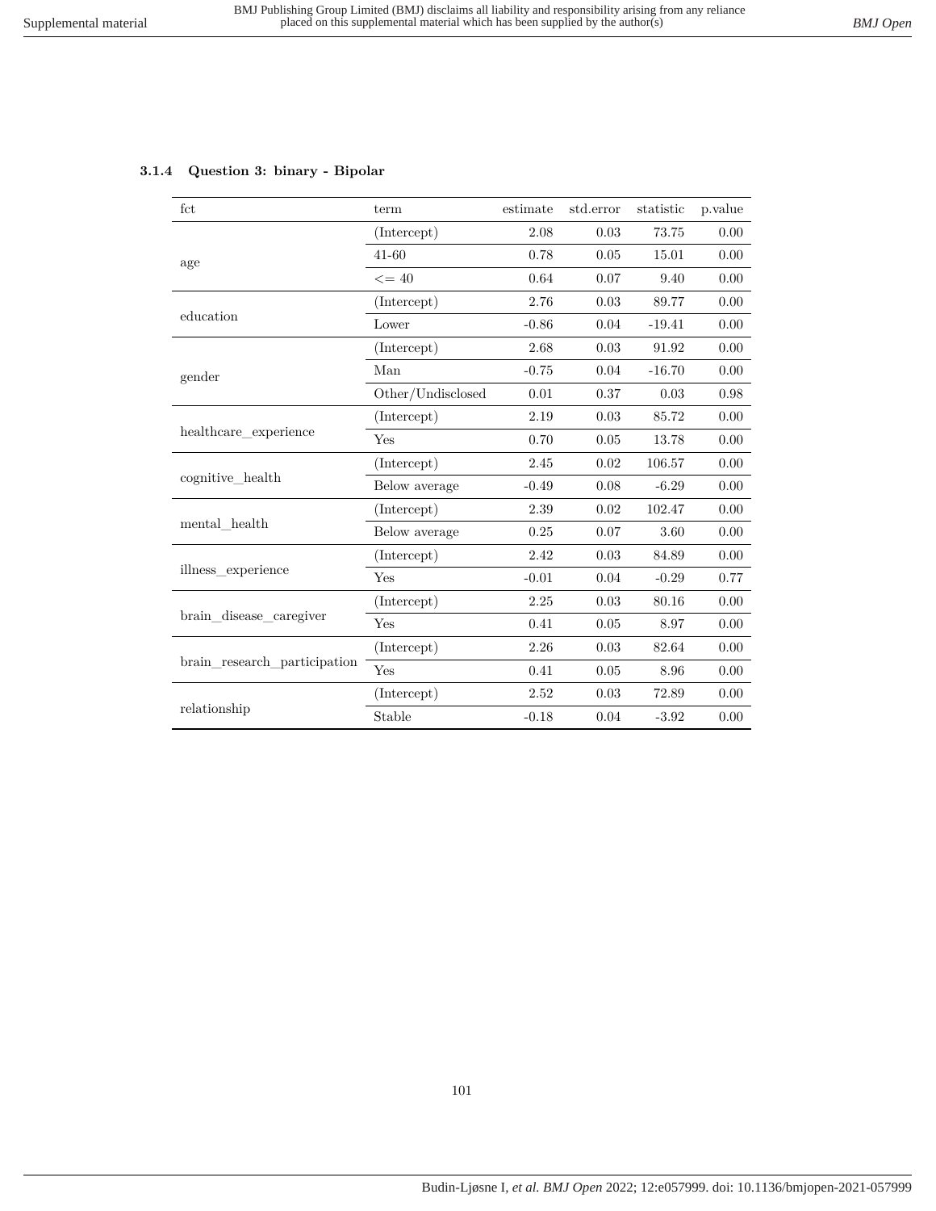#### 3.1.4 Question 3: binary - Bipolar

| fct | term | estimate | std.error | statistic | p.value |
|---|---|---|---|---|---|
| age | (Intercept) | 2.08 | 0.03 | 73.75 | 0.00 |
| | 41-60 | 0.78 | 0.05 | 15.01 | 0.00 |
| | <= 40 | 0.64 | 0.07 | 9.40 | 0.00 |
| education | (Intercept) | 2.76 | 0.03 | 89.77 | 0.00 |
| | Lower | -0.86 | 0.04 | -19.41 | 0.00 |
| gender | (Intercept) | 2.68 | 0.03 | 91.92 | 0.00 |
| | Man | -0.75 | 0.04 | -16.70 | 0.00 |
| | Other/Undisclosed | 0.01 | 0.37 | 0.03 | 0.98 |
| healthcare_experience | (Intercept) | 2.19 | 0.03 | 85.72 | 0.00 |
| | Yes | 0.70 | 0.05 | 13.78 | 0.00 |
| cognitive_health | (Intercept) | 2.45 | 0.02 | 106.57 | 0.00 |
| | Below average | -0.49 | 0.08 | -6.29 | 0.00 |
| mental_health | (Intercept) | 2.39 | 0.02 | 102.47 | 0.00 |
| | Below average | 0.25 | 0.07 | 3.60 | 0.00 |
| illness_experience | (Intercept) | 2.42 | 0.03 | 84.89 | 0.00 |
| | Yes | -0.01 | 0.04 | -0.29 | 0.77 |
| brain_disease_caregiver | (Intercept) | 2.25 | 0.03 | 80.16 | 0.00 |
| | Yes | 0.41 | 0.05 | 8.97 | 0.00 |
| brain_research_participation | (Intercept) | 2.26 | 0.03 | 82.64 | 0.00 |
| | Yes | 0.41 | 0.05 | 8.96 | 0.00 |
| relationship | (Intercept) | 2.52 | 0.03 | 72.89 | 0.00 |
| | Stable | -0.18 | 0.04 | -3.92 | 0.00 |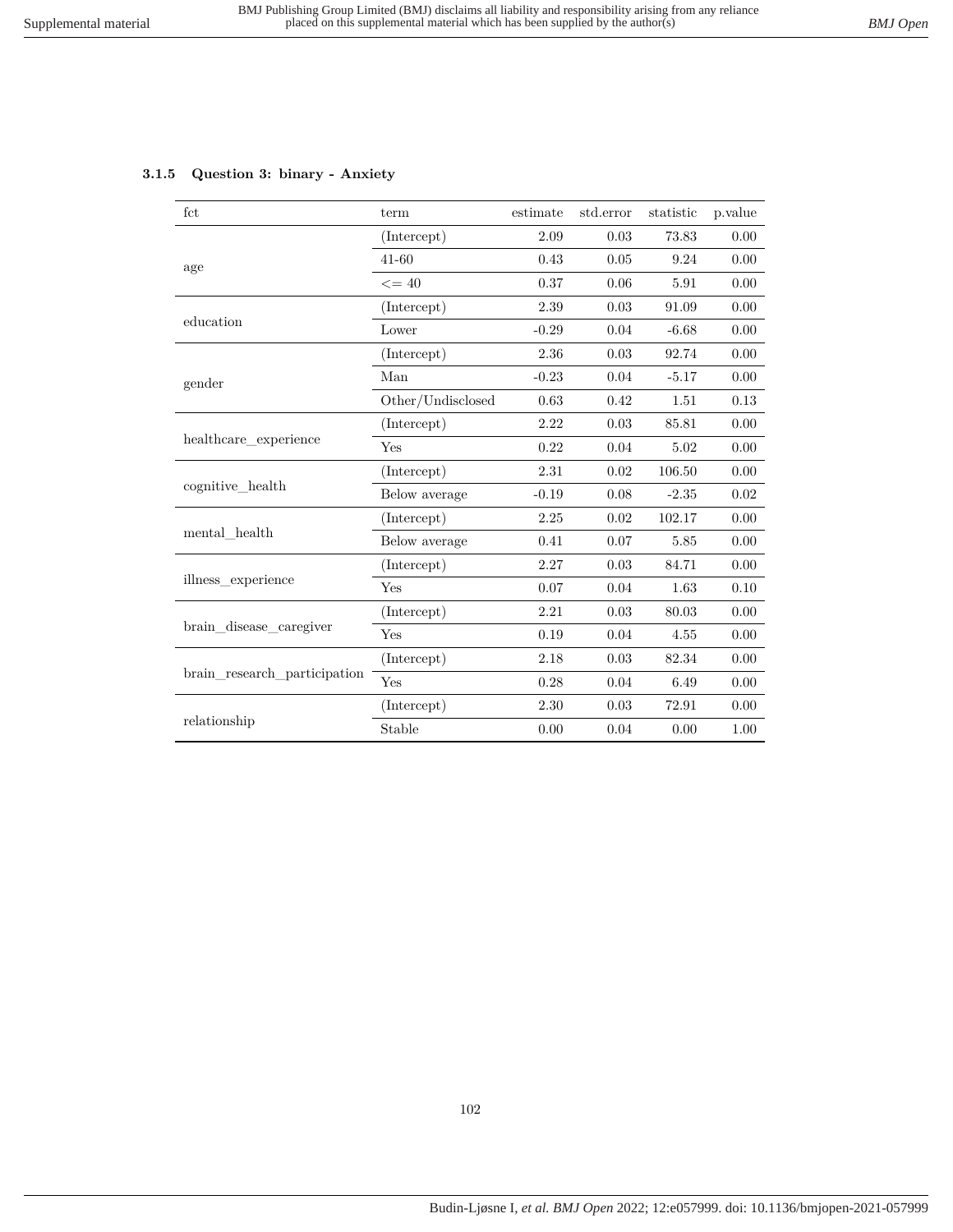### 3.1.5 Question 3: binary - Anxiety

| fct | term | estimate | std.error | statistic | p.value |
|---|---|---|---|---|---|
| age | (Intercept) | 2.09 | 0.03 | 73.83 | 0.00 |
| | 41-60 | 0.43 | 0.05 | 9.24 | 0.00 |
| | <= 40 | 0.37 | 0.06 | 5.91 | 0.00 |
| education | (Intercept) | 2.39 | 0.03 | 91.09 | 0.00 |
| | Lower | -0.29 | 0.04 | -6.68 | 0.00 |
| gender | (Intercept) | 2.36 | 0.03 | 92.74 | 0.00 |
| | Man | -0.23 | 0.04 | -5.17 | 0.00 |
| | Other/Undisclosed | 0.63 | 0.42 | 1.51 | 0.13 |
| healthcare_experience | (Intercept) | 2.22 | 0.03 | 85.81 | 0.00 |
| | Yes | 0.22 | 0.04 | 5.02 | 0.00 |
| cognitive_health | (Intercept) | 2.31 | 0.02 | 106.50 | 0.00 |
| | Below average | -0.19 | 0.08 | -2.35 | 0.02 |
| mental_health | (Intercept) | 2.25 | 0.02 | 102.17 | 0.00 |
| | Below average | 0.41 | 0.07 | 5.85 | 0.00 |
| illness_experience | (Intercept) | 2.27 | 0.03 | 84.71 | 0.00 |
| | Yes | 0.07 | 0.04 | 1.63 | 0.10 |
| brain_disease_caregiver | (Intercept) | 2.21 | 0.03 | 80.03 | 0.00 |
| | Yes | 0.19 | 0.04 | 4.55 | 0.00 |
| brain_research_participation | (Intercept) | 2.18 | 0.03 | 82.34 | 0.00 |
| | Yes | 0.28 | 0.04 | 6.49 | 0.00 |
| relationship | (Intercept) | 2.30 | 0.03 | 72.91 | 0.00 |
| | Stable | 0.00 | 0.04 | 0.00 | 1.00 |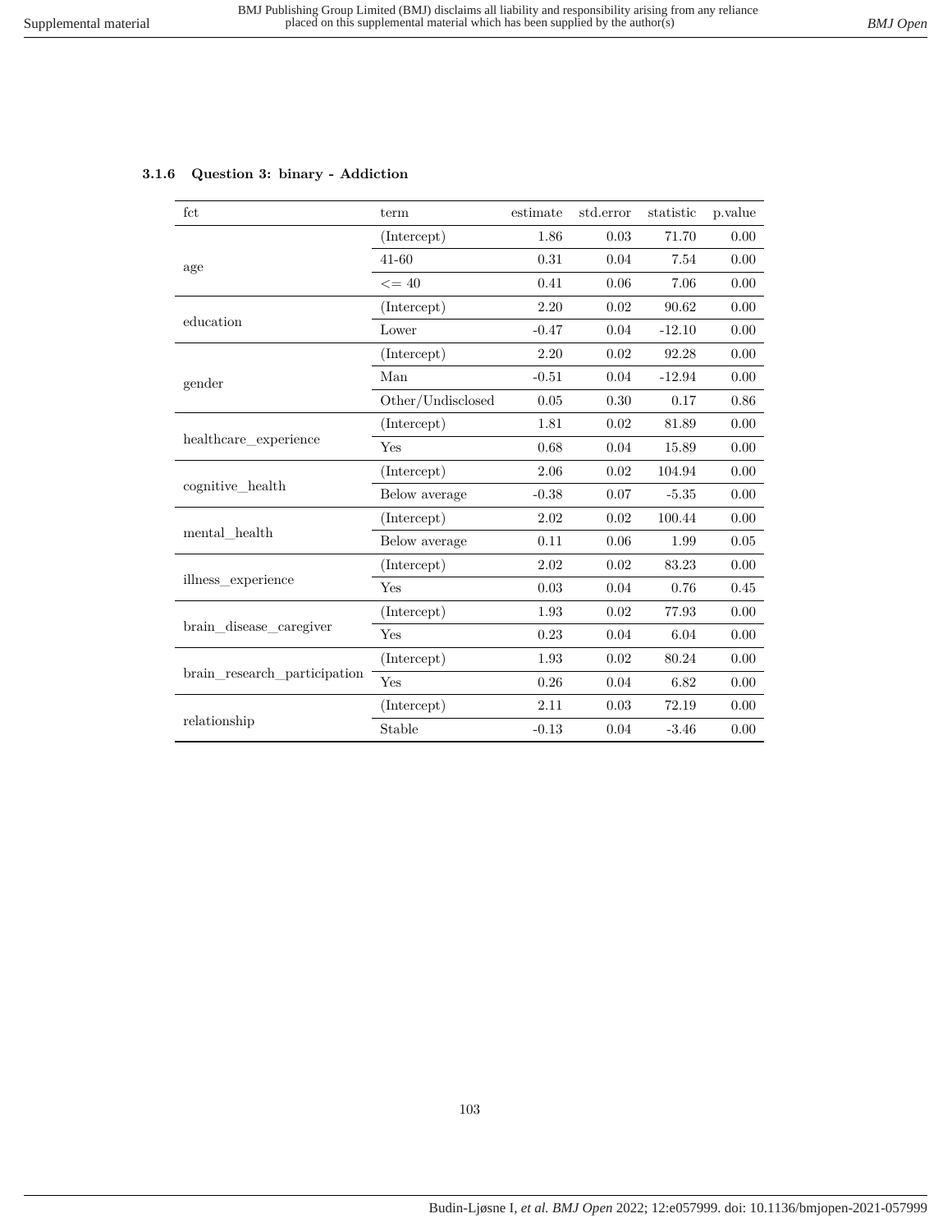### 3.1.6 Question 3: binary - Addiction

| fct | term | estimate | std.error | statistic | p.value |
|---|---|---|---|---|---|
| age | (Intercept) | 1.86 | 0.03 | 71.70 | 0.00 |
| | 41-60 | 0.31 | 0.04 | 7.54 | 0.00 |
| | <= 40 | 0.41 | 0.06 | 7.06 | 0.00 |
| education | (Intercept) | 2.20 | 0.02 | 90.62 | 0.00 |
| | Lower | -0.47 | 0.04 | -12.10 | 0.00 |
| gender | (Intercept) | 2.20 | 0.02 | 92.28 | 0.00 |
| | Man | -0.51 | 0.04 | -12.94 | 0.00 |
| | Other/Undisclosed | 0.05 | 0.30 | 0.17 | 0.86 |
| healthcare_experience | (Intercept) | 1.81 | 0.02 | 81.89 | 0.00 |
| | Yes | 0.68 | 0.04 | 15.89 | 0.00 |
| cognitive_health | (Intercept) | 2.06 | 0.02 | 104.94 | 0.00 |
| | Below average | -0.38 | 0.07 | -5.35 | 0.00 |
| mental_health | (Intercept) | 2.02 | 0.02 | 100.44 | 0.00 |
| | Below average | 0.11 | 0.06 | 1.99 | 0.05 |
| illness_experience | (Intercept) | 2.02 | 0.02 | 83.23 | 0.00 |
| | Yes | 0.03 | 0.04 | 0.76 | 0.45 |
| brain_disease_caregiver | (Intercept) | 1.93 | 0.02 | 77.93 | 0.00 |
| | Yes | 0.23 | 0.04 | 6.04 | 0.00 |
| brain_research_participation | (Intercept) | 1.93 | 0.02 | 80.24 | 0.00 |
| | Yes | 0.26 | 0.04 | 6.82 | 0.00 |
| relationship | (Intercept) | 2.11 | 0.03 | 72.19 | 0.00 |
| | Stable | -0.13 | 0.04 | -3.46 | 0.00 |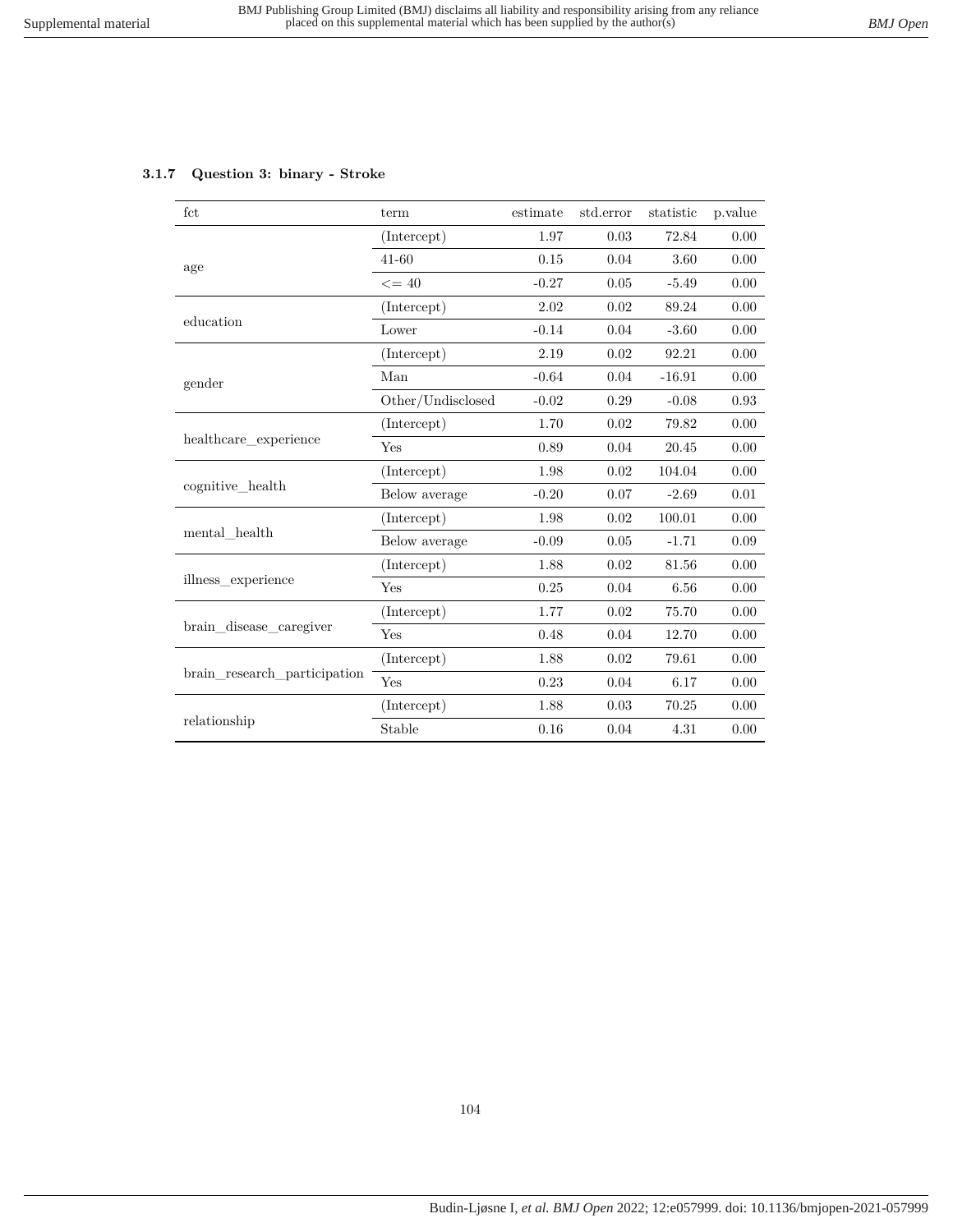### 3.1.7 Question 3: binary - Stroke

| fct | term | estimate | std.error | statistic | p.value |
|---|---|---|---|---|---|
| age | (Intercept) | 1.97 | 0.03 | 72.84 | 0.00 |
| | 41-60 | 0.15 | 0.04 | 3.60 | 0.00 |
| | <= 40 | -0.27 | 0.05 | -5.49 | 0.00 |
| education | (Intercept) | 2.02 | 0.02 | 89.24 | 0.00 |
| | Lower | -0.14 | 0.04 | -3.60 | 0.00 |
| gender | (Intercept) | 2.19 | 0.02 | 92.21 | 0.00 |
| | Man | -0.64 | 0.04 | -16.91 | 0.00 |
| | Other/Undisclosed | -0.02 | 0.29 | -0.08 | 0.93 |
| healthcare_experience | (Intercept) | 1.70 | 0.02 | 79.82 | 0.00 |
| | Yes | 0.89 | 0.04 | 20.45 | 0.00 |
| cognitive_health | (Intercept) | 1.98 | 0.02 | 104.04 | 0.00 |
| | Below average | -0.20 | 0.07 | -2.69 | 0.01 |
| mental_health | (Intercept) | 1.98 | 0.02 | 100.01 | 0.00 |
| | Below average | -0.09 | 0.05 | -1.71 | 0.09 |
| illness_experience | (Intercept) | 1.88 | 0.02 | 81.56 | 0.00 |
| | Yes | 0.25 | 0.04 | 6.56 | 0.00 |
| brain_disease_caregiver | (Intercept) | 1.77 | 0.02 | 75.70 | 0.00 |
| | Yes | 0.48 | 0.04 | 12.70 | 0.00 |
| brain_research_participation | (Intercept) | 1.88 | 0.02 | 79.61 | 0.00 |
| | Yes | 0.23 | 0.04 | 6.17 | 0.00 |
| relationship | (Intercept) | 1.88 | 0.03 | 70.25 | 0.00 |
| | Stable | 0.16 | 0.04 | 4.31 | 0.00 |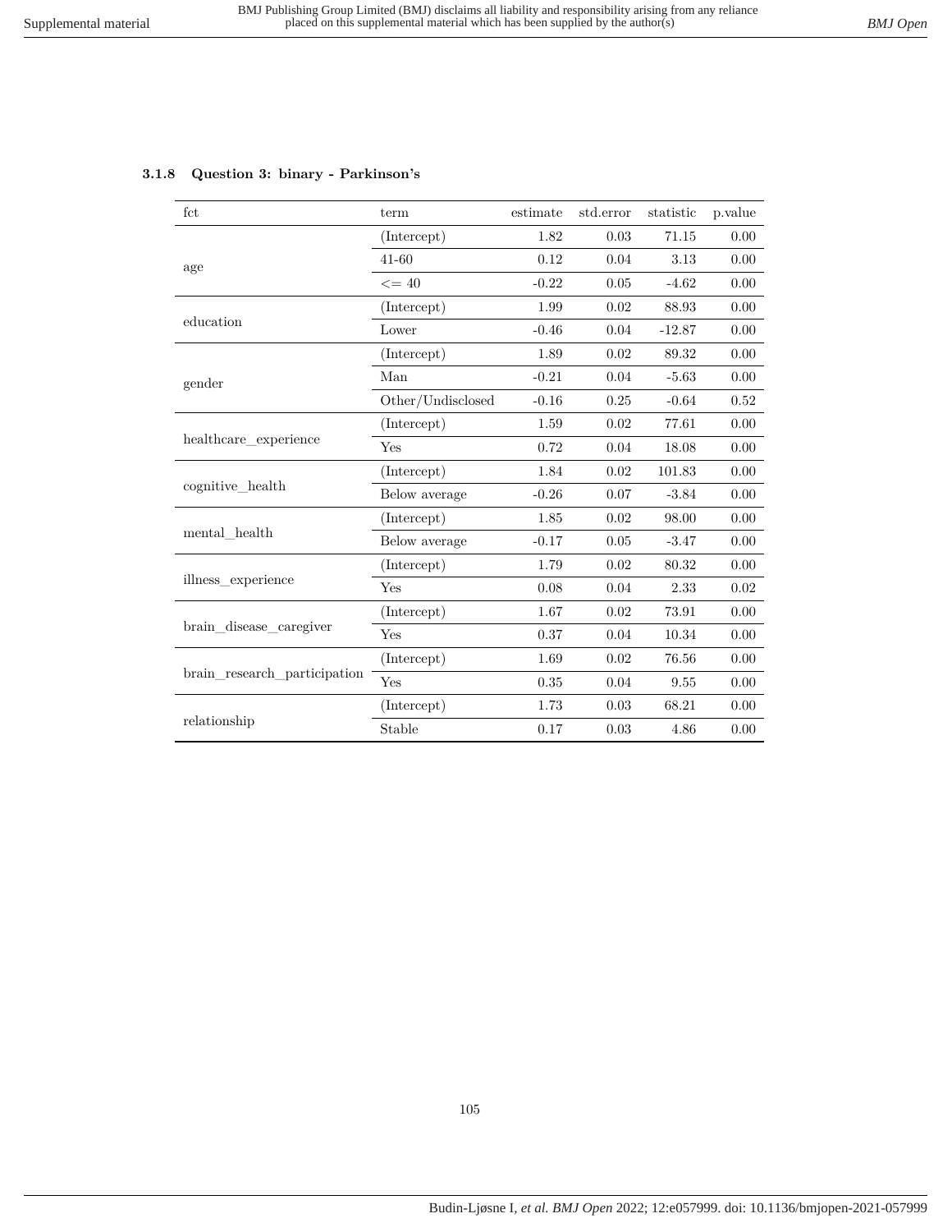### 3.1.8 Question 3: binary - Parkinson's

| fct | term | estimate | std.error | statistic | p.value |
|---|---|---|---|---|---|
| age | (Intercept) | 1.82 | 0.03 | 71.15 | 0.00 |
| | 41-60 | 0.12 | 0.04 | 3.13 | 0.00 |
| | <= 40 | -0.22 | 0.05 | -4.62 | 0.00 |
| education | (Intercept) | 1.99 | 0.02 | 88.93 | 0.00 |
| | Lower | -0.46 | 0.04 | -12.87 | 0.00 |
| gender | (Intercept) | 1.89 | 0.02 | 89.32 | 0.00 |
| | Man | -0.21 | 0.04 | -5.63 | 0.00 |
| | Other/Undisclosed | -0.16 | 0.25 | -0.64 | 0.52 |
| healthcare_experience | (Intercept) | 1.59 | 0.02 | 77.61 | 0.00 |
| | Yes | 0.72 | 0.04 | 18.08 | 0.00 |
| cognitive_health | (Intercept) | 1.84 | 0.02 | 101.83 | 0.00 |
| | Below average | -0.26 | 0.07 | -3.84 | 0.00 |
| mental_health | (Intercept) | 1.85 | 0.02 | 98.00 | 0.00 |
| | Below average | -0.17 | 0.05 | -3.47 | 0.00 |
| illness_experience | (Intercept) | 1.79 | 0.02 | 80.32 | 0.00 |
| | Yes | 0.08 | 0.04 | 2.33 | 0.02 |
| brain_disease_caregiver | (Intercept) | 1.67 | 0.02 | 73.91 | 0.00 |
| | Yes | 0.37 | 0.04 | 10.34 | 0.00 |
| brain_research_participation | (Intercept) | 1.69 | 0.02 | 76.56 | 0.00 |
| | Yes | 0.35 | 0.04 | 9.55 | 0.00 |
| relationship | (Intercept) | 1.73 | 0.03 | 68.21 | 0.00 |
| | Stable | 0.17 | 0.03 | 4.86 | 0.00 |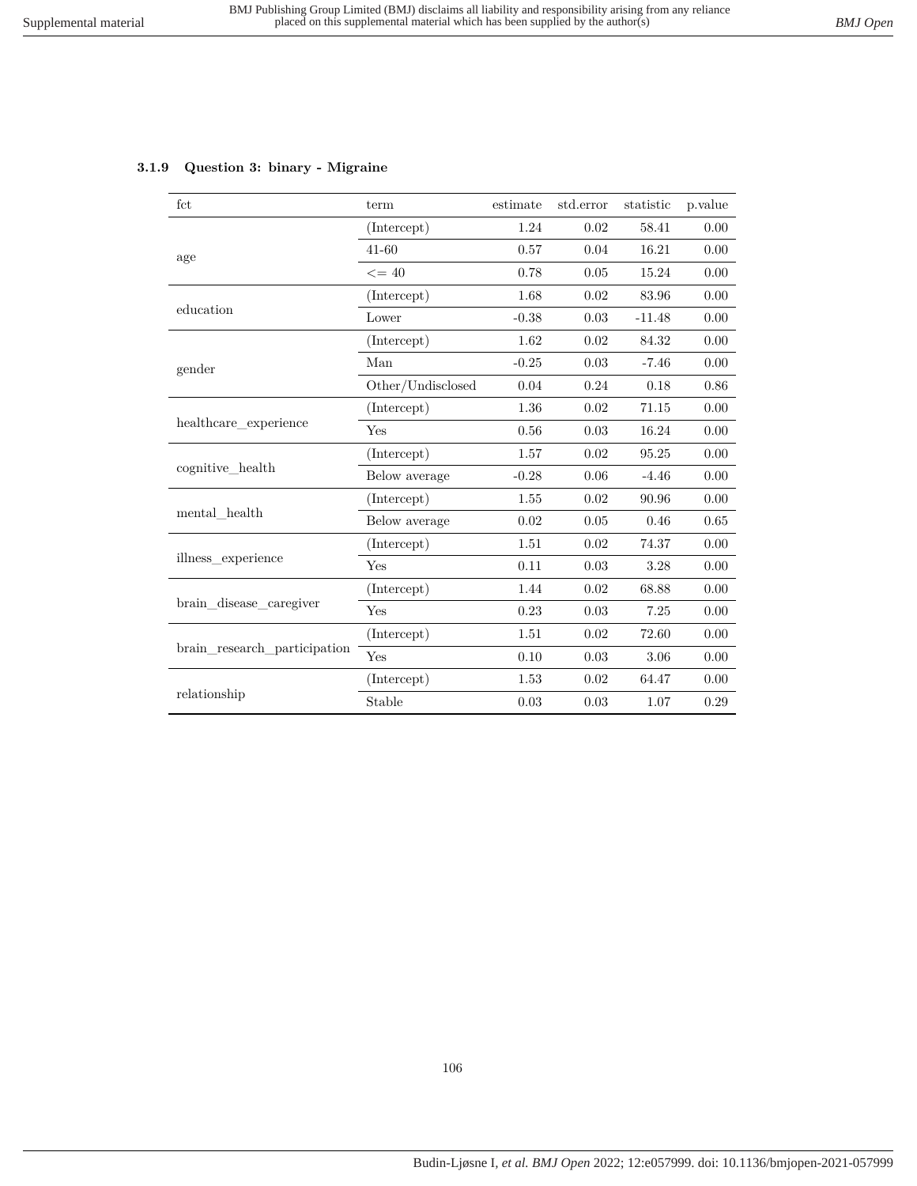### 3.1.9 Question 3: binary - Migraine

| fct | term | estimate | std.error | statistic | p.value |
|---|---|---|---|---|---|
| age | (Intercept) | 1.24 | 0.02 | 58.41 | 0.00 |
| | 41-60 | 0.57 | 0.04 | 16.21 | 0.00 |
| | <= 40 | 0.78 | 0.05 | 15.24 | 0.00 |
| education | (Intercept) | 1.68 | 0.02 | 83.96 | 0.00 |
| | Lower | -0.38 | 0.03 | -11.48 | 0.00 |
| gender | (Intercept) | 1.62 | 0.02 | 84.32 | 0.00 |
| | Man | -0.25 | 0.03 | -7.46 | 0.00 |
| | Other/Undisclosed | 0.04 | 0.24 | 0.18 | 0.86 |
| healthcare_experience | (Intercept) | 1.36 | 0.02 | 71.15 | 0.00 |
| | Yes | 0.56 | 0.03 | 16.24 | 0.00 |
| cognitive_health | (Intercept) | 1.57 | 0.02 | 95.25 | 0.00 |
| | Below average | -0.28 | 0.06 | -4.46 | 0.00 |
| mental_health | (Intercept) | 1.55 | 0.02 | 90.96 | 0.00 |
| | Below average | 0.02 | 0.05 | 0.46 | 0.65 |
| illness_experience | (Intercept) | 1.51 | 0.02 | 74.37 | 0.00 |
| | Yes | 0.11 | 0.03 | 3.28 | 0.00 |
| brain_disease_caregiver | (Intercept) | 1.44 | 0.02 | 68.88 | 0.00 |
| | Yes | 0.23 | 0.03 | 7.25 | 0.00 |
| brain_research_participation | (Intercept) | 1.51 | 0.02 | 72.60 | 0.00 |
| | Yes | 0.10 | 0.03 | 3.06 | 0.00 |
| relationship | (Intercept) | 1.53 | 0.02 | 64.47 | 0.00 |
| | Stable | 0.03 | 0.03 | 1.07 | 0.29 |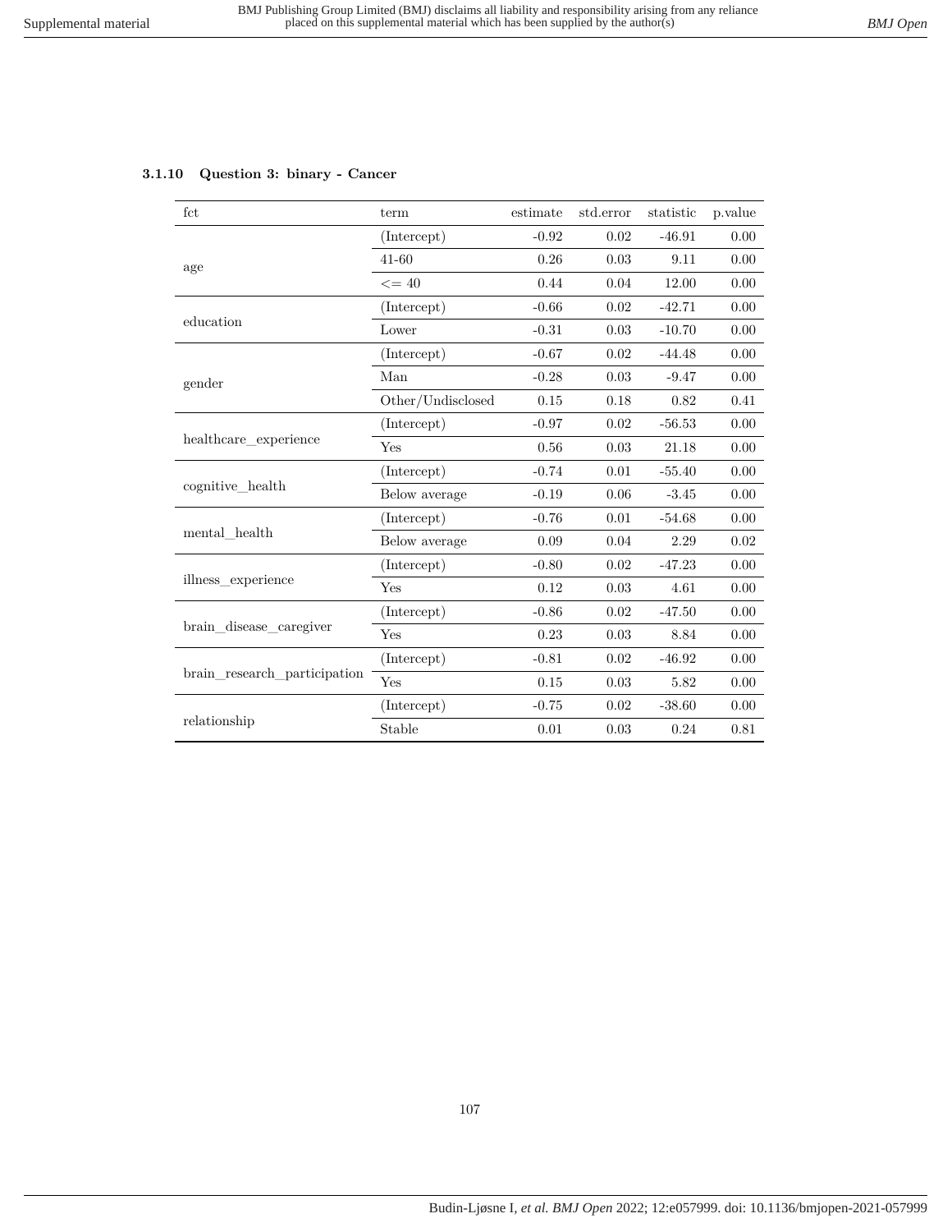#### 3.1.10 Question 3: binary - Cancer

| fct | term | estimate | std.error | statistic | p.value |
|---|---|---|---|---|---|
| age | (Intercept) | -0.92 | 0.02 | -46.91 | 0.00 |
| | 41-60 | 0.26 | 0.03 | 9.11 | 0.00 |
| | <= 40 | 0.44 | 0.04 | 12.00 | 0.00 |
| education | (Intercept) | -0.66 | 0.02 | -42.71 | 0.00 |
| | Lower | -0.31 | 0.03 | -10.70 | 0.00 |
| gender | (Intercept) | -0.67 | 0.02 | -44.48 | 0.00 |
| | Man | -0.28 | 0.03 | -9.47 | 0.00 |
| | Other/Undisclosed | 0.15 | 0.18 | 0.82 | 0.41 |
| healthcare_experience | (Intercept) | -0.97 | 0.02 | -56.53 | 0.00 |
| | Yes | 0.56 | 0.03 | 21.18 | 0.00 |
| cognitive_health | (Intercept) | -0.74 | 0.01 | -55.40 | 0.00 |
| | Below average | -0.19 | 0.06 | -3.45 | 0.00 |
| mental_health | (Intercept) | -0.76 | 0.01 | -54.68 | 0.00 |
| | Below average | 0.09 | 0.04 | 2.29 | 0.02 |
| illness_experience | (Intercept) | -0.80 | 0.02 | -47.23 | 0.00 |
| | Yes | 0.12 | 0.03 | 4.61 | 0.00 |
| brain_disease_caregiver | (Intercept) | -0.86 | 0.02 | -47.50 | 0.00 |
| | Yes | 0.23 | 0.03 | 8.84 | 0.00 |
| brain_research_participation | (Intercept) | -0.81 | 0.02 | -46.92 | 0.00 |
| | Yes | 0.15 | 0.03 | 5.82 | 0.00 |
| relationship | (Intercept) | -0.75 | 0.02 | -38.60 | 0.00 |
| | Stable | 0.01 | 0.03 | 0.24 | 0.81 |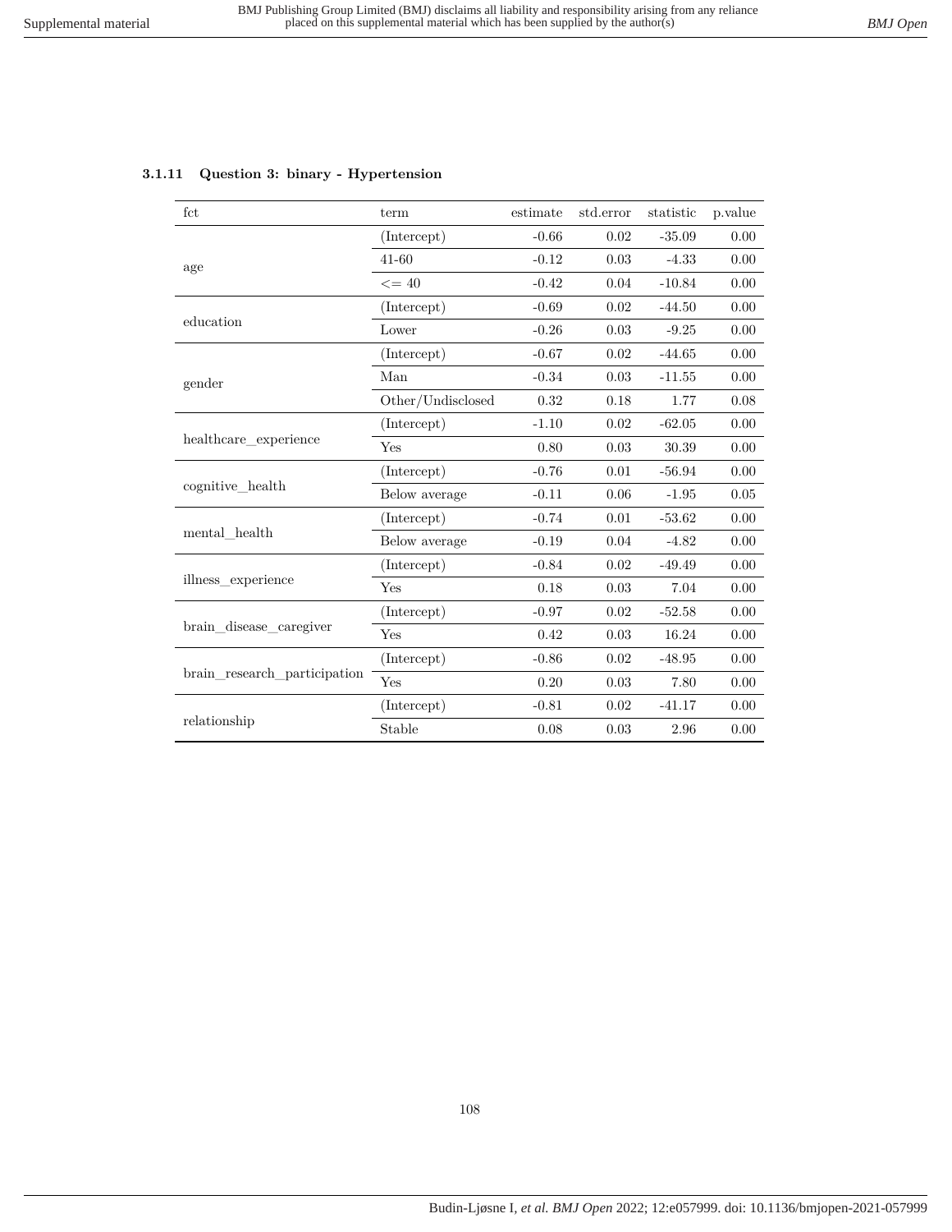### 3.1.11 Question 3: binary - Hypertension

| fct | term | estimate | std.error | statistic | p.value |
|---|---|---|---|---|---|
| age | (Intercept) | -0.66 | 0.02 | -35.09 | 0.00 |
| | 41-60 | -0.12 | 0.03 | -4.33 | 0.00 |
| | <= 40 | -0.42 | 0.04 | -10.84 | 0.00 |
| education | (Intercept) | -0.69 | 0.02 | -44.50 | 0.00 |
| | Lower | -0.26 | 0.03 | -9.25 | 0.00 |
| gender | (Intercept) | -0.67 | 0.02 | -44.65 | 0.00 |
| | Man | -0.34 | 0.03 | -11.55 | 0.00 |
| | Other/Undisclosed | 0.32 | 0.18 | 1.77 | 0.08 |
| healthcare_experience | (Intercept) | -1.10 | 0.02 | -62.05 | 0.00 |
| | Yes | 0.80 | 0.03 | 30.39 | 0.00 |
| cognitive_health | (Intercept) | -0.76 | 0.01 | -56.94 | 0.00 |
| | Below average | -0.11 | 0.06 | -1.95 | 0.05 |
| mental_health | (Intercept) | -0.74 | 0.01 | -53.62 | 0.00 |
| | Below average | -0.19 | 0.04 | -4.82 | 0.00 |
| illness_experience | (Intercept) | -0.84 | 0.02 | -49.49 | 0.00 |
| | Yes | 0.18 | 0.03 | 7.04 | 0.00 |
| brain_disease_caregiver | (Intercept) | -0.97 | 0.02 | -52.58 | 0.00 |
| | Yes | 0.42 | 0.03 | 16.24 | 0.00 |
| brain_research_participation | (Intercept) | -0.86 | 0.02 | -48.95 | 0.00 |
| | Yes | 0.20 | 0.03 | 7.80 | 0.00 |
| relationship | (Intercept) | -0.81 | 0.02 | -41.17 | 0.00 |
| | Stable | 0.08 | 0.03 | 2.96 | 0.00 |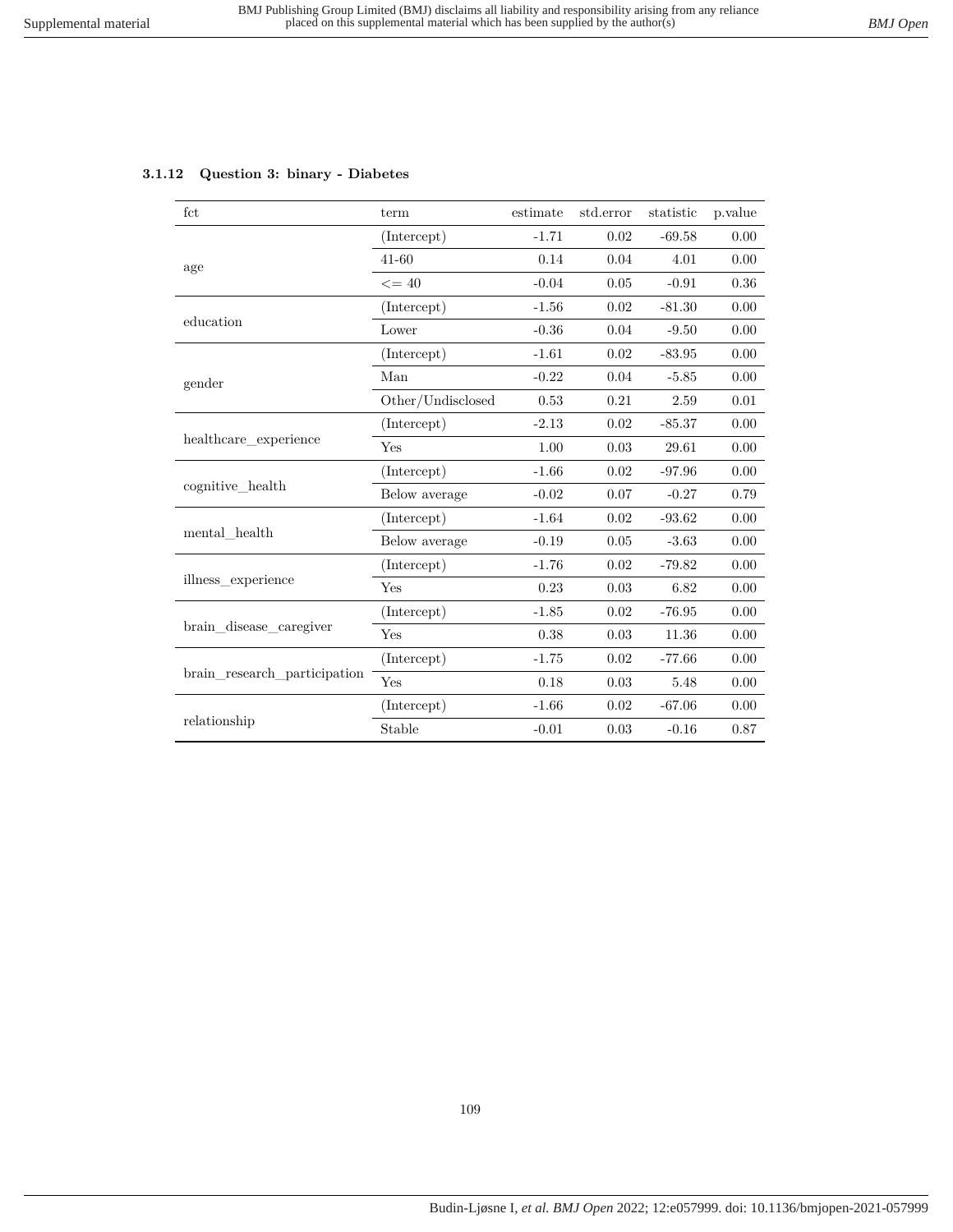### 3.1.12 Question 3: binary - Diabetes

| fct | term | estimate | std.error | statistic | p.value |
|---|---|---|---|---|---|
| age | (Intercept) | -1.71 | 0.02 | -69.58 | 0.00 |
| | 41-60 | 0.14 | 0.04 | 4.01 | 0.00 |
| | <= 40 | -0.04 | 0.05 | -0.91 | 0.36 |
| education | (Intercept) | -1.56 | 0.02 | -81.30 | 0.00 |
| | Lower | -0.36 | 0.04 | -9.50 | 0.00 |
| gender | (Intercept) | -1.61 | 0.02 | -83.95 | 0.00 |
| | Man | -0.22 | 0.04 | -5.85 | 0.00 |
| | Other/Undisclosed | 0.53 | 0.21 | 2.59 | 0.01 |
| healthcare_experience | (Intercept) | -2.13 | 0.02 | -85.37 | 0.00 |
| | Yes | 1.00 | 0.03 | 29.61 | 0.00 |
| cognitive_health | (Intercept) | -1.66 | 0.02 | -97.96 | 0.00 |
| | Below average | -0.02 | 0.07 | -0.27 | 0.79 |
| mental_health | (Intercept) | -1.64 | 0.02 | -93.62 | 0.00 |
| | Below average | -0.19 | 0.05 | -3.63 | 0.00 |
| illness_experience | (Intercept) | -1.76 | 0.02 | -79.82 | 0.00 |
| | Yes | 0.23 | 0.03 | 6.82 | 0.00 |
| brain_disease_caregiver | (Intercept) | -1.85 | 0.02 | -76.95 | 0.00 |
| | Yes | 0.38 | 0.03 | 11.36 | 0.00 |
| brain_research_participation | (Intercept) | -1.75 | 0.02 | -77.66 | 0.00 |
| | Yes | 0.18 | 0.03 | 5.48 | 0.00 |
| relationship | (Intercept) | -1.66 | 0.02 | -67.06 | 0.00 |
| | Stable | -0.01 | 0.03 | -0.16 | 0.87 |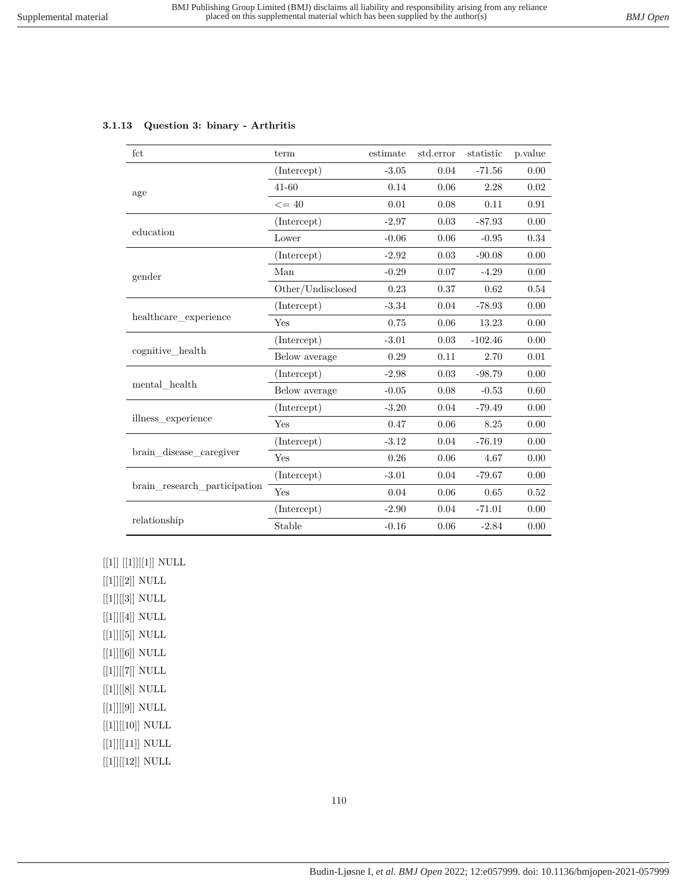### 3.1.13 Question 3: binary - Arthritis

| fct | term | estimate | std.error | statistic | p.value |
|---|---|---|---|---|---|
| age | (Intercept) | -3.05 | 0.04 | -71.56 | 0.00 |
| | 41-60 | 0.14 | 0.06 | 2.28 | 0.02 |
| | <= 40 | 0.01 | 0.08 | 0.11 | 0.91 |
| education | (Intercept) | -2.97 | 0.03 | -87.93 | 0.00 |
| | Lower | -0.06 | 0.06 | -0.95 | 0.34 |
| gender | (Intercept) | -2.92 | 0.03 | -90.08 | 0.00 |
| | Man | -0.29 | 0.07 | -4.29 | 0.00 |
| | Other/Undisclosed | 0.23 | 0.37 | 0.62 | 0.54 |
| healthcare_experience | (Intercept) | -3.34 | 0.04 | -78.93 | 0.00 |
| | Yes | 0.75 | 0.06 | 13.23 | 0.00 |
| cognitive_health | (Intercept) | -3.01 | 0.03 | -102.46 | 0.00 |
| | Below average | 0.29 | 0.11 | 2.70 | 0.01 |
| mental_health | (Intercept) | -2.98 | 0.03 | -98.79 | 0.00 |
| | Below average | -0.05 | 0.08 | -0.53 | 0.60 |
| illness_experience | (Intercept) | -3.20 | 0.04 | -79.49 | 0.00 |
| | Yes | 0.47 | 0.06 | 8.25 | 0.00 |
| brain_disease_caregiver | (Intercept) | -3.12 | 0.04 | -76.19 | 0.00 |
| | Yes | 0.26 | 0.06 | 4.67 | 0.00 |
| brain_research_participation | (Intercept) | -3.01 | 0.04 | -79.67 | 0.00 |
| | Yes | 0.04 | 0.06 | 0.65 | 0.52 |
| relationship | (Intercept) | -2.90 | 0.04 | -71.01 | 0.00 |
| | Stable | -0.16 | 0.06 | -2.84 | 0.00 |

[[1]] [[1]][[1]] NULL

[[1]][[2]] NULL

[[1]][[3]] NULL

[[1]][[4]] NULL

[[1]][[5]] NULL

[[1]][[6]] NULL

[[1]][[7]] NULL

[[1]][[8]] NULL

[[1]][[9]] NULL

[[1]][[10]] NULL

[[1]][[11]] NULL

[[1]][[12]] NULL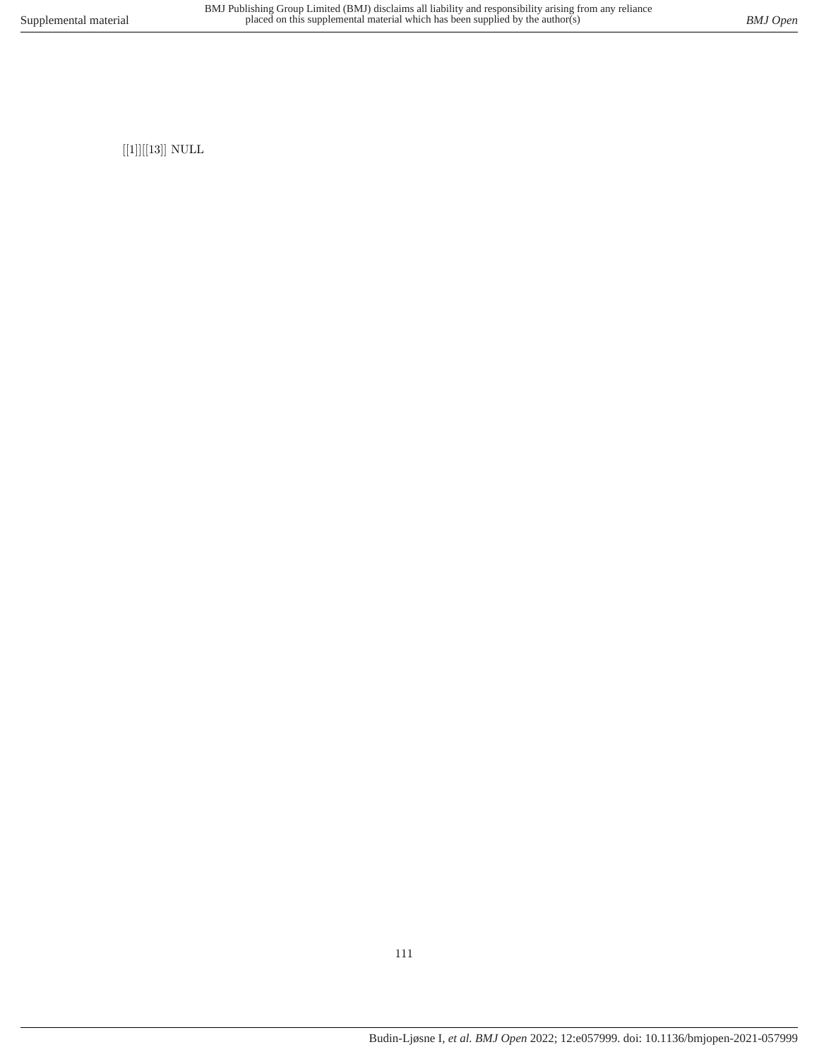[[1]][[13]] NULL